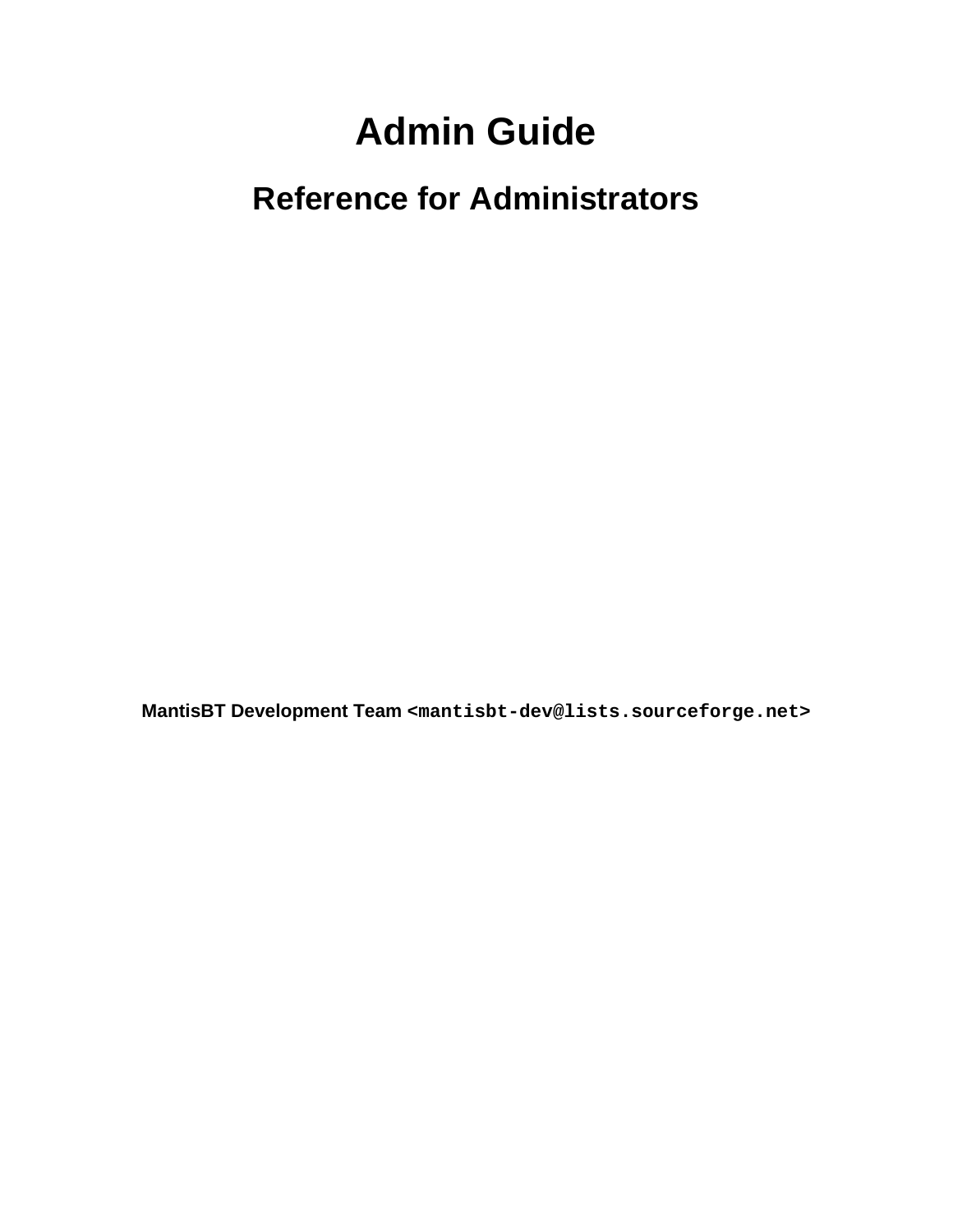# Admin Guide

## Reference for Administrators

**MantisBT Development Team <`mantisbt-dev@lists.sourceforge.net`>**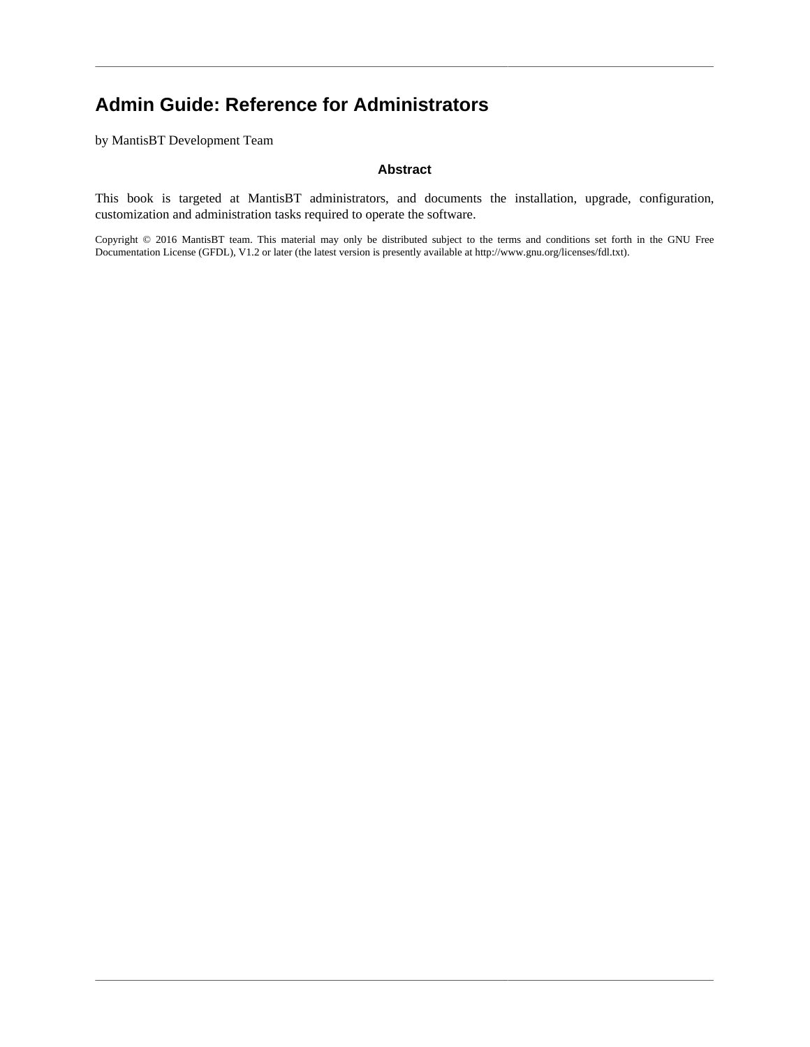# Admin Guide: Reference for Administrators

by MantisBT Development Team

### Abstract

This book is targeted at MantisBT administrators, and documents the installation, upgrade, configuration, customization and administration tasks required to operate the software.

Copyright © 2016 MantisBT team. This material may only be distributed subject to the terms and conditions set forth in the GNU Free Documentation License (GFDL), V1.2 or later (the latest version is presently available at http://www.gnu.org/licenses/fdl.txt).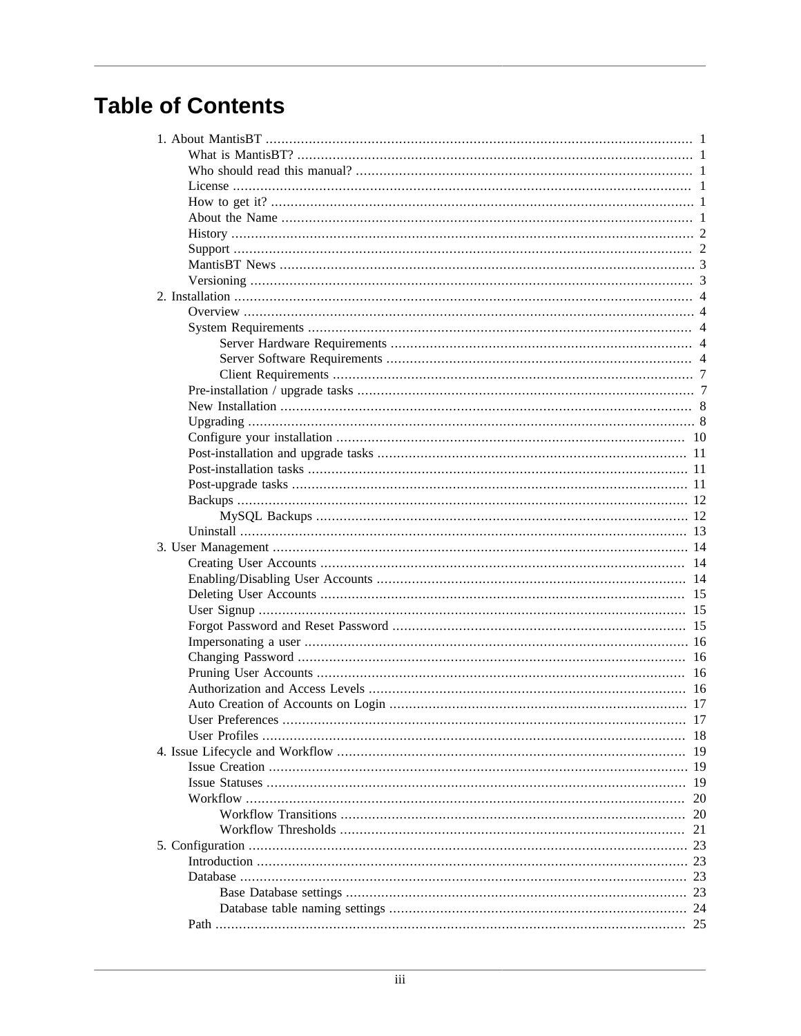# Table of Contents

- 1. About MantisBT ..... 1
  - What is MantisBT? ..... 1
  - Who should read this manual? ..... 1
  - License ..... 1
  - How to get it? ..... 1
  - About the Name ..... 1
  - History ..... 2
  - Support ..... 2
  - MantisBT News ..... 3
  - Versioning ..... 3
- 2. Installation ..... 4
  - Overview ..... 4
  - System Requirements ..... 4
    - Server Hardware Requirements ..... 4
    - Server Software Requirements ..... 4
    - Client Requirements ..... 7
  - Pre-installation / upgrade tasks ..... 7
  - New Installation ..... 8
  - Upgrading ..... 8
  - Configure your installation ..... 10
  - Post-installation and upgrade tasks ..... 11
  - Post-installation tasks ..... 11
  - Post-upgrade tasks ..... 11
  - Backups ..... 12
    - MySQL Backups ..... 12
  - Uninstall ..... 13
- 3. User Management ..... 14
  - Creating User Accounts ..... 14
  - Enabling/Disabling User Accounts ..... 14
  - Deleting User Accounts ..... 15
  - User Signup ..... 15
  - Forgot Password and Reset Password ..... 15
  - Impersonating a user ..... 16
  - Changing Password ..... 16
  - Pruning User Accounts ..... 16
  - Authorization and Access Levels ..... 16
  - Auto Creation of Accounts on Login ..... 17
  - User Preferences ..... 17
  - User Profiles ..... 18
- 4. Issue Lifecycle and Workflow ..... 19
  - Issue Creation ..... 19
  - Issue Statuses ..... 19
  - Workflow ..... 20
    - Workflow Transitions ..... 20
    - Workflow Thresholds ..... 21
- 5. Configuration ..... 23
  - Introduction ..... 23
  - Database ..... 23
    - Base Database settings ..... 23
    - Database table naming settings ..... 24
  - Path ..... 25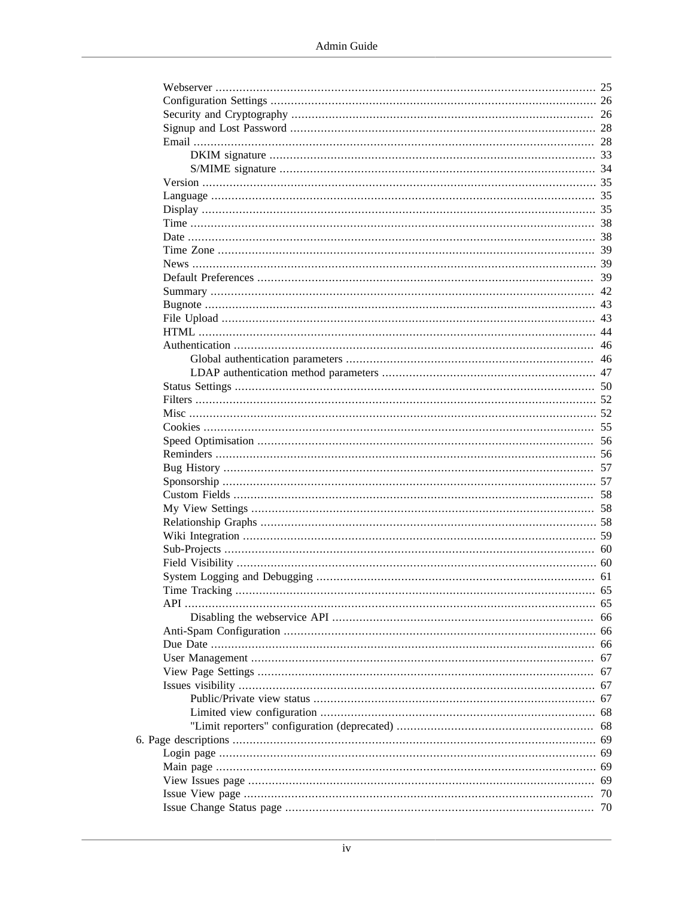- Webserver .... 25
- Configuration Settings .... 26
- Security and Cryptography .... 26
- Signup and Lost Password .... 28
- Email .... 28
  - DKIM signature .... 33
  - S/MIME signature .... 34
- Version .... 35
- Language .... 35
- Display .... 35
- Time .... 38
- Date .... 38
- Time Zone .... 39
- News .... 39
- Default Preferences .... 39
- Summary .... 42
- Bugnote .... 43
- File Upload .... 43
- HTML .... 44
- Authentication .... 46
  - Global authentication parameters .... 46
  - LDAP authentication method parameters .... 47
- Status Settings .... 50
- Filters .... 52
- Misc .... 52
- Cookies .... 55
- Speed Optimisation .... 56
- Reminders .... 56
- Bug History .... 57
- Sponsorship .... 57
- Custom Fields .... 58
- My View Settings .... 58
- Relationship Graphs .... 58
- Wiki Integration .... 59
- Sub-Projects .... 60
- Field Visibility .... 60
- System Logging and Debugging .... 61
- Time Tracking .... 65
- API .... 65
  - Disabling the webservice API .... 66
- Anti-Spam Configuration .... 66
- Due Date .... 66
- User Management .... 67
- View Page Settings .... 67
- Issues visibility .... 67
  - Public/Private view status .... 67
  - Limited view configuration .... 68
  - "Limit reporters" configuration (deprecated) .... 68

6. Page descriptions .... 69
- Login page .... 69
- Main page .... 69
- View Issues page .... 69
- Issue View page .... 70
- Issue Change Status page .... 70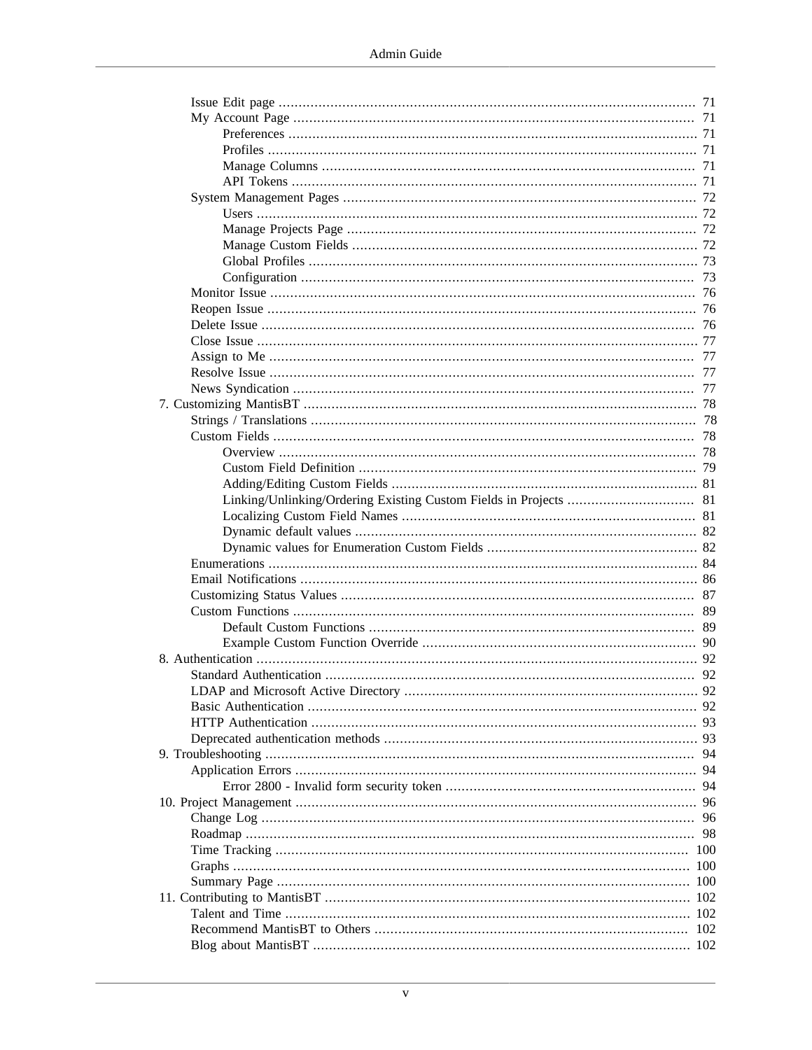- Issue Edit page ........................................................ 71
- My Account Page ........................................................ 71
  - Preferences ........................................................ 71
  - Profiles ........................................................ 71
  - Manage Columns ........................................................ 71
  - API Tokens ........................................................ 71
- System Management Pages ........................................................ 72
  - Users ........................................................ 72
  - Manage Projects Page ........................................................ 72
  - Manage Custom Fields ........................................................ 72
  - Global Profiles ........................................................ 73
  - Configuration ........................................................ 73
- Monitor Issue ........................................................ 76
- Reopen Issue ........................................................ 76
- Delete Issue ........................................................ 76
- Close Issue ........................................................ 77
- Assign to Me ........................................................ 77
- Resolve Issue ........................................................ 77
- News Syndication ........................................................ 77

7. Customizing MantisBT ........................................................ 78
   - Strings / Translations ........................................................ 78
   - Custom Fields ........................................................ 78
     - Overview ........................................................ 78
     - Custom Field Definition ........................................................ 79
     - Adding/Editing Custom Fields ........................................................ 81
     - Linking/Unlinking/Ordering Existing Custom Fields in Projects ........................................................ 81
     - Localizing Custom Field Names ........................................................ 81
     - Dynamic default values ........................................................ 82
     - Dynamic values for Enumeration Custom Fields ........................................................ 82
   - Enumerations ........................................................ 84
   - Email Notifications ........................................................ 86
   - Customizing Status Values ........................................................ 87
   - Custom Functions ........................................................ 89
     - Default Custom Functions ........................................................ 89
     - Example Custom Function Override ........................................................ 90
8. Authentication ........................................................ 92
   - Standard Authentication ........................................................ 92
   - LDAP and Microsoft Active Directory ........................................................ 92
   - Basic Authentication ........................................................ 92
   - HTTP Authentication ........................................................ 93
   - Deprecated authentication methods ........................................................ 93
9. Troubleshooting ........................................................ 94
   - Application Errors ........................................................ 94
     - Error 2800 - Invalid form security token ........................................................ 94
10. Project Management ........................................................ 96
    - Change Log ........................................................ 96
    - Roadmap ........................................................ 98
    - Time Tracking ........................................................ 100
    - Graphs ........................................................ 100
    - Summary Page ........................................................ 100
11. Contributing to MantisBT ........................................................ 102
    - Talent and Time ........................................................ 102
    - Recommend MantisBT to Others ........................................................ 102
    - Blog about MantisBT ........................................................ 102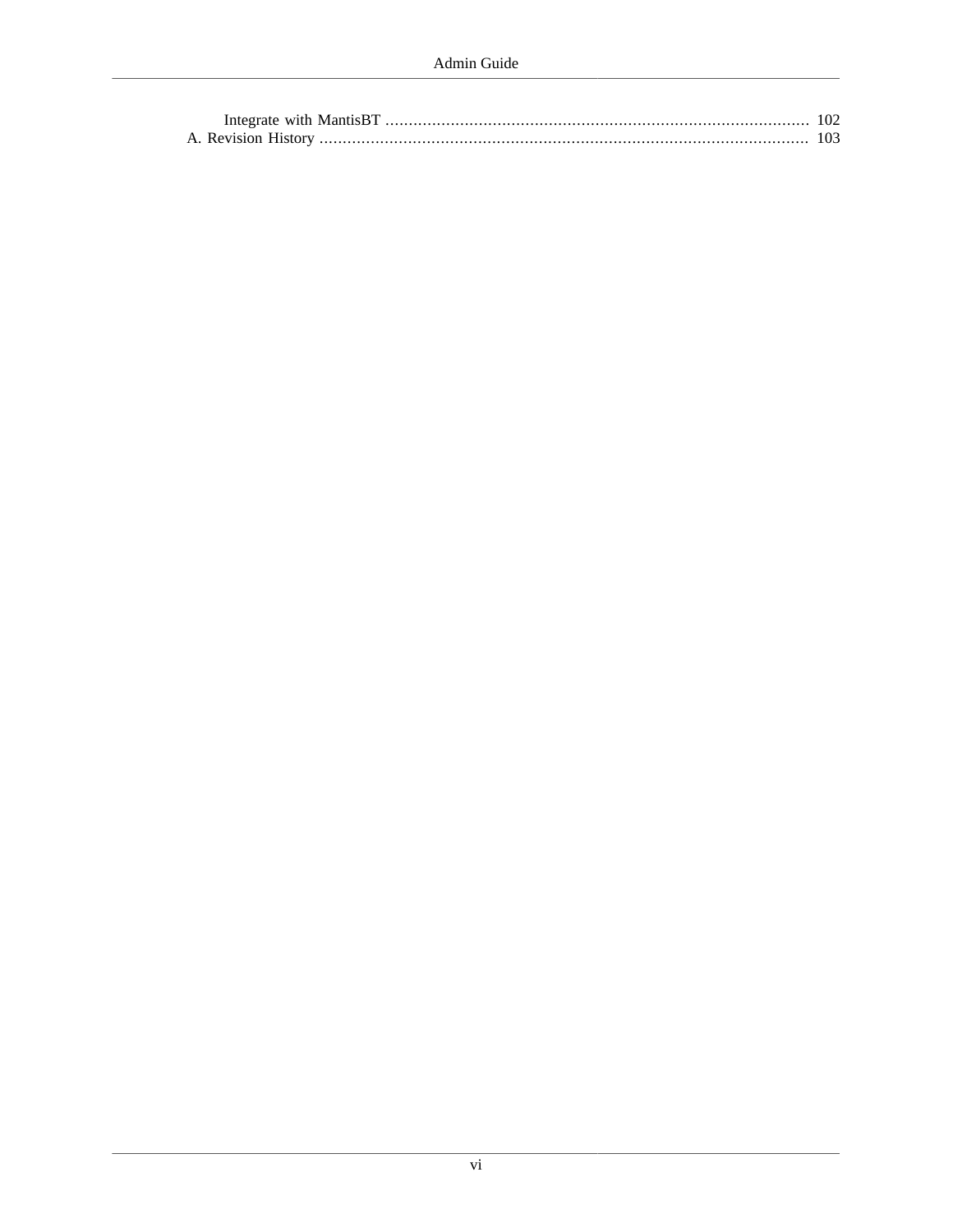Integrate with MantisBT ..................................................................................... 102

A. Revision History .................................................................................................. 103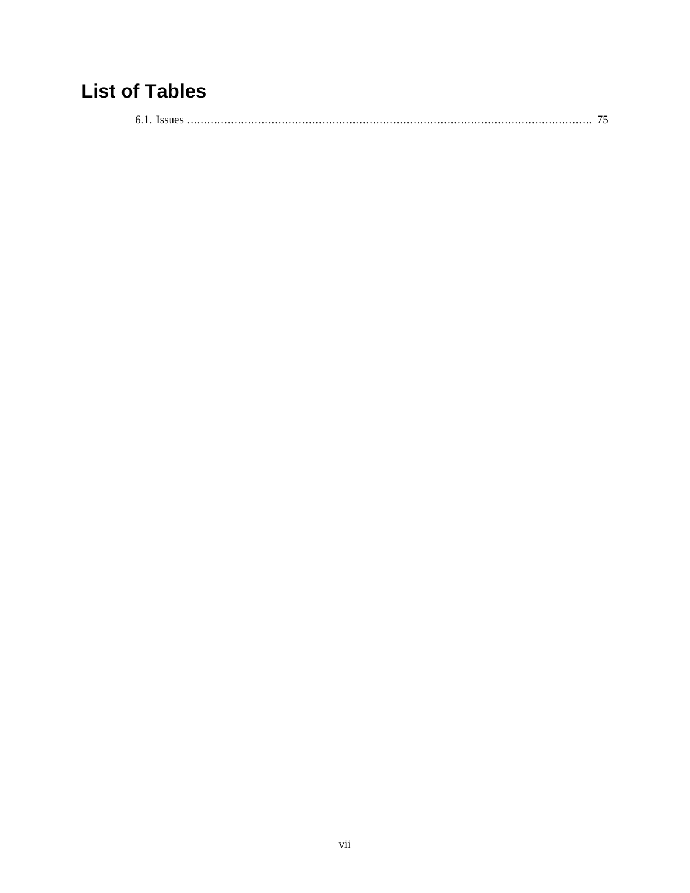# List of Tables

6.1. Issues ........................................................................................................................ 75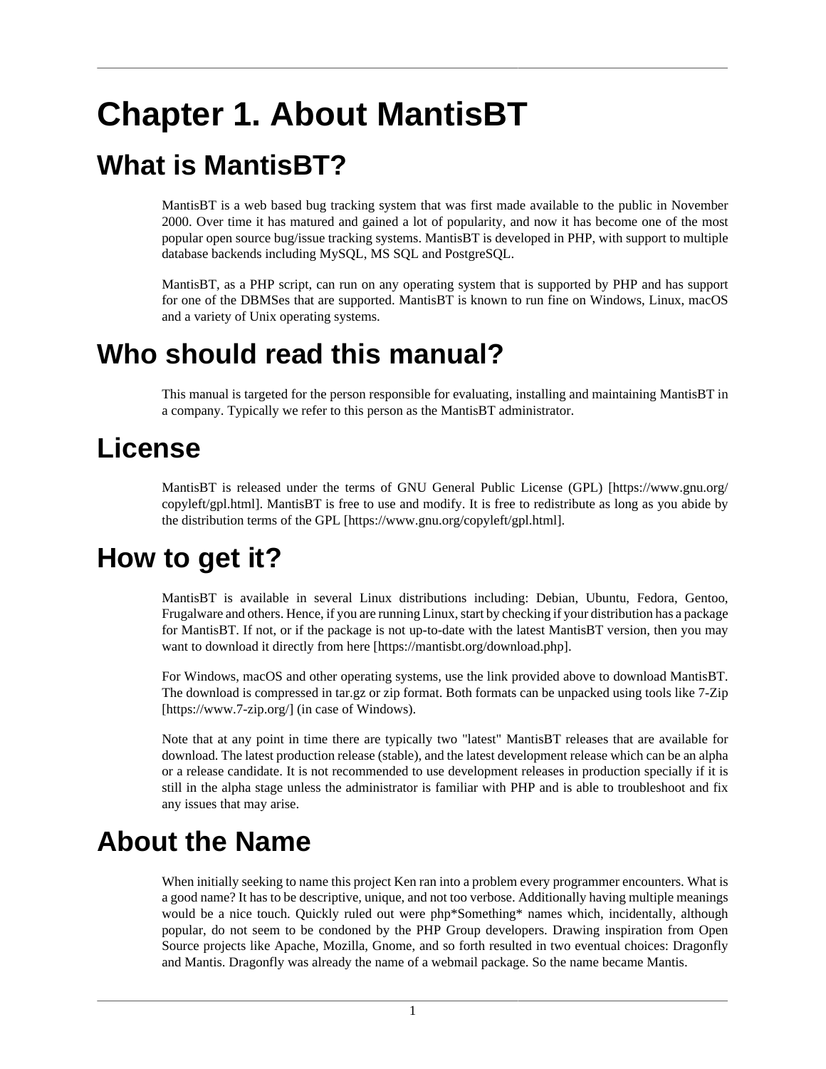# Chapter 1. About MantisBT

## What is MantisBT?

MantisBT is a web based bug tracking system that was first made available to the public in November 2000. Over time it has matured and gained a lot of popularity, and now it has become one of the most popular open source bug/issue tracking systems. MantisBT is developed in PHP, with support to multiple database backends including MySQL, MS SQL and PostgreSQL.

MantisBT, as a PHP script, can run on any operating system that is supported by PHP and has support for one of the DBMSes that are supported. MantisBT is known to run fine on Windows, Linux, macOS and a variety of Unix operating systems.

## Who should read this manual?

This manual is targeted for the person responsible for evaluating, installing and maintaining MantisBT in a company. Typically we refer to this person as the MantisBT administrator.

## License

MantisBT is released under the terms of GNU General Public License (GPL) [https://www.gnu.org/copyleft/gpl.html]. MantisBT is free to use and modify. It is free to redistribute as long as you abide by the distribution terms of the GPL [https://www.gnu.org/copyleft/gpl.html].

## How to get it?

MantisBT is available in several Linux distributions including: Debian, Ubuntu, Fedora, Gentoo, Frugalware and others. Hence, if you are running Linux, start by checking if your distribution has a package for MantisBT. If not, or if the package is not up-to-date with the latest MantisBT version, then you may want to download it directly from here [https://mantisbt.org/download.php].

For Windows, macOS and other operating systems, use the link provided above to download MantisBT. The download is compressed in tar.gz or zip format. Both formats can be unpacked using tools like 7-Zip [https://www.7-zip.org/] (in case of Windows).

Note that at any point in time there are typically two "latest" MantisBT releases that are available for download. The latest production release (stable), and the latest development release which can be an alpha or a release candidate. It is not recommended to use development releases in production specially if it is still in the alpha stage unless the administrator is familiar with PHP and is able to troubleshoot and fix any issues that may arise.

## About the Name

When initially seeking to name this project Ken ran into a problem every programmer encounters. What is a good name? It has to be descriptive, unique, and not too verbose. Additionally having multiple meanings would be a nice touch. Quickly ruled out were php*Something* names which, incidentally, although popular, do not seem to be condoned by the PHP Group developers. Drawing inspiration from Open Source projects like Apache, Mozilla, Gnome, and so forth resulted in two eventual choices: Dragonfly and Mantis. Dragonfly was already the name of a webmail package. So the name became Mantis.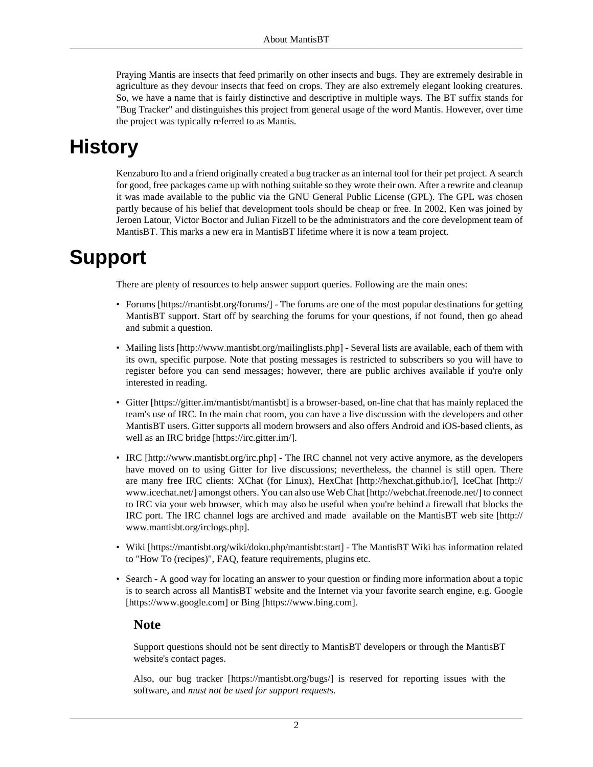Praying Mantis are insects that feed primarily on other insects and bugs. They are extremely desirable in agriculture as they devour insects that feed on crops. They are also extremely elegant looking creatures. So, we have a name that is fairly distinctive and descriptive in multiple ways. The BT suffix stands for "Bug Tracker" and distinguishes this project from general usage of the word Mantis. However, over time the project was typically referred to as Mantis.

# History

Kenzaburo Ito and a friend originally created a bug tracker as an internal tool for their pet project. A search for good, free packages came up with nothing suitable so they wrote their own. After a rewrite and cleanup it was made available to the public via the GNU General Public License (GPL). The GPL was chosen partly because of his belief that development tools should be cheap or free. In 2002, Ken was joined by Jeroen Latour, Victor Boctor and Julian Fitzell to be the administrators and the core development team of MantisBT. This marks a new era in MantisBT lifetime where it is now a team project.

# Support

There are plenty of resources to help answer support queries. Following are the main ones:

- Forums [https://mantisbt.org/forums/] - The forums are one of the most popular destinations for getting MantisBT support. Start off by searching the forums for your questions, if not found, then go ahead and submit a question.
- Mailing lists [http://www.mantisbt.org/mailinglists.php] - Several lists are available, each of them with its own, specific purpose. Note that posting messages is restricted to subscribers so you will have to register before you can send messages; however, there are public archives available if you're only interested in reading.
- Gitter [https://gitter.im/mantisbt/mantisbt] is a browser-based, on-line chat that has mainly replaced the team's use of IRC. In the main chat room, you can have a live discussion with the developers and other MantisBT users. Gitter supports all modern browsers and also offers Android and iOS-based clients, as well as an IRC bridge [https://irc.gitter.im/].
- IRC [http://www.mantisbt.org/irc.php] - The IRC channel not very active anymore, as the developers have moved on to using Gitter for live discussions; nevertheless, the channel is still open. There are many free IRC clients: XChat (for Linux), HexChat [http://hexchat.github.io/], IceChat [http://www.icechat.net/] amongst others. You can also use Web Chat [http://webchat.freenode.net/] to connect to IRC via your web browser, which may also be useful when you're behind a firewall that blocks the IRC port. The IRC channel logs are archived and made available on the MantisBT web site [http://www.mantisbt.org/irclogs.php].
- Wiki [https://mantisbt.org/wiki/doku.php/mantisbt:start] - The MantisBT Wiki has information related to "How To (recipes)", FAQ, feature requirements, plugins etc.
- Search - A good way for locating an answer to your question or finding more information about a topic is to search across all MantisBT website and the Internet via your favorite search engine, e.g. Google [https://www.google.com] or Bing [https://www.bing.com].

### Note

Support questions should not be sent directly to MantisBT developers or through the MantisBT website's contact pages.

Also, our bug tracker [https://mantisbt.org/bugs/] is reserved for reporting issues with the software, and *must not be used for support requests*.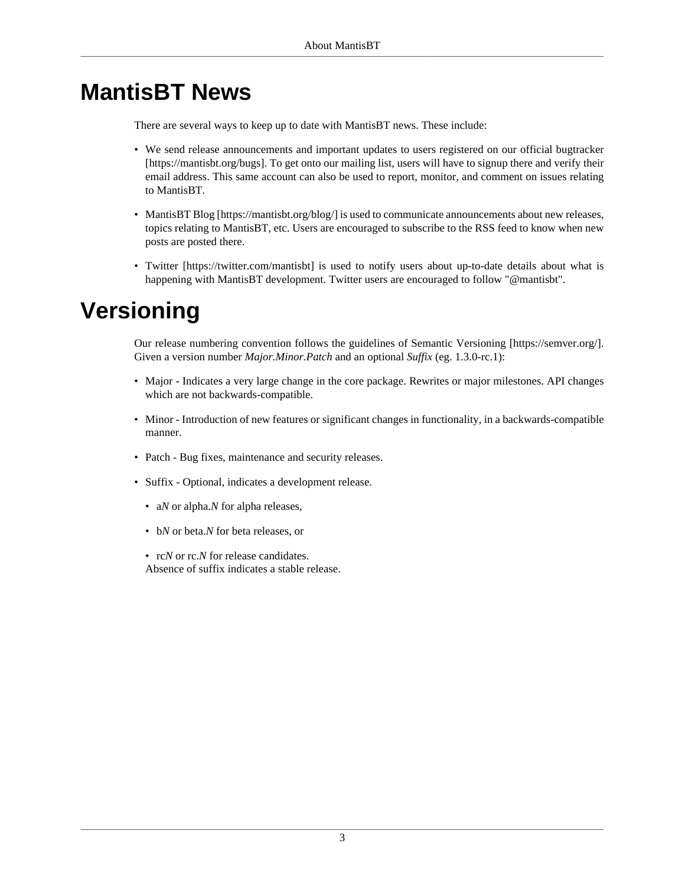# MantisBT News

There are several ways to keep up to date with MantisBT news. These include:

- We send release announcements and important updates to users registered on our official bugtracker [https://mantisbt.org/bugs]. To get onto our mailing list, users will have to signup there and verify their email address. This same account can also be used to report, monitor, and comment on issues relating to MantisBT.
- MantisBT Blog [https://mantisbt.org/blog/] is used to communicate announcements about new releases, topics relating to MantisBT, etc. Users are encouraged to subscribe to the RSS feed to know when new posts are posted there.
- Twitter [https://twitter.com/mantisbt] is used to notify users about up-to-date details about what is happening with MantisBT development. Twitter users are encouraged to follow "@mantisbt".

# Versioning

Our release numbering convention follows the guidelines of Semantic Versioning [https://semver.org/]. Given a version number *Major.Minor.Patch* and an optional *Suffix* (eg. 1.3.0-rc.1):

- Major - Indicates a very large change in the core package. Rewrites or major milestones. API changes which are not backwards-compatible.
- Minor - Introduction of new features or significant changes in functionality, in a backwards-compatible manner.
- Patch - Bug fixes, maintenance and security releases.
- Suffix - Optional, indicates a development release.
  - a*N* or alpha.*N* for alpha releases,
  - b*N* or beta.*N* for beta releases, or
  - rc*N* or rc.*N* for release candidates.

  Absence of suffix indicates a stable release.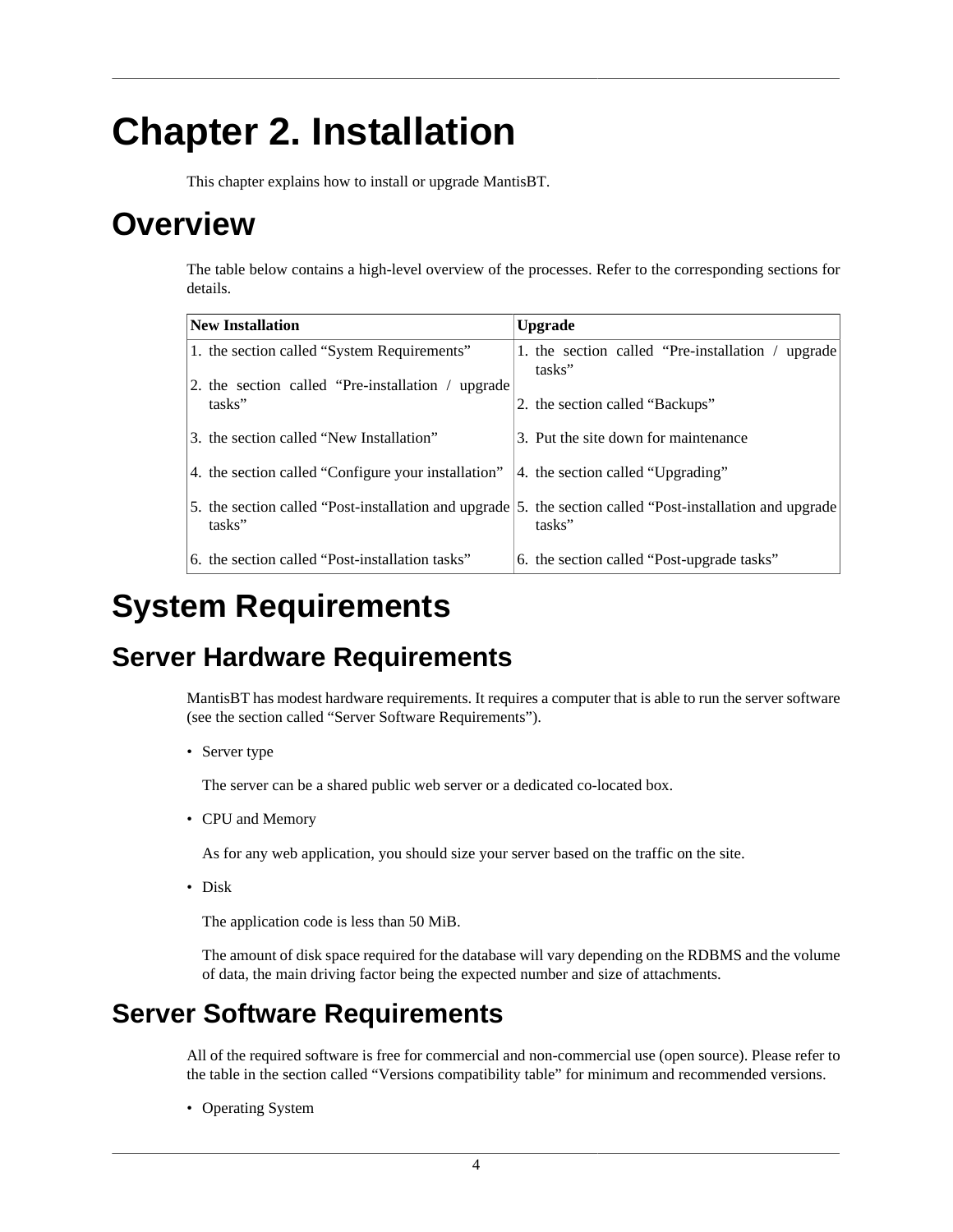# Chapter 2. Installation

This chapter explains how to install or upgrade MantisBT.

## Overview

The table below contains a high-level overview of the processes. Refer to the corresponding sections for details.

| New Installation | Upgrade |
|---|---|
| 1. the section called “System Requirements” | 1. the section called “Pre-installation / upgrade tasks” |
| 2. the section called “Pre-installation / upgrade tasks” | 2. the section called “Backups” |
| 3. the section called “New Installation” | 3. Put the site down for maintenance |
| 4. the section called “Configure your installation” | 4. the section called “Upgrading” |
| 5. the section called “Post-installation and upgrade tasks” | 5. the section called “Post-installation and upgrade tasks” |
| 6. the section called “Post-installation tasks” | 6. the section called “Post-upgrade tasks” |

## System Requirements

### Server Hardware Requirements

MantisBT has modest hardware requirements. It requires a computer that is able to run the server software (see the section called “Server Software Requirements”).

- Server type

  The server can be a shared public web server or a dedicated co-located box.

- CPU and Memory

  As for any web application, you should size your server based on the traffic on the site.

- Disk

  The application code is less than 50 MiB.

  The amount of disk space required for the database will vary depending on the RDBMS and the volume of data, the main driving factor being the expected number and size of attachments.

### Server Software Requirements

All of the required software is free for commercial and non-commercial use (open source). Please refer to the table in the section called “Versions compatibility table” for minimum and recommended versions.

- Operating System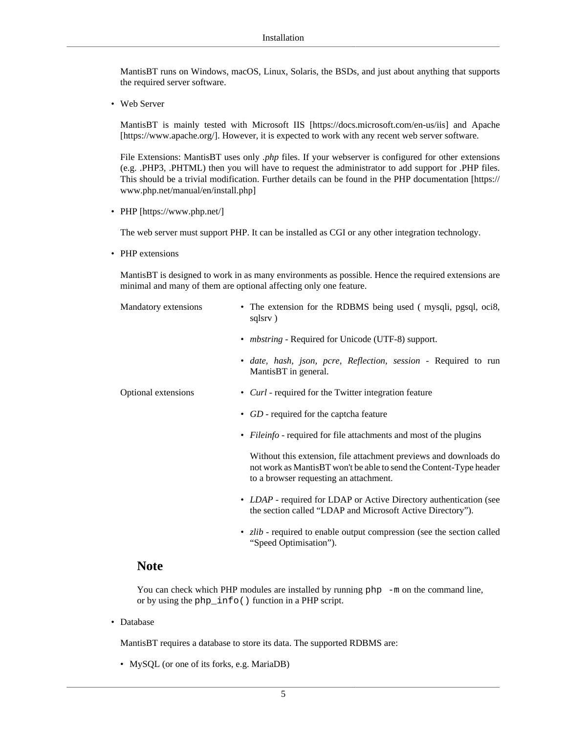MantisBT runs on Windows, macOS, Linux, Solaris, the BSDs, and just about anything that supports the required server software.

- Web Server

  MantisBT is mainly tested with Microsoft IIS [https://docs.microsoft.com/en-us/iis] and Apache [https://www.apache.org/]. However, it is expected to work with any recent web server software.

  File Extensions: MantisBT uses only *.php* files. If your webserver is configured for other extensions (e.g. .PHP3, .PHTML) then you will have to request the administrator to add support for .PHP files. This should be a trivial modification. Further details can be found in the PHP documentation [https://www.php.net/manual/en/install.php]

- PHP [https://www.php.net/]

  The web server must support PHP. It can be installed as CGI or any other integration technology.

- PHP extensions

  MantisBT is designed to work in as many environments as possible. Hence the required extensions are minimal and many of them are optional affecting only one feature.

  Mandatory extensions

  - The extension for the RDBMS being used ( mysqli, pgsql, oci8, sqlsrv )
  - *mbstring* - Required for Unicode (UTF-8) support.
  - *date, hash, json, pcre, Reflection, session* - Required to run MantisBT in general.

  Optional extensions

  - *Curl* - required for the Twitter integration feature
  - *GD* - required for the captcha feature
  - *Fileinfo* - required for file attachments and most of the plugins

    Without this extension, file attachment previews and downloads do not work as MantisBT won't be able to send the Content-Type header to a browser requesting an attachment.
  - *LDAP* - required for LDAP or Active Directory authentication (see the section called "LDAP and Microsoft Active Directory").
  - *zlib* - required to enable output compression (see the section called "Speed Optimisation").

  ### Note

  You can check which PHP modules are installed by running `php -m` on the command line, or by using the `php_info()` function in a PHP script.

- Database

  MantisBT requires a database to store its data. The supported RDBMS are:

  - MySQL (or one of its forks, e.g. MariaDB)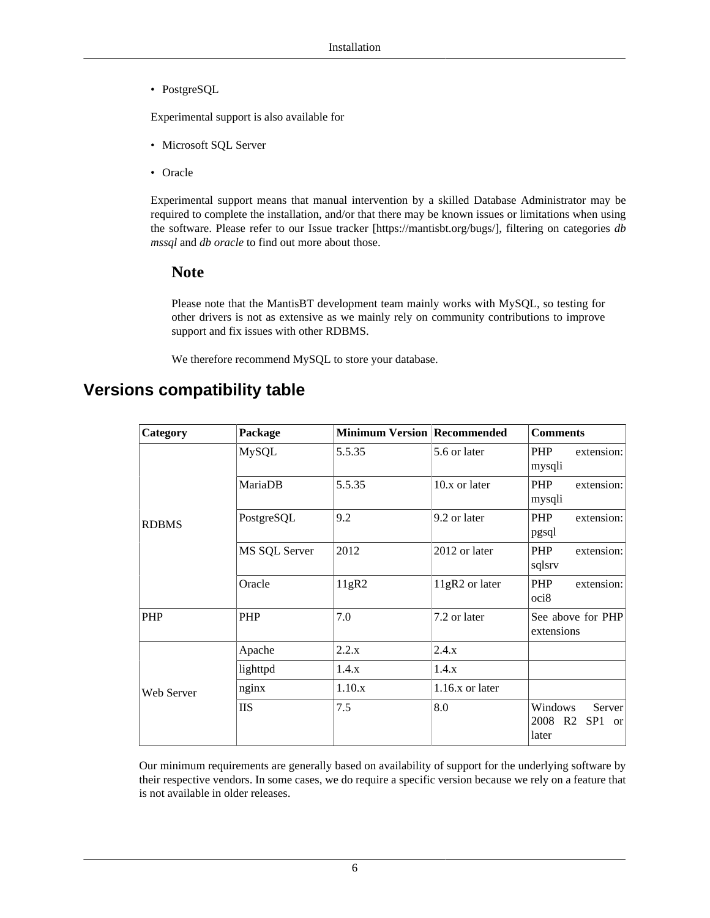- PostgreSQL

Experimental support is also available for

- Microsoft SQL Server
- Oracle

Experimental support means that manual intervention by a skilled Database Administrator may be required to complete the installation, and/or that there may be known issues or limitations when using the software. Please refer to our Issue tracker [https://mantisbt.org/bugs/], filtering on categories *db mssql* and *db oracle* to find out more about those.

### Note

Please note that the MantisBT development team mainly works with MySQL, so testing for other drivers is not as extensive as we mainly rely on community contributions to improve support and fix issues with other RDBMS.

We therefore recommend MySQL to store your database.

## Versions compatibility table

| Category | Package | Minimum Version | Recommended | Comments |
|---|---|---|---|---|
| RDBMS | MySQL | 5.5.35 | 5.6 or later | PHP extension: mysqli |
| | MariaDB | 5.5.35 | 10.x or later | PHP extension: mysqli |
| | PostgreSQL | 9.2 | 9.2 or later | PHP extension: pgsql |
| | MS SQL Server | 2012 | 2012 or later | PHP extension: sqlsrv |
| | Oracle | 11gR2 | 11gR2 or later | PHP extension: oci8 |
| PHP | PHP | 7.0 | 7.2 or later | See above for PHP extensions |
| Web Server | Apache | 2.2.x | 2.4.x | |
| | lighttpd | 1.4.x | 1.4.x | |
| | nginx | 1.10.x | 1.16.x or later | |
| | IIS | 7.5 | 8.0 | Windows Server 2008 R2 SP1 or later |

Our minimum requirements are generally based on availability of support for the underlying software by their respective vendors. In some cases, we do require a specific version because we rely on a feature that is not available in older releases.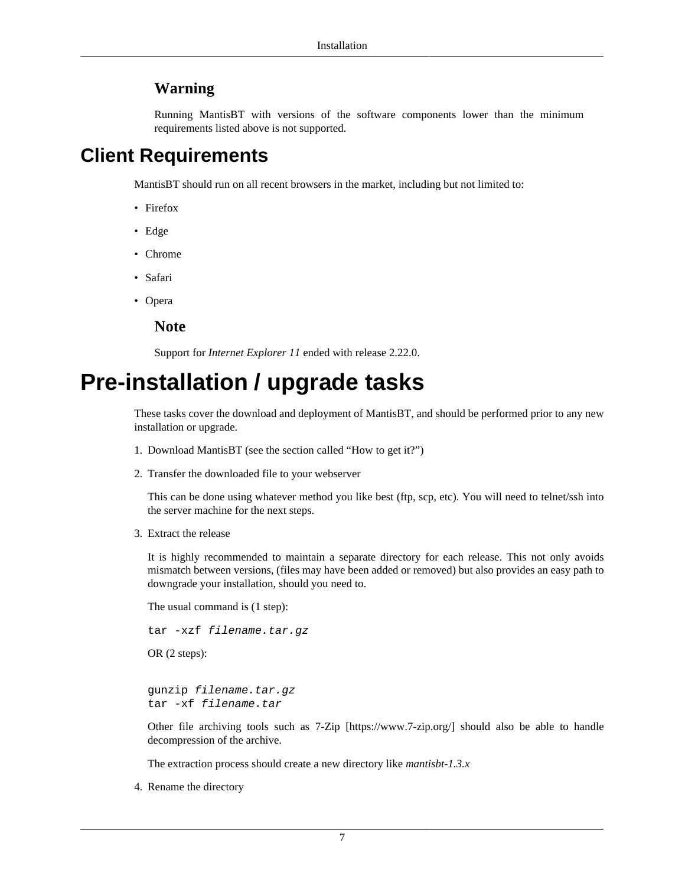### Warning

Running MantisBT with versions of the software components lower than the minimum requirements listed above is not supported.

## Client Requirements

MantisBT should run on all recent browsers in the market, including but not limited to:

- Firefox
- Edge
- Chrome
- Safari
- Opera

### Note

Support for *Internet Explorer 11* ended with release 2.22.0.

# Pre-installation / upgrade tasks

These tasks cover the download and deployment of MantisBT, and should be performed prior to any new installation or upgrade.

1. Download MantisBT (see the section called “How to get it?”)
2. Transfer the downloaded file to your webserver

   This can be done using whatever method you like best (ftp, scp, etc). You will need to telnet/ssh into the server machine for the next steps.

3. Extract the release

   It is highly recommended to maintain a separate directory for each release. This not only avoids mismatch between versions, (files may have been added or removed) but also provides an easy path to downgrade your installation, should you need to.

   The usual command is (1 step):

   ```
   tar -xzf filename.tar.gz
   ```

   OR (2 steps):

   ```
   gunzip filename.tar.gz
   tar -xf filename.tar
   ```

   Other file archiving tools such as 7-Zip [https://www.7-zip.org/] should also be able to handle decompression of the archive.

   The extraction process should create a new directory like *mantisbt-1.3.x*

4. Rename the directory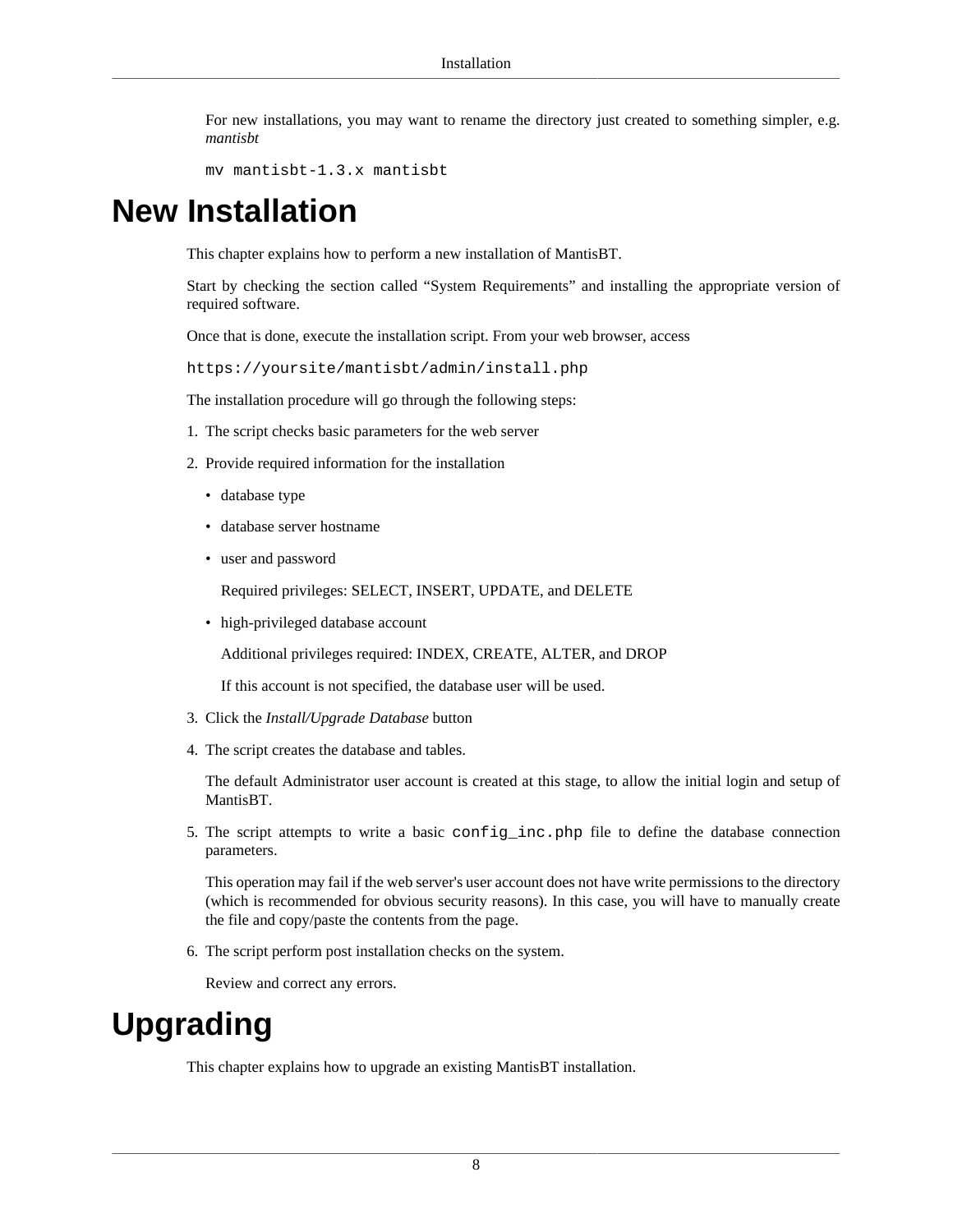For new installations, you may want to rename the directory just created to something simpler, e.g. *mantisbt*

```
mv mantisbt-1.3.x mantisbt
```

# New Installation

This chapter explains how to perform a new installation of MantisBT.

Start by checking the section called “System Requirements” and installing the appropriate version of required software.

Once that is done, execute the installation script. From your web browser, access

```
https://yoursite/mantisbt/admin/install.php
```

The installation procedure will go through the following steps:

1. The script checks basic parameters for the web server
2. Provide required information for the installation
   - database type
   - database server hostname
   - user and password

     Required privileges: SELECT, INSERT, UPDATE, and DELETE
   - high-privileged database account

     Additional privileges required: INDEX, CREATE, ALTER, and DROP

     If this account is not specified, the database user will be used.
3. Click the *Install/Upgrade Database* button
4. The script creates the database and tables.

   The default Administrator user account is created at this stage, to allow the initial login and setup of MantisBT.
5. The script attempts to write a basic `config_inc.php` file to define the database connection parameters.

   This operation may fail if the web server's user account does not have write permissions to the directory (which is recommended for obvious security reasons). In this case, you will have to manually create the file and copy/paste the contents from the page.
6. The script perform post installation checks on the system.

   Review and correct any errors.

# Upgrading

This chapter explains how to upgrade an existing MantisBT installation.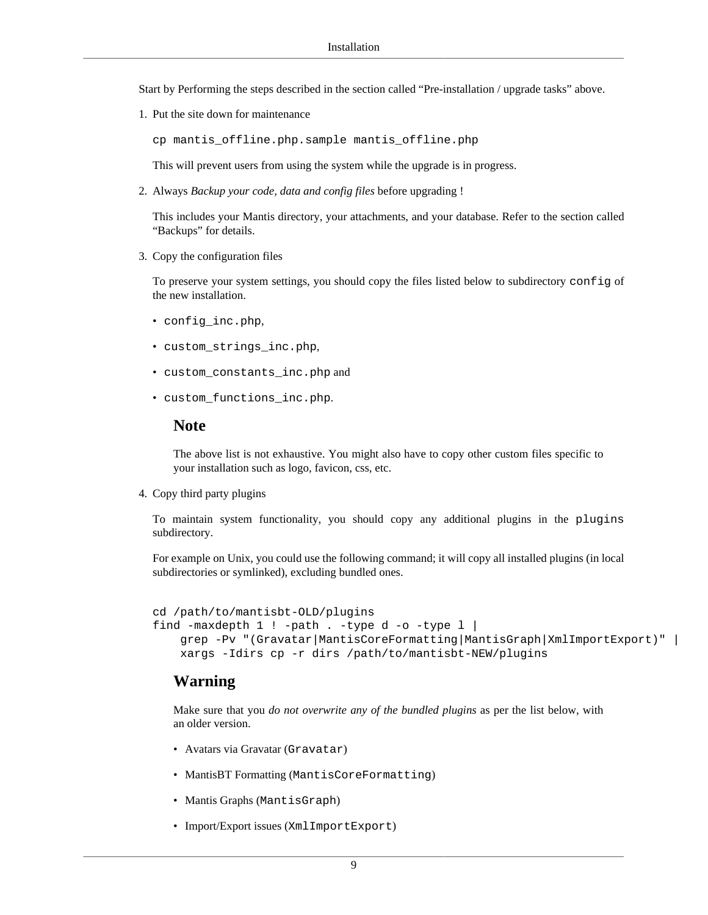Start by Performing the steps described in the section called "Pre-installation / upgrade tasks" above.

1. Put the site down for maintenance

   ```
   cp mantis_offline.php.sample mantis_offline.php
   ```

   This will prevent users from using the system while the upgrade is in progress.

2. Always *Backup your code, data and config files* before upgrading !

   This includes your Mantis directory, your attachments, and your database. Refer to the section called "Backups" for details.

3. Copy the configuration files

   To preserve your system settings, you should copy the files listed below to subdirectory `config` of the new installation.

   - `config_inc.php`,
   - `custom_strings_inc.php`,
   - `custom_constants_inc.php` and
   - `custom_functions_inc.php`.

   **Note**

   The above list is not exhaustive. You might also have to copy other custom files specific to your installation such as logo, favicon, css, etc.

4. Copy third party plugins

   To maintain system functionality, you should copy any additional plugins in the `plugins` subdirectory.

   For example on Unix, you could use the following command; it will copy all installed plugins (in local subdirectories or symlinked), excluding bundled ones.

   ```
   cd /path/to/mantisbt-OLD/plugins
   find -maxdepth 1 ! -path . -type d -o -type l |
       grep -Pv "(Gravatar|MantisCoreFormatting|MantisGraph|XmlImportExport)" |
       xargs -Idirs cp -r dirs /path/to/mantisbt-NEW/plugins
   ```

   **Warning**

   Make sure that you *do not overwrite any of the bundled plugins* as per the list below, with an older version.

   - Avatars via Gravatar (`Gravatar`)
   - MantisBT Formatting (`MantisCoreFormatting`)
   - Mantis Graphs (`MantisGraph`)
   - Import/Export issues (`XmlImportExport`)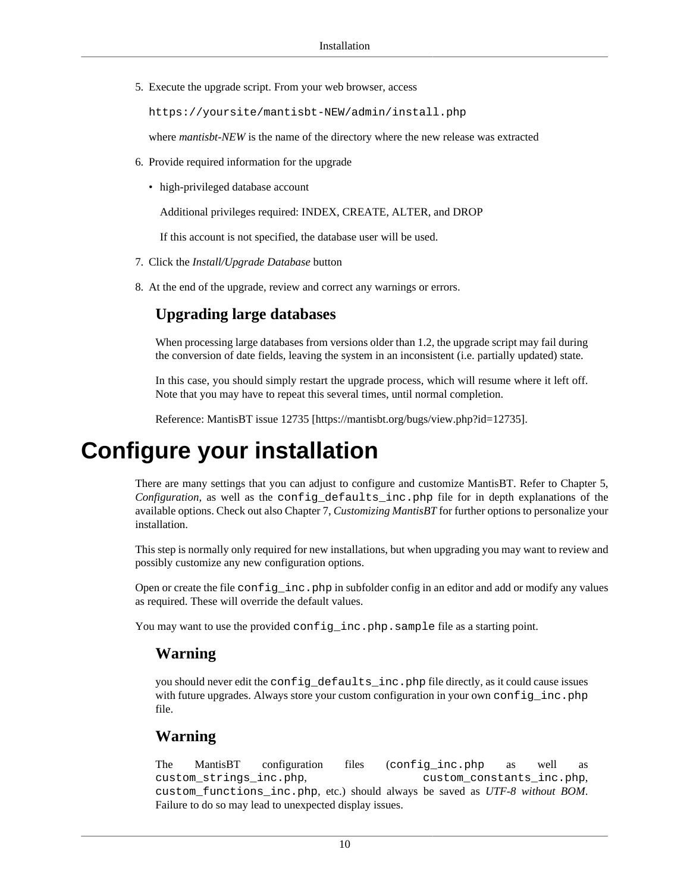5. Execute the upgrade script. From your web browser, access

   ```
   https://yoursite/mantisbt-NEW/admin/install.php
   ```

   where *mantisbt-NEW* is the name of the directory where the new release was extracted

6. Provide required information for the upgrade

   - high-privileged database account

     Additional privileges required: INDEX, CREATE, ALTER, and DROP

     If this account is not specified, the database user will be used.

7. Click the *Install/Upgrade Database* button

8. At the end of the upgrade, review and correct any warnings or errors.

### Upgrading large databases

When processing large databases from versions older than 1.2, the upgrade script may fail during the conversion of date fields, leaving the system in an inconsistent (i.e. partially updated) state.

In this case, you should simply restart the upgrade process, which will resume where it left off. Note that you may have to repeat this several times, until normal completion.

Reference: MantisBT issue 12735 [https://mantisbt.org/bugs/view.php?id=12735].

# Configure your installation

There are many settings that you can adjust to configure and customize MantisBT. Refer to Chapter 5, *Configuration*, as well as the `config_defaults_inc.php` file for in depth explanations of the available options. Check out also Chapter 7, *Customizing MantisBT* for further options to personalize your installation.

This step is normally only required for new installations, but when upgrading you may want to review and possibly customize any new configuration options.

Open or create the file `config_inc.php` in subfolder config in an editor and add or modify any values as required. These will override the default values.

You may want to use the provided `config_inc.php.sample` file as a starting point.

### Warning

you should never edit the `config_defaults_inc.php` file directly, as it could cause issues with future upgrades. Always store your custom configuration in your own `config_inc.php` file.

### Warning

The MantisBT configuration files (`config_inc.php` as well as `custom_strings_inc.php`, `custom_constants_inc.php`, `custom_functions_inc.php`, etc.) should always be saved as *UTF-8 without BOM*. Failure to do so may lead to unexpected display issues.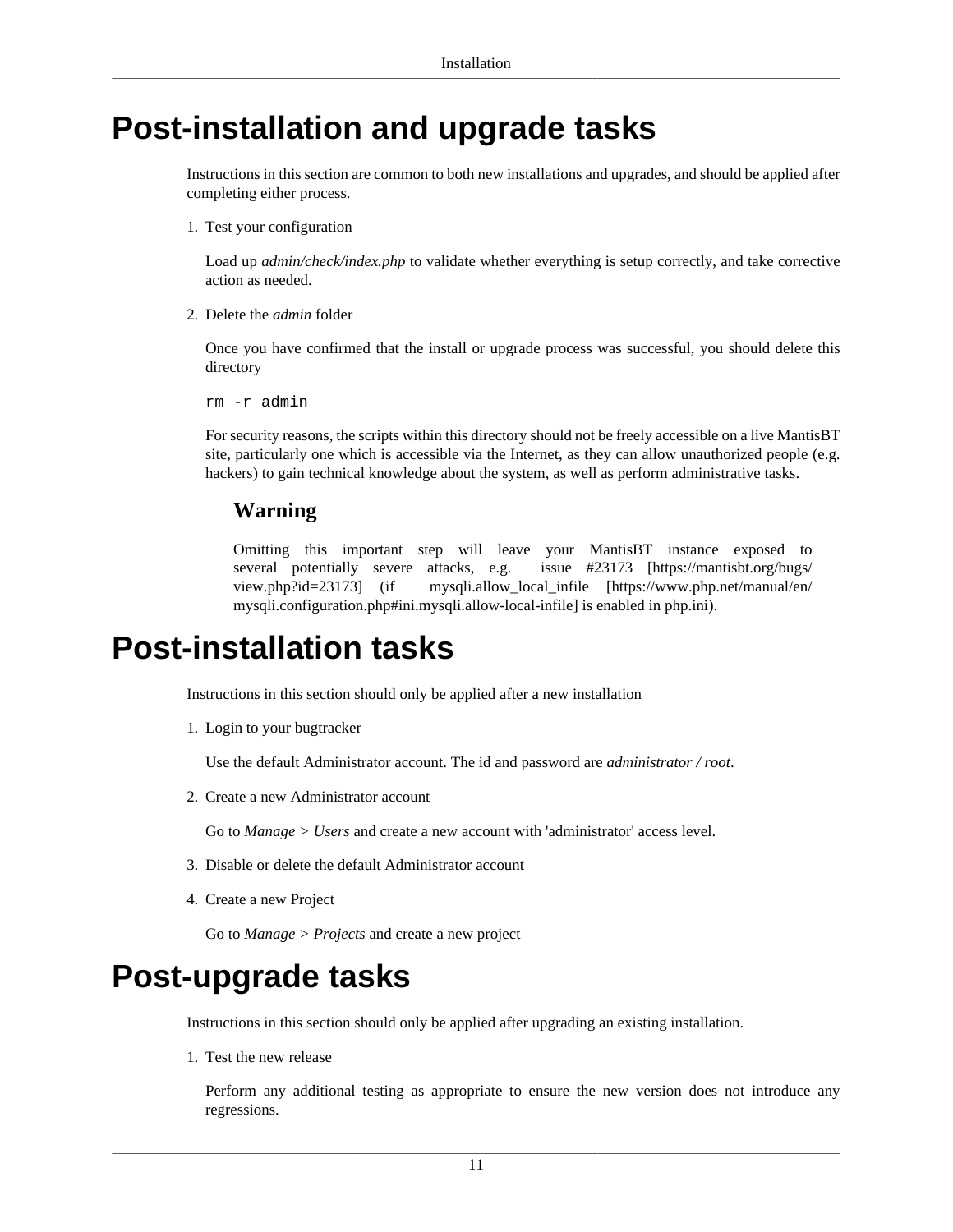# Post-installation and upgrade tasks

Instructions in this section are common to both new installations and upgrades, and should be applied after completing either process.

1. Test your configuration

   Load up *admin/check/index.php* to validate whether everything is setup correctly, and take corrective action as needed.

2. Delete the *admin* folder

   Once you have confirmed that the install or upgrade process was successful, you should delete this directory

   ```
   rm -r admin
   ```

   For security reasons, the scripts within this directory should not be freely accessible on a live MantisBT site, particularly one which is accessible via the Internet, as they can allow unauthorized people (e.g. hackers) to gain technical knowledge about the system, as well as perform administrative tasks.

   ### Warning

   Omitting this important step will leave your MantisBT instance exposed to several potentially severe attacks, e.g. issue #23173 [https://mantisbt.org/bugs/view.php?id=23173] (if mysqli.allow_local_infile [https://www.php.net/manual/en/mysqli.configuration.php#ini.mysqli.allow-local-infile] is enabled in php.ini).

# Post-installation tasks

Instructions in this section should only be applied after a new installation

1. Login to your bugtracker

   Use the default Administrator account. The id and password are *administrator / root*.

2. Create a new Administrator account

   Go to *Manage > Users* and create a new account with 'administrator' access level.

3. Disable or delete the default Administrator account

4. Create a new Project

   Go to *Manage > Projects* and create a new project

# Post-upgrade tasks

Instructions in this section should only be applied after upgrading an existing installation.

1. Test the new release

   Perform any additional testing as appropriate to ensure the new version does not introduce any regressions.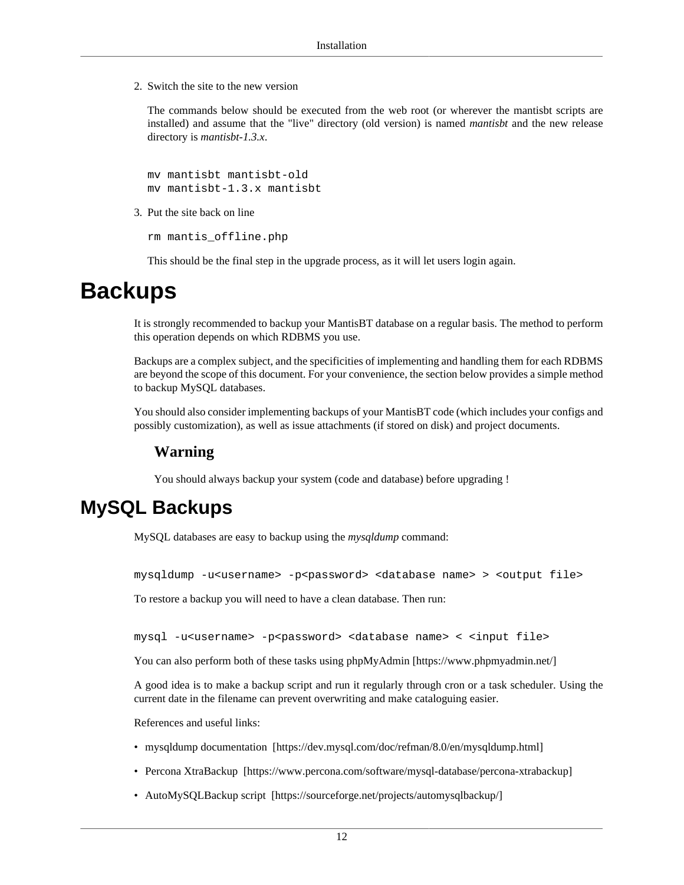2. Switch the site to the new version

   The commands below should be executed from the web root (or wherever the mantisbt scripts are installed) and assume that the "live" directory (old version) is named *mantisbt* and the new release directory is *mantisbt-1.3.x*.

   ```
   mv mantisbt mantisbt-old
   mv mantisbt-1.3.x mantisbt
   ```

3. Put the site back on line

   ```
   rm mantis_offline.php
   ```

   This should be the final step in the upgrade process, as it will let users login again.

# Backups

It is strongly recommended to backup your MantisBT database on a regular basis. The method to perform this operation depends on which RDBMS you use.

Backups are a complex subject, and the specificities of implementing and handling them for each RDBMS are beyond the scope of this document. For your convenience, the section below provides a simple method to backup MySQL databases.

You should also consider implementing backups of your MantisBT code (which includes your configs and possibly customization), as well as issue attachments (if stored on disk) and project documents.

### Warning

You should always backup your system (code and database) before upgrading !

## MySQL Backups

MySQL databases are easy to backup using the *mysqldump* command:

```
mysqldump -u<username> -p<password> <database name> > <output file>
```

To restore a backup you will need to have a clean database. Then run:

```
mysql -u<username> -p<password> <database name> < <input file>
```

You can also perform both of these tasks using phpMyAdmin [https://www.phpmyadmin.net/]

A good idea is to make a backup script and run it regularly through cron or a task scheduler. Using the current date in the filename can prevent overwriting and make cataloguing easier.

References and useful links:

- mysqldump documentation [https://dev.mysql.com/doc/refman/8.0/en/mysqldump.html]
- Percona XtraBackup [https://www.percona.com/software/mysql-database/percona-xtrabackup]
- AutoMySQLBackup script [https://sourceforge.net/projects/automysqlbackup/]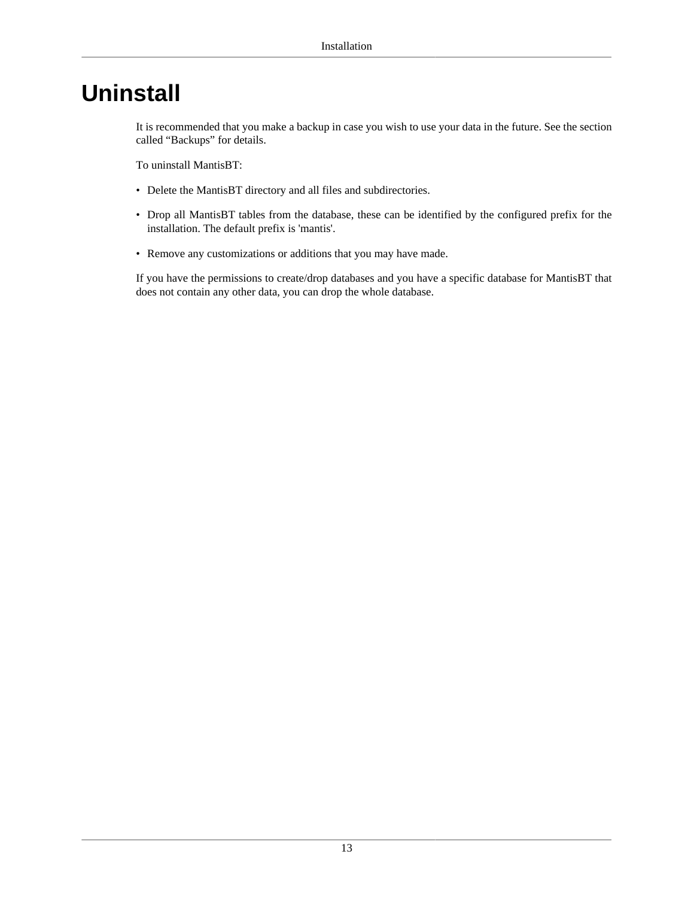# Uninstall

It is recommended that you make a backup in case you wish to use your data in the future. See the section called “Backups” for details.

To uninstall MantisBT:

- Delete the MantisBT directory and all files and subdirectories.
- Drop all MantisBT tables from the database, these can be identified by the configured prefix for the installation. The default prefix is 'mantis'.
- Remove any customizations or additions that you may have made.

If you have the permissions to create/drop databases and you have a specific database for MantisBT that does not contain any other data, you can drop the whole database.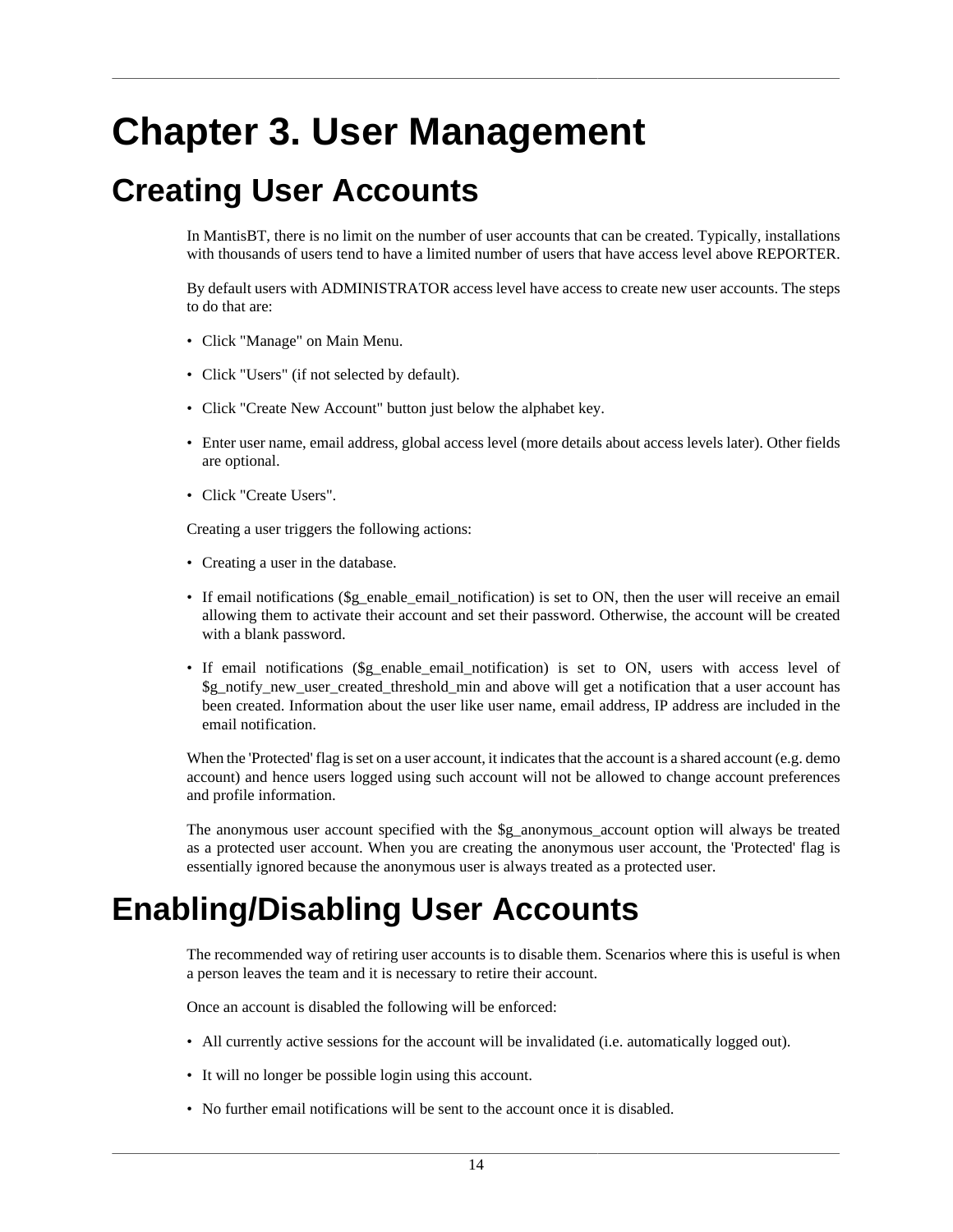# Chapter 3. User Management

## Creating User Accounts

In MantisBT, there is no limit on the number of user accounts that can be created. Typically, installations with thousands of users tend to have a limited number of users that have access level above REPORTER.

By default users with ADMINISTRATOR access level have access to create new user accounts. The steps to do that are:

- Click "Manage" on Main Menu.
- Click "Users" (if not selected by default).
- Click "Create New Account" button just below the alphabet key.
- Enter user name, email address, global access level (more details about access levels later). Other fields are optional.
- Click "Create Users".

Creating a user triggers the following actions:

- Creating a user in the database.
- If email notifications ($g_enable_email_notification) is set to ON, then the user will receive an email allowing them to activate their account and set their password. Otherwise, the account will be created with a blank password.
- If email notifications ($g_enable_email_notification) is set to ON, users with access level of $g_notify_new_user_created_threshold_min and above will get a notification that a user account has been created. Information about the user like user name, email address, IP address are included in the email notification.

When the 'Protected' flag is set on a user account, it indicates that the account is a shared account (e.g. demo account) and hence users logged using such account will not be allowed to change account preferences and profile information.

The anonymous user account specified with the $g_anonymous_account option will always be treated as a protected user account. When you are creating the anonymous user account, the 'Protected' flag is essentially ignored because the anonymous user is always treated as a protected user.

## Enabling/Disabling User Accounts

The recommended way of retiring user accounts is to disable them. Scenarios where this is useful is when a person leaves the team and it is necessary to retire their account.

Once an account is disabled the following will be enforced:

- All currently active sessions for the account will be invalidated (i.e. automatically logged out).
- It will no longer be possible login using this account.
- No further email notifications will be sent to the account once it is disabled.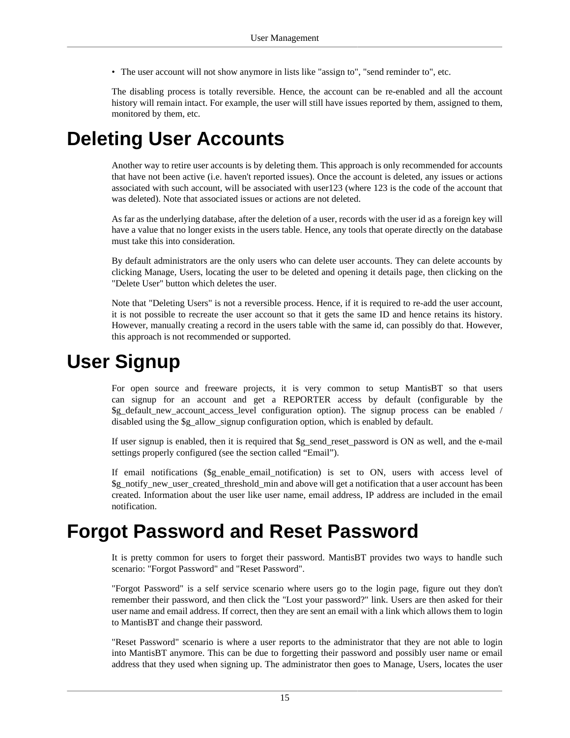- The user account will not show anymore in lists like "assign to", "send reminder to", etc.

The disabling process is totally reversible. Hence, the account can be re-enabled and all the account history will remain intact. For example, the user will still have issues reported by them, assigned to them, monitored by them, etc.

# Deleting User Accounts

Another way to retire user accounts is by deleting them. This approach is only recommended for accounts that have not been active (i.e. haven't reported issues). Once the account is deleted, any issues or actions associated with such account, will be associated with user123 (where 123 is the code of the account that was deleted). Note that associated issues or actions are not deleted.

As far as the underlying database, after the deletion of a user, records with the user id as a foreign key will have a value that no longer exists in the users table. Hence, any tools that operate directly on the database must take this into consideration.

By default administrators are the only users who can delete user accounts. They can delete accounts by clicking Manage, Users, locating the user to be deleted and opening it details page, then clicking on the "Delete User" button which deletes the user.

Note that "Deleting Users" is not a reversible process. Hence, if it is required to re-add the user account, it is not possible to recreate the user account so that it gets the same ID and hence retains its history. However, manually creating a record in the users table with the same id, can possibly do that. However, this approach is not recommended or supported.

# User Signup

For open source and freeware projects, it is very common to setup MantisBT so that users can signup for an account and get a REPORTER access by default (configurable by the $g_default_new_account_access_level configuration option). The signup process can be enabled / disabled using the $g_allow_signup configuration option, which is enabled by default.

If user signup is enabled, then it is required that $g_send_reset_password is ON as well, and the e-mail settings properly configured (see the section called “Email”).

If email notifications ($g_enable_email_notification) is set to ON, users with access level of $g_notify_new_user_created_threshold_min and above will get a notification that a user account has been created. Information about the user like user name, email address, IP address are included in the email notification.

# Forgot Password and Reset Password

It is pretty common for users to forget their password. MantisBT provides two ways to handle such scenario: "Forgot Password" and "Reset Password".

"Forgot Password" is a self service scenario where users go to the login page, figure out they don't remember their password, and then click the "Lost your password?" link. Users are then asked for their user name and email address. If correct, then they are sent an email with a link which allows them to login to MantisBT and change their password.

"Reset Password" scenario is where a user reports to the administrator that they are not able to login into MantisBT anymore. This can be due to forgetting their password and possibly user name or email address that they used when signing up. The administrator then goes to Manage, Users, locates the user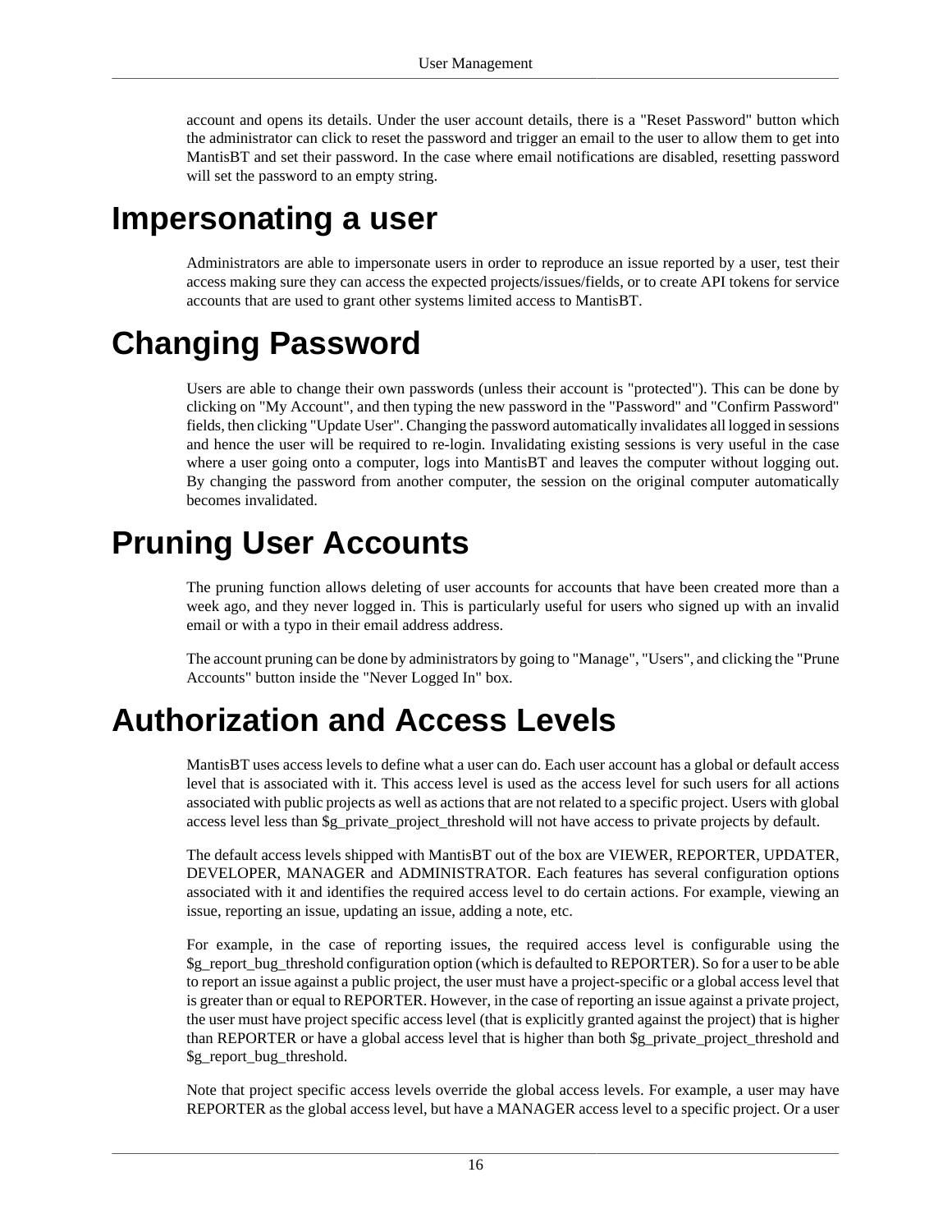account and opens its details. Under the user account details, there is a "Reset Password" button which the administrator can click to reset the password and trigger an email to the user to allow them to get into MantisBT and set their password. In the case where email notifications are disabled, resetting password will set the password to an empty string.

# Impersonating a user

Administrators are able to impersonate users in order to reproduce an issue reported by a user, test their access making sure they can access the expected projects/issues/fields, or to create API tokens for service accounts that are used to grant other systems limited access to MantisBT.

# Changing Password

Users are able to change their own passwords (unless their account is "protected"). This can be done by clicking on "My Account", and then typing the new password in the "Password" and "Confirm Password" fields, then clicking "Update User". Changing the password automatically invalidates all logged in sessions and hence the user will be required to re-login. Invalidating existing sessions is very useful in the case where a user going onto a computer, logs into MantisBT and leaves the computer without logging out. By changing the password from another computer, the session on the original computer automatically becomes invalidated.

# Pruning User Accounts

The pruning function allows deleting of user accounts for accounts that have been created more than a week ago, and they never logged in. This is particularly useful for users who signed up with an invalid email or with a typo in their email address address.

The account pruning can be done by administrators by going to "Manage", "Users", and clicking the "Prune Accounts" button inside the "Never Logged In" box.

# Authorization and Access Levels

MantisBT uses access levels to define what a user can do. Each user account has a global or default access level that is associated with it. This access level is used as the access level for such users for all actions associated with public projects as well as actions that are not related to a specific project. Users with global access level less than $g_private_project_threshold will not have access to private projects by default.

The default access levels shipped with MantisBT out of the box are VIEWER, REPORTER, UPDATER, DEVELOPER, MANAGER and ADMINISTRATOR. Each features has several configuration options associated with it and identifies the required access level to do certain actions. For example, viewing an issue, reporting an issue, updating an issue, adding a note, etc.

For example, in the case of reporting issues, the required access level is configurable using the $g_report_bug_threshold configuration option (which is defaulted to REPORTER). So for a user to be able to report an issue against a public project, the user must have a project-specific or a global access level that is greater than or equal to REPORTER. However, in the case of reporting an issue against a private project, the user must have project specific access level (that is explicitly granted against the project) that is higher than REPORTER or have a global access level that is higher than both $g_private_project_threshold and $g_report_bug_threshold.

Note that project specific access levels override the global access levels. For example, a user may have REPORTER as the global access level, but have a MANAGER access level to a specific project. Or a user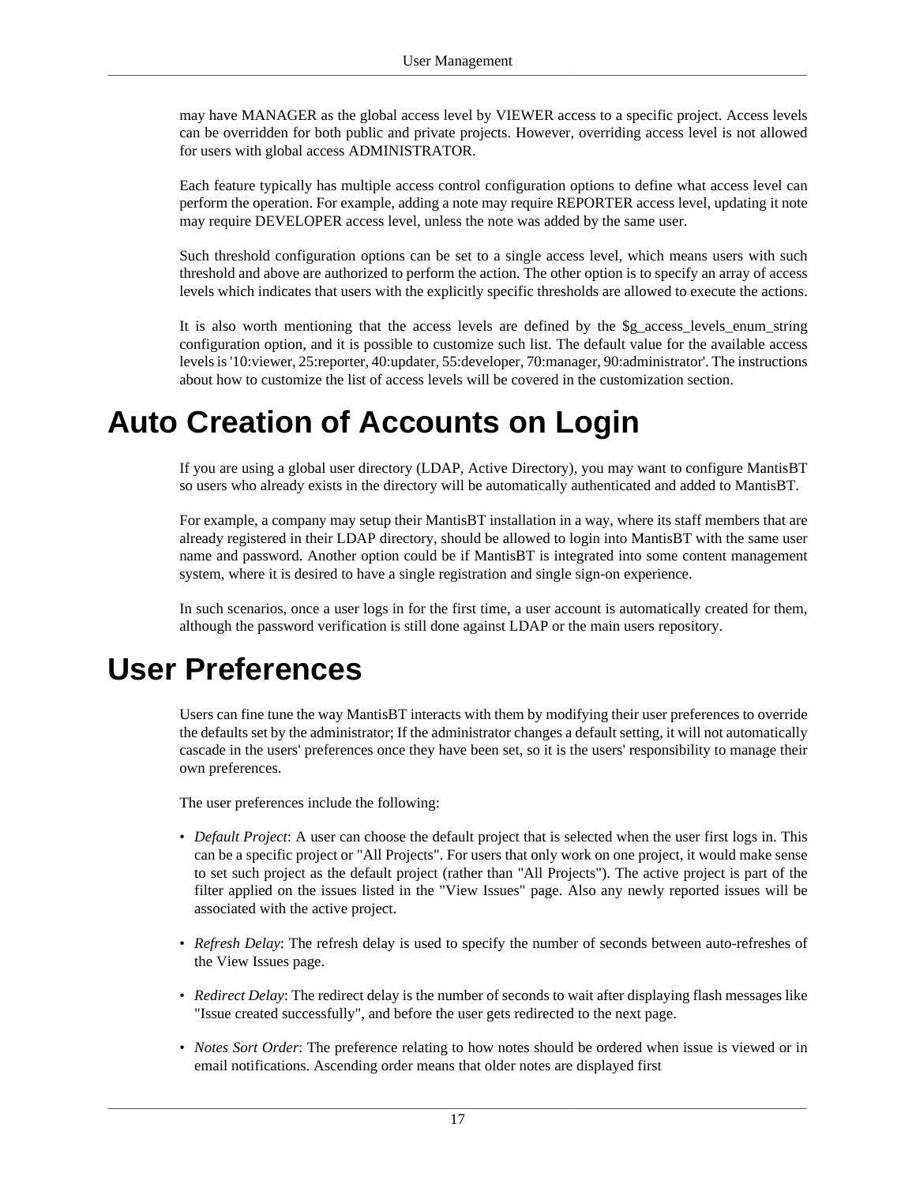may have MANAGER as the global access level by VIEWER access to a specific project. Access levels can be overridden for both public and private projects. However, overriding access level is not allowed for users with global access ADMINISTRATOR.

Each feature typically has multiple access control configuration options to define what access level can perform the operation. For example, adding a note may require REPORTER access level, updating it note may require DEVELOPER access level, unless the note was added by the same user.

Such threshold configuration options can be set to a single access level, which means users with such threshold and above are authorized to perform the action. The other option is to specify an array of access levels which indicates that users with the explicitly specific thresholds are allowed to execute the actions.

It is also worth mentioning that the access levels are defined by the $g_access_levels_enum_string configuration option, and it is possible to customize such list. The default value for the available access levels is '10:viewer, 25:reporter, 40:updater, 55:developer, 70:manager, 90:administrator'. The instructions about how to customize the list of access levels will be covered in the customization section.

# Auto Creation of Accounts on Login

If you are using a global user directory (LDAP, Active Directory), you may want to configure MantisBT so users who already exists in the directory will be automatically authenticated and added to MantisBT.

For example, a company may setup their MantisBT installation in a way, where its staff members that are already registered in their LDAP directory, should be allowed to login into MantisBT with the same user name and password. Another option could be if MantisBT is integrated into some content management system, where it is desired to have a single registration and single sign-on experience.

In such scenarios, once a user logs in for the first time, a user account is automatically created for them, although the password verification is still done against LDAP or the main users repository.

# User Preferences

Users can fine tune the way MantisBT interacts with them by modifying their user preferences to override the defaults set by the administrator; If the administrator changes a default setting, it will not automatically cascade in the users' preferences once they have been set, so it is the users' responsibility to manage their own preferences.

The user preferences include the following:

- *Default Project*: A user can choose the default project that is selected when the user first logs in. This can be a specific project or "All Projects". For users that only work on one project, it would make sense to set such project as the default project (rather than "All Projects"). The active project is part of the filter applied on the issues listed in the "View Issues" page. Also any newly reported issues will be associated with the active project.
- *Refresh Delay*: The refresh delay is used to specify the number of seconds between auto-refreshes of the View Issues page.
- *Redirect Delay*: The redirect delay is the number of seconds to wait after displaying flash messages like "Issue created successfully", and before the user gets redirected to the next page.
- *Notes Sort Order*: The preference relating to how notes should be ordered when issue is viewed or in email notifications. Ascending order means that older notes are displayed first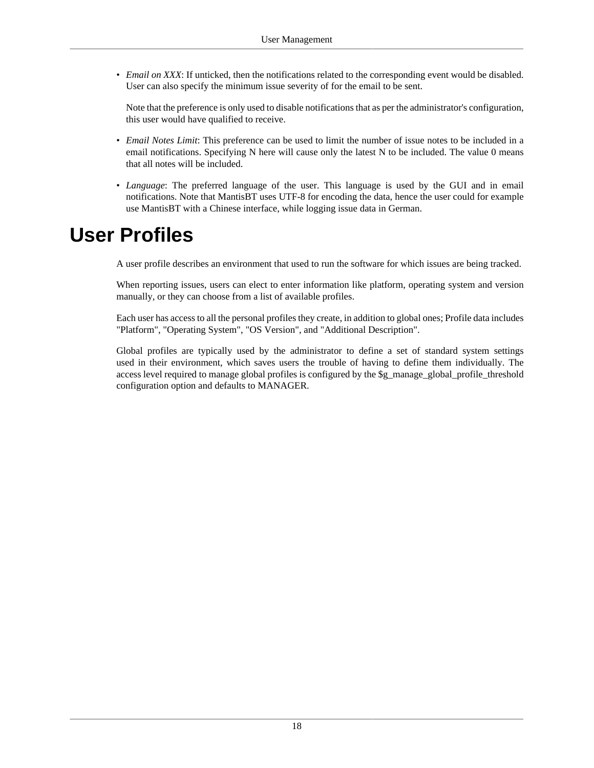- *Email on XXX*: If unticked, then the notifications related to the corresponding event would be disabled. User can also specify the minimum issue severity of for the email to be sent.

  Note that the preference is only used to disable notifications that as per the administrator's configuration, this user would have qualified to receive.

- *Email Notes Limit*: This preference can be used to limit the number of issue notes to be included in a email notifications. Specifying N here will cause only the latest N to be included. The value 0 means that all notes will be included.

- *Language*: The preferred language of the user. This language is used by the GUI and in email notifications. Note that MantisBT uses UTF-8 for encoding the data, hence the user could for example use MantisBT with a Chinese interface, while logging issue data in German.

# User Profiles

A user profile describes an environment that used to run the software for which issues are being tracked.

When reporting issues, users can elect to enter information like platform, operating system and version manually, or they can choose from a list of available profiles.

Each user has access to all the personal profiles they create, in addition to global ones; Profile data includes "Platform", "Operating System", "OS Version", and "Additional Description".

Global profiles are typically used by the administrator to define a set of standard system settings used in their environment, which saves users the trouble of having to define them individually. The access level required to manage global profiles is configured by the $g_manage_global_profile_threshold configuration option and defaults to MANAGER.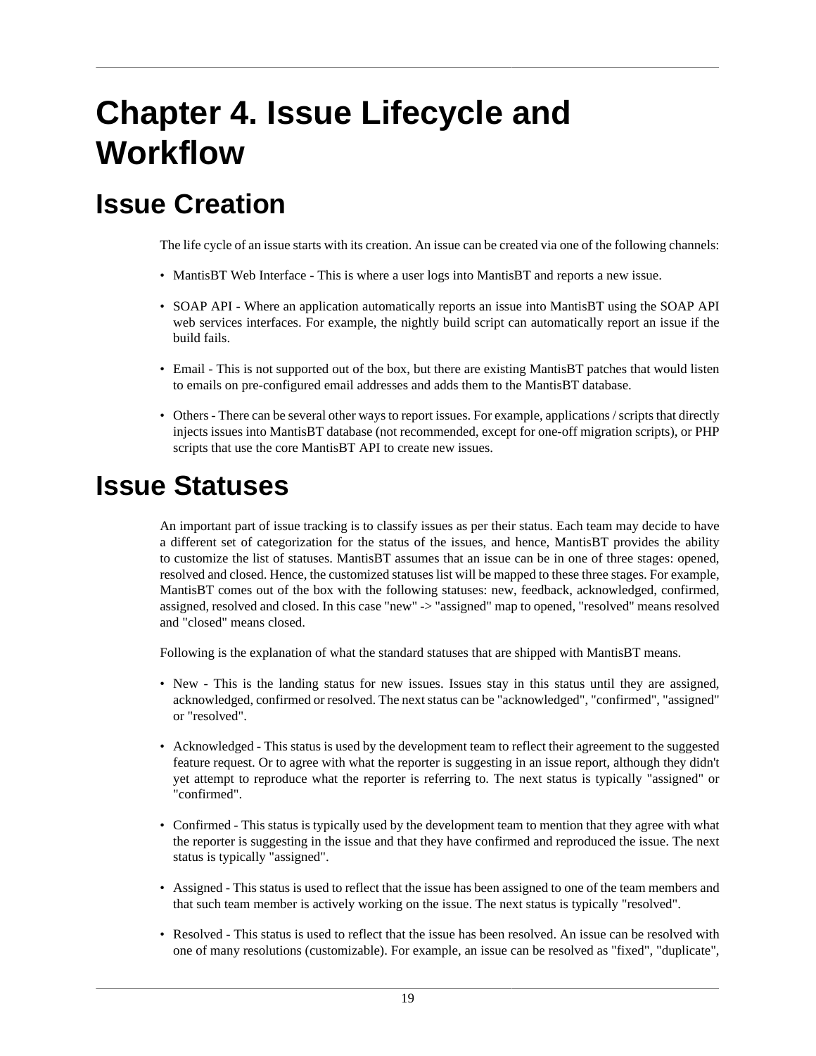# Chapter 4. Issue Lifecycle and Workflow

## Issue Creation

The life cycle of an issue starts with its creation. An issue can be created via one of the following channels:

- MantisBT Web Interface - This is where a user logs into MantisBT and reports a new issue.
- SOAP API - Where an application automatically reports an issue into MantisBT using the SOAP API web services interfaces. For example, the nightly build script can automatically report an issue if the build fails.
- Email - This is not supported out of the box, but there are existing MantisBT patches that would listen to emails on pre-configured email addresses and adds them to the MantisBT database.
- Others - There can be several other ways to report issues. For example, applications / scripts that directly injects issues into MantisBT database (not recommended, except for one-off migration scripts), or PHP scripts that use the core MantisBT API to create new issues.

## Issue Statuses

An important part of issue tracking is to classify issues as per their status. Each team may decide to have a different set of categorization for the status of the issues, and hence, MantisBT provides the ability to customize the list of statuses. MantisBT assumes that an issue can be in one of three stages: opened, resolved and closed. Hence, the customized statuses list will be mapped to these three stages. For example, MantisBT comes out of the box with the following statuses: new, feedback, acknowledged, confirmed, assigned, resolved and closed. In this case "new" -> "assigned" map to opened, "resolved" means resolved and "closed" means closed.

Following is the explanation of what the standard statuses that are shipped with MantisBT means.

- New - This is the landing status for new issues. Issues stay in this status until they are assigned, acknowledged, confirmed or resolved. The next status can be "acknowledged", "confirmed", "assigned" or "resolved".
- Acknowledged - This status is used by the development team to reflect their agreement to the suggested feature request. Or to agree with what the reporter is suggesting in an issue report, although they didn't yet attempt to reproduce what the reporter is referring to. The next status is typically "assigned" or "confirmed".
- Confirmed - This status is typically used by the development team to mention that they agree with what the reporter is suggesting in the issue and that they have confirmed and reproduced the issue. The next status is typically "assigned".
- Assigned - This status is used to reflect that the issue has been assigned to one of the team members and that such team member is actively working on the issue. The next status is typically "resolved".
- Resolved - This status is used to reflect that the issue has been resolved. An issue can be resolved with one of many resolutions (customizable). For example, an issue can be resolved as "fixed", "duplicate",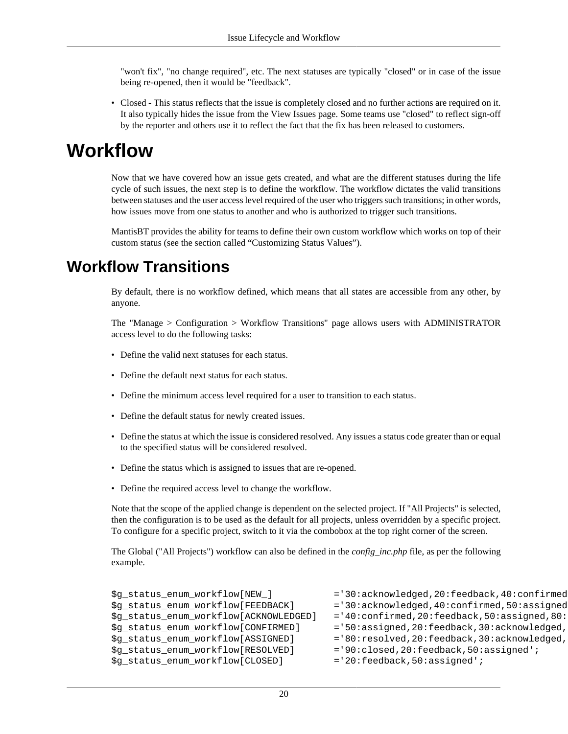"won't fix", "no change required", etc. The next statuses are typically "closed" or in case of the issue being re-opened, then it would be "feedback".

- Closed - This status reflects that the issue is completely closed and no further actions are required on it. It also typically hides the issue from the View Issues page. Some teams use "closed" to reflect sign-off by the reporter and others use it to reflect the fact that the fix has been released to customers.

# Workflow

Now that we have covered how an issue gets created, and what are the different statuses during the life cycle of such issues, the next step is to define the workflow. The workflow dictates the valid transitions between statuses and the user access level required of the user who triggers such transitions; in other words, how issues move from one status to another and who is authorized to trigger such transitions.

MantisBT provides the ability for teams to define their own custom workflow which works on top of their custom status (see the section called “Customizing Status Values”).

## Workflow Transitions

By default, there is no workflow defined, which means that all states are accessible from any other, by anyone.

The "Manage > Configuration > Workflow Transitions" page allows users with ADMINISTRATOR access level to do the following tasks:

- Define the valid next statuses for each status.
- Define the default next status for each status.
- Define the minimum access level required for a user to transition to each status.
- Define the default status for newly created issues.
- Define the status at which the issue is considered resolved. Any issues a status code greater than or equal to the specified status will be considered resolved.
- Define the status which is assigned to issues that are re-opened.
- Define the required access level to change the workflow.

Note that the scope of the applied change is dependent on the selected project. If "All Projects" is selected, then the configuration is to be used as the default for all projects, unless overridden by a specific project. To configure for a specific project, switch to it via the combobox at the top right corner of the screen.

The Global ("All Projects") workflow can also be defined in the *config_inc.php* file, as per the following example.

```
$g_status_enum_workflow[NEW_]           ='30:acknowledged,20:feedback,40:confirmed
$g_status_enum_workflow[FEEDBACK]       ='30:acknowledged,40:confirmed,50:assigned
$g_status_enum_workflow[ACKNOWLEDGED]   ='40:confirmed,20:feedback,50:assigned,80:
$g_status_enum_workflow[CONFIRMED]      ='50:assigned,20:feedback,30:acknowledged,
$g_status_enum_workflow[ASSIGNED]       ='80:resolved,20:feedback,30:acknowledged,
$g_status_enum_workflow[RESOLVED]       ='90:closed,20:feedback,50:assigned';
$g_status_enum_workflow[CLOSED]         ='20:feedback,50:assigned';
```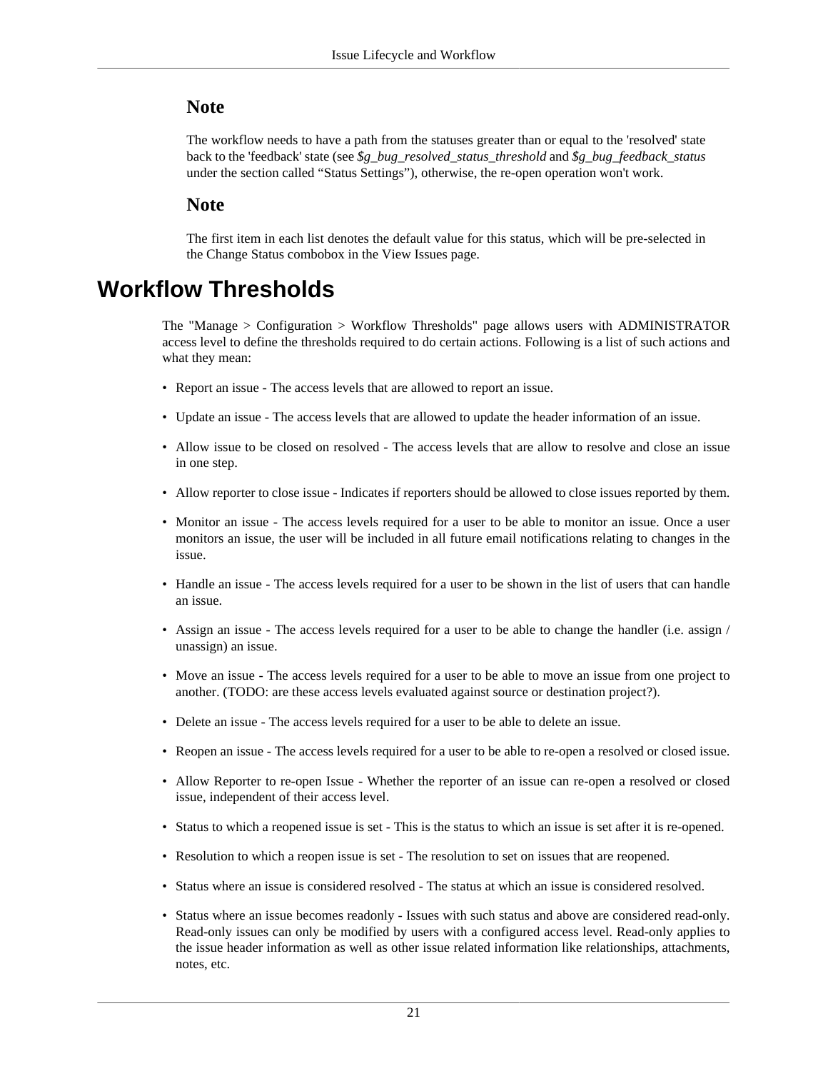### Note

The workflow needs to have a path from the statuses greater than or equal to the 'resolved' state back to the 'feedback' state (see *$g_bug_resolved_status_threshold* and *$g_bug_feedback_status* under the section called “Status Settings”), otherwise, the re-open operation won't work.

### Note

The first item in each list denotes the default value for this status, which will be pre-selected in the Change Status combobox in the View Issues page.

## Workflow Thresholds

The "Manage > Configuration > Workflow Thresholds" page allows users with ADMINISTRATOR access level to define the thresholds required to do certain actions. Following is a list of such actions and what they mean:

- Report an issue - The access levels that are allowed to report an issue.
- Update an issue - The access levels that are allowed to update the header information of an issue.
- Allow issue to be closed on resolved - The access levels that are allow to resolve and close an issue in one step.
- Allow reporter to close issue - Indicates if reporters should be allowed to close issues reported by them.
- Monitor an issue - The access levels required for a user to be able to monitor an issue. Once a user monitors an issue, the user will be included in all future email notifications relating to changes in the issue.
- Handle an issue - The access levels required for a user to be shown in the list of users that can handle an issue.
- Assign an issue - The access levels required for a user to be able to change the handler (i.e. assign / unassign) an issue.
- Move an issue - The access levels required for a user to be able to move an issue from one project to another. (TODO: are these access levels evaluated against source or destination project?).
- Delete an issue - The access levels required for a user to be able to delete an issue.
- Reopen an issue - The access levels required for a user to be able to re-open a resolved or closed issue.
- Allow Reporter to re-open Issue - Whether the reporter of an issue can re-open a resolved or closed issue, independent of their access level.
- Status to which a reopened issue is set - This is the status to which an issue is set after it is re-opened.
- Resolution to which a reopen issue is set - The resolution to set on issues that are reopened.
- Status where an issue is considered resolved - The status at which an issue is considered resolved.
- Status where an issue becomes readonly - Issues with such status and above are considered read-only. Read-only issues can only be modified by users with a configured access level. Read-only applies to the issue header information as well as other issue related information like relationships, attachments, notes, etc.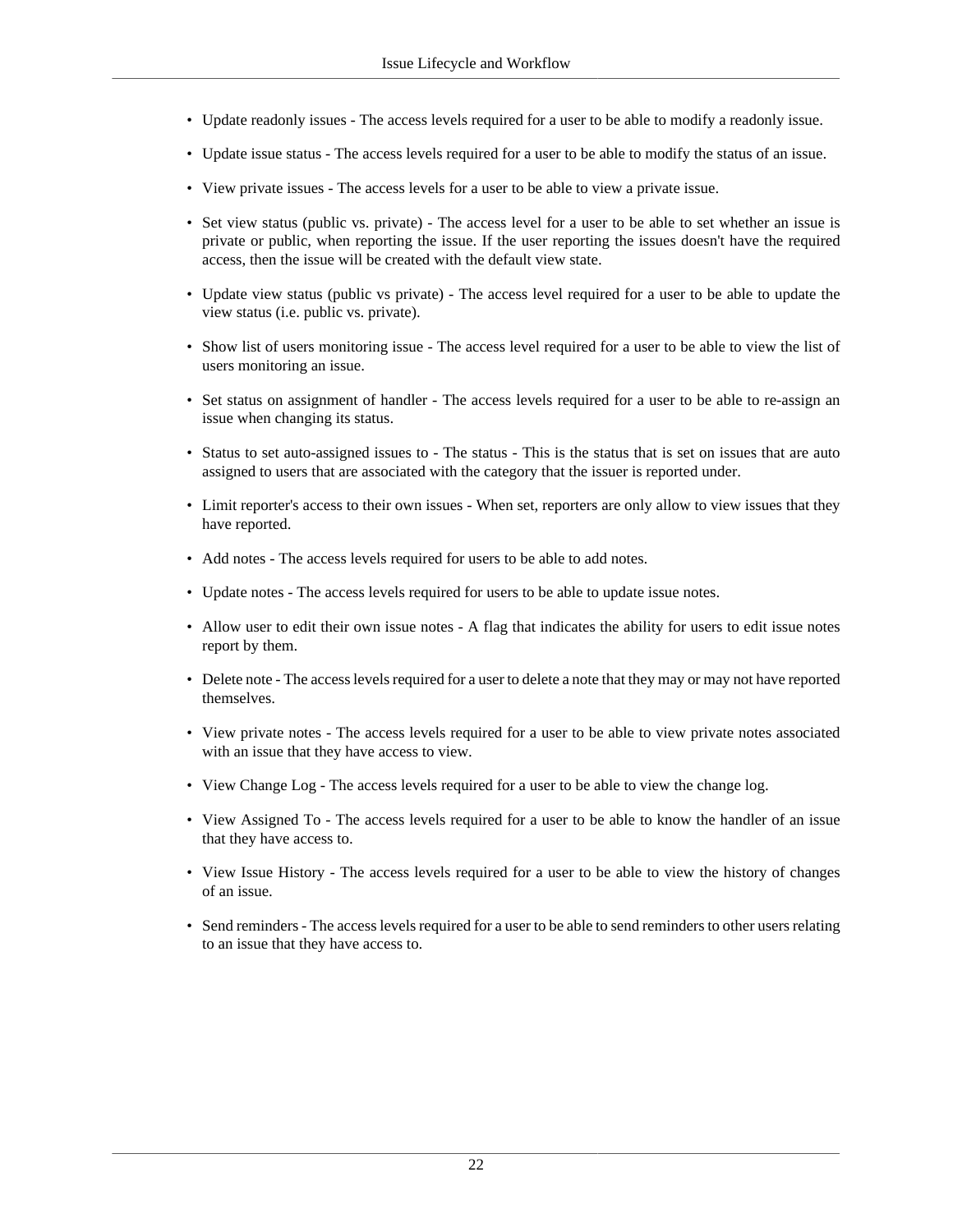- Update readonly issues - The access levels required for a user to be able to modify a readonly issue.
- Update issue status - The access levels required for a user to be able to modify the status of an issue.
- View private issues - The access levels for a user to be able to view a private issue.
- Set view status (public vs. private) - The access level for a user to be able to set whether an issue is private or public, when reporting the issue. If the user reporting the issues doesn't have the required access, then the issue will be created with the default view state.
- Update view status (public vs private) - The access level required for a user to be able to update the view status (i.e. public vs. private).
- Show list of users monitoring issue - The access level required for a user to be able to view the list of users monitoring an issue.
- Set status on assignment of handler - The access levels required for a user to be able to re-assign an issue when changing its status.
- Status to set auto-assigned issues to - The status - This is the status that is set on issues that are auto assigned to users that are associated with the category that the issuer is reported under.
- Limit reporter's access to their own issues - When set, reporters are only allow to view issues that they have reported.
- Add notes - The access levels required for users to be able to add notes.
- Update notes - The access levels required for users to be able to update issue notes.
- Allow user to edit their own issue notes - A flag that indicates the ability for users to edit issue notes report by them.
- Delete note - The access levels required for a user to delete a note that they may or may not have reported themselves.
- View private notes - The access levels required for a user to be able to view private notes associated with an issue that they have access to view.
- View Change Log - The access levels required for a user to be able to view the change log.
- View Assigned To - The access levels required for a user to be able to know the handler of an issue that they have access to.
- View Issue History - The access levels required for a user to be able to view the history of changes of an issue.
- Send reminders - The access levels required for a user to be able to send reminders to other users relating to an issue that they have access to.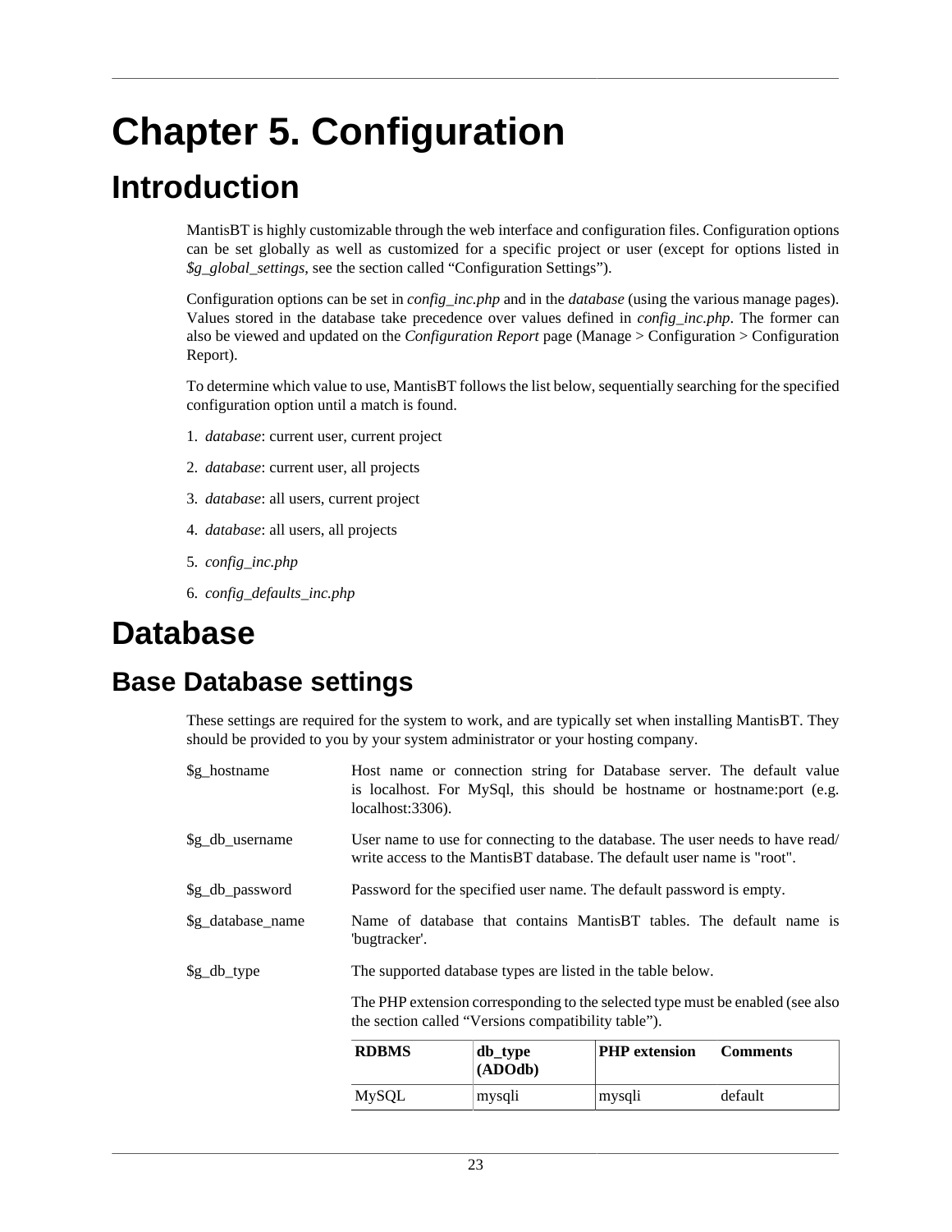# Chapter 5. Configuration

## Introduction

MantisBT is highly customizable through the web interface and configuration files. Configuration options can be set globally as well as customized for a specific project or user (except for options listed in *$g_global_settings*, see the section called “Configuration Settings”).

Configuration options can be set in *config_inc.php* and in the *database* (using the various manage pages). Values stored in the database take precedence over values defined in *config_inc.php*. The former can also be viewed and updated on the *Configuration Report* page (Manage > Configuration > Configuration Report).

To determine which value to use, MantisBT follows the list below, sequentially searching for the specified configuration option until a match is found.

1. *database*: current user, current project
2. *database*: current user, all projects
3. *database*: all users, current project
4. *database*: all users, all projects
5. *config_inc.php*
6. *config_defaults_inc.php*

# Database

## Base Database settings

These settings are required for the system to work, and are typically set when installing MantisBT. They should be provided to you by your system administrator or your hosting company.

$g_hostname
: Host name or connection string for Database server. The default value is localhost. For MySql, this should be hostname or hostname:port (e.g. localhost:3306).

$g_db_username
: User name to use for connecting to the database. The user needs to have read/write access to the MantisBT database. The default user name is "root".

$g_db_password
: Password for the specified user name. The default password is empty.

$g_database_name
: Name of database that contains MantisBT tables. The default name is 'bugtracker'.

$g_db_type
: The supported database types are listed in the table below.

  The PHP extension corresponding to the selected type must be enabled (see also the section called “Versions compatibility table”).

| RDBMS | db_type (ADOdb) | PHP extension | Comments |
|---|---|---|---|
| MySQL | mysqli | mysqli | default |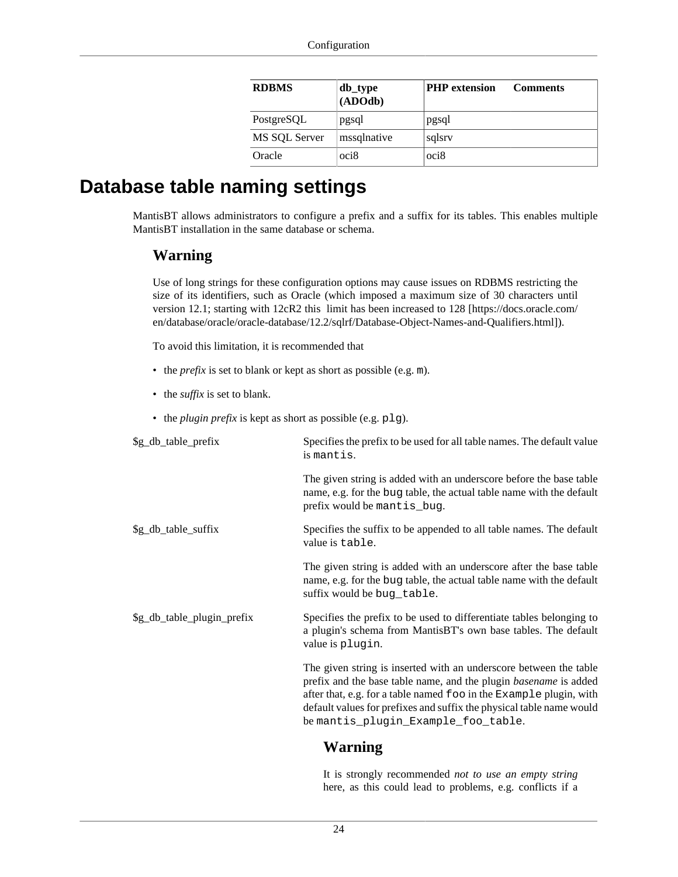| RDBMS | db_type (ADOdb) | PHP extension | Comments |
|---|---|---|---|
| PostgreSQL | pgsql | pgsql | |
| MS SQL Server | mssqlnative | sqlsrv | |
| Oracle | oci8 | oci8 | |

## Database table naming settings

MantisBT allows administrators to configure a prefix and a suffix for its tables. This enables multiple MantisBT installation in the same database or schema.

### Warning

Use of long strings for these configuration options may cause issues on RDBMS restricting the size of its identifiers, such as Oracle (which imposed a maximum size of 30 characters until version 12.1; starting with 12cR2 this limit has been increased to 128 [https://docs.oracle.com/en/database/oracle/oracle-database/12.2/sqlrf/Database-Object-Names-and-Qualifiers.html]).

To avoid this limitation, it is recommended that

- the *prefix* is set to blank or kept as short as possible (e.g. `m`).
- the *suffix* is set to blank.
- the *plugin prefix* is kept as short as possible (e.g. `plg`).

$g_db_table_prefix
: Specifies the prefix to be used for all table names. The default value is `mantis`.

  The given string is added with an underscore before the base table name, e.g. for the `bug` table, the actual table name with the default prefix would be `mantis_bug`.

$g_db_table_suffix
: Specifies the suffix to be appended to all table names. The default value is `table`.

  The given string is added with an underscore after the base table name, e.g. for the `bug` table, the actual table name with the default suffix would be `bug_table`.

$g_db_table_plugin_prefix
: Specifies the prefix to be used to differentiate tables belonging to a plugin's schema from MantisBT's own base tables. The default value is `plugin`.

  The given string is inserted with an underscore between the table prefix and the base table name, and the plugin *basename* is added after that, e.g. for a table named `foo` in the `Example` plugin, with default values for prefixes and suffix the physical table name would be `mantis_plugin_Example_foo_table`.

  **Warning**

  It is strongly recommended *not to use an empty string* here, as this could lead to problems, e.g. conflicts if a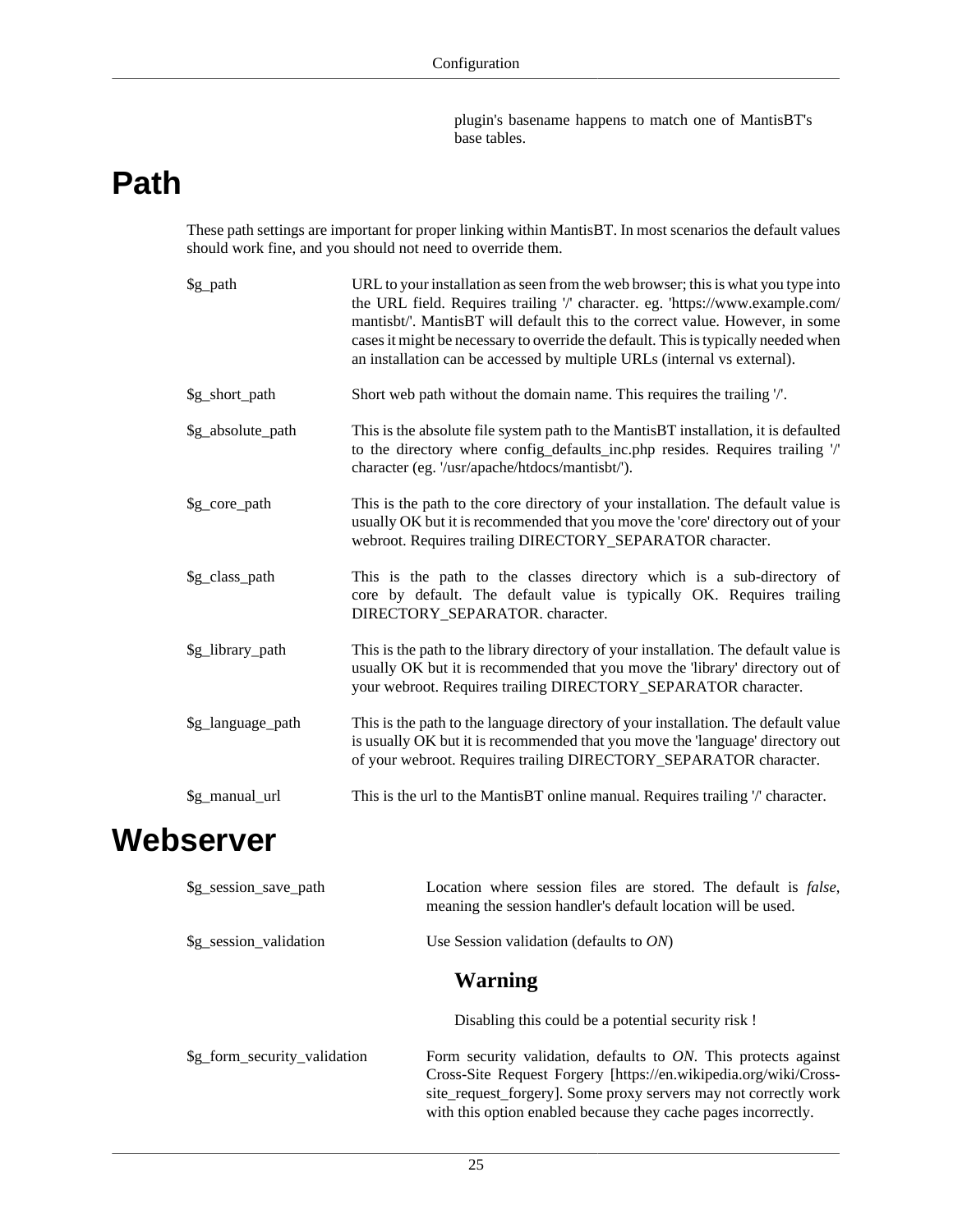plugin's basename happens to match one of MantisBT's base tables.

# Path

These path settings are important for proper linking within MantisBT. In most scenarios the default values should work fine, and you should not need to override them.

$g_path
: URL to your installation as seen from the web browser; this is what you type into the URL field. Requires trailing '/' character. eg. 'https://www.example.com/mantisbt/'. MantisBT will default this to the correct value. However, in some cases it might be necessary to override the default. This is typically needed when an installation can be accessed by multiple URLs (internal vs external).

$g_short_path
: Short web path without the domain name. This requires the trailing '/'.

$g_absolute_path
: This is the absolute file system path to the MantisBT installation, it is defaulted to the directory where config_defaults_inc.php resides. Requires trailing '/' character (eg. '/usr/apache/htdocs/mantisbt/').

$g_core_path
: This is the path to the core directory of your installation. The default value is usually OK but it is recommended that you move the 'core' directory out of your webroot. Requires trailing DIRECTORY_SEPARATOR character.

$g_class_path
: This is the path to the classes directory which is a sub-directory of core by default. The default value is typically OK. Requires trailing DIRECTORY_SEPARATOR. character.

$g_library_path
: This is the path to the library directory of your installation. The default value is usually OK but it is recommended that you move the 'library' directory out of your webroot. Requires trailing DIRECTORY_SEPARATOR character.

$g_language_path
: This is the path to the language directory of your installation. The default value is usually OK but it is recommended that you move the 'language' directory out of your webroot. Requires trailing DIRECTORY_SEPARATOR character.

$g_manual_url
: This is the url to the MantisBT online manual. Requires trailing '/' character.

# Webserver

$g_session_save_path
: Location where session files are stored. The default is *false*, meaning the session handler's default location will be used.

$g_session_validation
: Use Session validation (defaults to *ON*)

  **Warning**

  Disabling this could be a potential security risk !

$g_form_security_validation
: Form security validation, defaults to *ON*. This protects against Cross-Site Request Forgery [https://en.wikipedia.org/wiki/Cross-site_request_forgery]. Some proxy servers may not correctly work with this option enabled because they cache pages incorrectly.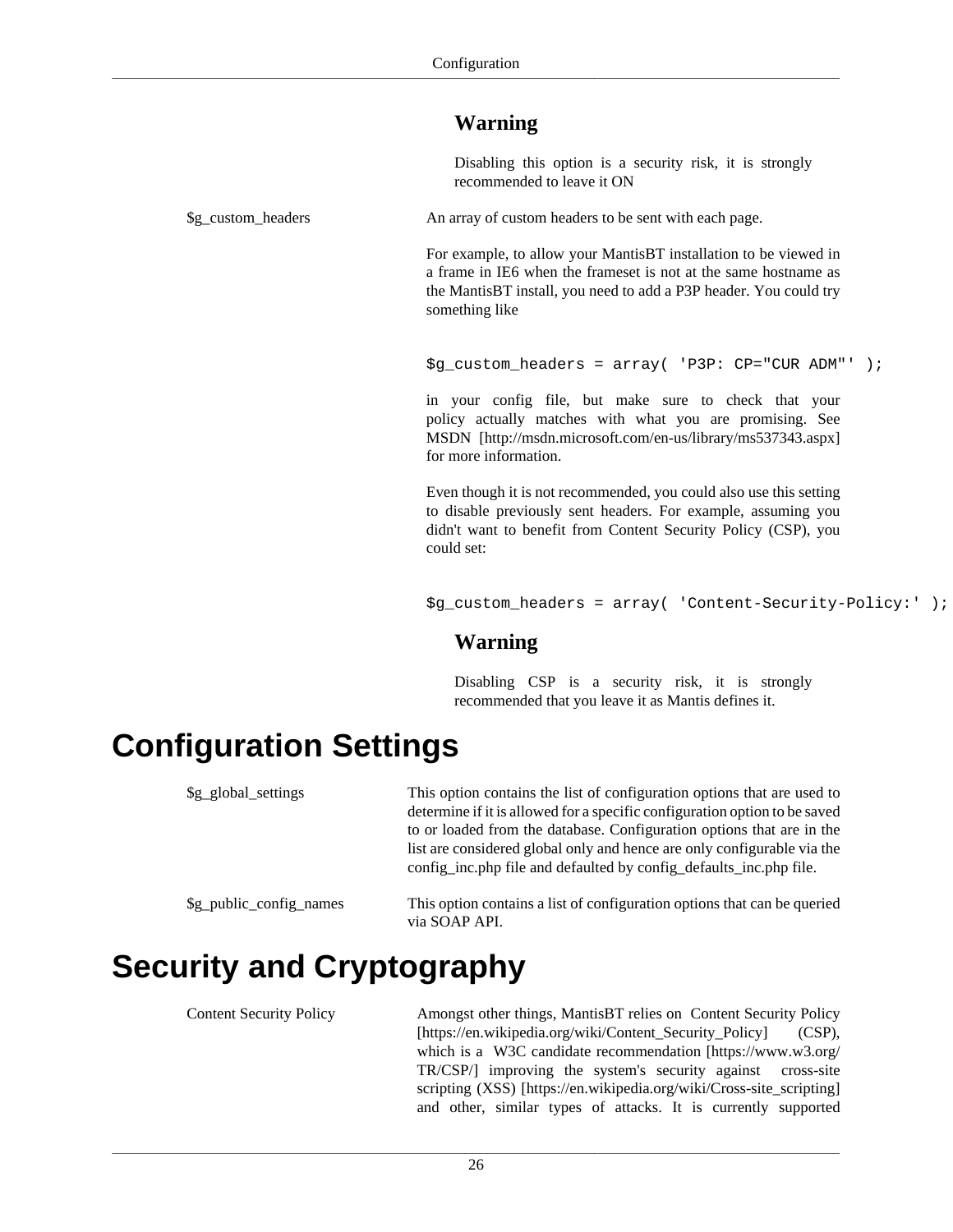> **Warning**
>
> Disabling this option is a security risk, it is strongly recommended to leave it ON

$g_custom_headers

An array of custom headers to be sent with each page.

For example, to allow your MantisBT installation to be viewed in a frame in IE6 when the frameset is not at the same hostname as the MantisBT install, you need to add a P3P header. You could try something like

```
$g_custom_headers = array( 'P3P: CP="CUR ADM"' );
```

in your config file, but make sure to check that your policy actually matches with what you are promising. See MSDN [http://msdn.microsoft.com/en-us/library/ms537343.aspx] for more information.

Even though it is not recommended, you could also use this setting to disable previously sent headers. For example, assuming you didn't want to benefit from Content Security Policy (CSP), you could set:

```
$g_custom_headers = array( 'Content-Security-Policy:' );
```

> **Warning**
>
> Disabling CSP is a security risk, it is strongly recommended that you leave it as Mantis defines it.

# Configuration Settings

$g_global_settings

This option contains the list of configuration options that are used to determine if it is allowed for a specific configuration option to be saved to or loaded from the database. Configuration options that are in the list are considered global only and hence are only configurable via the config_inc.php file and defaulted by config_defaults_inc.php file.

$g_public_config_names

This option contains a list of configuration options that can be queried via SOAP API.

# Security and Cryptography

Content Security Policy

Amongst other things, MantisBT relies on Content Security Policy [https://en.wikipedia.org/wiki/Content_Security_Policy] (CSP), which is a W3C candidate recommendation [https://www.w3.org/TR/CSP/] improving the system's security against cross-site scripting (XSS) [https://en.wikipedia.org/wiki/Cross-site_scripting] and other, similar types of attacks. It is currently supported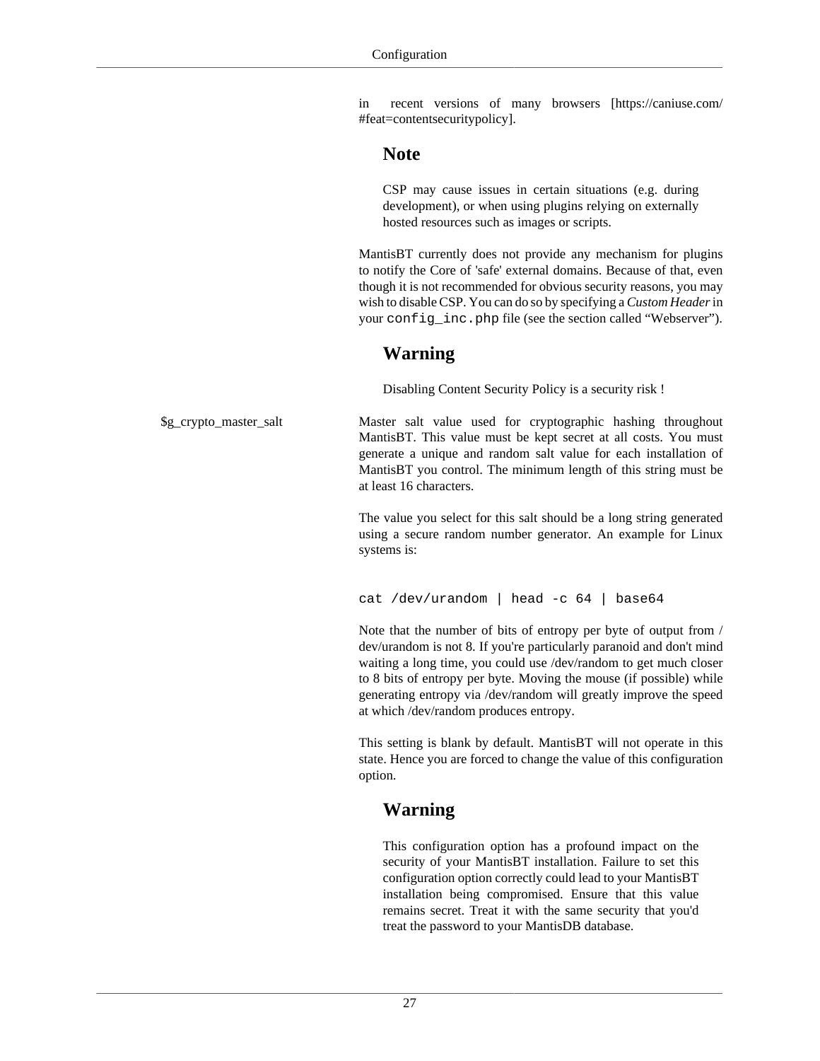in recent versions of many browsers [https://caniuse.com/#feat=contentsecuritypolicy].

### Note

CSP may cause issues in certain situations (e.g. during development), or when using plugins relying on externally hosted resources such as images or scripts.

MantisBT currently does not provide any mechanism for plugins to notify the Core of 'safe' external domains. Because of that, even though it is not recommended for obvious security reasons, you may wish to disable CSP. You can do so by specifying a *Custom Header* in your `config_inc.php` file (see the section called “Webserver”).

### Warning

Disabling Content Security Policy is a security risk !

**$g_crypto_master_salt**

Master salt value used for cryptographic hashing throughout MantisBT. This value must be kept secret at all costs. You must generate a unique and random salt value for each installation of MantisBT you control. The minimum length of this string must be at least 16 characters.

The value you select for this salt should be a long string generated using a secure random number generator. An example for Linux systems is:

```
cat /dev/urandom | head -c 64 | base64
```

Note that the number of bits of entropy per byte of output from /dev/urandom is not 8. If you're particularly paranoid and don't mind waiting a long time, you could use /dev/random to get much closer to 8 bits of entropy per byte. Moving the mouse (if possible) while generating entropy via /dev/random will greatly improve the speed at which /dev/random produces entropy.

This setting is blank by default. MantisBT will not operate in this state. Hence you are forced to change the value of this configuration option.

### Warning

This configuration option has a profound impact on the security of your MantisBT installation. Failure to set this configuration option correctly could lead to your MantisBT installation being compromised. Ensure that this value remains secret. Treat it with the same security that you'd treat the password to your MantisDB database.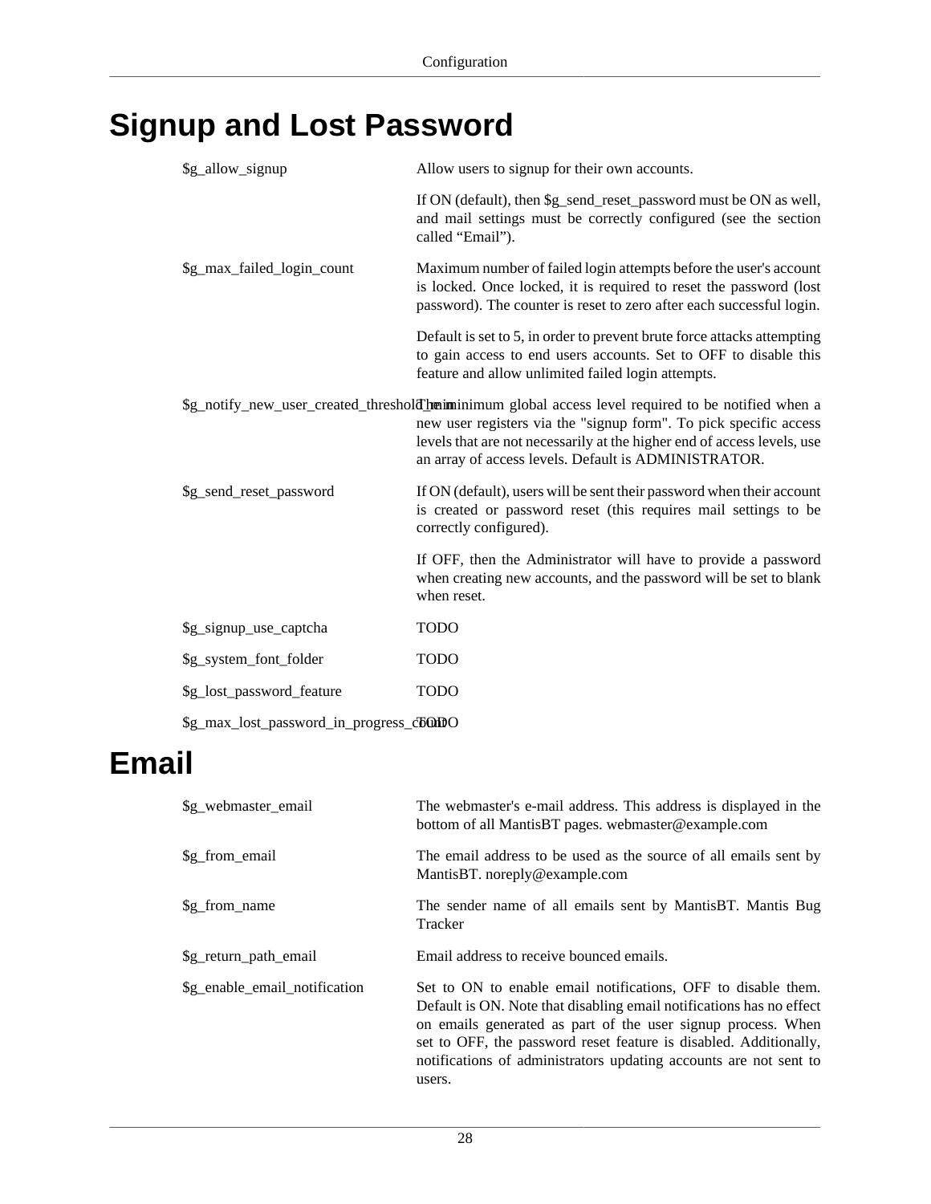# Signup and Lost Password

| | |
|---|---|
| $g_allow_signup | Allow users to signup for their own accounts.<br><br>If ON (default), then $g_send_reset_password must be ON as well, and mail settings must be correctly configured (see the section called "Email"). |
| $g_max_failed_login_count | Maximum number of failed login attempts before the user's account is locked. Once locked, it is required to reset the password (lost password). The counter is reset to zero after each successful login.<br><br>Default is set to 5, in order to prevent brute force attacks attempting to gain access to end users accounts. Set to OFF to disable this feature and allow unlimited failed login attempts. |
| $g_notify_new_user_created_threshold_min | The minimum global access level required to be notified when a new user registers via the "signup form". To pick specific access levels that are not necessarily at the higher end of access levels, use an array of access levels. Default is ADMINISTRATOR. |
| $g_send_reset_password | If ON (default), users will be sent their password when their account is created or password reset (this requires mail settings to be correctly configured).<br><br>If OFF, then the Administrator will have to provide a password when creating new accounts, and the password will be set to blank when reset. |
| $g_signup_use_captcha | TODO |
| $g_system_font_folder | TODO |
| $g_lost_password_feature | TODO |
| $g_max_lost_password_in_progress_count | TODO |

# Email

| | |
|---|---|
| $g_webmaster_email | The webmaster's e-mail address. This address is displayed in the bottom of all MantisBT pages. webmaster@example.com |
| $g_from_email | The email address to be used as the source of all emails sent by MantisBT. noreply@example.com |
| $g_from_name | The sender name of all emails sent by MantisBT. Mantis Bug Tracker |
| $g_return_path_email | Email address to receive bounced emails. |
| $g_enable_email_notification | Set to ON to enable email notifications, OFF to disable them. Default is ON. Note that disabling email notifications has no effect on emails generated as part of the user signup process. When set to OFF, the password reset feature is disabled. Additionally, notifications of administrators updating accounts are not sent to users. |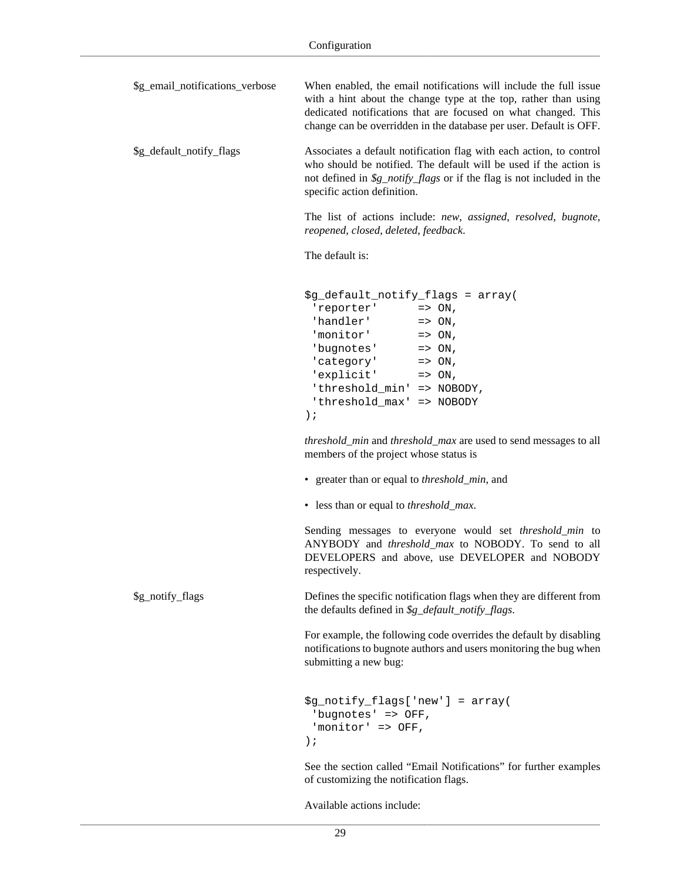$g_email_notifications_verbose

When enabled, the email notifications will include the full issue with a hint about the change type at the top, rather than using dedicated notifications that are focused on what changed. This change can be overridden in the database per user. Default is OFF.

$g_default_notify_flags

Associates a default notification flag with each action, to control who should be notified. The default will be used if the action is not defined in *$g_notify_flags* or if the flag is not included in the specific action definition.

The list of actions include: *new*, *assigned*, *resolved*, *bugnote*, *reopened*, *closed*, *deleted*, *feedback*.

The default is:

```
$g_default_notify_flags = array(
 'reporter'      => ON,
 'handler'       => ON,
 'monitor'       => ON,
 'bugnotes'      => ON,
 'category'      => ON,
 'explicit'      => ON,
 'threshold_min' => NOBODY,
 'threshold_max' => NOBODY
);
```

*threshold_min* and *threshold_max* are used to send messages to all members of the project whose status is

- greater than or equal to *threshold_min*, and
- less than or equal to *threshold_max*.

Sending messages to everyone would set *threshold_min* to ANYBODY and *threshold_max* to NOBODY. To send to all DEVELOPERS and above, use DEVELOPER and NOBODY respectively.

$g_notify_flags

Defines the specific notification flags when they are different from the defaults defined in *$g_default_notify_flags*.

For example, the following code overrides the default by disabling notifications to bugnote authors and users monitoring the bug when submitting a new bug:

```
$g_notify_flags['new'] = array(
 'bugnotes' => OFF,
 'monitor' => OFF,
);
```

See the section called “Email Notifications” for further examples of customizing the notification flags.

Available actions include: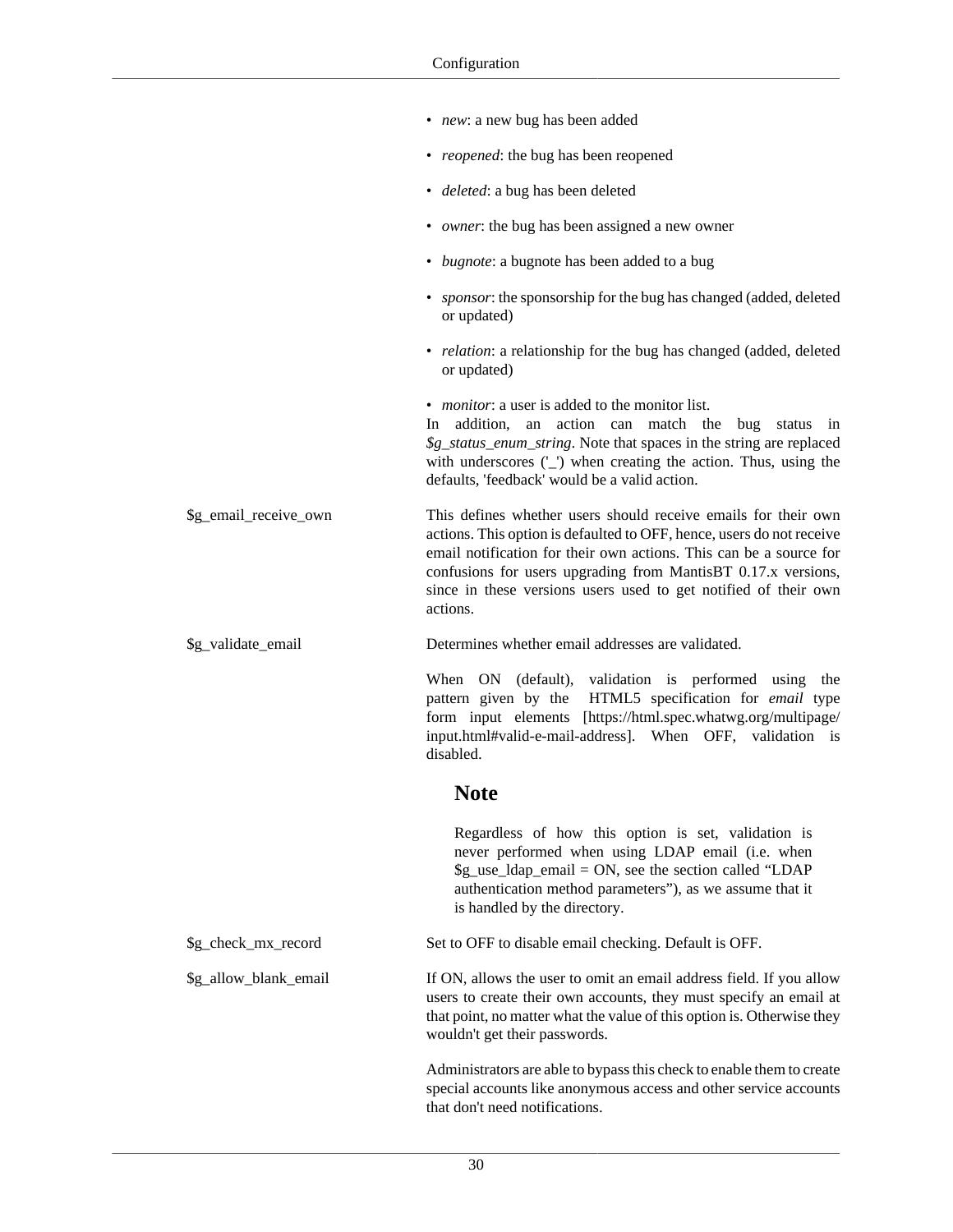- *new*: a new bug has been added
- *reopened*: the bug has been reopened
- *deleted*: a bug has been deleted
- *owner*: the bug has been assigned a new owner
- *bugnote*: a bugnote has been added to a bug
- *sponsor*: the sponsorship for the bug has changed (added, deleted or updated)
- *relation*: a relationship for the bug has changed (added, deleted or updated)
- *monitor*: a user is added to the monitor list.

In addition, an action can match the bug status in *$g_status_enum_string*. Note that spaces in the string are replaced with underscores ('_') when creating the action. Thus, using the defaults, 'feedback' would be a valid action.

**$g_email_receive_own**

This defines whether users should receive emails for their own actions. This option is defaulted to OFF, hence, users do not receive email notification for their own actions. This can be a source for confusions for users upgrading from MantisBT 0.17.x versions, since in these versions users used to get notified of their own actions.

**$g_validate_email**

Determines whether email addresses are validated.

When ON (default), validation is performed using the pattern given by the HTML5 specification for *email* type form input elements [https://html.spec.whatwg.org/multipage/input.html#valid-e-mail-address]. When OFF, validation is disabled.

### Note

Regardless of how this option is set, validation is never performed when using LDAP email (i.e. when $g_use_ldap_email = ON, see the section called “LDAP authentication method parameters”), as we assume that it is handled by the directory.

**$g_check_mx_record**

Set to OFF to disable email checking. Default is OFF.

**$g_allow_blank_email**

If ON, allows the user to omit an email address field. If you allow users to create their own accounts, they must specify an email at that point, no matter what the value of this option is. Otherwise they wouldn't get their passwords.

Administrators are able to bypass this check to enable them to create special accounts like anonymous access and other service accounts that don't need notifications.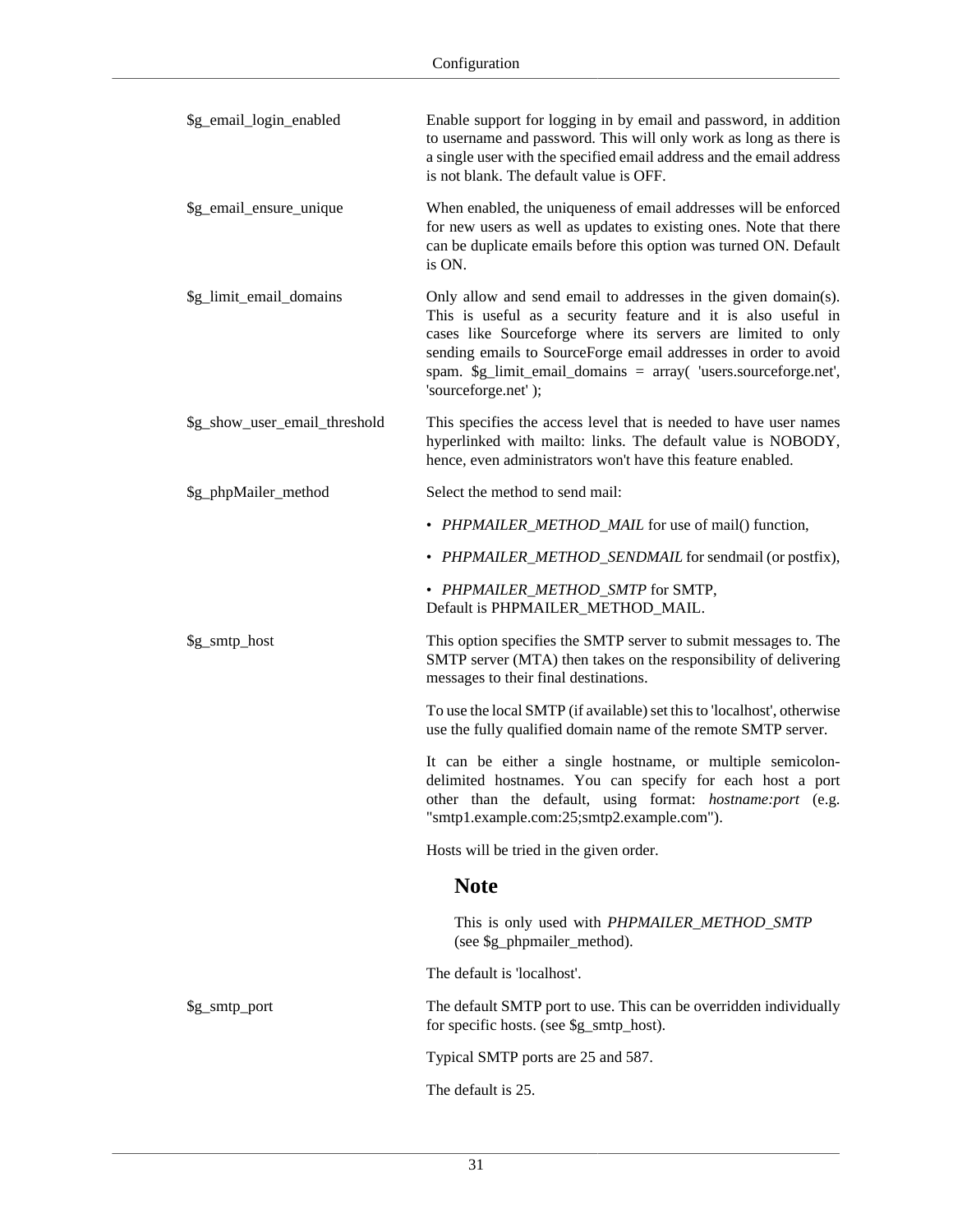| | |
|---|---|
| $g_email_login_enabled | Enable support for logging in by email and password, in addition to username and password. This will only work as long as there is a single user with the specified email address and the email address is not blank. The default value is OFF. |
| $g_email_ensure_unique | When enabled, the uniqueness of email addresses will be enforced for new users as well as updates to existing ones. Note that there can be duplicate emails before this option was turned ON. Default is ON. |
| $g_limit_email_domains | Only allow and send email to addresses in the given domain(s). This is useful as a security feature and it is also useful in cases like Sourceforge where its servers are limited to only sending emails to SourceForge email addresses in order to avoid spam. $g_limit_email_domains = array( 'users.sourceforge.net', 'sourceforge.net' ); |
| $g_show_user_email_threshold | This specifies the access level that is needed to have user names hyperlinked with mailto: links. The default value is NOBODY, hence, even administrators won't have this feature enabled. |
| $g_phpMailer_method | Select the method to send mail:<br>• *PHPMAILER_METHOD_MAIL* for use of mail() function,<br>• *PHPMAILER_METHOD_SENDMAIL* for sendmail (or postfix),<br>• *PHPMAILER_METHOD_SMTP* for SMTP,<br>Default is PHPMAILER_METHOD_MAIL. |
| $g_smtp_host | This option specifies the SMTP server to submit messages to. The SMTP server (MTA) then takes on the responsibility of delivering messages to their final destinations.<br><br>To use the local SMTP (if available) set this to 'localhost', otherwise use the fully qualified domain name of the remote SMTP server.<br><br>It can be either a single hostname, or multiple semicolon-delimited hostnames. You can specify for each host a port other than the default, using format: *hostname:port* (e.g. "smtp1.example.com:25;smtp2.example.com").<br><br>Hosts will be tried in the given order.<br><br>**Note**<br><br>This is only used with *PHPMAILER_METHOD_SMTP* (see $g_phpmailer_method).<br><br>The default is 'localhost'. |
| $g_smtp_port | The default SMTP port to use. This can be overridden individually for specific hosts. (see $g_smtp_host).<br><br>Typical SMTP ports are 25 and 587.<br><br>The default is 25. |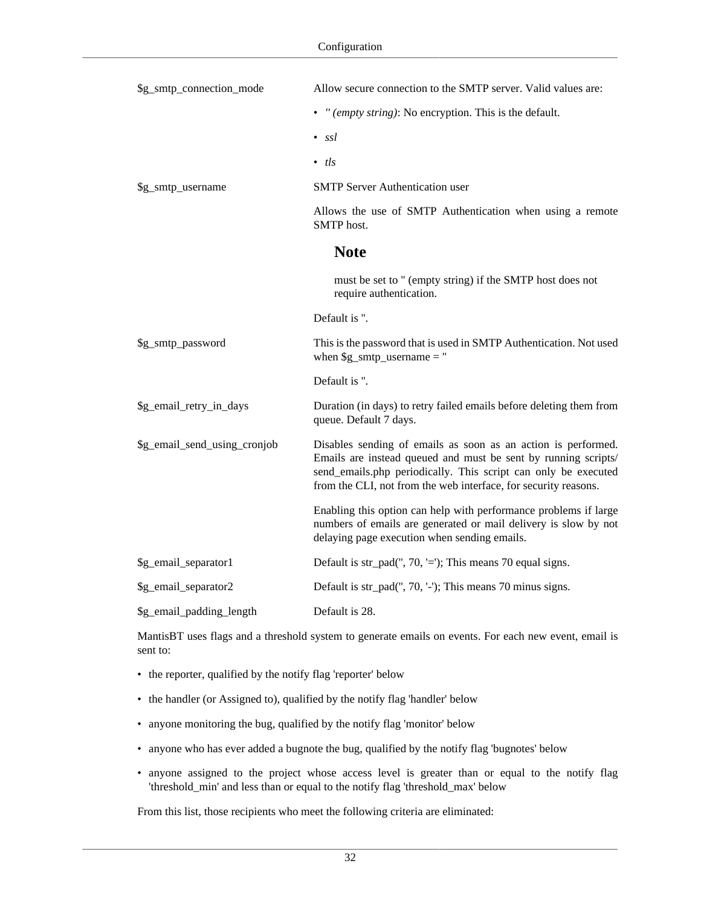| | |
|---|---|
| $g_smtp_connection_mode | Allow secure connection to the SMTP server. Valid values are:<br><br>• *'' (empty string)*: No encryption. This is the default.<br>• *ssl*<br>• *tls* |
| $g_smtp_username | SMTP Server Authentication user<br><br>Allows the use of SMTP Authentication when using a remote SMTP host.<br><br>**Note**<br><br>must be set to '' (empty string) if the SMTP host does not require authentication.<br><br>Default is ''. |
| $g_smtp_password | This is the password that is used in SMTP Authentication. Not used when $g_smtp_username = ''<br><br>Default is ''. |
| $g_email_retry_in_days | Duration (in days) to retry failed emails before deleting them from queue. Default 7 days. |
| $g_email_send_using_cronjob | Disables sending of emails as soon as an action is performed. Emails are instead queued and must be sent by running scripts/send_emails.php periodically. This script can only be executed from the CLI, not from the web interface, for security reasons.<br><br>Enabling this option can help with performance problems if large numbers of emails are generated or mail delivery is slow by not delaying page execution when sending emails. |
| $g_email_separator1 | Default is str_pad('', 70, '='); This means 70 equal signs. |
| $g_email_separator2 | Default is str_pad('', 70, '-'); This means 70 minus signs. |
| $g_email_padding_length | Default is 28. |

MantisBT uses flags and a threshold system to generate emails on events. For each new event, email is sent to:

- the reporter, qualified by the notify flag 'reporter' below
- the handler (or Assigned to), qualified by the notify flag 'handler' below
- anyone monitoring the bug, qualified by the notify flag 'monitor' below
- anyone who has ever added a bugnote the bug, qualified by the notify flag 'bugnotes' below
- anyone assigned to the project whose access level is greater than or equal to the notify flag 'threshold_min' and less than or equal to the notify flag 'threshold_max' below

From this list, those recipients who meet the following criteria are eliminated: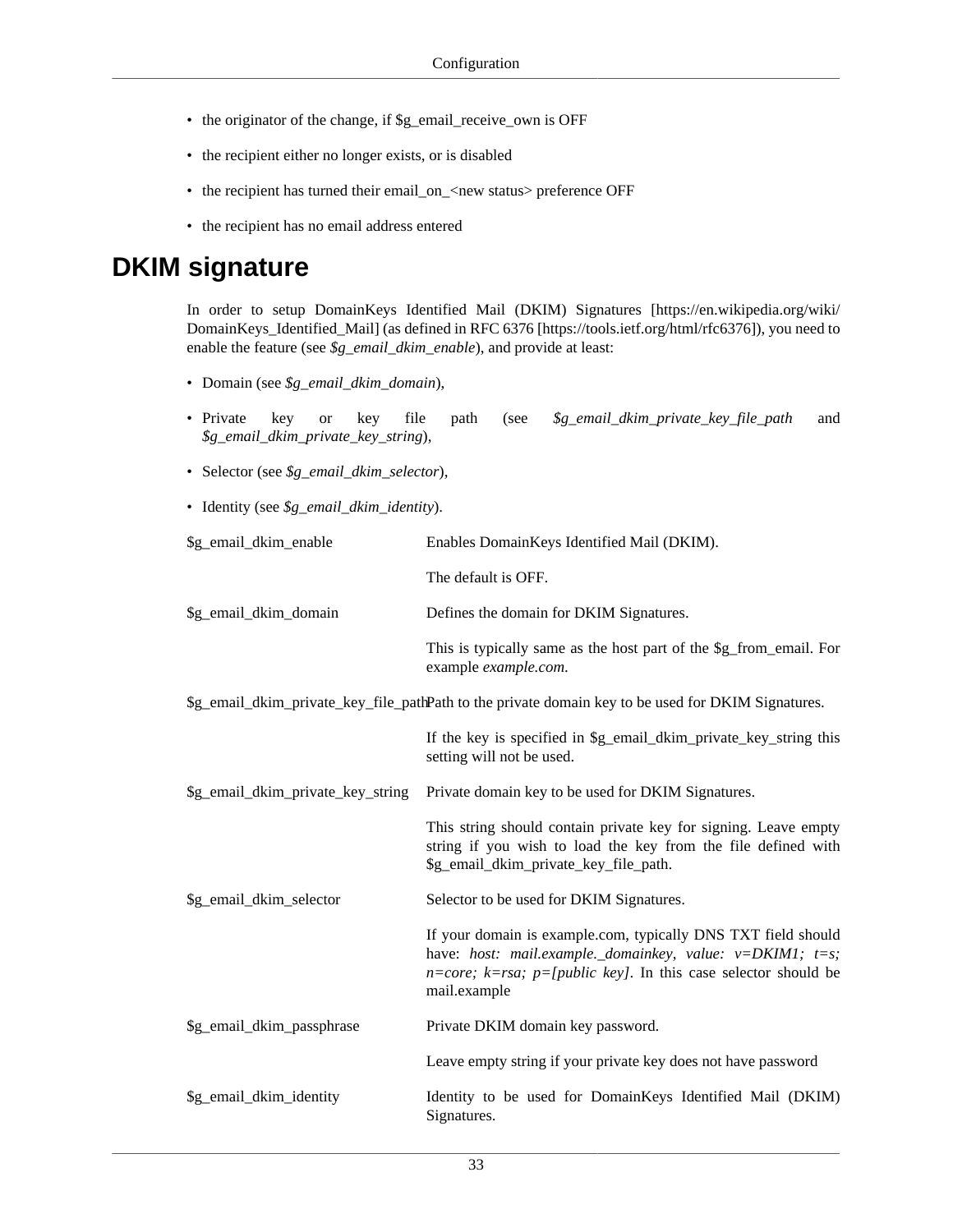- the originator of the change, if $g_email_receive_own is OFF
- the recipient either no longer exists, or is disabled
- the recipient has turned their email_on_<new status> preference OFF
- the recipient has no email address entered

# DKIM signature

In order to setup DomainKeys Identified Mail (DKIM) Signatures [https://en.wikipedia.org/wiki/DomainKeys_Identified_Mail] (as defined in RFC 6376 [https://tools.ietf.org/html/rfc6376]), you need to enable the feature (see *$g_email_dkim_enable*), and provide at least:

- Domain (see *$g_email_dkim_domain*),
- Private key or key file path (see *$g_email_dkim_private_key_file_path* and *$g_email_dkim_private_key_string*),
- Selector (see *$g_email_dkim_selector*),
- Identity (see *$g_email_dkim_identity*).

$g_email_dkim_enable
: Enables DomainKeys Identified Mail (DKIM).

  The default is OFF.

$g_email_dkim_domain
: Defines the domain for DKIM Signatures.

  This is typically same as the host part of the $g_from_email. For example *example.com*.

$g_email_dkim_private_key_file_path
: Path to the private domain key to be used for DKIM Signatures.

  If the key is specified in $g_email_dkim_private_key_string this setting will not be used.

$g_email_dkim_private_key_string
: Private domain key to be used for DKIM Signatures.

  This string should contain private key for signing. Leave empty string if you wish to load the key from the file defined with $g_email_dkim_private_key_file_path.

$g_email_dkim_selector
: Selector to be used for DKIM Signatures.

  If your domain is example.com, typically DNS TXT field should have: *host: mail.example._domainkey*, *value: v=DKIM1; t=s; n=core; k=rsa; p=[public key]*. In this case selector should be mail.example

$g_email_dkim_passphrase
: Private DKIM domain key password.

  Leave empty string if your private key does not have password

$g_email_dkim_identity
: Identity to be used for DomainKeys Identified Mail (DKIM) Signatures.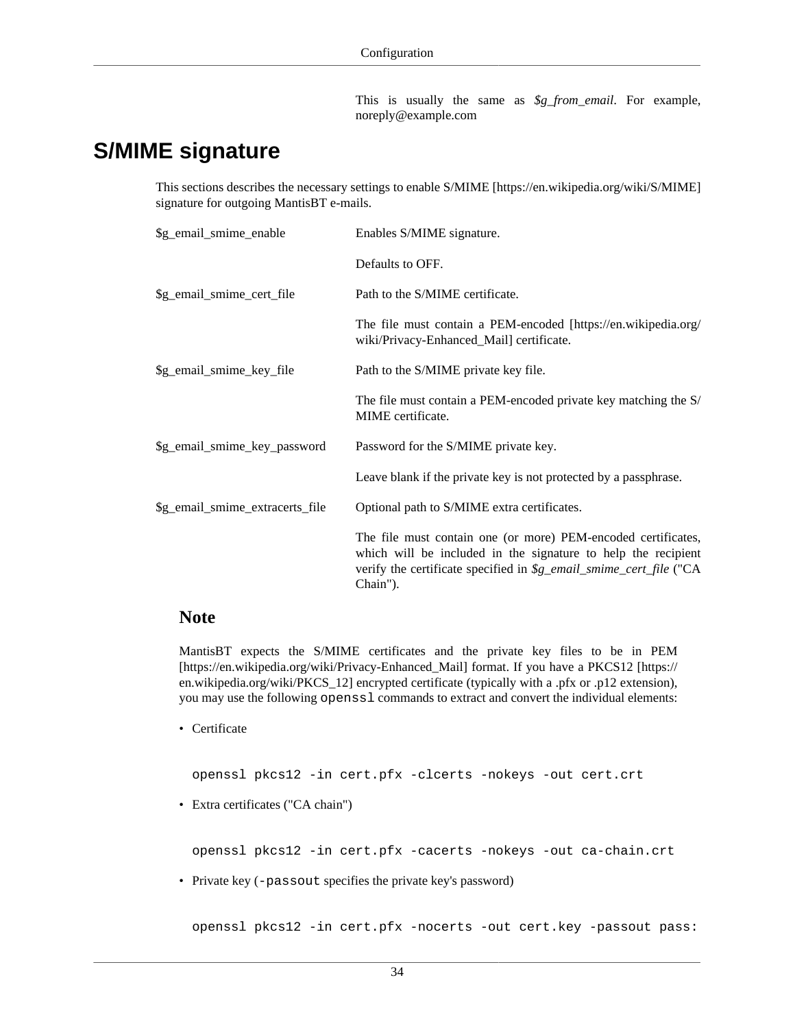This is usually the same as *$g_from_email*. For example, noreply@example.com

## S/MIME signature

This sections describes the necessary settings to enable S/MIME [https://en.wikipedia.org/wiki/S/MIME] signature for outgoing MantisBT e-mails.

$g_email_smime_enable

Enables S/MIME signature.

Defaults to OFF.

$g_email_smime_cert_file

Path to the S/MIME certificate.

The file must contain a PEM-encoded [https://en.wikipedia.org/wiki/Privacy-Enhanced_Mail] certificate.

$g_email_smime_key_file

Path to the S/MIME private key file.

The file must contain a PEM-encoded private key matching the S/MIME certificate.

$g_email_smime_key_password

Password for the S/MIME private key.

Leave blank if the private key is not protected by a passphrase.

$g_email_smime_extracerts_file

Optional path to S/MIME extra certificates.

The file must contain one (or more) PEM-encoded certificates, which will be included in the signature to help the recipient verify the certificate specified in *$g_email_smime_cert_file* ("CA Chain").

### Note

MantisBT expects the S/MIME certificates and the private key files to be in PEM [https://en.wikipedia.org/wiki/Privacy-Enhanced_Mail] format. If you have a PKCS12 [https://en.wikipedia.org/wiki/PKCS_12] encrypted certificate (typically with a .pfx or .p12 extension), you may use the following `openssl` commands to extract and convert the individual elements:

- Certificate

```
openssl pkcs12 -in cert.pfx -clcerts -nokeys -out cert.crt
```

- Extra certificates ("CA chain")

```
openssl pkcs12 -in cert.pfx -cacerts -nokeys -out ca-chain.crt
```

- Private key (`-passout` specifies the private key's password)

```
openssl pkcs12 -in cert.pfx -nocerts -out cert.key -passout pass:
```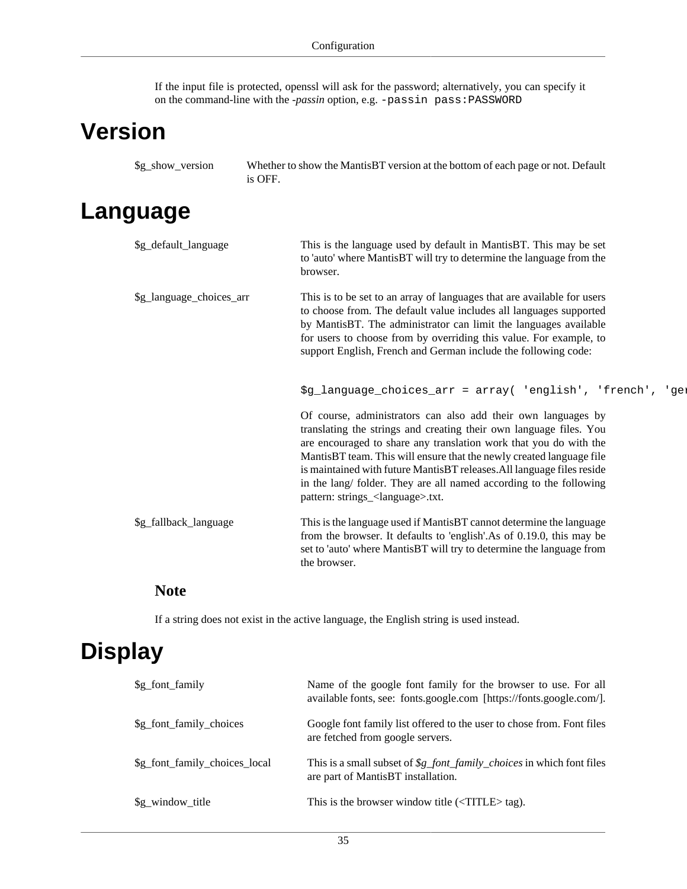If the input file is protected, openssl will ask for the password; alternatively, you can specify it on the command-line with the *-passin* option, e.g. `-passin pass:PASSWORD`

# Version

| | |
|---|---|
| $g_show_version | Whether to show the MantisBT version at the bottom of each page or not. Default is OFF. |

# Language

$g_default_language
: This is the language used by default in MantisBT. This may be set to 'auto' where MantisBT will try to determine the language from the browser.

$g_language_choices_arr
: This is to be set to an array of languages that are available for users to choose from. The default value includes all languages supported by MantisBT. The administrator can limit the languages available for users to choose from by overriding this value. For example, to support English, French and German include the following code:

```
$g_language_choices_arr = array( 'english', 'french', 'ge
```

Of course, administrators can also add their own languages by translating the strings and creating their own language files. You are encouraged to share any translation work that you do with the MantisBT team. This will ensure that the newly created language file is maintained with future MantisBT releases.All language files reside in the lang/ folder. They are all named according to the following pattern: strings_<language>.txt.

$g_fallback_language
: This is the language used if MantisBT cannot determine the language from the browser. It defaults to 'english'.As of 0.19.0, this may be set to 'auto' where MantisBT will try to determine the language from the browser.

### Note

If a string does not exist in the active language, the English string is used instead.

# Display

| | |
|---|---|
| $g_font_family | Name of the google font family for the browser to use. For all available fonts, see: fonts.google.com [https://fonts.google.com/]. |
| $g_font_family_choices | Google font family list offered to the user to chose from. Font files are fetched from google servers. |
| $g_font_family_choices_local | This is a small subset of *$g_font_family_choices* in which font files are part of MantisBT installation. |
| $g_window_title | This is the browser window title (<TITLE> tag). |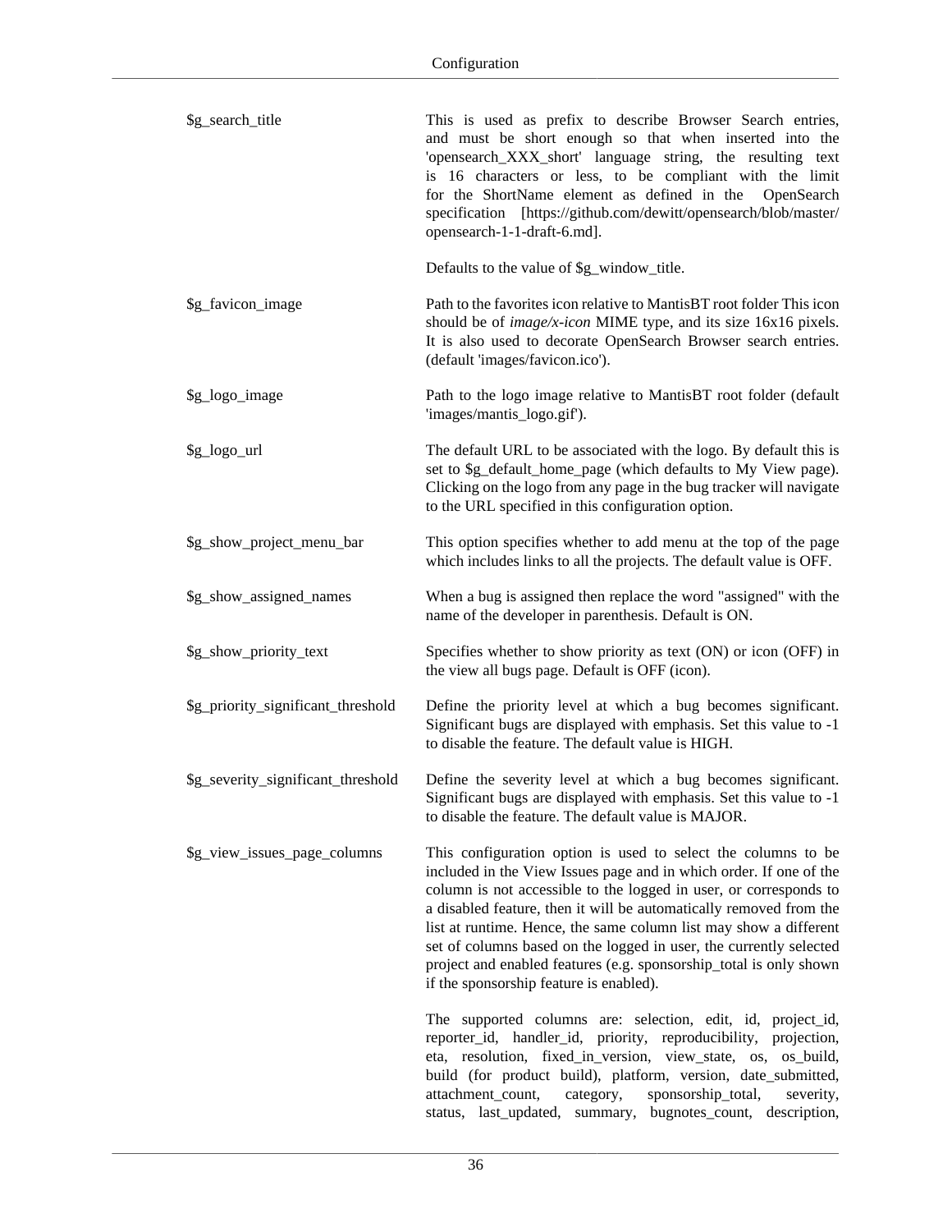| | |
|---|---|
| $g_search_title | This is used as prefix to describe Browser Search entries, and must be short enough so that when inserted into the 'opensearch_XXX_short' language string, the resulting text is 16 characters or less, to be compliant with the limit for the ShortName element as defined in the OpenSearch specification [https://github.com/dewitt/opensearch/blob/master/opensearch-1-1-draft-6.md].<br><br>Defaults to the value of $g_window_title. |
| $g_favicon_image | Path to the favorites icon relative to MantisBT root folder This icon should be of *image/x-icon* MIME type, and its size 16x16 pixels. It is also used to decorate OpenSearch Browser search entries. (default 'images/favicon.ico'). |
| $g_logo_image | Path to the logo image relative to MantisBT root folder (default 'images/mantis_logo.gif'). |
| $g_logo_url | The default URL to be associated with the logo. By default this is set to $g_default_home_page (which defaults to My View page). Clicking on the logo from any page in the bug tracker will navigate to the URL specified in this configuration option. |
| $g_show_project_menu_bar | This option specifies whether to add menu at the top of the page which includes links to all the projects. The default value is OFF. |
| $g_show_assigned_names | When a bug is assigned then replace the word "assigned" with the name of the developer in parenthesis. Default is ON. |
| $g_show_priority_text | Specifies whether to show priority as text (ON) or icon (OFF) in the view all bugs page. Default is OFF (icon). |
| $g_priority_significant_threshold | Define the priority level at which a bug becomes significant. Significant bugs are displayed with emphasis. Set this value to -1 to disable the feature. The default value is HIGH. |
| $g_severity_significant_threshold | Define the severity level at which a bug becomes significant. Significant bugs are displayed with emphasis. Set this value to -1 to disable the feature. The default value is MAJOR. |
| $g_view_issues_page_columns | This configuration option is used to select the columns to be included in the View Issues page and in which order. If one of the column is not accessible to the logged in user, or corresponds to a disabled feature, then it will be automatically removed from the list at runtime. Hence, the same column list may show a different set of columns based on the logged in user, the currently selected project and enabled features (e.g. sponsorship_total is only shown if the sponsorship feature is enabled).<br><br>The supported columns are: selection, edit, id, project_id, reporter_id, handler_id, priority, reproducibility, projection, eta, resolution, fixed_in_version, view_state, os, os_build, build (for product build), platform, version, date_submitted, attachment_count, category, sponsorship_total, severity, status, last_updated, summary, bugnotes_count, description, |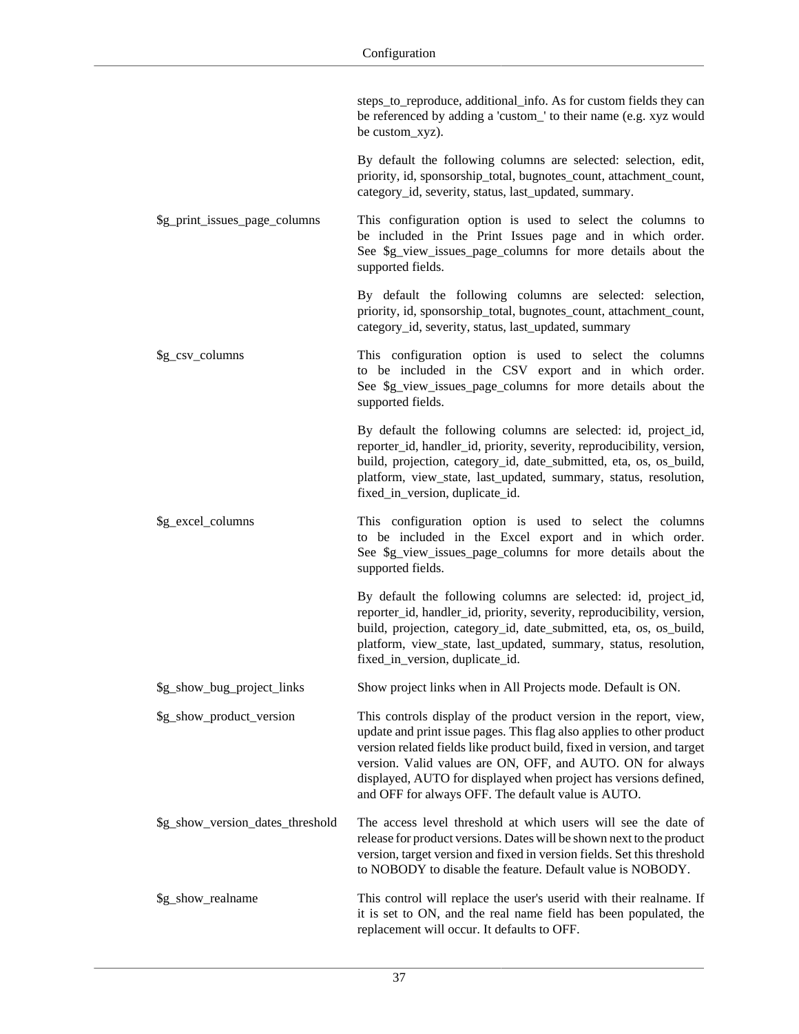| | |
|---|---|
| | steps_to_reproduce, additional_info. As for custom fields they can be referenced by adding a 'custom_' to their name (e.g. xyz would be custom_xyz).<br><br>By default the following columns are selected: selection, edit, priority, id, sponsorship_total, bugnotes_count, attachment_count, category_id, severity, status, last_updated, summary. |
| $g_print_issues_page_columns | This configuration option is used to select the columns to be included in the Print Issues page and in which order. See $g_view_issues_page_columns for more details about the supported fields.<br><br>By default the following columns are selected: selection, priority, id, sponsorship_total, bugnotes_count, attachment_count, category_id, severity, status, last_updated, summary |
| $g_csv_columns | This configuration option is used to select the columns to be included in the CSV export and in which order. See $g_view_issues_page_columns for more details about the supported fields.<br><br>By default the following columns are selected: id, project_id, reporter_id, handler_id, priority, severity, reproducibility, version, build, projection, category_id, date_submitted, eta, os, os_build, platform, view_state, last_updated, summary, status, resolution, fixed_in_version, duplicate_id. |
| $g_excel_columns | This configuration option is used to select the columns to be included in the Excel export and in which order. See $g_view_issues_page_columns for more details about the supported fields.<br><br>By default the following columns are selected: id, project_id, reporter_id, handler_id, priority, severity, reproducibility, version, build, projection, category_id, date_submitted, eta, os, os_build, platform, view_state, last_updated, summary, status, resolution, fixed_in_version, duplicate_id. |
| $g_show_bug_project_links | Show project links when in All Projects mode. Default is ON. |
| $g_show_product_version | This controls display of the product version in the report, view, update and print issue pages. This flag also applies to other product version related fields like product build, fixed in version, and target version. Valid values are ON, OFF, and AUTO. ON for always displayed, AUTO for displayed when project has versions defined, and OFF for always OFF. The default value is AUTO. |
| $g_show_version_dates_threshold | The access level threshold at which users will see the date of release for product versions. Dates will be shown next to the product version, target version and fixed in version fields. Set this threshold to NOBODY to disable the feature. Default value is NOBODY. |
| $g_show_realname | This control will replace the user's userid with their realname. If it is set to ON, and the real name field has been populated, the replacement will occur. It defaults to OFF. |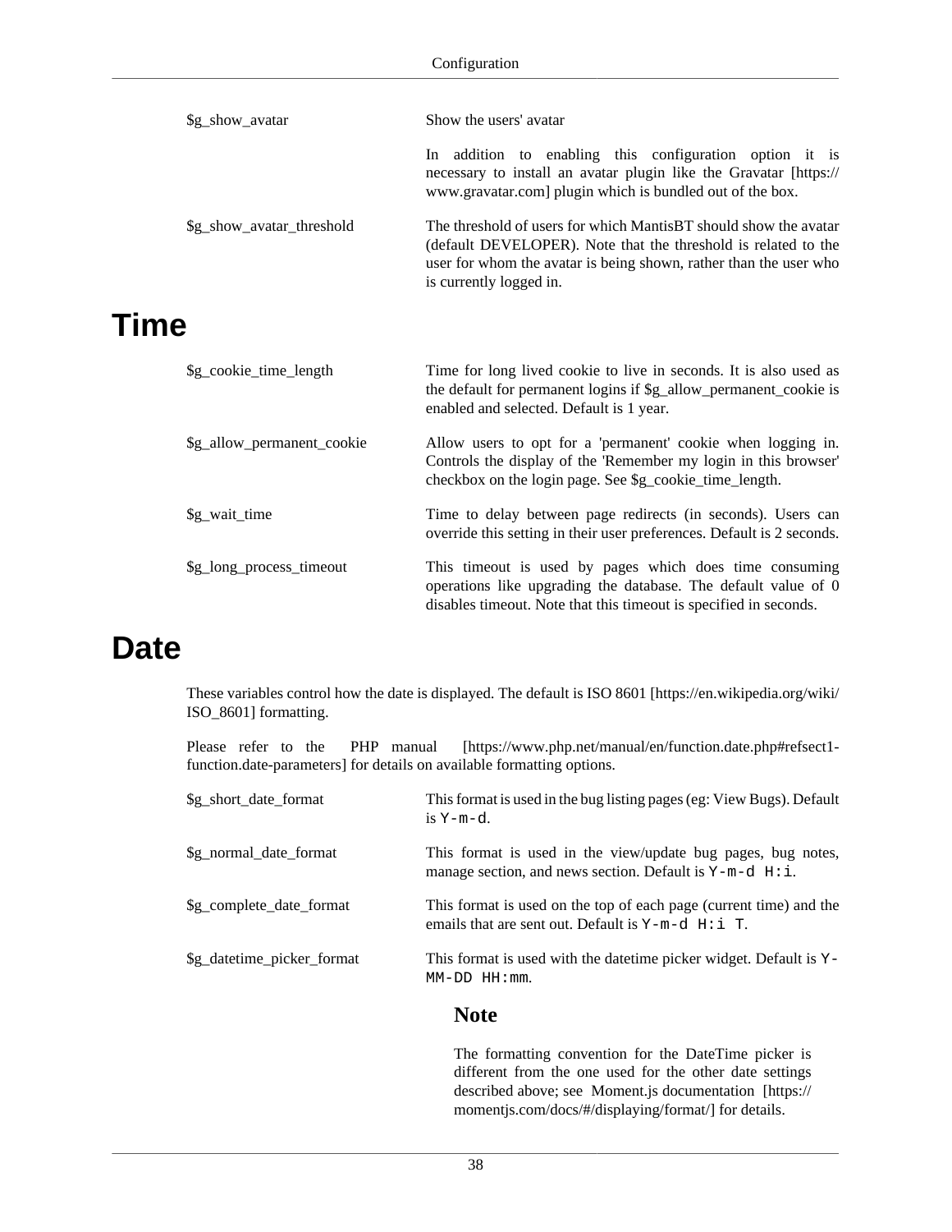$g_show_avatar

Show the users' avatar

In addition to enabling this configuration option it is necessary to install an avatar plugin like the Gravatar [https://www.gravatar.com] plugin which is bundled out of the box.

$g_show_avatar_threshold

The threshold of users for which MantisBT should show the avatar (default DEVELOPER). Note that the threshold is related to the user for whom the avatar is being shown, rather than the user who is currently logged in.

# Time

$g_cookie_time_length

Time for long lived cookie to live in seconds. It is also used as the default for permanent logins if $g_allow_permanent_cookie is enabled and selected. Default is 1 year.

$g_allow_permanent_cookie

Allow users to opt for a 'permanent' cookie when logging in. Controls the display of the 'Remember my login in this browser' checkbox on the login page. See $g_cookie_time_length.

$g_wait_time

Time to delay between page redirects (in seconds). Users can override this setting in their user preferences. Default is 2 seconds.

$g_long_process_timeout

This timeout is used by pages which does time consuming operations like upgrading the database. The default value of 0 disables timeout. Note that this timeout is specified in seconds.

# Date

These variables control how the date is displayed. The default is ISO 8601 [https://en.wikipedia.org/wiki/ISO_8601] formatting.

Please refer to the PHP manual [https://www.php.net/manual/en/function.date.php#refsect1-function.date-parameters] for details on available formatting options.

$g_short_date_format

This format is used in the bug listing pages (eg: View Bugs). Default is `Y-m-d`.

$g_normal_date_format

This format is used in the view/update bug pages, bug notes, manage section, and news section. Default is `Y-m-d H:i`.

$g_complete_date_format

This format is used on the top of each page (current time) and the emails that are sent out. Default is `Y-m-d H:i T`.

$g_datetime_picker_format

This format is used with the datetime picker widget. Default is `Y-MM-DD HH:mm`.

### Note

The formatting convention for the DateTime picker is different from the one used for the other date settings described above; see Moment.js documentation [https://momentjs.com/docs/#/displaying/format/] for details.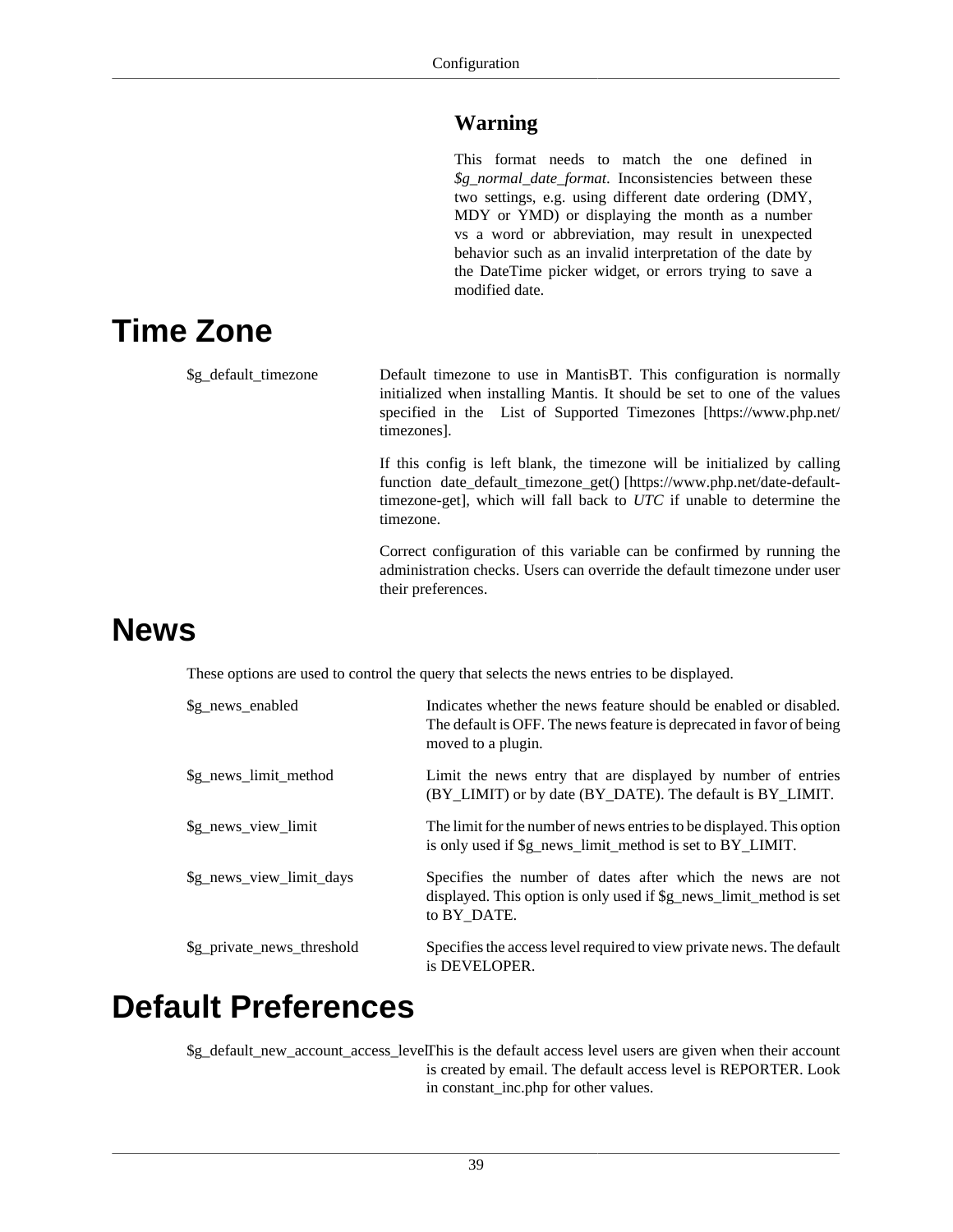> **Warning**
>
> This format needs to match the one defined in *$g_normal_date_format*. Inconsistencies between these two settings, e.g. using different date ordering (DMY, MDY or YMD) or displaying the month as a number vs a word or abbreviation, may result in unexpected behavior such as an invalid interpretation of the date by the DateTime picker widget, or errors trying to save a modified date.

# Time Zone

$g_default_timezone
: Default timezone to use in MantisBT. This configuration is normally initialized when installing Mantis. It should be set to one of the values specified in the List of Supported Timezones [https://www.php.net/timezones].

  If this config is left blank, the timezone will be initialized by calling function date_default_timezone_get() [https://www.php.net/date-default-timezone-get], which will fall back to *UTC* if unable to determine the timezone.

  Correct configuration of this variable can be confirmed by running the administration checks. Users can override the default timezone under user their preferences.

# News

These options are used to control the query that selects the news entries to be displayed.

$g_news_enabled
: Indicates whether the news feature should be enabled or disabled. The default is OFF. The news feature is deprecated in favor of being moved to a plugin.

$g_news_limit_method
: Limit the news entry that are displayed by number of entries (BY_LIMIT) or by date (BY_DATE). The default is BY_LIMIT.

$g_news_view_limit
: The limit for the number of news entries to be displayed. This option is only used if $g_news_limit_method is set to BY_LIMIT.

$g_news_view_limit_days
: Specifies the number of dates after which the news are not displayed. This option is only used if $g_news_limit_method is set to BY_DATE.

$g_private_news_threshold
: Specifies the access level required to view private news. The default is DEVELOPER.

# Default Preferences

$g_default_new_account_access_level
: This is the default access level users are given when their account is created by email. The default access level is REPORTER. Look in constant_inc.php for other values.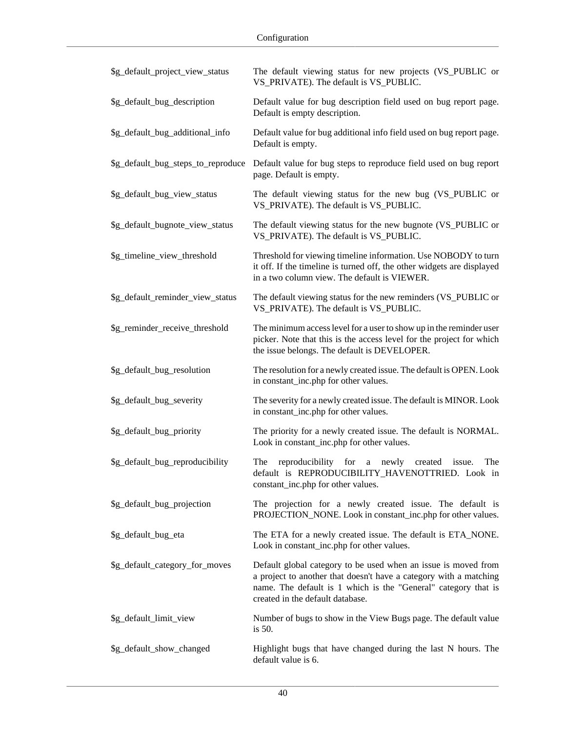| | |
|---|---|
| $g_default_project_view_status | The default viewing status for new projects (VS_PUBLIC or VS_PRIVATE). The default is VS_PUBLIC. |
| $g_default_bug_description | Default value for bug description field used on bug report page. Default is empty description. |
| $g_default_bug_additional_info | Default value for bug additional info field used on bug report page. Default is empty. |
| $g_default_bug_steps_to_reproduce | Default value for bug steps to reproduce field used on bug report page. Default is empty. |
| $g_default_bug_view_status | The default viewing status for the new bug (VS_PUBLIC or VS_PRIVATE). The default is VS_PUBLIC. |
| $g_default_bugnote_view_status | The default viewing status for the new bugnote (VS_PUBLIC or VS_PRIVATE). The default is VS_PUBLIC. |
| $g_timeline_view_threshold | Threshold for viewing timeline information. Use NOBODY to turn it off. If the timeline is turned off, the other widgets are displayed in a two column view. The default is VIEWER. |
| $g_default_reminder_view_status | The default viewing status for the new reminders (VS_PUBLIC or VS_PRIVATE). The default is VS_PUBLIC. |
| $g_reminder_receive_threshold | The minimum access level for a user to show up in the reminder user picker. Note that this is the access level for the project for which the issue belongs. The default is DEVELOPER. |
| $g_default_bug_resolution | The resolution for a newly created issue. The default is OPEN. Look in constant_inc.php for other values. |
| $g_default_bug_severity | The severity for a newly created issue. The default is MINOR. Look in constant_inc.php for other values. |
| $g_default_bug_priority | The priority for a newly created issue. The default is NORMAL. Look in constant_inc.php for other values. |
| $g_default_bug_reproducibility | The reproducibility for a newly created issue. The default is REPRODUCIBILITY_HAVENOTTRIED. Look in constant_inc.php for other values. |
| $g_default_bug_projection | The projection for a newly created issue. The default is PROJECTION_NONE. Look in constant_inc.php for other values. |
| $g_default_bug_eta | The ETA for a newly created issue. The default is ETA_NONE. Look in constant_inc.php for other values. |
| $g_default_category_for_moves | Default global category to be used when an issue is moved from a project to another that doesn't have a category with a matching name. The default is 1 which is the "General" category that is created in the default database. |
| $g_default_limit_view | Number of bugs to show in the View Bugs page. The default value is 50. |
| $g_default_show_changed | Highlight bugs that have changed during the last N hours. The default value is 6. |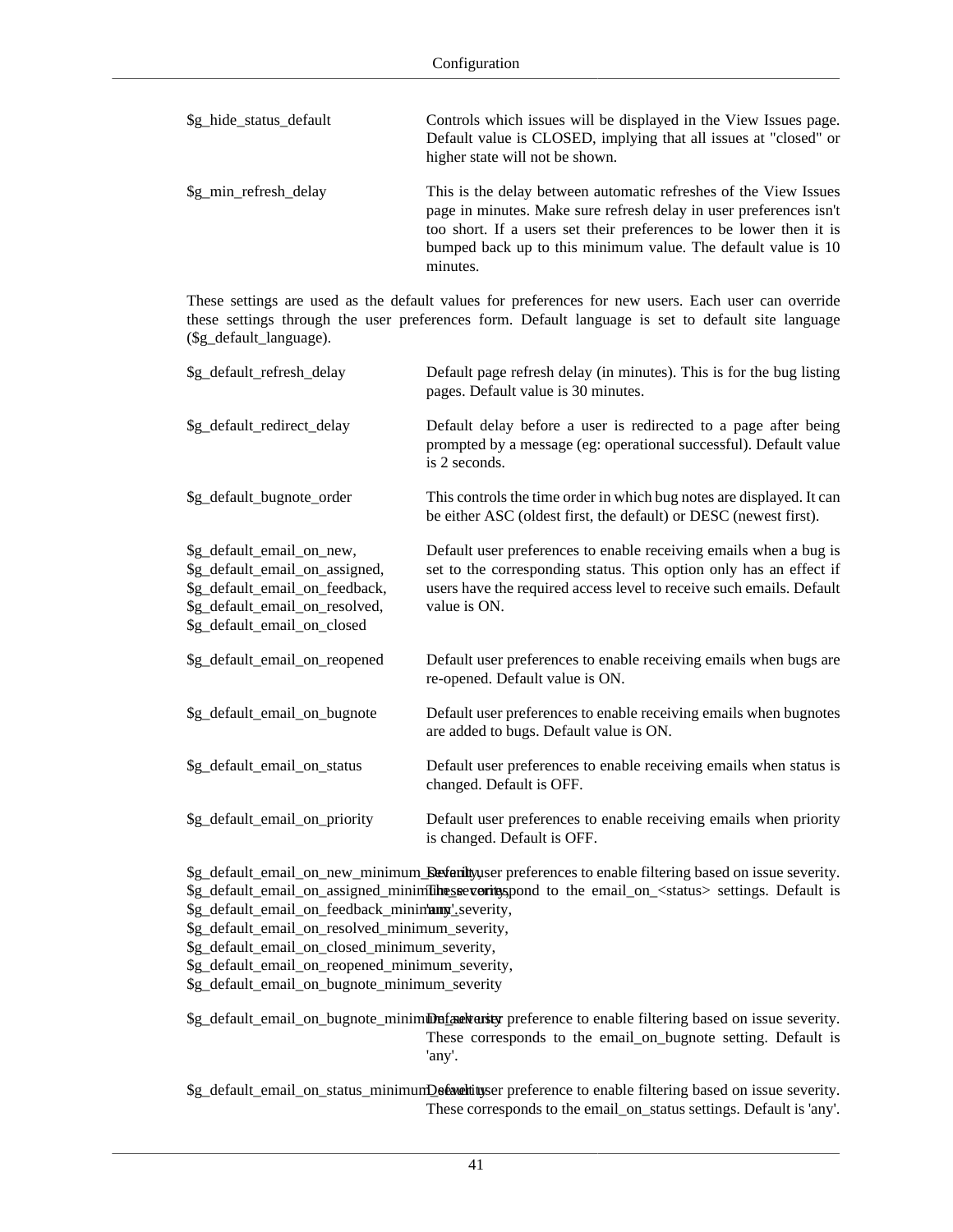| | |
|---|---|
| $g_hide_status_default | Controls which issues will be displayed in the View Issues page. Default value is CLOSED, implying that all issues at "closed" or higher state will not be shown. |
| $g_min_refresh_delay | This is the delay between automatic refreshes of the View Issues page in minutes. Make sure refresh delay in user preferences isn't too short. If a users set their preferences to be lower then it is bumped back up to this minimum value. The default value is 10 minutes. |

These settings are used as the default values for preferences for new users. Each user can override these settings through the user preferences form. Default language is set to default site language ($g_default_language).

| | |
|---|---|
| $g_default_refresh_delay | Default page refresh delay (in minutes). This is for the bug listing pages. Default value is 30 minutes. |
| $g_default_redirect_delay | Default delay before a user is redirected to a page after being prompted by a message (eg: operational successful). Default value is 2 seconds. |
| $g_default_bugnote_order | This controls the time order in which bug notes are displayed. It can be either ASC (oldest first, the default) or DESC (newest first). |
| $g_default_email_on_new, $g_default_email_on_assigned, $g_default_email_on_feedback, $g_default_email_on_resolved, $g_default_email_on_closed | Default user preferences to enable receiving emails when a bug is set to the corresponding status. This option only has an effect if users have the required access level to receive such emails. Default value is ON. |
| $g_default_email_on_reopened | Default user preferences to enable receiving emails when bugs are re-opened. Default value is ON. |
| $g_default_email_on_bugnote | Default user preferences to enable receiving emails when bugnotes are added to bugs. Default value is ON. |
| $g_default_email_on_status | Default user preferences to enable receiving emails when status is changed. Default is OFF. |
| $g_default_email_on_priority | Default user preferences to enable receiving emails when priority is changed. Default is OFF. |
| $g_default_email_on_new_minimum_severity, $g_default_email_on_assigned_minimum_severity, $g_default_email_on_feedback_minimum_severity, $g_default_email_on_resolved_minimum_severity, $g_default_email_on_closed_minimum_severity, $g_default_email_on_reopened_minimum_severity, $g_default_email_on_bugnote_minimum_severity | Default user preferences to enable filtering based on issue severity. These correspond to the email_on_<status> settings. Default is 'any'. |
| $g_default_email_on_bugnote_minimum_severity | Default user preference to enable filtering based on issue severity. These corresponds to the email_on_bugnote setting. Default is 'any'. |
| $g_default_email_on_status_minimum_severity | Default user preference to enable filtering based on issue severity. These corresponds to the email_on_status settings. Default is 'any'. |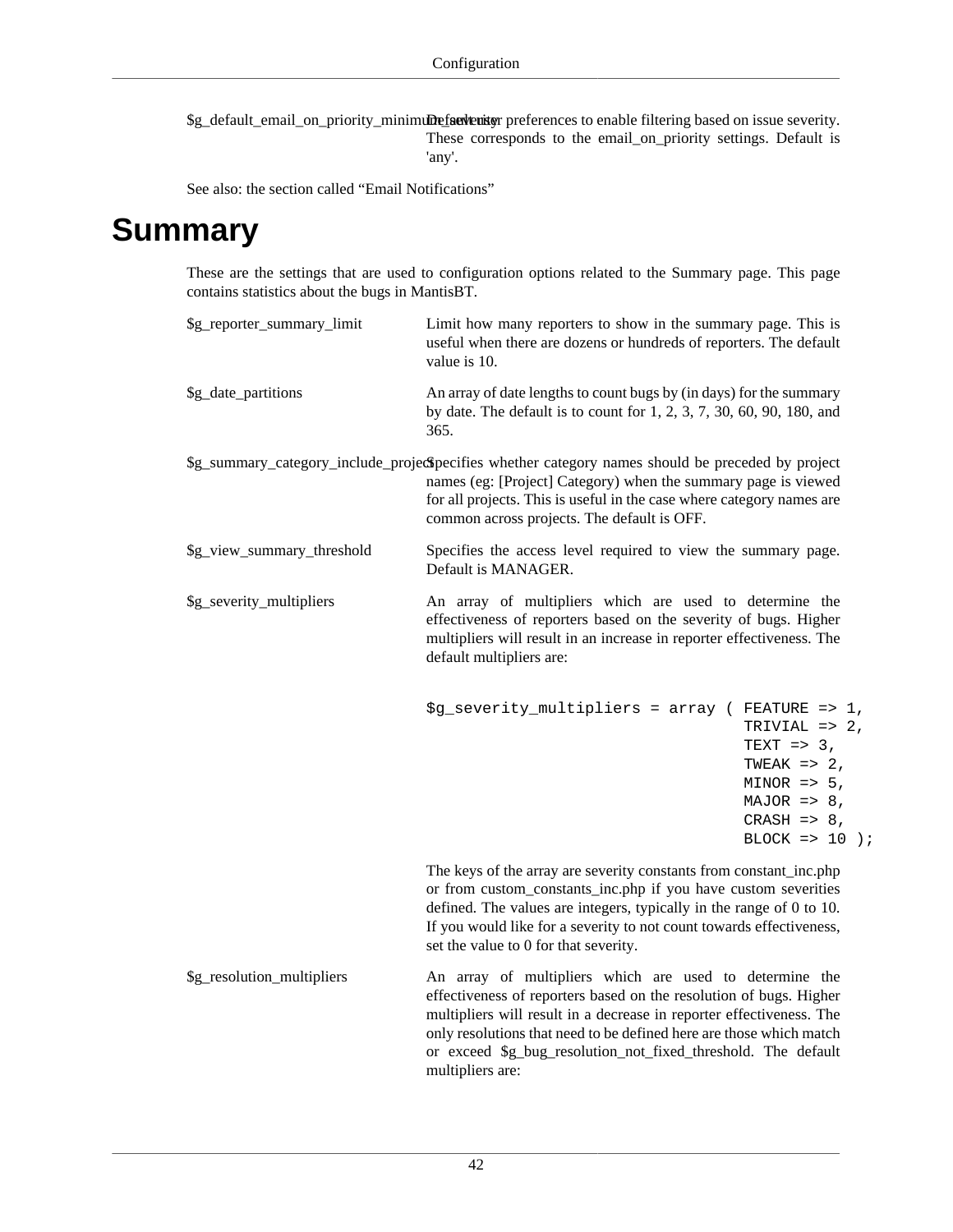$g_default_email_on_priority_minimum_severity
: Default user preferences to enable filtering based on issue severity. These corresponds to the email_on_priority settings. Default is 'any'.

See also: the section called “Email Notifications”

# Summary

These are the settings that are used to configuration options related to the Summary page. This page contains statistics about the bugs in MantisBT.

$g_reporter_summary_limit
: Limit how many reporters to show in the summary page. This is useful when there are dozens or hundreds of reporters. The default value is 10.

$g_date_partitions
: An array of date lengths to count bugs by (in days) for the summary by date. The default is to count for 1, 2, 3, 7, 30, 60, 90, 180, and 365.

$g_summary_category_include_project
: Specifies whether category names should be preceded by project names (eg: [Project] Category) when the summary page is viewed for all projects. This is useful in the case where category names are common across projects. The default is OFF.

$g_view_summary_threshold
: Specifies the access level required to view the summary page. Default is MANAGER.

$g_severity_multipliers
: An array of multipliers which are used to determine the effectiveness of reporters based on the severity of bugs. Higher multipliers will result in an increase in reporter effectiveness. The default multipliers are:

```
$g_severity_multipliers = array ( FEATURE => 1,
                                  TRIVIAL => 2,
                                  TEXT => 3,
                                  TWEAK => 2,
                                  MINOR => 5,
                                  MAJOR => 8,
                                  CRASH => 8,
                                  BLOCK => 10 );
```

The keys of the array are severity constants from constant_inc.php or from custom_constants_inc.php if you have custom severities defined. The values are integers, typically in the range of 0 to 10. If you would like for a severity to not count towards effectiveness, set the value to 0 for that severity.

$g_resolution_multipliers
: An array of multipliers which are used to determine the effectiveness of reporters based on the resolution of bugs. Higher multipliers will result in a decrease in reporter effectiveness. The only resolutions that need to be defined here are those which match or exceed $g_bug_resolution_not_fixed_threshold. The default multipliers are: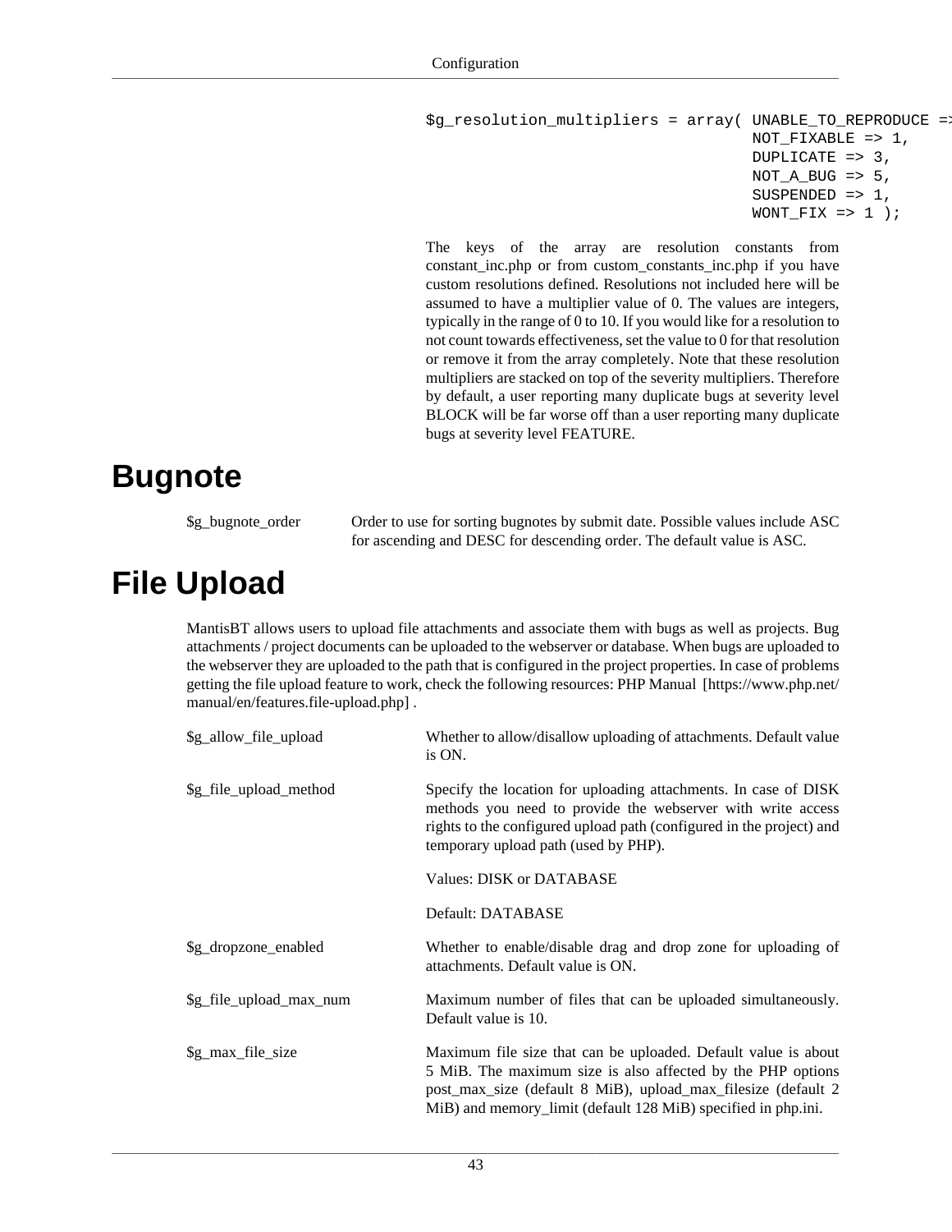```
$g_resolution_multipliers = array( UNABLE_TO_REPRODUCE =>
                                   NOT_FIXABLE => 1,
                                   DUPLICATE => 3,
                                   NOT_A_BUG => 5,
                                   SUSPENDED => 1,
                                   WONT_FIX => 1 );
```

The keys of the array are resolution constants from constant_inc.php or from custom_constants_inc.php if you have custom resolutions defined. Resolutions not included here will be assumed to have a multiplier value of 0. The values are integers, typically in the range of 0 to 10. If you would like for a resolution to not count towards effectiveness, set the value to 0 for that resolution or remove it from the array completely. Note that these resolution multipliers are stacked on top of the severity multipliers. Therefore by default, a user reporting many duplicate bugs at severity level BLOCK will be far worse off than a user reporting many duplicate bugs at severity level FEATURE.

# Bugnote

$g_bugnote_order
: Order to use for sorting bugnotes by submit date. Possible values include ASC for ascending and DESC for descending order. The default value is ASC.

# File Upload

MantisBT allows users to upload file attachments and associate them with bugs as well as projects. Bug attachments / project documents can be uploaded to the webserver or database. When bugs are uploaded to the webserver they are uploaded to the path that is configured in the project properties. In case of problems getting the file upload feature to work, check the following resources: PHP Manual [https://www.php.net/manual/en/features.file-upload.php] .

$g_allow_file_upload
: Whether to allow/disallow uploading of attachments. Default value is ON.

$g_file_upload_method
: Specify the location for uploading attachments. In case of DISK methods you need to provide the webserver with write access rights to the configured upload path (configured in the project) and temporary upload path (used by PHP).

  Values: DISK or DATABASE

  Default: DATABASE

$g_dropzone_enabled
: Whether to enable/disable drag and drop zone for uploading of attachments. Default value is ON.

$g_file_upload_max_num
: Maximum number of files that can be uploaded simultaneously. Default value is 10.

$g_max_file_size
: Maximum file size that can be uploaded. Default value is about 5 MiB. The maximum size is also affected by the PHP options post_max_size (default 8 MiB), upload_max_filesize (default 2 MiB) and memory_limit (default 128 MiB) specified in php.ini.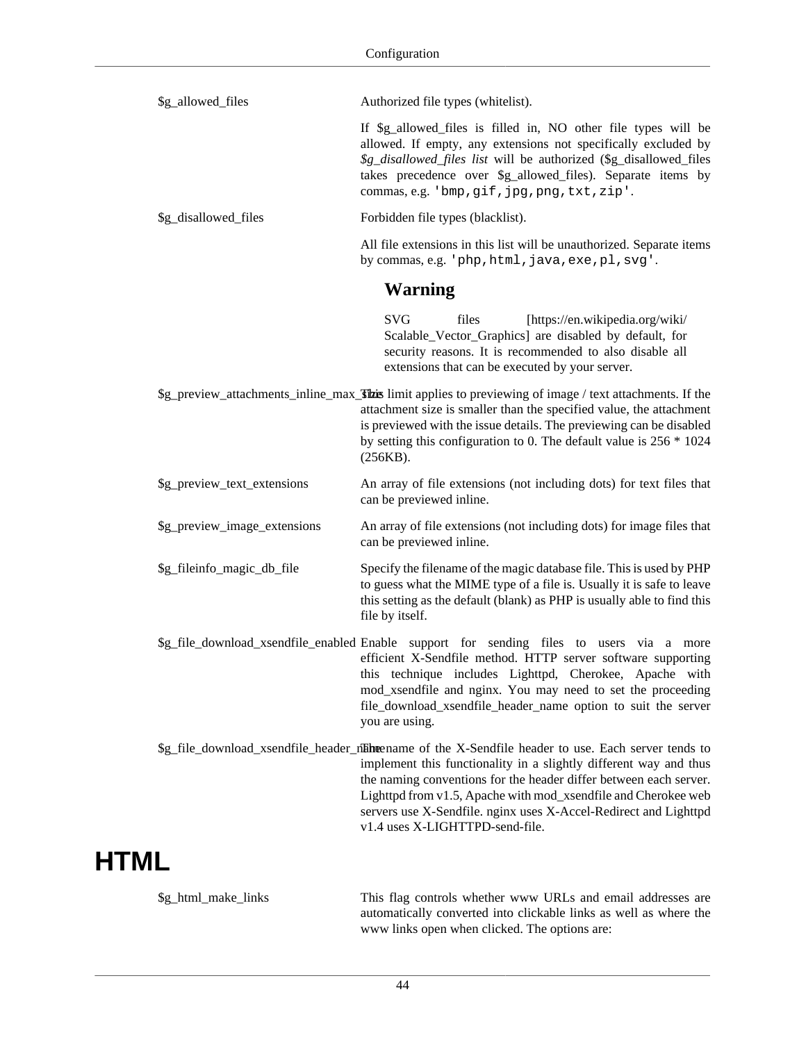$g_allowed_files
: Authorized file types (whitelist).

  If $g_allowed_files is filled in, NO other file types will be allowed. If empty, any extensions not specifically excluded by *$g_disallowed_files list* will be authorized ($g_disallowed_files takes precedence over $g_allowed_files). Separate items by commas, e.g. `'bmp,gif,jpg,png,txt,zip'`.

$g_disallowed_files
: Forbidden file types (blacklist).

  All file extensions in this list will be unauthorized. Separate items by commas, e.g. `'php,html,java,exe,pl,svg'`.

  ### Warning

  SVG files [https://en.wikipedia.org/wiki/Scalable_Vector_Graphics] are disabled by default, for security reasons. It is recommended to also disable all extensions that can be executed by your server.

$g_preview_attachments_inline_max_size
: This limit applies to previewing of image / text attachments. If the attachment size is smaller than the specified value, the attachment is previewed with the issue details. The previewing can be disabled by setting this configuration to 0. The default value is 256 * 1024 (256KB).

$g_preview_text_extensions
: An array of file extensions (not including dots) for text files that can be previewed inline.

$g_preview_image_extensions
: An array of file extensions (not including dots) for image files that can be previewed inline.

$g_fileinfo_magic_db_file
: Specify the filename of the magic database file. This is used by PHP to guess what the MIME type of a file is. Usually it is safe to leave this setting as the default (blank) as PHP is usually able to find this file by itself.

$g_file_download_xsendfile_enabled
: Enable support for sending files to users via a more efficient X-Sendfile method. HTTP server software supporting this technique includes Lighttpd, Cherokee, Apache with mod_xsendfile and nginx. You may need to set the proceeding file_download_xsendfile_header_name option to suit the server you are using.

$g_file_download_xsendfile_header_name
: The name of the X-Sendfile header to use. Each server tends to implement this functionality in a slightly different way and thus the naming conventions for the header differ between each server. Lighttpd from v1.5, Apache with mod_xsendfile and Cherokee web servers use X-Sendfile. nginx uses X-Accel-Redirect and Lighttpd v1.4 uses X-LIGHTTPD-send-file.

# HTML

$g_html_make_links
: This flag controls whether www URLs and email addresses are automatically converted into clickable links as well as where the www links open when clicked. The options are: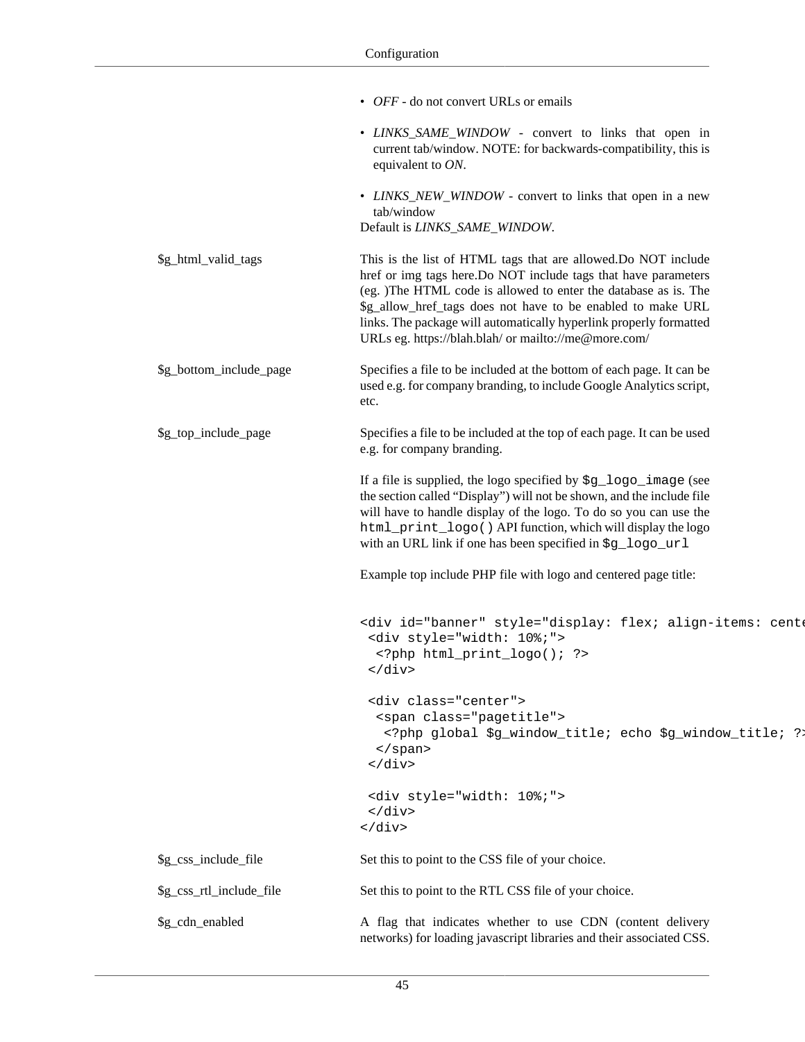- *OFF* - do not convert URLs or emails
- *LINKS_SAME_WINDOW* - convert to links that open in current tab/window. NOTE: for backwards-compatibility, this is equivalent to *ON*.
- *LINKS_NEW_WINDOW* - convert to links that open in a new tab/window

Default is *LINKS_SAME_WINDOW*.

**$g_html_valid_tags**

This is the list of HTML tags that are allowed.Do NOT include href or img tags here.Do NOT include tags that have parameters (eg. )The HTML code is allowed to enter the database as is. The $g_allow_href_tags does not have to be enabled to make URL links. The package will automatically hyperlink properly formatted URLs eg. https://blah.blah/ or mailto://me@more.com/

**$g_bottom_include_page**

Specifies a file to be included at the bottom of each page. It can be used e.g. for company branding, to include Google Analytics script, etc.

**$g_top_include_page**

Specifies a file to be included at the top of each page. It can be used e.g. for company branding.

If a file is supplied, the logo specified by `$g_logo_image` (see the section called "Display") will not be shown, and the include file will have to handle display of the logo. To do so you can use the `html_print_logo()` API function, which will display the logo with an URL link if one has been specified in `$g_logo_url`

Example top include PHP file with logo and centered page title:

```
<div id="banner" style="display: flex; align-items: cente
 <div style="width: 10%;">
  <?php html_print_logo(); ?>
 </div>

 <div class="center">
  <span class="pagetitle">
   <?php global $g_window_title; echo $g_window_title; ?>
  </span>
 </div>

 <div style="width: 10%;">
 </div>
</div>
```

**$g_css_include_file**

Set this to point to the CSS file of your choice.

**$g_css_rtl_include_file**

Set this to point to the RTL CSS file of your choice.

**$g_cdn_enabled**

A flag that indicates whether to use CDN (content delivery networks) for loading javascript libraries and their associated CSS.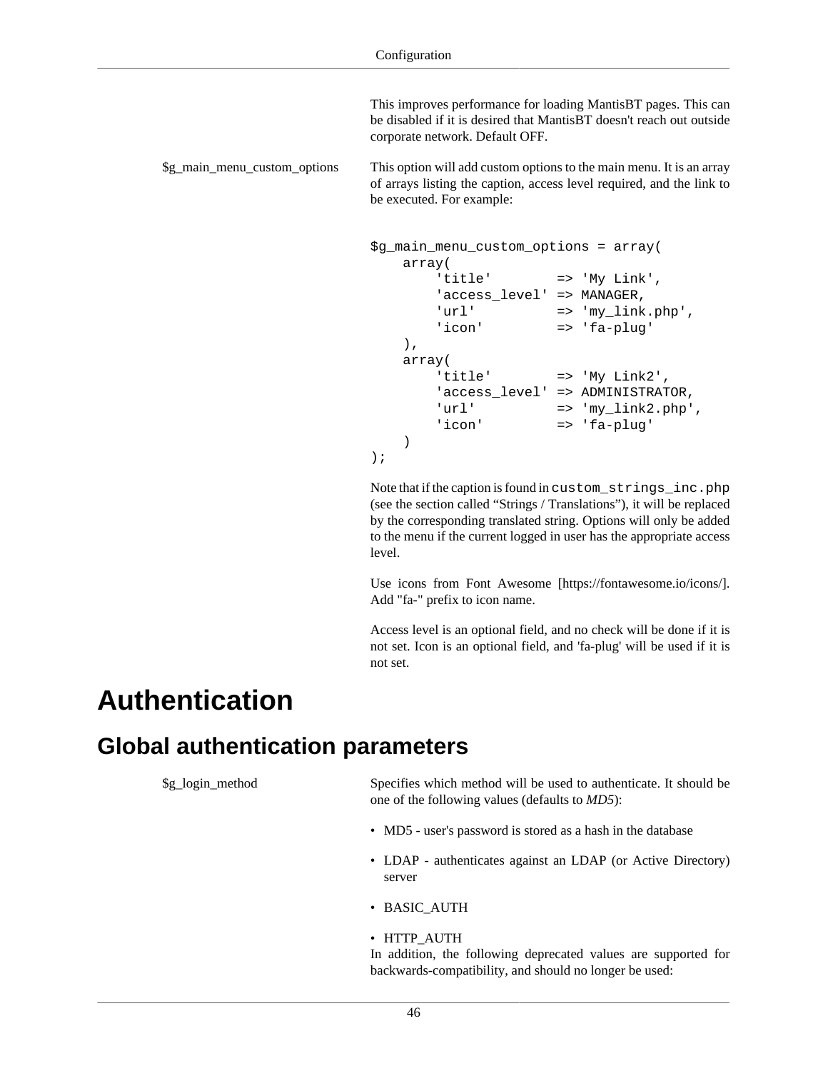This improves performance for loading MantisBT pages. This can be disabled if it is desired that MantisBT doesn't reach out outside corporate network. Default OFF.

$g_main_menu_custom_options

This option will add custom options to the main menu. It is an array of arrays listing the caption, access level required, and the link to be executed. For example:

```
$g_main_menu_custom_options = array(
    array(
        'title'        => 'My Link',
        'access_level' => MANAGER,
        'url'          => 'my_link.php',
        'icon'         => 'fa-plug'
    ),
    array(
        'title'        => 'My Link2',
        'access_level' => ADMINISTRATOR,
        'url'          => 'my_link2.php',
        'icon'         => 'fa-plug'
    )
);
```

Note that if the caption is found in `custom_strings_inc.php` (see the section called "Strings / Translations"), it will be replaced by the corresponding translated string. Options will only be added to the menu if the current logged in user has the appropriate access level.

Use icons from Font Awesome [https://fontawesome.io/icons/]. Add "fa-" prefix to icon name.

Access level is an optional field, and no check will be done if it is not set. Icon is an optional field, and 'fa-plug' will be used if it is not set.

# Authentication

## Global authentication parameters

$g_login_method

Specifies which method will be used to authenticate. It should be one of the following values (defaults to *MD5*):

- MD5 - user's password is stored as a hash in the database
- LDAP - authenticates against an LDAP (or Active Directory) server
- BASIC_AUTH
- HTTP_AUTH

In addition, the following deprecated values are supported for backwards-compatibility, and should no longer be used: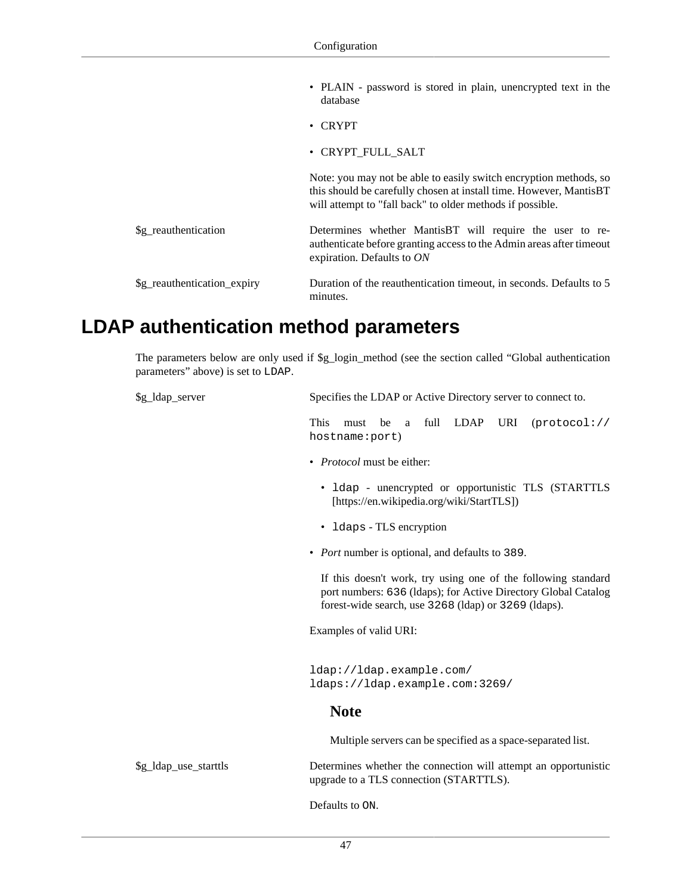- PLAIN - password is stored in plain, unencrypted text in the database
- CRYPT
- CRYPT_FULL_SALT

Note: you may not be able to easily switch encryption methods, so this should be carefully chosen at install time. However, MantisBT will attempt to "fall back" to older methods if possible.

$g_reauthentication
: Determines whether MantisBT will require the user to re-authenticate before granting access to the Admin areas after timeout expiration. Defaults to *ON*

$g_reauthentication_expiry
: Duration of the reauthentication timeout, in seconds. Defaults to 5 minutes.

## LDAP authentication method parameters

The parameters below are only used if $g_login_method (see the section called “Global authentication parameters” above) is set to `LDAP`.

$g_ldap_server
: Specifies the LDAP or Active Directory server to connect to.

This must be a full LDAP URI (`protocol://hostname:port`)

- *Protocol* must be either:
  - `ldap` - unencrypted or opportunistic TLS (STARTTLS [https://en.wikipedia.org/wiki/StartTLS])
  - `ldaps` - TLS encryption
- *Port* number is optional, and defaults to `389`.

  If this doesn't work, try using one of the following standard port numbers: `636` (ldaps); for Active Directory Global Catalog forest-wide search, use `3268` (ldap) or `3269` (ldaps).

Examples of valid URI:

```
ldap://ldap.example.com/
ldaps://ldap.example.com:3269/
```

**Note**

Multiple servers can be specified as a space-separated list.

$g_ldap_use_starttls
: Determines whether the connection will attempt an opportunistic upgrade to a TLS connection (STARTTLS).

Defaults to `ON`.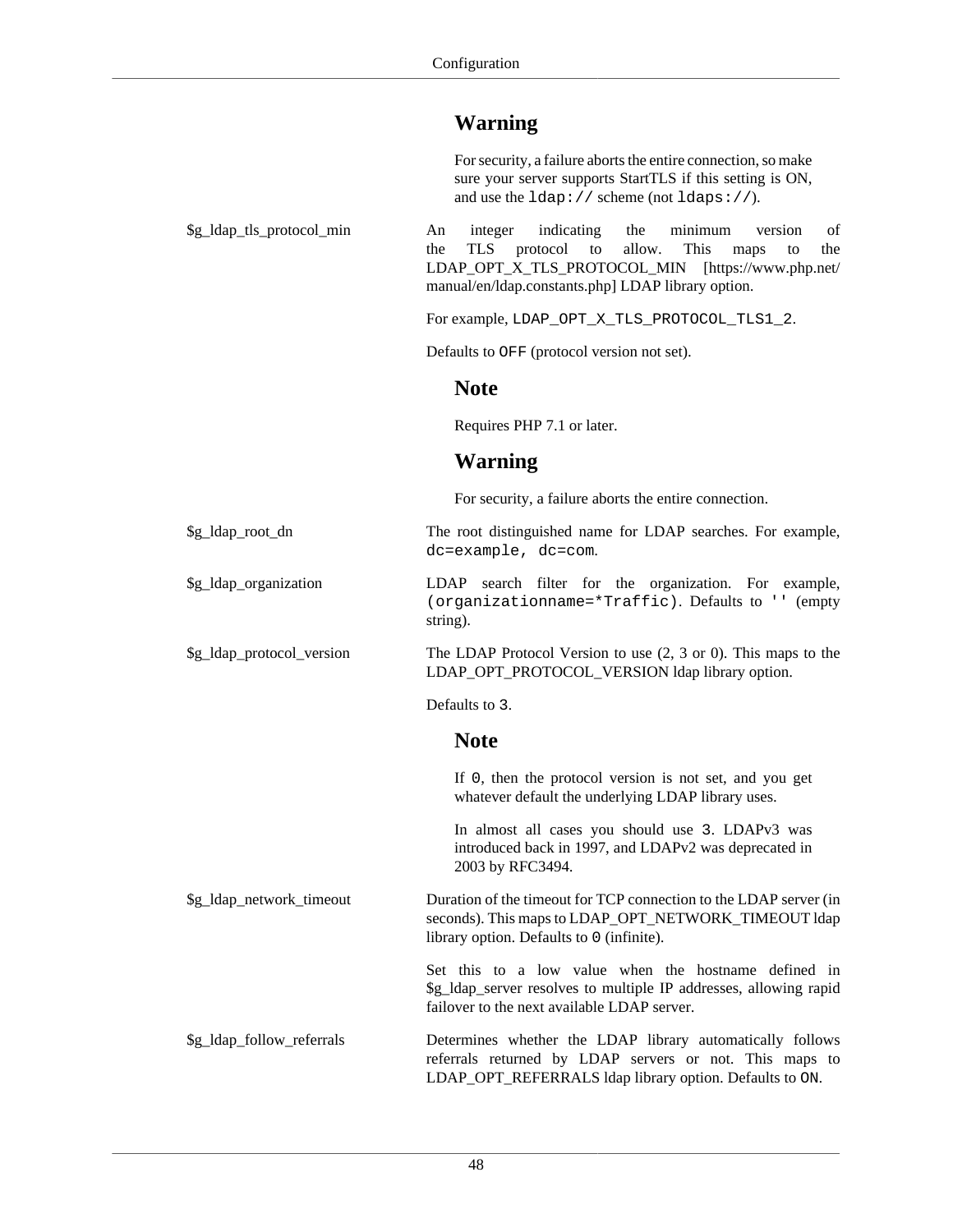**Warning**

For security, a failure aborts the entire connection, so make sure your server supports StartTLS if this setting is ON, and use the `ldap://` scheme (not `ldaps://`).

| | |
|---|---|
| $g_ldap_tls_protocol_min | An integer indicating the minimum version of the TLS protocol to allow. This maps to the LDAP_OPT_X_TLS_PROTOCOL_MIN [https://www.php.net/manual/en/ldap.constants.php] LDAP library option.<br><br>For example, `LDAP_OPT_X_TLS_PROTOCOL_TLS1_2`.<br><br>Defaults to `OFF` (protocol version not set).<br><br>**Note**<br><br>Requires PHP 7.1 or later.<br><br>**Warning**<br><br>For security, a failure aborts the entire connection. |
| $g_ldap_root_dn | The root distinguished name for LDAP searches. For example, `dc=example, dc=com`. |
| $g_ldap_organization | LDAP search filter for the organization. For example, `(organizationname=*Traffic)`. Defaults to `''` (empty string). |
| $g_ldap_protocol_version | The LDAP Protocol Version to use (2, 3 or 0). This maps to the LDAP_OPT_PROTOCOL_VERSION ldap library option.<br><br>Defaults to `3`.<br><br>**Note**<br><br>If `0`, then the protocol version is not set, and you get whatever default the underlying LDAP library uses.<br><br>In almost all cases you should use `3`. LDAPv3 was introduced back in 1997, and LDAPv2 was deprecated in 2003 by RFC3494. |
| $g_ldap_network_timeout | Duration of the timeout for TCP connection to the LDAP server (in seconds). This maps to LDAP_OPT_NETWORK_TIMEOUT ldap library option. Defaults to `0` (infinite).<br><br>Set this to a low value when the hostname defined in $g_ldap_server resolves to multiple IP addresses, allowing rapid failover to the next available LDAP server. |
| $g_ldap_follow_referrals | Determines whether the LDAP library automatically follows referrals returned by LDAP servers or not. This maps to LDAP_OPT_REFERRALS ldap library option. Defaults to `ON`. |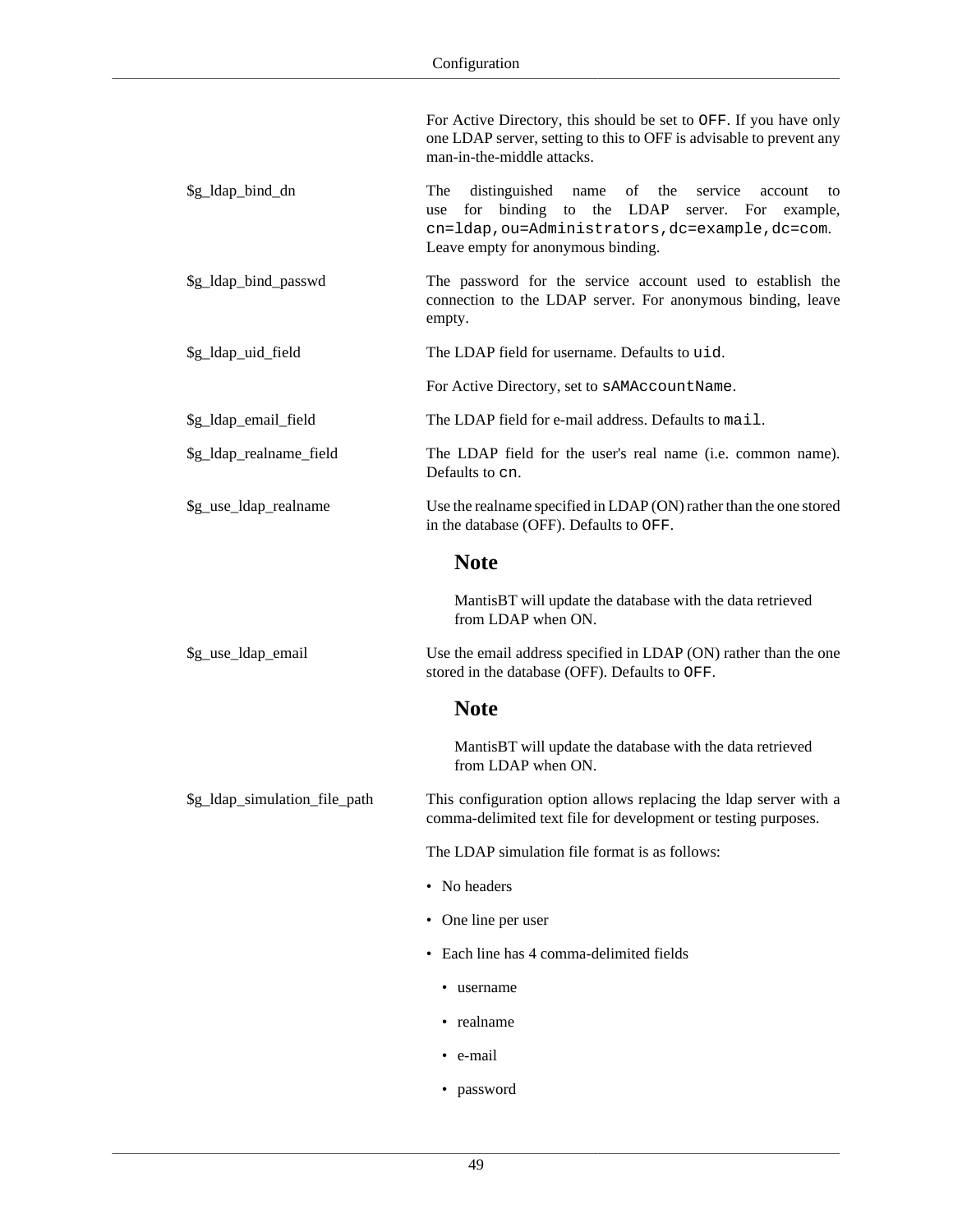| | |
|---|---|
| | For Active Directory, this should be set to `OFF`. If you have only one LDAP server, setting to this to OFF is advisable to prevent any man-in-the-middle attacks. |
| $g_ldap_bind_dn | The distinguished name of the service account to use for binding to the LDAP server. For example, `cn=ldap,ou=Administrators,dc=example,dc=com`. Leave empty for anonymous binding. |
| $g_ldap_bind_passwd | The password for the service account used to establish the connection to the LDAP server. For anonymous binding, leave empty. |
| $g_ldap_uid_field | The LDAP field for username. Defaults to `uid`.<br><br>For Active Directory, set to `sAMAccountName`. |
| $g_ldap_email_field | The LDAP field for e-mail address. Defaults to `mail`. |
| $g_ldap_realname_field | The LDAP field for the user's real name (i.e. common name). Defaults to `cn`. |
| $g_use_ldap_realname | Use the realname specified in LDAP (ON) rather than the one stored in the database (OFF). Defaults to `OFF`.<br><br>**Note**<br><br>MantisBT will update the database with the data retrieved from LDAP when ON. |
| $g_use_ldap_email | Use the email address specified in LDAP (ON) rather than the one stored in the database (OFF). Defaults to `OFF`.<br><br>**Note**<br><br>MantisBT will update the database with the data retrieved from LDAP when ON. |
| $g_ldap_simulation_file_path | This configuration option allows replacing the ldap server with a comma-delimited text file for development or testing purposes.<br><br>The LDAP simulation file format is as follows:<br><br>• No headers<br>• One line per user<br>• Each line has 4 comma-delimited fields<br>&nbsp;&nbsp;• username<br>&nbsp;&nbsp;• realname<br>&nbsp;&nbsp;• e-mail<br>&nbsp;&nbsp;• password |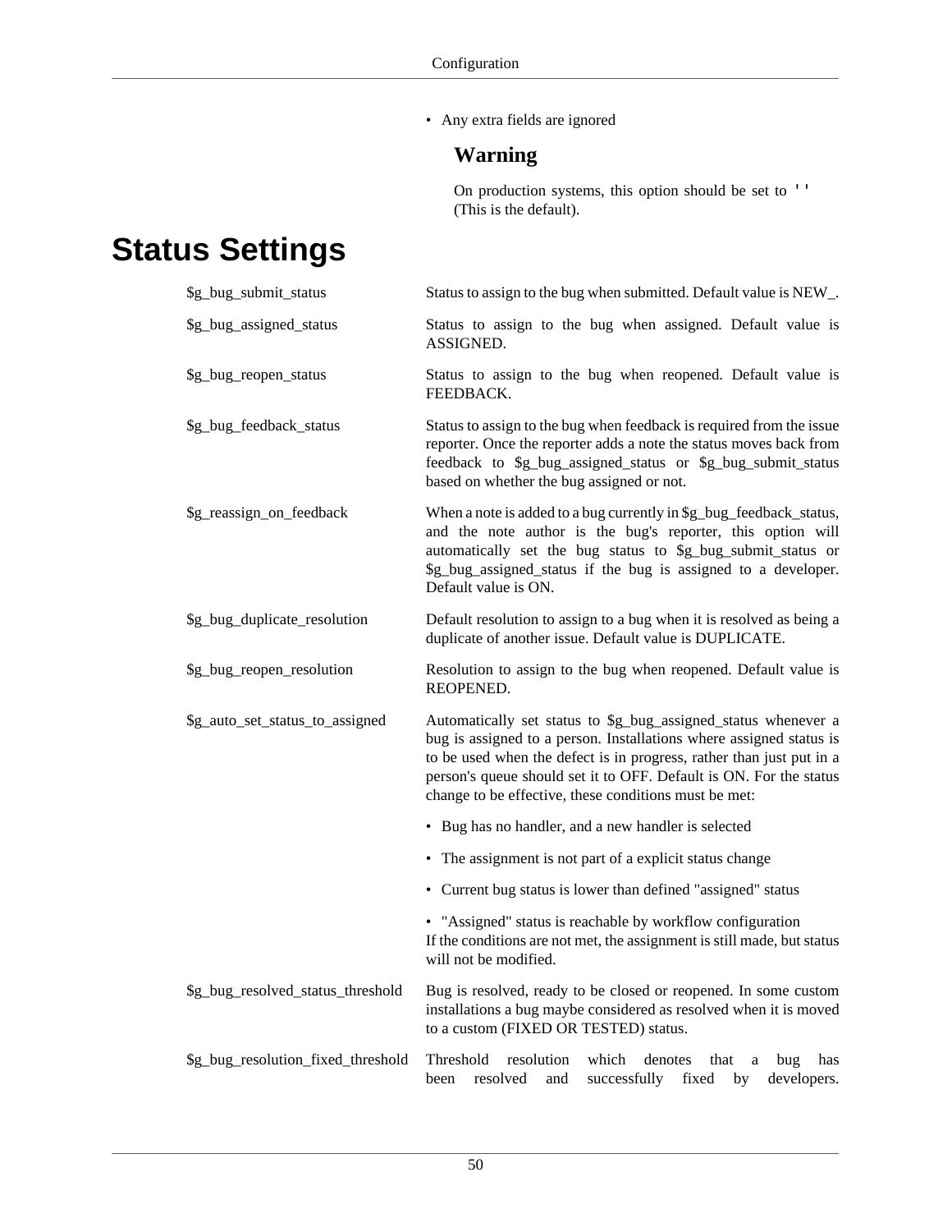- Any extra fields are ignored

### Warning

On production systems, this option should be set to `''` (This is the default).

## Status Settings

$g_bug_submit_status
: Status to assign to the bug when submitted. Default value is NEW_.

$g_bug_assigned_status
: Status to assign to the bug when assigned. Default value is ASSIGNED.

$g_bug_reopen_status
: Status to assign to the bug when reopened. Default value is FEEDBACK.

$g_bug_feedback_status
: Status to assign to the bug when feedback is required from the issue reporter. Once the reporter adds a note the status moves back from feedback to $g_bug_assigned_status or $g_bug_submit_status based on whether the bug assigned or not.

$g_reassign_on_feedback
: When a note is added to a bug currently in $g_bug_feedback_status, and the note author is the bug's reporter, this option will automatically set the bug status to $g_bug_submit_status or $g_bug_assigned_status if the bug is assigned to a developer. Default value is ON.

$g_bug_duplicate_resolution
: Default resolution to assign to a bug when it is resolved as being a duplicate of another issue. Default value is DUPLICATE.

$g_bug_reopen_resolution
: Resolution to assign to the bug when reopened. Default value is REOPENED.

$g_auto_set_status_to_assigned
: Automatically set status to $g_bug_assigned_status whenever a bug is assigned to a person. Installations where assigned status is to be used when the defect is in progress, rather than just put in a person's queue should set it to OFF. Default is ON. For the status change to be effective, these conditions must be met:

  - Bug has no handler, and a new handler is selected
  - The assignment is not part of a explicit status change
  - Current bug status is lower than defined "assigned" status
  - "Assigned" status is reachable by workflow configuration

  If the conditions are not met, the assignment is still made, but status will not be modified.

$g_bug_resolved_status_threshold
: Bug is resolved, ready to be closed or reopened. In some custom installations a bug maybe considered as resolved when it is moved to a custom (FIXED OR TESTED) status.

$g_bug_resolution_fixed_threshold
: Threshold resolution which denotes that a bug has been resolved and successfully fixed by developers.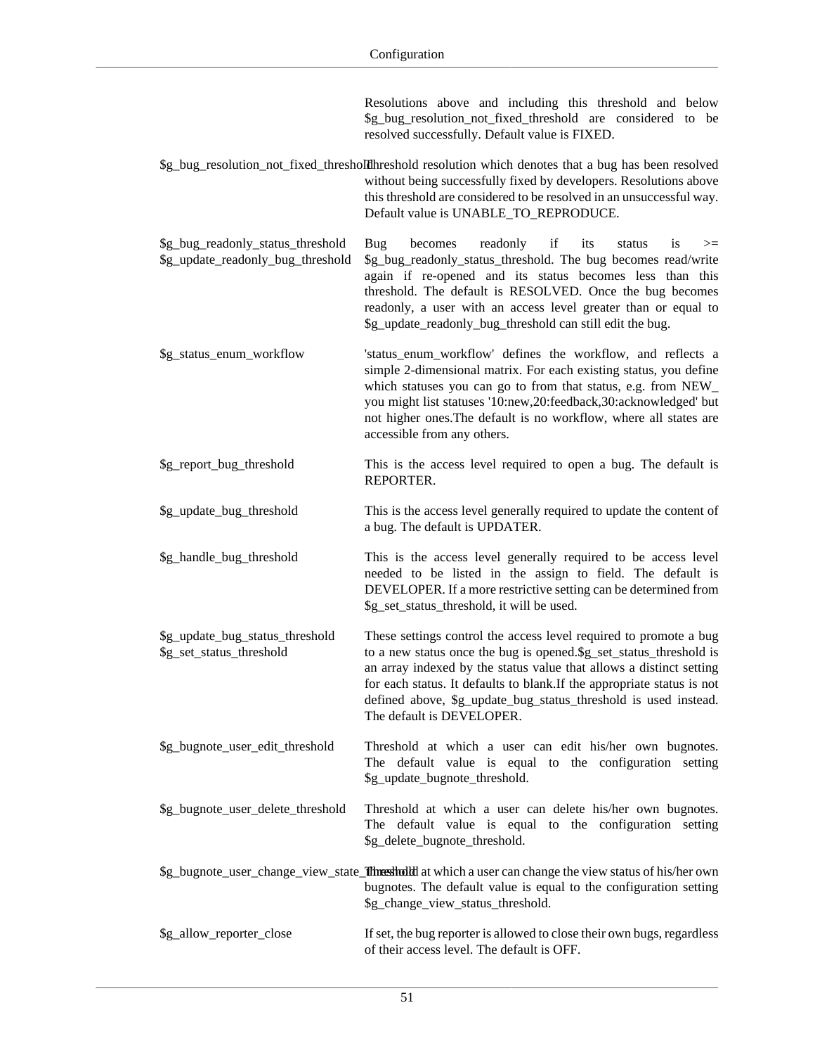| | |
|---|---|
| | Resolutions above and including this threshold and below $g_bug_resolution_not_fixed_threshold are considered to be resolved successfully. Default value is FIXED. |
| $g_bug_resolution_not_fixed_threshold | Threshold resolution which denotes that a bug has been resolved without being successfully fixed by developers. Resolutions above this threshold are considered to be resolved in an unsuccessful way. Default value is UNABLE_TO_REPRODUCE. |
| $g_bug_readonly_status_threshold $g_update_readonly_bug_threshold | Bug becomes readonly if its status is >= $g_bug_readonly_status_threshold. The bug becomes read/write again if re-opened and its status becomes less than this threshold. The default is RESOLVED. Once the bug becomes readonly, a user with an access level greater than or equal to $g_update_readonly_bug_threshold can still edit the bug. |
| $g_status_enum_workflow | 'status_enum_workflow' defines the workflow, and reflects a simple 2-dimensional matrix. For each existing status, you define which statuses you can go to from that status, e.g. from NEW_ you might list statuses '10:new,20:feedback,30:acknowledged' but not higher ones.The default is no workflow, where all states are accessible from any others. |
| $g_report_bug_threshold | This is the access level required to open a bug. The default is REPORTER. |
| $g_update_bug_threshold | This is the access level generally required to update the content of a bug. The default is UPDATER. |
| $g_handle_bug_threshold | This is the access level generally required to be access level needed to be listed in the assign to field. The default is DEVELOPER. If a more restrictive setting can be determined from $g_set_status_threshold, it will be used. |
| $g_update_bug_status_threshold $g_set_status_threshold | These settings control the access level required to promote a bug to a new status once the bug is opened.$g_set_status_threshold is an array indexed by the status value that allows a distinct setting for each status. It defaults to blank.If the appropriate status is not defined above, $g_update_bug_status_threshold is used instead. The default is DEVELOPER. |
| $g_bugnote_user_edit_threshold | Threshold at which a user can edit his/her own bugnotes. The default value is equal to the configuration setting $g_update_bugnote_threshold. |
| $g_bugnote_user_delete_threshold | Threshold at which a user can delete his/her own bugnotes. The default value is equal to the configuration setting $g_delete_bugnote_threshold. |
| $g_bugnote_user_change_view_state_threshold | Threshold at which a user can change the view status of his/her own bugnotes. The default value is equal to the configuration setting $g_change_view_status_threshold. |
| $g_allow_reporter_close | If set, the bug reporter is allowed to close their own bugs, regardless of their access level. The default is OFF. |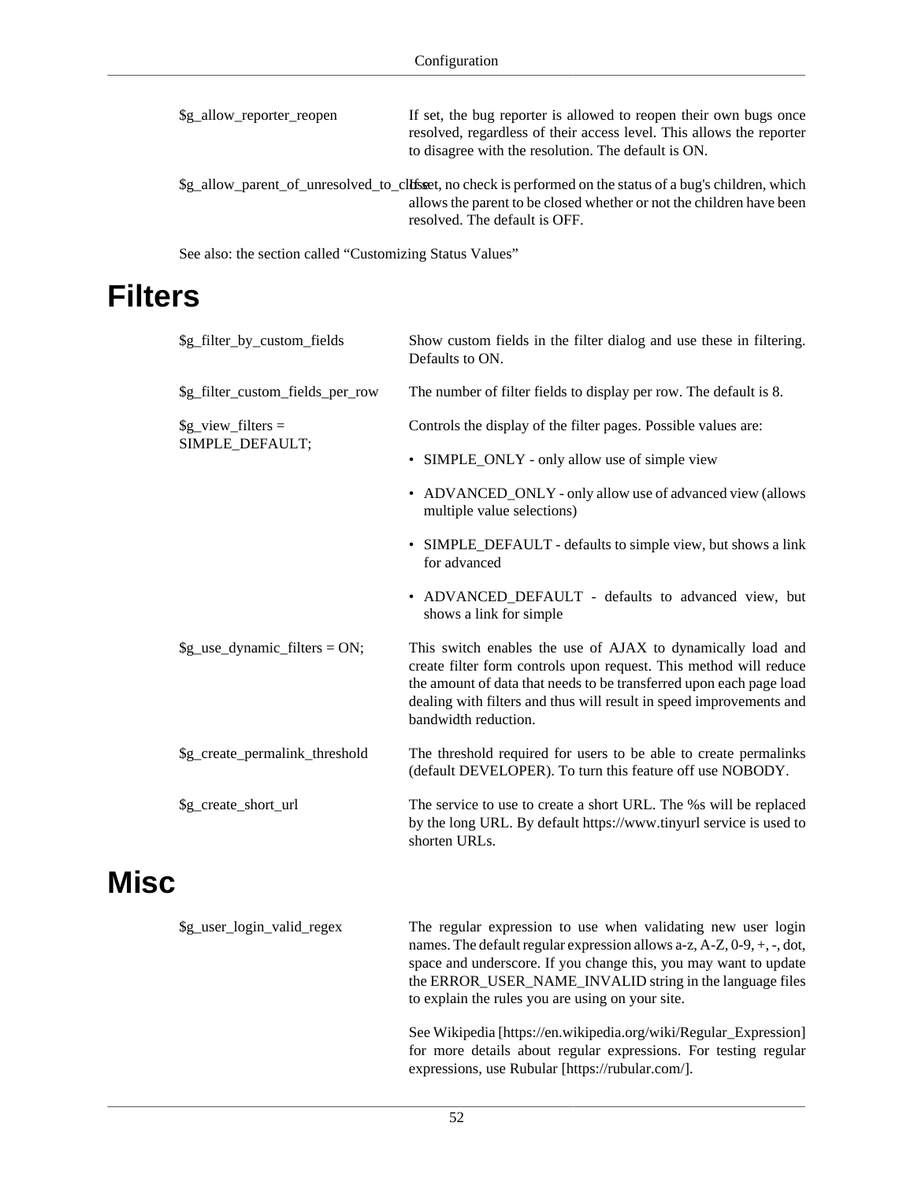$g_allow_reporter_reopen
: If set, the bug reporter is allowed to reopen their own bugs once resolved, regardless of their access level. This allows the reporter to disagree with the resolution. The default is ON.

$g_allow_parent_of_unresolved_to_close
: If set, no check is performed on the status of a bug's children, which allows the parent to be closed whether or not the children have been resolved. The default is OFF.

See also: the section called “Customizing Status Values”

# Filters

$g_filter_by_custom_fields
: Show custom fields in the filter dialog and use these in filtering. Defaults to ON.

$g_filter_custom_fields_per_row
: The number of filter fields to display per row. The default is 8.

$g_view_filters = SIMPLE_DEFAULT;
: Controls the display of the filter pages. Possible values are:

- SIMPLE_ONLY - only allow use of simple view
- ADVANCED_ONLY - only allow use of advanced view (allows multiple value selections)
- SIMPLE_DEFAULT - defaults to simple view, but shows a link for advanced
- ADVANCED_DEFAULT - defaults to advanced view, but shows a link for simple

$g_use_dynamic_filters = ON;
: This switch enables the use of AJAX to dynamically load and create filter form controls upon request. This method will reduce the amount of data that needs to be transferred upon each page load dealing with filters and thus will result in speed improvements and bandwidth reduction.

$g_create_permalink_threshold
: The threshold required for users to be able to create permalinks (default DEVELOPER). To turn this feature off use NOBODY.

$g_create_short_url
: The service to use to create a short URL. The %s will be replaced by the long URL. By default https://www.tinyurl service is used to shorten URLs.

# Misc

$g_user_login_valid_regex
: The regular expression to use when validating new user login names. The default regular expression allows a-z, A-Z, 0-9, +, -, dot, space and underscore. If you change this, you may want to update the ERROR_USER_NAME_INVALID string in the language files to explain the rules you are using on your site.

See Wikipedia [https://en.wikipedia.org/wiki/Regular_Expression] for more details about regular expressions. For testing regular expressions, use Rubular [https://rubular.com/].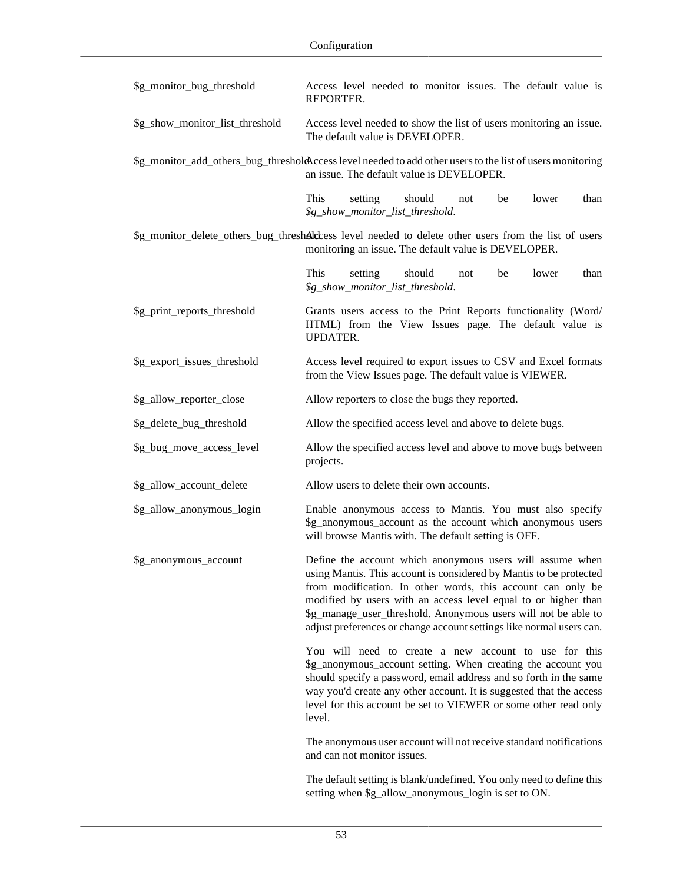$g_monitor_bug_threshold
: Access level needed to monitor issues. The default value is REPORTER.

$g_show_monitor_list_threshold
: Access level needed to show the list of users monitoring an issue. The default value is DEVELOPER.

$g_monitor_add_others_bug_threshold
: Access level needed to add other users to the list of users monitoring an issue. The default value is DEVELOPER.

  This setting should not be lower than *$g_show_monitor_list_threshold*.

$g_monitor_delete_others_bug_threshold
: Access level needed to delete other users from the list of users monitoring an issue. The default value is DEVELOPER.

  This setting should not be lower than *$g_show_monitor_list_threshold*.

$g_print_reports_threshold
: Grants users access to the Print Reports functionality (Word/HTML) from the View Issues page. The default value is UPDATER.

$g_export_issues_threshold
: Access level required to export issues to CSV and Excel formats from the View Issues page. The default value is VIEWER.

$g_allow_reporter_close
: Allow reporters to close the bugs they reported.

$g_delete_bug_threshold
: Allow the specified access level and above to delete bugs.

$g_bug_move_access_level
: Allow the specified access level and above to move bugs between projects.

$g_allow_account_delete
: Allow users to delete their own accounts.

$g_allow_anonymous_login
: Enable anonymous access to Mantis. You must also specify $g_anonymous_account as the account which anonymous users will browse Mantis with. The default setting is OFF.

$g_anonymous_account
: Define the account which anonymous users will assume when using Mantis. This account is considered by Mantis to be protected from modification. In other words, this account can only be modified by users with an access level equal to or higher than $g_manage_user_threshold. Anonymous users will not be able to adjust preferences or change account settings like normal users can.

  You will need to create a new account to use for this $g_anonymous_account setting. When creating the account you should specify a password, email address and so forth in the same way you'd create any other account. It is suggested that the access level for this account be set to VIEWER or some other read only level.

  The anonymous user account will not receive standard notifications and can not monitor issues.

  The default setting is blank/undefined. You only need to define this setting when $g_allow_anonymous_login is set to ON.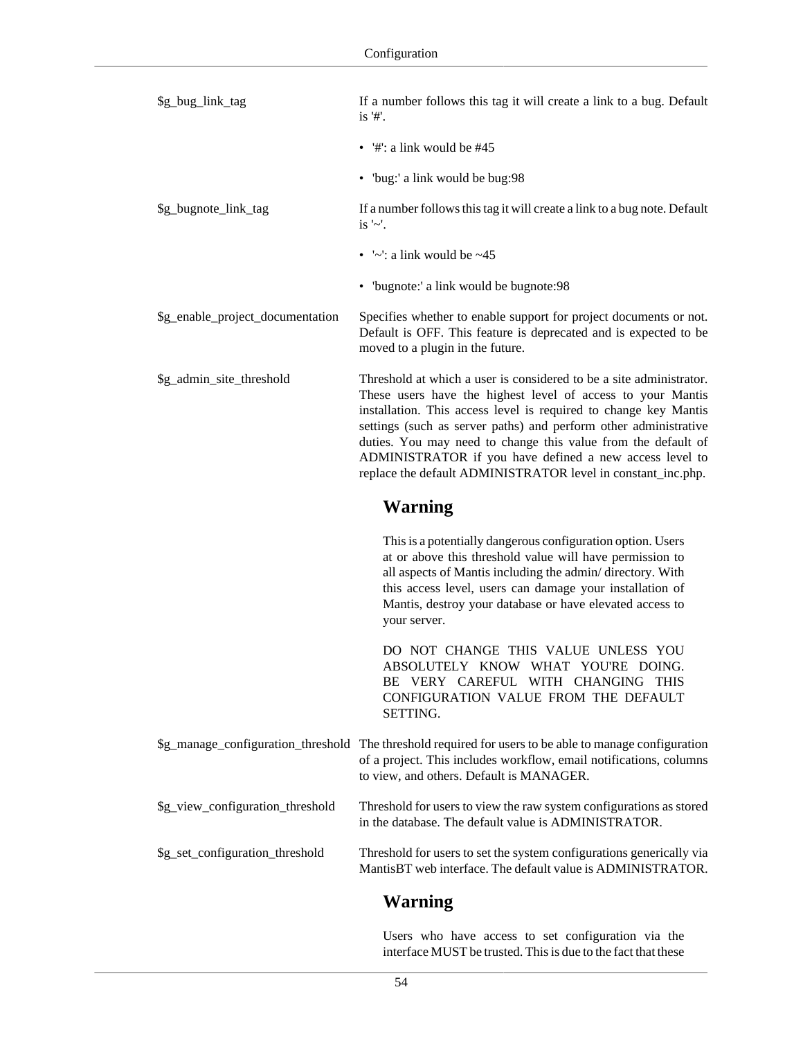$g_bug_link_tag

If a number follows this tag it will create a link to a bug. Default is '#'.

- '#': a link would be #45
- 'bug:' a link would be bug:98

$g_bugnote_link_tag

If a number follows this tag it will create a link to a bug note. Default is '~'.

- '~': a link would be ~45
- 'bugnote:' a link would be bugnote:98

$g_enable_project_documentation

Specifies whether to enable support for project documents or not. Default is OFF. This feature is deprecated and is expected to be moved to a plugin in the future.

$g_admin_site_threshold

Threshold at which a user is considered to be a site administrator. These users have the highest level of access to your Mantis installation. This access level is required to change key Mantis settings (such as server paths) and perform other administrative duties. You may need to change this value from the default of ADMINISTRATOR if you have defined a new access level to replace the default ADMINISTRATOR level in constant_inc.php.

### Warning

This is a potentially dangerous configuration option. Users at or above this threshold value will have permission to all aspects of Mantis including the admin/ directory. With this access level, users can damage your installation of Mantis, destroy your database or have elevated access to your server.

DO NOT CHANGE THIS VALUE UNLESS YOU ABSOLUTELY KNOW WHAT YOU'RE DOING. BE VERY CAREFUL WITH CHANGING THIS CONFIGURATION VALUE FROM THE DEFAULT SETTING.

$g_manage_configuration_threshold

The threshold required for users to be able to manage configuration of a project. This includes workflow, email notifications, columns to view, and others. Default is MANAGER.

$g_view_configuration_threshold

Threshold for users to view the raw system configurations as stored in the database. The default value is ADMINISTRATOR.

$g_set_configuration_threshold

Threshold for users to set the system configurations generically via MantisBT web interface. The default value is ADMINISTRATOR.

### Warning

Users who have access to set configuration via the interface MUST be trusted. This is due to the fact that these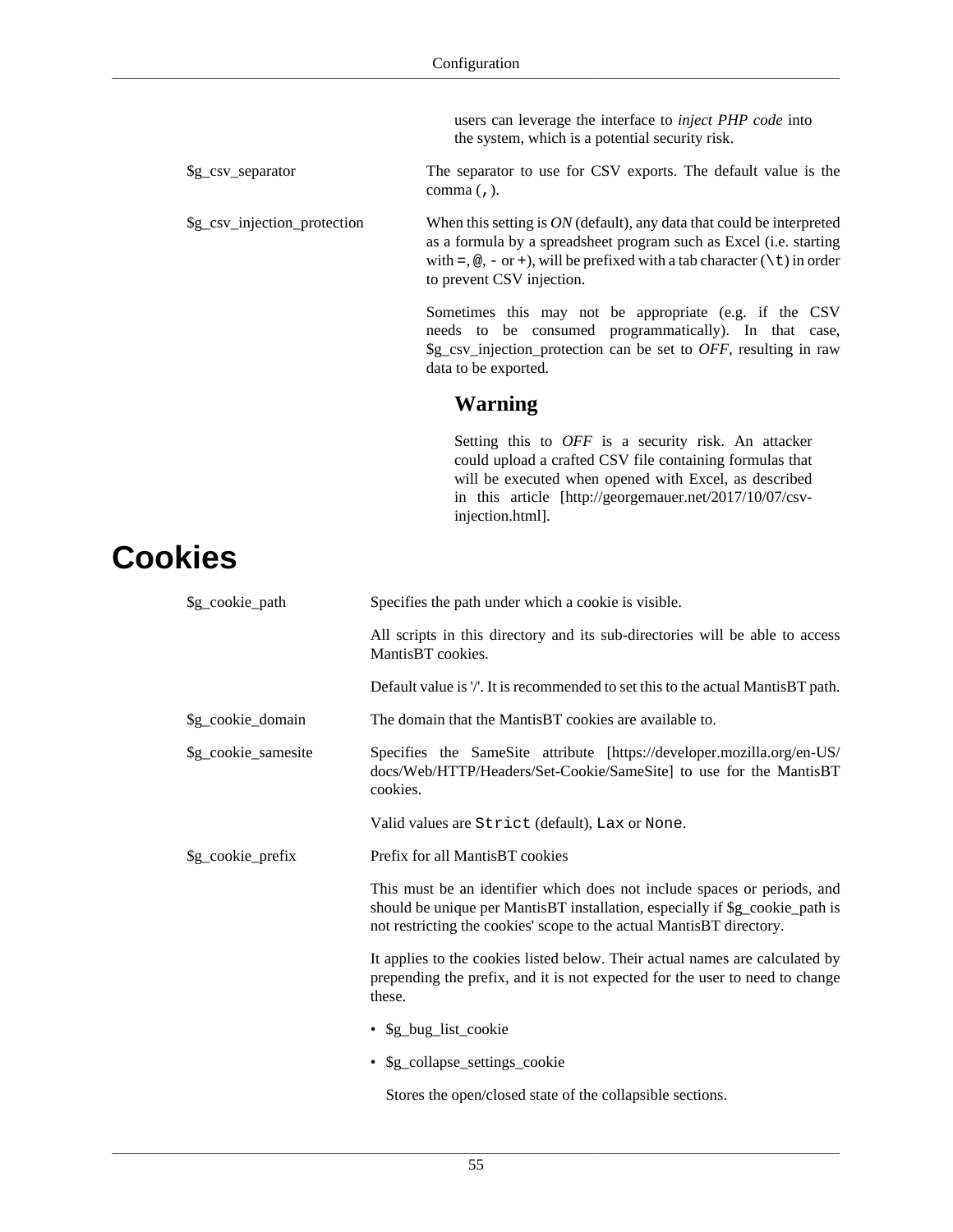users can leverage the interface to *inject PHP code* into the system, which is a potential security risk.

$g_csv_separator
: The separator to use for CSV exports. The default value is the comma (`,`).

$g_csv_injection_protection
: When this setting is *ON* (default), any data that could be interpreted as a formula by a spreadsheet program such as Excel (i.e. starting with `=`, `@`, `-` or `+`), will be prefixed with a tab character (`\t`) in order to prevent CSV injection.

  Sometimes this may not be appropriate (e.g. if the CSV needs to be consumed programmatically). In that case, $g_csv_injection_protection can be set to *OFF*, resulting in raw data to be exported.

  ### Warning

  Setting this to *OFF* is a security risk. An attacker could upload a crafted CSV file containing formulas that will be executed when opened with Excel, as described in this article [http://georgemauer.net/2017/10/07/csv-injection.html].

# Cookies

$g_cookie_path
: Specifies the path under which a cookie is visible.

  All scripts in this directory and its sub-directories will be able to access MantisBT cookies.

  Default value is '/'. It is recommended to set this to the actual MantisBT path.

$g_cookie_domain
: The domain that the MantisBT cookies are available to.

$g_cookie_samesite
: Specifies the SameSite attribute [https://developer.mozilla.org/en-US/docs/Web/HTTP/Headers/Set-Cookie/SameSite] to use for the MantisBT cookies.

  Valid values are `Strict` (default), `Lax` or `None`.

$g_cookie_prefix
: Prefix for all MantisBT cookies

  This must be an identifier which does not include spaces or periods, and should be unique per MantisBT installation, especially if $g_cookie_path is not restricting the cookies' scope to the actual MantisBT directory.

  It applies to the cookies listed below. Their actual names are calculated by prepending the prefix, and it is not expected for the user to need to change these.

  - $g_bug_list_cookie
  - $g_collapse_settings_cookie

    Stores the open/closed state of the collapsible sections.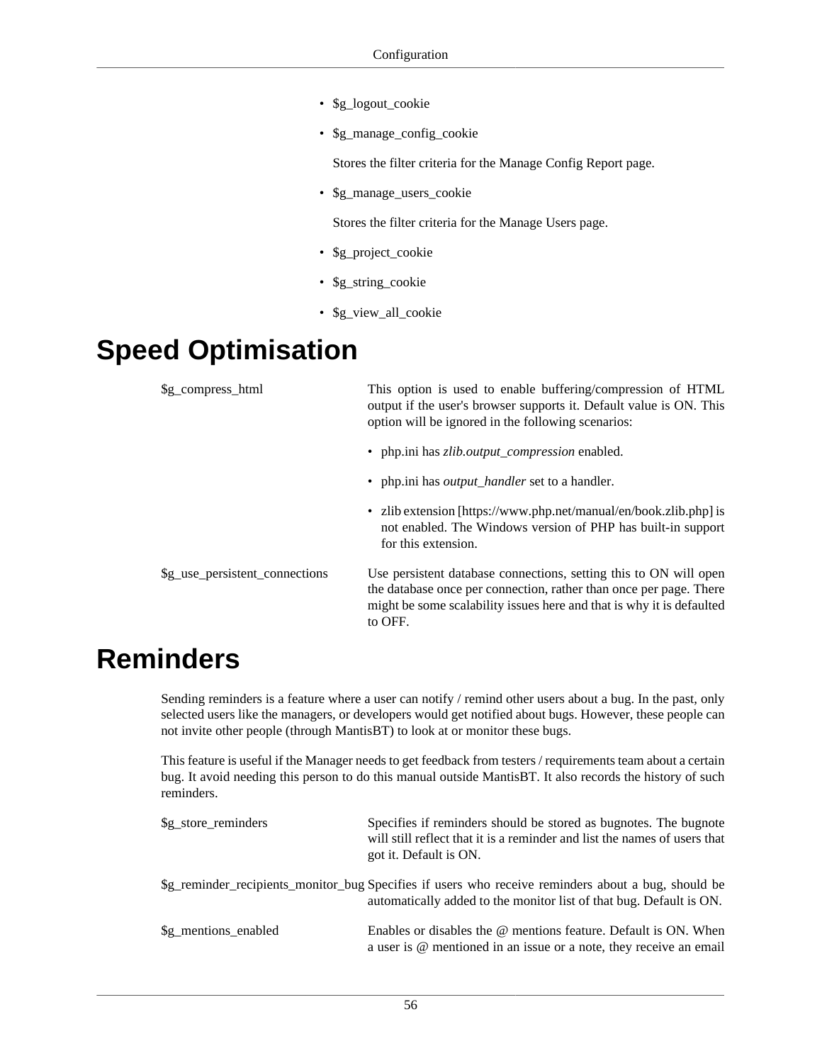- $g_logout_cookie
- $g_manage_config_cookie

  Stores the filter criteria for the Manage Config Report page.
- $g_manage_users_cookie

  Stores the filter criteria for the Manage Users page.
- $g_project_cookie
- $g_string_cookie
- $g_view_all_cookie

# Speed Optimisation

$g_compress_html
: This option is used to enable buffering/compression of HTML output if the user's browser supports it. Default value is ON. This option will be ignored in the following scenarios:

  - php.ini has *zlib.output_compression* enabled.
  - php.ini has *output_handler* set to a handler.
  - zlib extension [https://www.php.net/manual/en/book.zlib.php] is not enabled. The Windows version of PHP has built-in support for this extension.

$g_use_persistent_connections
: Use persistent database connections, setting this to ON will open the database once per connection, rather than once per page. There might be some scalability issues here and that is why it is defaulted to OFF.

# Reminders

Sending reminders is a feature where a user can notify / remind other users about a bug. In the past, only selected users like the managers, or developers would get notified about bugs. However, these people can not invite other people (through MantisBT) to look at or monitor these bugs.

This feature is useful if the Manager needs to get feedback from testers / requirements team about a certain bug. It avoid needing this person to do this manual outside MantisBT. It also records the history of such reminders.

$g_store_reminders
: Specifies if reminders should be stored as bugnotes. The bugnote will still reflect that it is a reminder and list the names of users that got it. Default is ON.

$g_reminder_recipients_monitor_bug
: Specifies if users who receive reminders about a bug, should be automatically added to the monitor list of that bug. Default is ON.

$g_mentions_enabled
: Enables or disables the @ mentions feature. Default is ON. When a user is @ mentioned in an issue or a note, they receive an email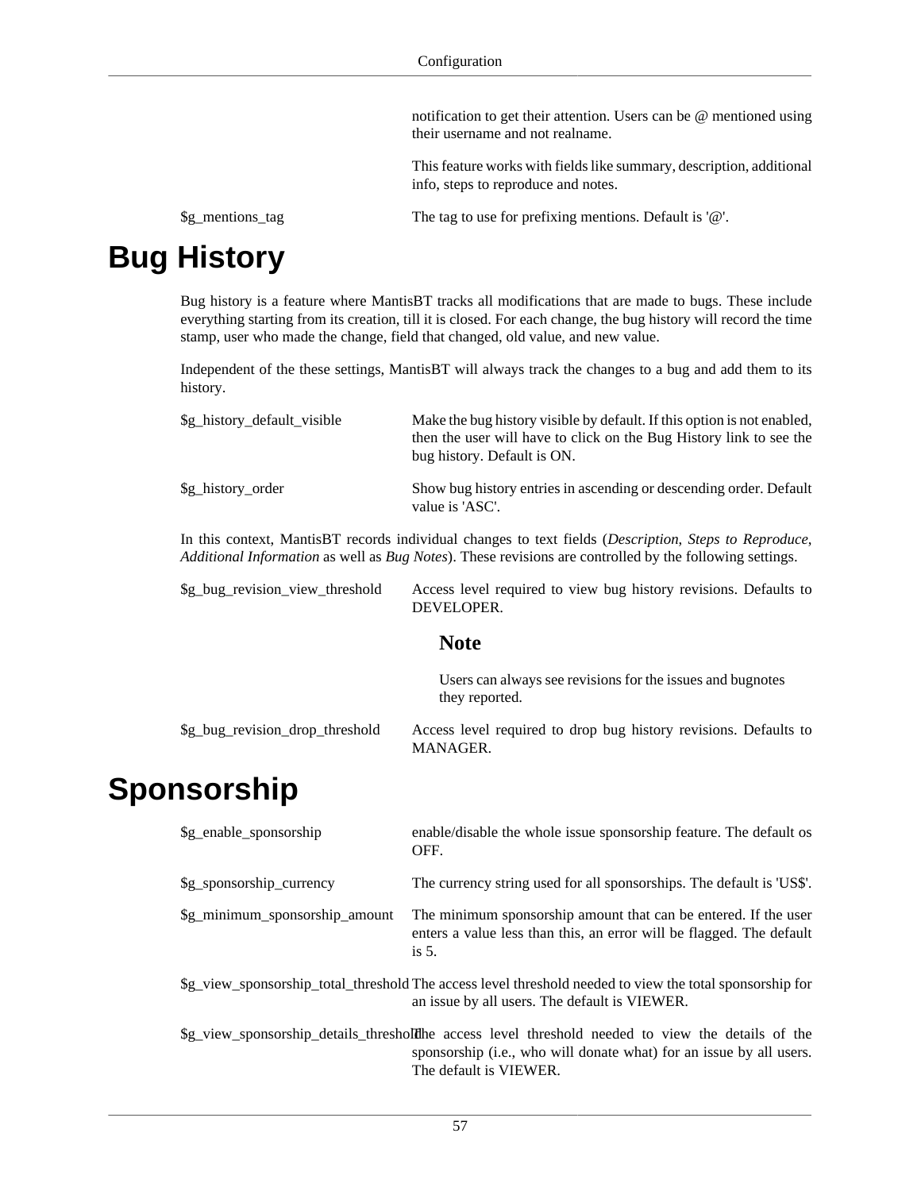notification to get their attention. Users can be @ mentioned using their username and not realname.

This feature works with fields like summary, description, additional info, steps to reproduce and notes.

| | |
|---|---|
| $g_mentions_tag | The tag to use for prefixing mentions. Default is '@'. |

# Bug History

Bug history is a feature where MantisBT tracks all modifications that are made to bugs. These include everything starting from its creation, till it is closed. For each change, the bug history will record the time stamp, user who made the change, field that changed, old value, and new value.

Independent of the these settings, MantisBT will always track the changes to a bug and add them to its history.

| | |
|---|---|
| $g_history_default_visible | Make the bug history visible by default. If this option is not enabled, then the user will have to click on the Bug History link to see the bug history. Default is ON. |
| $g_history_order | Show bug history entries in ascending or descending order. Default value is 'ASC'. |

In this context, MantisBT records individual changes to text fields (*Description, Steps to Reproduce, Additional Information* as well as *Bug Notes*). These revisions are controlled by the following settings.

| | |
|---|---|
| $g_bug_revision_view_threshold | Access level required to view bug history revisions. Defaults to DEVELOPER.<br><br>**Note**<br><br>Users can always see revisions for the issues and bugnotes they reported. |
| $g_bug_revision_drop_threshold | Access level required to drop bug history revisions. Defaults to MANAGER. |

# Sponsorship

| | |
|---|---|
| $g_enable_sponsorship | enable/disable the whole issue sponsorship feature. The default os OFF. |
| $g_sponsorship_currency | The currency string used for all sponsorships. The default is 'US$'. |
| $g_minimum_sponsorship_amount | The minimum sponsorship amount that can be entered. If the user enters a value less than this, an error will be flagged. The default is 5. |
| $g_view_sponsorship_total_threshold | The access level threshold needed to view the total sponsorship for an issue by all users. The default is VIEWER. |
| $g_view_sponsorship_details_threshold | The access level threshold needed to view the details of the sponsorship (i.e., who will donate what) for an issue by all users. The default is VIEWER. |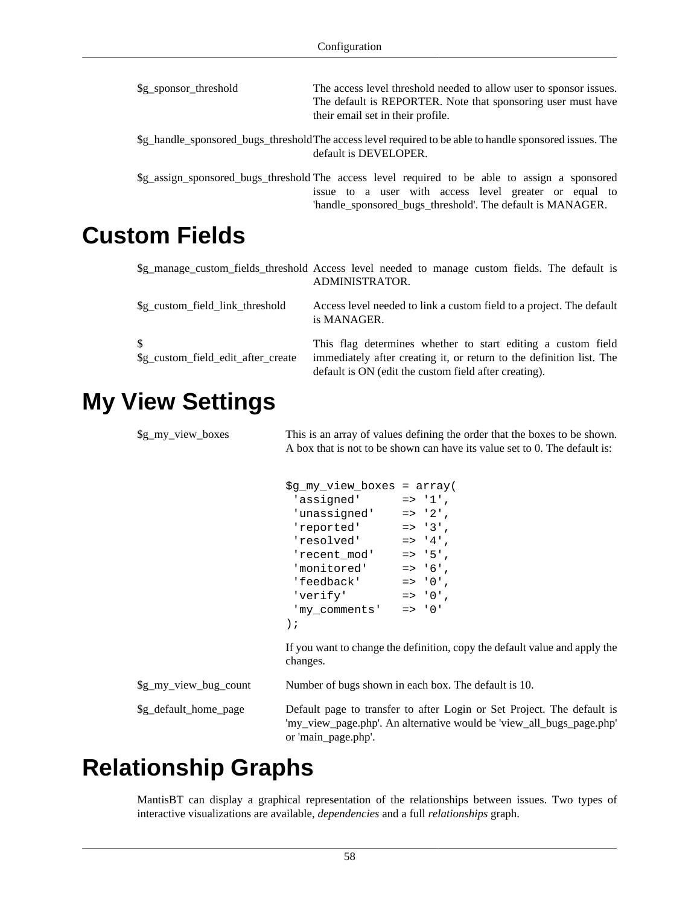$g_sponsor_threshold
: The access level threshold needed to allow user to sponsor issues. The default is REPORTER. Note that sponsoring user must have their email set in their profile.

$g_handle_sponsored_bugs_threshold
: The access level required to be able to handle sponsored issues. The default is DEVELOPER.

$g_assign_sponsored_bugs_threshold
: The access level required to be able to assign a sponsored issue to a user with access level greater or equal to 'handle_sponsored_bugs_threshold'. The default is MANAGER.

# Custom Fields

$g_manage_custom_fields_threshold
: Access level needed to manage custom fields. The default is ADMINISTRATOR.

$g_custom_field_link_threshold
: Access level needed to link a custom field to a project. The default is MANAGER.

$ $g_custom_field_edit_after_create
: This flag determines whether to start editing a custom field immediately after creating it, or return to the definition list. The default is ON (edit the custom field after creating).

# My View Settings

$g_my_view_boxes
: This is an array of values defining the order that the boxes to be shown. A box that is not to be shown can have its value set to 0. The default is:

```
$g_my_view_boxes = array(
 'assigned'      => '1',
 'unassigned'    => '2',
 'reported'      => '3',
 'resolved'      => '4',
 'recent_mod'    => '5',
 'monitored'     => '6',
 'feedback'      => '0',
 'verify'        => '0',
 'my_comments'   => '0'
);
```

If you want to change the definition, copy the default value and apply the changes.

$g_my_view_bug_count
: Number of bugs shown in each box. The default is 10.

$g_default_home_page
: Default page to transfer to after Login or Set Project. The default is 'my_view_page.php'. An alternative would be 'view_all_bugs_page.php' or 'main_page.php'.

# Relationship Graphs

MantisBT can display a graphical representation of the relationships between issues. Two types of interactive visualizations are available, *dependencies* and a full *relationships* graph.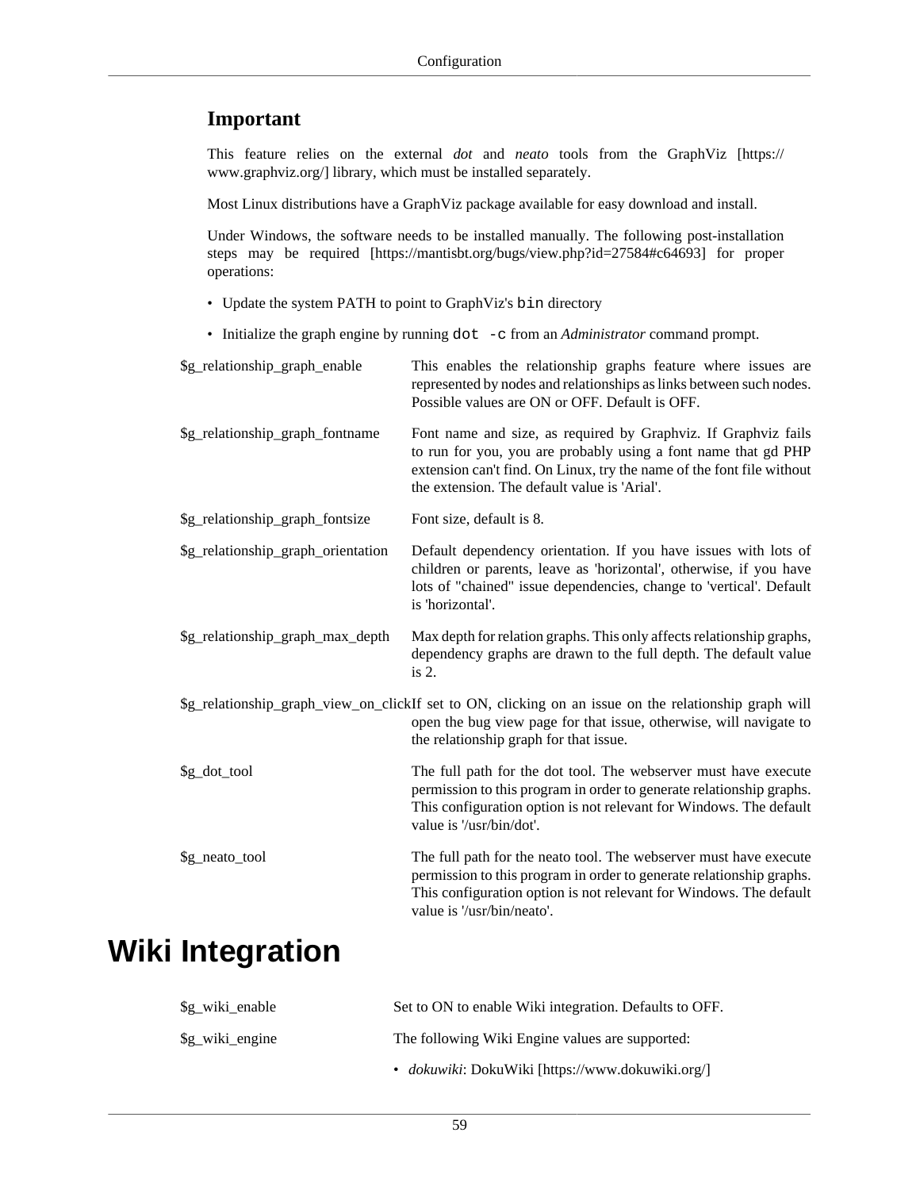### Important

This feature relies on the external *dot* and *neato* tools from the GraphViz [https://www.graphviz.org/] library, which must be installed separately.

Most Linux distributions have a GraphViz package available for easy download and install.

Under Windows, the software needs to be installed manually. The following post-installation steps may be required [https://mantisbt.org/bugs/view.php?id=27584#c64693] for proper operations:

- Update the system PATH to point to GraphViz's `bin` directory
- Initialize the graph engine by running `dot -c` from an *Administrator* command prompt.

| | |
|---|---|
| $g_relationship_graph_enable | This enables the relationship graphs feature where issues are represented by nodes and relationships as links between such nodes. Possible values are ON or OFF. Default is OFF. |
| $g_relationship_graph_fontname | Font name and size, as required by Graphviz. If Graphviz fails to run for you, you are probably using a font name that gd PHP extension can't find. On Linux, try the name of the font file without the extension. The default value is 'Arial'. |
| $g_relationship_graph_fontsize | Font size, default is 8. |
| $g_relationship_graph_orientation | Default dependency orientation. If you have issues with lots of children or parents, leave as 'horizontal', otherwise, if you have lots of "chained" issue dependencies, change to 'vertical'. Default is 'horizontal'. |
| $g_relationship_graph_max_depth | Max depth for relation graphs. This only affects relationship graphs, dependency graphs are drawn to the full depth. The default value is 2. |
| $g_relationship_graph_view_on_click | If set to ON, clicking on an issue on the relationship graph will open the bug view page for that issue, otherwise, will navigate to the relationship graph for that issue. |
| $g_dot_tool | The full path for the dot tool. The webserver must have execute permission to this program in order to generate relationship graphs. This configuration option is not relevant for Windows. The default value is '/usr/bin/dot'. |
| $g_neato_tool | The full path for the neato tool. The webserver must have execute permission to this program in order to generate relationship graphs. This configuration option is not relevant for Windows. The default value is '/usr/bin/neato'. |

# Wiki Integration

| | |
|---|---|
| $g_wiki_enable | Set to ON to enable Wiki integration. Defaults to OFF. |
| $g_wiki_engine | The following Wiki Engine values are supported:<br>• *dokuwiki*: DokuWiki [https://www.dokuwiki.org/] |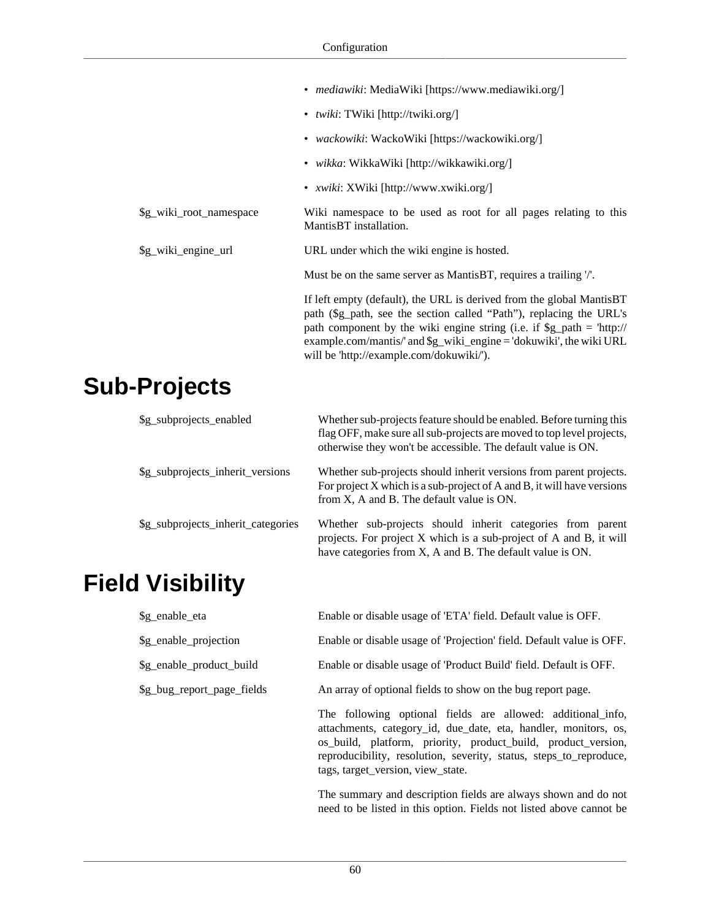- *mediawiki*: MediaWiki [https://www.mediawiki.org/]
- *twiki*: TWiki [http://twiki.org/]
- *wackowiki*: WackoWiki [https://wackowiki.org/]
- *wikka*: WikkaWiki [http://wikkawiki.org/]
- *xwiki*: XWiki [http://www.xwiki.org/]

| | |
|---|---|
| $g_wiki_root_namespace | Wiki namespace to be used as root for all pages relating to this MantisBT installation. |
| $g_wiki_engine_url | URL under which the wiki engine is hosted.<br><br>Must be on the same server as MantisBT, requires a trailing '/'.<br><br>If left empty (default), the URL is derived from the global MantisBT path ($g_path, see the section called “Path”), replacing the URL's path component by the wiki engine string (i.e. if $g_path = 'http://example.com/mantis/' and $g_wiki_engine = 'dokuwiki', the wiki URL will be 'http://example.com/dokuwiki/'). |

# Sub-Projects

| | |
|---|---|
| $g_subprojects_enabled | Whether sub-projects feature should be enabled. Before turning this flag OFF, make sure all sub-projects are moved to top level projects, otherwise they won't be accessible. The default value is ON. |
| $g_subprojects_inherit_versions | Whether sub-projects should inherit versions from parent projects. For project X which is a sub-project of A and B, it will have versions from X, A and B. The default value is ON. |
| $g_subprojects_inherit_categories | Whether sub-projects should inherit categories from parent projects. For project X which is a sub-project of A and B, it will have categories from X, A and B. The default value is ON. |

# Field Visibility

| | |
|---|---|
| $g_enable_eta | Enable or disable usage of 'ETA' field. Default value is OFF. |
| $g_enable_projection | Enable or disable usage of 'Projection' field. Default value is OFF. |
| $g_enable_product_build | Enable or disable usage of 'Product Build' field. Default is OFF. |
| $g_bug_report_page_fields | An array of optional fields to show on the bug report page.<br><br>The following optional fields are allowed: additional_info, attachments, category_id, due_date, eta, handler, monitors, os, os_build, platform, priority, product_build, product_version, reproducibility, resolution, severity, status, steps_to_reproduce, tags, target_version, view_state.<br><br>The summary and description fields are always shown and do not need to be listed in this option. Fields not listed above cannot be |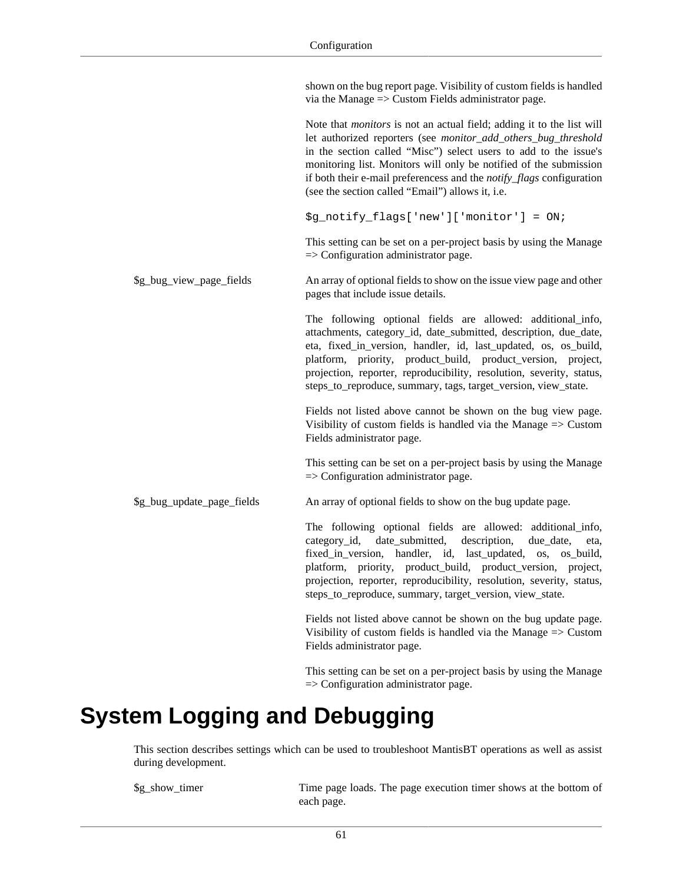shown on the bug report page. Visibility of custom fields is handled via the Manage => Custom Fields administrator page.

Note that *monitors* is not an actual field; adding it to the list will let authorized reporters (see *monitor_add_others_bug_threshold* in the section called “Misc”) select users to add to the issue's monitoring list. Monitors will only be notified of the submission if both their e-mail preferencess and the *notify_flags* configuration (see the section called “Email”) allows it, i.e.

```
$g_notify_flags['new']['monitor'] = ON;
```

This setting can be set on a per-project basis by using the Manage => Configuration administrator page.

$g_bug_view_page_fields

An array of optional fields to show on the issue view page and other pages that include issue details.

The following optional fields are allowed: additional_info, attachments, category_id, date_submitted, description, due_date, eta, fixed_in_version, handler, id, last_updated, os, os_build, platform, priority, product_build, product_version, project, projection, reporter, reproducibility, resolution, severity, status, steps_to_reproduce, summary, tags, target_version, view_state.

Fields not listed above cannot be shown on the bug view page. Visibility of custom fields is handled via the Manage => Custom Fields administrator page.

This setting can be set on a per-project basis by using the Manage => Configuration administrator page.

$g_bug_update_page_fields

An array of optional fields to show on the bug update page.

The following optional fields are allowed: additional_info, category_id, date_submitted, description, due_date, eta, fixed_in_version, handler, id, last_updated, os, os_build, platform, priority, product_build, product_version, project, projection, reporter, reproducibility, resolution, severity, status, steps_to_reproduce, summary, target_version, view_state.

Fields not listed above cannot be shown on the bug update page. Visibility of custom fields is handled via the Manage => Custom Fields administrator page.

This setting can be set on a per-project basis by using the Manage => Configuration administrator page.

# System Logging and Debugging

This section describes settings which can be used to troubleshoot MantisBT operations as well as assist during development.

$g_show_timer

Time page loads. The page execution timer shows at the bottom of each page.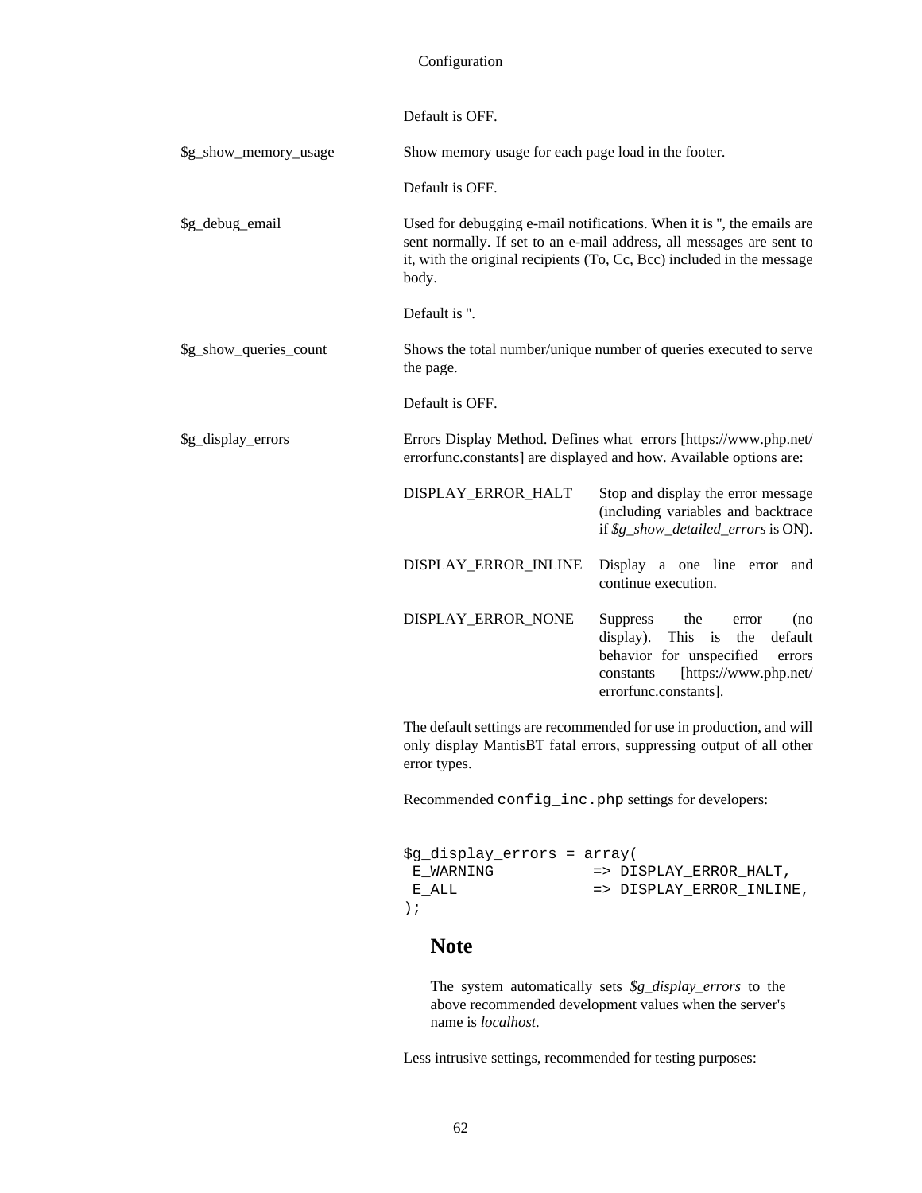Default is OFF.

**$g_show_memory_usage**

Show memory usage for each page load in the footer.

Default is OFF.

**$g_debug_email**

Used for debugging e-mail notifications. When it is '', the emails are sent normally. If set to an e-mail address, all messages are sent to it, with the original recipients (To, Cc, Bcc) included in the message body.

Default is ''.

**$g_show_queries_count**

Shows the total number/unique number of queries executed to serve the page.

Default is OFF.

**$g_display_errors**

Errors Display Method. Defines what errors [https://www.php.net/errorfunc.constants] are displayed and how. Available options are:

| Option | Description |
|---|---|
| DISPLAY_ERROR_HALT | Stop and display the error message (including variables and backtrace if *$g_show_detailed_errors* is ON). |
| DISPLAY_ERROR_INLINE | Display a one line error and continue execution. |
| DISPLAY_ERROR_NONE | Suppress the error (no display). This is the default behavior for unspecified errors constants [https://www.php.net/errorfunc.constants]. |

The default settings are recommended for use in production, and will only display MantisBT fatal errors, suppressing output of all other error types.

Recommended `config_inc.php` settings for developers:

```
$g_display_errors = array(
 E_WARNING           => DISPLAY_ERROR_HALT,
 E_ALL               => DISPLAY_ERROR_INLINE,
);
```

### Note

The system automatically sets *$g_display_errors* to the above recommended development values when the server's name is *localhost*.

Less intrusive settings, recommended for testing purposes: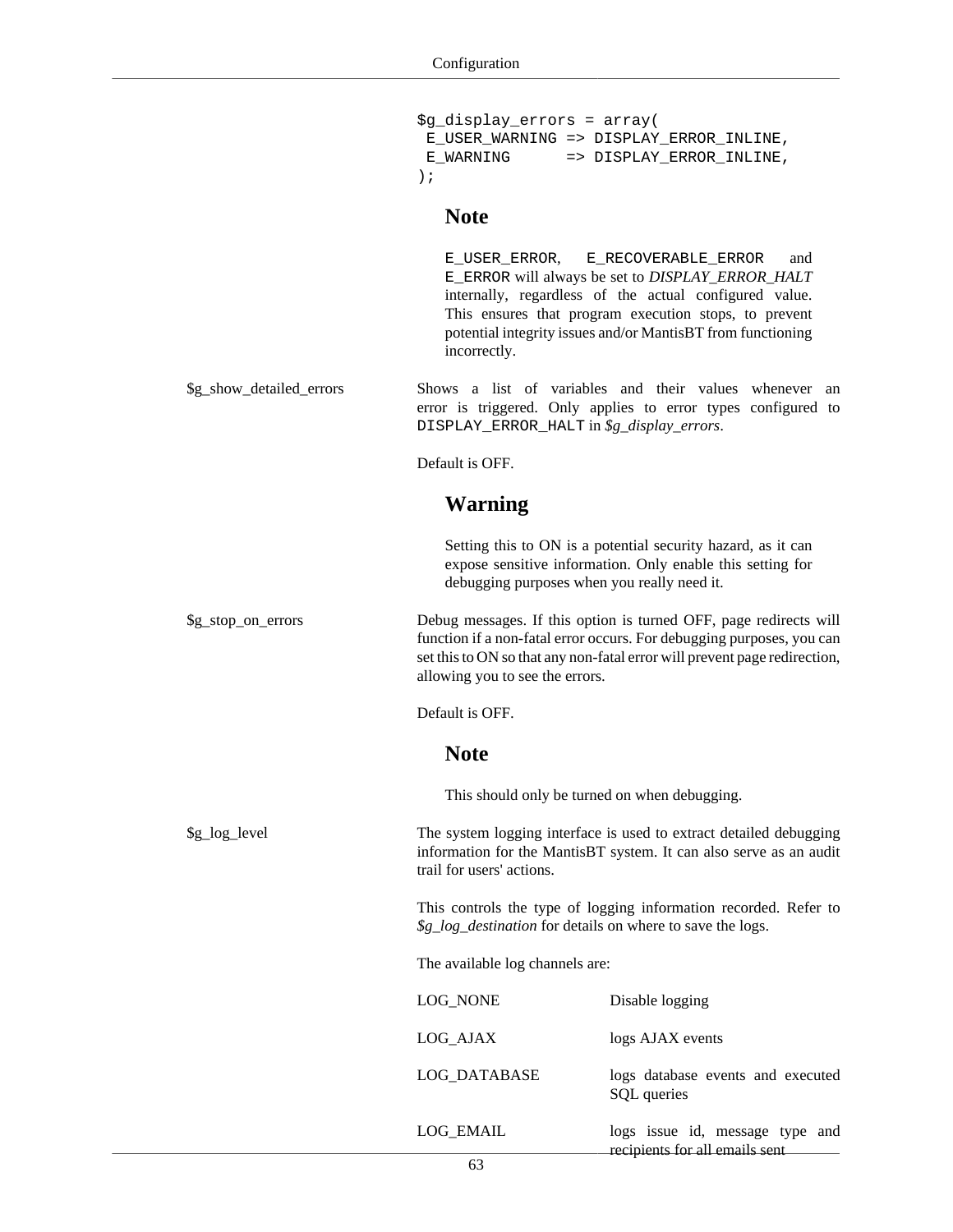```
$g_display_errors = array(
 E_USER_WARNING => DISPLAY_ERROR_INLINE,
 E_WARNING      => DISPLAY_ERROR_INLINE,
);
```

> **Note**
>
> `E_USER_ERROR`, `E_RECOVERABLE_ERROR` and `E_ERROR` will always be set to *DISPLAY_ERROR_HALT* internally, regardless of the actual configured value. This ensures that program execution stops, to prevent potential integrity issues and/or MantisBT from functioning incorrectly.

**$g_show_detailed_errors**

Shows a list of variables and their values whenever an error is triggered. Only applies to error types configured to `DISPLAY_ERROR_HALT` in *$g_display_errors*.

Default is OFF.

> **Warning**
>
> Setting this to ON is a potential security hazard, as it can expose sensitive information. Only enable this setting for debugging purposes when you really need it.

**$g_stop_on_errors**

Debug messages. If this option is turned OFF, page redirects will function if a non-fatal error occurs. For debugging purposes, you can set this to ON so that any non-fatal error will prevent page redirection, allowing you to see the errors.

Default is OFF.

> **Note**
>
> This should only be turned on when debugging.

**$g_log_level**

The system logging interface is used to extract detailed debugging information for the MantisBT system. It can also serve as an audit trail for users' actions.

This controls the type of logging information recorded. Refer to *$g_log_destination* for details on where to save the logs.

The available log channels are:

| | |
|---|---|
| LOG_NONE | Disable logging |
| LOG_AJAX | logs AJAX events |
| LOG_DATABASE | logs database events and executed SQL queries |
| LOG_EMAIL | logs issue id, message type and recipients for all emails sent |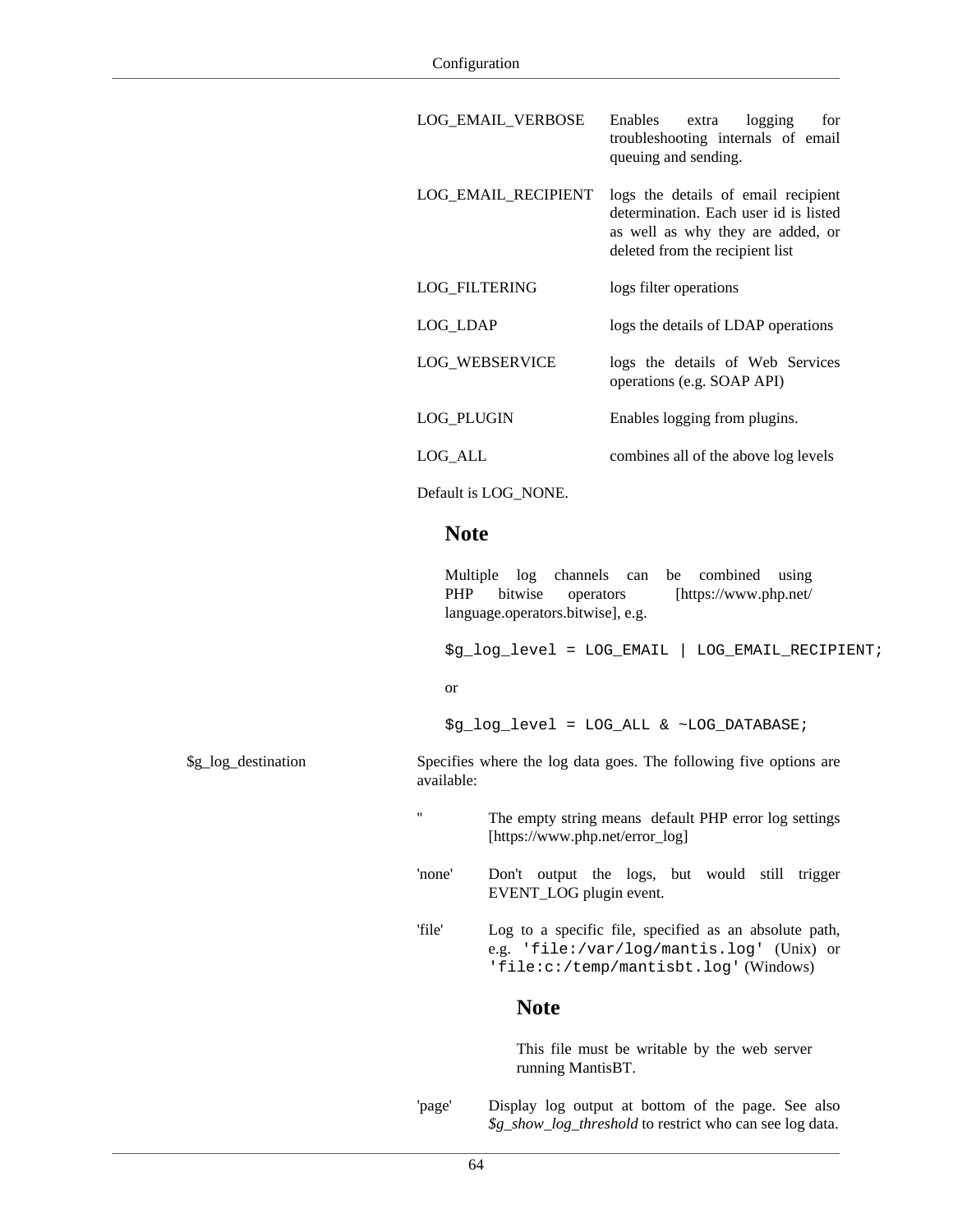| | |
|---|---|
| LOG_EMAIL_VERBOSE | Enables extra logging for troubleshooting internals of email queuing and sending. |
| LOG_EMAIL_RECIPIENT | logs the details of email recipient determination. Each user id is listed as well as why they are added, or deleted from the recipient list |
| LOG_FILTERING | logs filter operations |
| LOG_LDAP | logs the details of LDAP operations |
| LOG_WEBSERVICE | logs the details of Web Services operations (e.g. SOAP API) |
| LOG_PLUGIN | Enables logging from plugins. |
| LOG_ALL | combines all of the above log levels |

Default is LOG_NONE.

### Note

Multiple log channels can be combined using PHP bitwise operators [https://www.php.net/language.operators.bitwise], e.g.

```
$g_log_level = LOG_EMAIL | LOG_EMAIL_RECIPIENT;
```

or

```
$g_log_level = LOG_ALL & ~LOG_DATABASE;
```

**$g_log_destination**

Specifies where the log data goes. The following five options are available:

| | |
|---|---|
| '' | The empty string means default PHP error log settings [https://www.php.net/error_log] |
| 'none' | Don't output the logs, but would still trigger EVENT_LOG plugin event. |
| 'file' | Log to a specific file, specified as an absolute path, e.g. `'file:/var/log/mantis.log'` (Unix) or `'file:c:/temp/mantisbt.log'` (Windows) |

### Note

This file must be writable by the web server running MantisBT.

| | |
|---|---|
| 'page' | Display log output at bottom of the page. See also *$g_show_log_threshold* to restrict who can see log data. |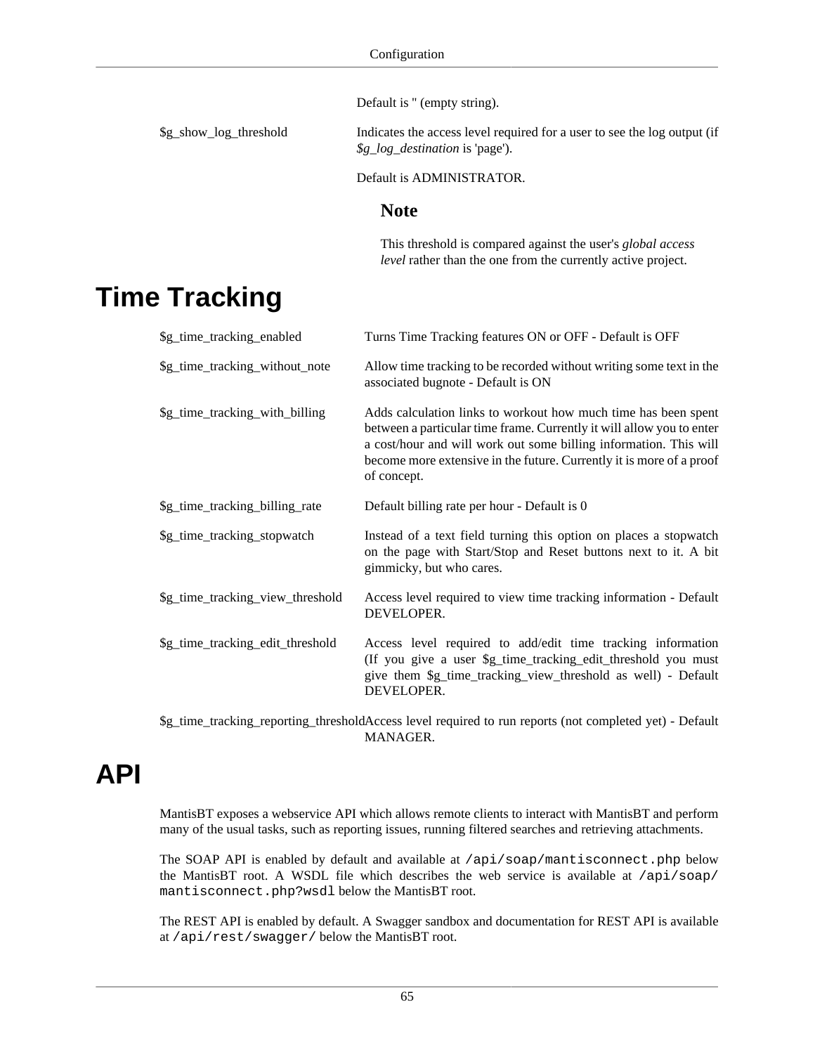Default is '' (empty string).

| | |
|---|---|
| $g_show_log_threshold | Indicates the access level required for a user to see the log output (if *$g_log_destination* is 'page').<br><br>Default is ADMINISTRATOR.<br><br>**Note**<br><br>This threshold is compared against the user's *global access level* rather than the one from the currently active project. |

# Time Tracking

| | |
|---|---|
| $g_time_tracking_enabled | Turns Time Tracking features ON or OFF - Default is OFF |
| $g_time_tracking_without_note | Allow time tracking to be recorded without writing some text in the associated bugnote - Default is ON |
| $g_time_tracking_with_billing | Adds calculation links to workout how much time has been spent between a particular time frame. Currently it will allow you to enter a cost/hour and will work out some billing information. This will become more extensive in the future. Currently it is more of a proof of concept. |
| $g_time_tracking_billing_rate | Default billing rate per hour - Default is 0 |
| $g_time_tracking_stopwatch | Instead of a text field turning this option on places a stopwatch on the page with Start/Stop and Reset buttons next to it. A bit gimmicky, but who cares. |
| $g_time_tracking_view_threshold | Access level required to view time tracking information - Default DEVELOPER. |
| $g_time_tracking_edit_threshold | Access level required to add/edit time tracking information (If you give a user $g_time_tracking_edit_threshold you must give them $g_time_tracking_view_threshold as well) - Default DEVELOPER. |
| $g_time_tracking_reporting_threshold | Access level required to run reports (not completed yet) - Default MANAGER. |

# API

MantisBT exposes a webservice API which allows remote clients to interact with MantisBT and perform many of the usual tasks, such as reporting issues, running filtered searches and retrieving attachments.

The SOAP API is enabled by default and available at `/api/soap/mantisconnect.php` below the MantisBT root. A WSDL file which describes the web service is available at `/api/soap/mantisconnect.php?wsdl` below the MantisBT root.

The REST API is enabled by default. A Swagger sandbox and documentation for REST API is available at `/api/rest/swagger/` below the MantisBT root.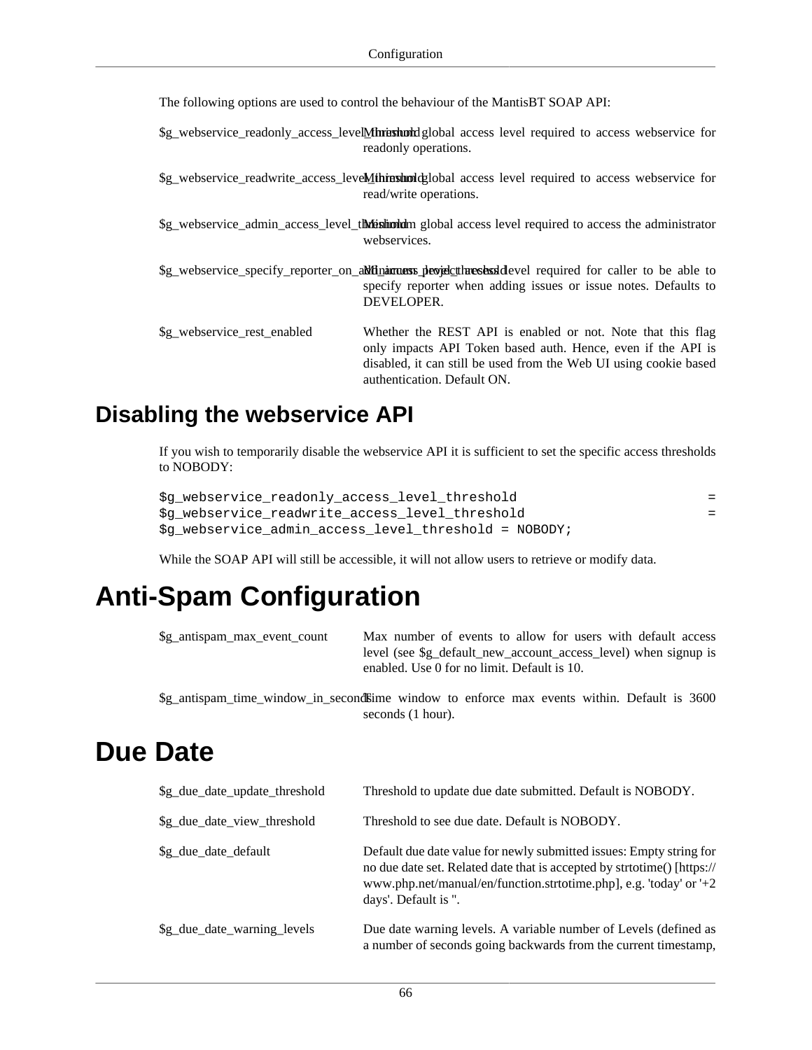The following options are used to control the behaviour of the MantisBT SOAP API:

| | |
|---|---|
| $g_webservice_readonly_access_level_threshold | Minimum global access level required to access webservice for readonly operations. |
| $g_webservice_readwrite_access_level_threshold | Minimum global access level required to access webservice for read/write operations. |
| $g_webservice_admin_access_level_threshold | Minimum global access level required to access the administrator webservices. |
| $g_webservice_specify_reporter_on_add_access_level_threshold | Minimum project access level required for caller to be able to specify reporter when adding issues or issue notes. Defaults to DEVELOPER. |
| $g_webservice_rest_enabled | Whether the REST API is enabled or not. Note that this flag only impacts API Token based auth. Hence, even if the API is disabled, it can still be used from the Web UI using cookie based authentication. Default ON. |

## Disabling the webservice API

If you wish to temporarily disable the webservice API it is sufficient to set the specific access thresholds to NOBODY:

```
$g_webservice_readonly_access_level_threshold =
$g_webservice_readwrite_access_level_threshold =
$g_webservice_admin_access_level_threshold = NOBODY;
```

While the SOAP API will still be accessible, it will not allow users to retrieve or modify data.

# Anti-Spam Configuration

| | |
|---|---|
| $g_antispam_max_event_count | Max number of events to allow for users with default access level (see $g_default_new_account_access_level) when signup is enabled. Use 0 for no limit. Default is 10. |
| $g_antispam_time_window_in_seconds | Time window to enforce max events within. Default is 3600 seconds (1 hour). |

# Due Date

| | |
|---|---|
| $g_due_date_update_threshold | Threshold to update due date submitted. Default is NOBODY. |
| $g_due_date_view_threshold | Threshold to see due date. Default is NOBODY. |
| $g_due_date_default | Default due date value for newly submitted issues: Empty string for no due date set. Related date that is accepted by strtotime() [https://www.php.net/manual/en/function.strtotime.php], e.g. 'today' or '+2 days'. Default is ''. |
| $g_due_date_warning_levels | Due date warning levels. A variable number of Levels (defined as a number of seconds going backwards from the current timestamp, |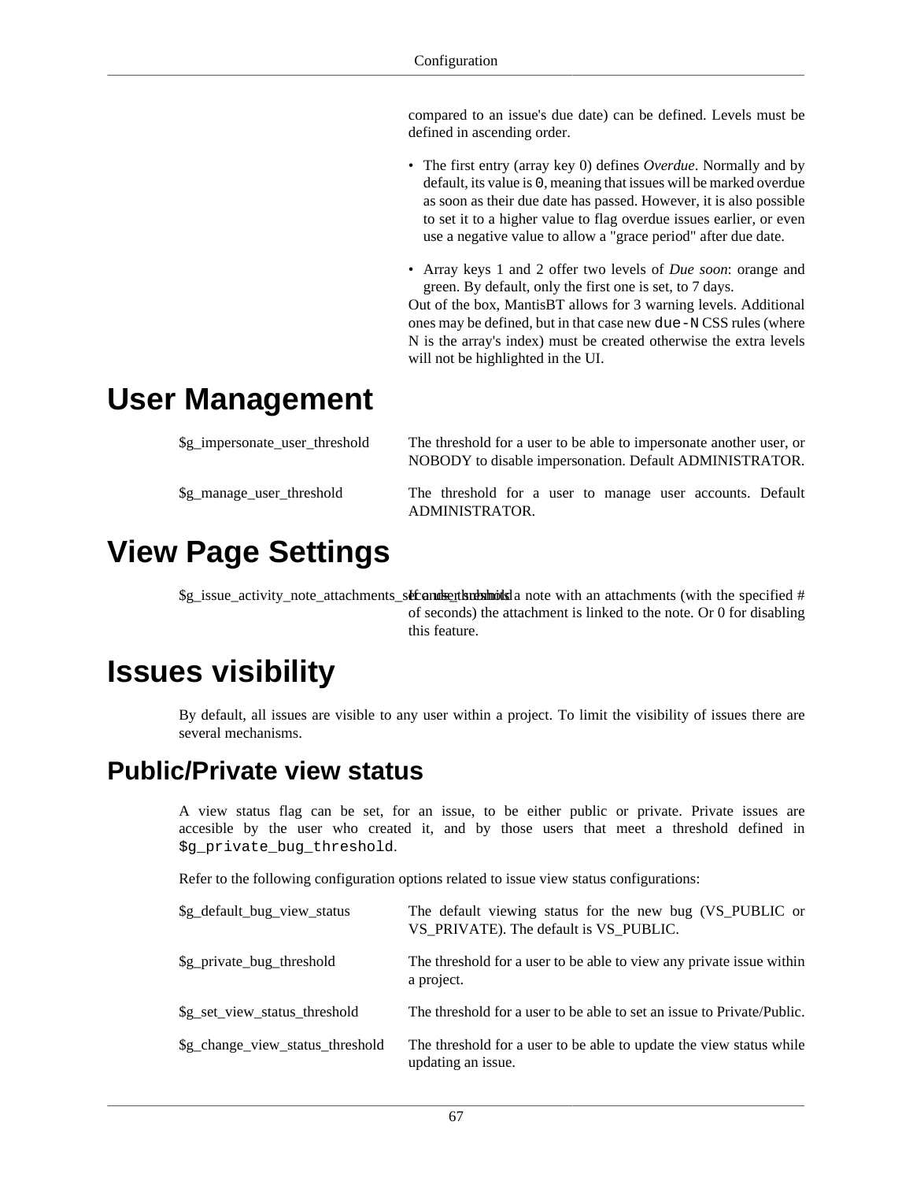compared to an issue's due date) can be defined. Levels must be defined in ascending order.

- The first entry (array key 0) defines *Overdue*. Normally and by default, its value is `0`, meaning that issues will be marked overdue as soon as their due date has passed. However, it is also possible to set it to a higher value to flag overdue issues earlier, or even use a negative value to allow a "grace period" after due date.
- Array keys 1 and 2 offer two levels of *Due soon*: orange and green. By default, only the first one is set, to 7 days.

Out of the box, MantisBT allows for 3 warning levels. Additional ones may be defined, but in that case new `due-N` CSS rules (where N is the array's index) must be created otherwise the extra levels will not be highlighted in the UI.

# User Management

| | |
|---|---|
| $g_impersonate_user_threshold | The threshold for a user to be able to impersonate another user, or NOBODY to disable impersonation. Default ADMINISTRATOR. |
| $g_manage_user_threshold | The threshold for a user to manage user accounts. Default ADMINISTRATOR. |

# View Page Settings

| | |
|---|---|
| $g_issue_activity_note_attachments_seconds_threshold | If a user submits a note with an attachments (with the specified # of seconds) the attachment is linked to the note. Or 0 for disabling this feature. |

# Issues visibility

By default, all issues are visible to any user within a project. To limit the visibility of issues there are several mechanisms.

## Public/Private view status

A view status flag can be set, for an issue, to be either public or private. Private issues are accesible by the user who created it, and by those users that meet a threshold defined in `$g_private_bug_threshold`.

Refer to the following configuration options related to issue view status configurations:

| | |
|---|---|
| $g_default_bug_view_status | The default viewing status for the new bug (VS_PUBLIC or VS_PRIVATE). The default is VS_PUBLIC. |
| $g_private_bug_threshold | The threshold for a user to be able to view any private issue within a project. |
| $g_set_view_status_threshold | The threshold for a user to be able to set an issue to Private/Public. |
| $g_change_view_status_threshold | The threshold for a user to be able to update the view status while updating an issue. |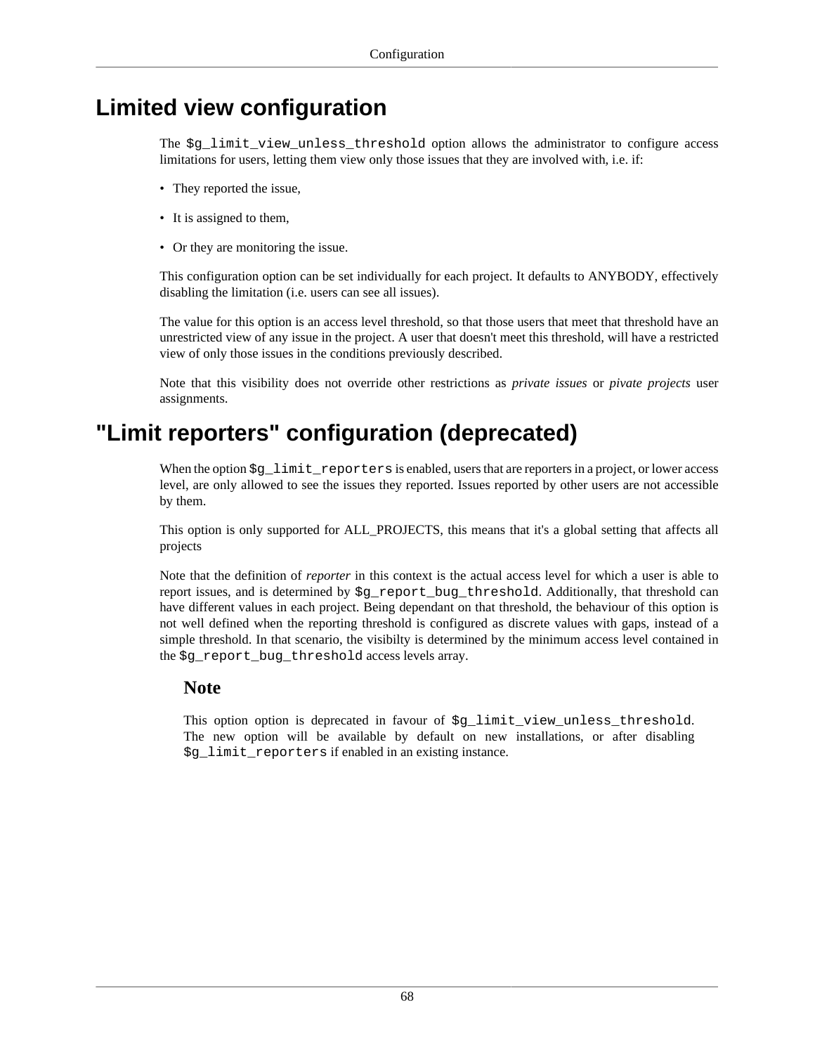# Limited view configuration

The `$g_limit_view_unless_threshold` option allows the administrator to configure access limitations for users, letting them view only those issues that they are involved with, i.e. if:

- They reported the issue,
- It is assigned to them,
- Or they are monitoring the issue.

This configuration option can be set individually for each project. It defaults to ANYBODY, effectively disabling the limitation (i.e. users can see all issues).

The value for this option is an access level threshold, so that those users that meet that threshold have an unrestricted view of any issue in the project. A user that doesn't meet this threshold, will have a restricted view of only those issues in the conditions previously described.

Note that this visibility does not override other restrictions as *private issues* or *pivate projects* user assignments.

# "Limit reporters" configuration (deprecated)

When the option `$g_limit_reporters` is enabled, users that are reporters in a project, or lower access level, are only allowed to see the issues they reported. Issues reported by other users are not accessible by them.

This option is only supported for ALL_PROJECTS, this means that it's a global setting that affects all projects

Note that the definition of *reporter* in this context is the actual access level for which a user is able to report issues, and is determined by `$g_report_bug_threshold`. Additionally, that threshold can have different values in each project. Being dependant on that threshold, the behaviour of this option is not well defined when the reporting threshold is configured as discrete values with gaps, instead of a simple threshold. In that scenario, the visibilty is determined by the minimum access level contained in the `$g_report_bug_threshold` access levels array.

### Note

This option option is deprecated in favour of `$g_limit_view_unless_threshold`. The new option will be available by default on new installations, or after disabling `$g_limit_reporters` if enabled in an existing instance.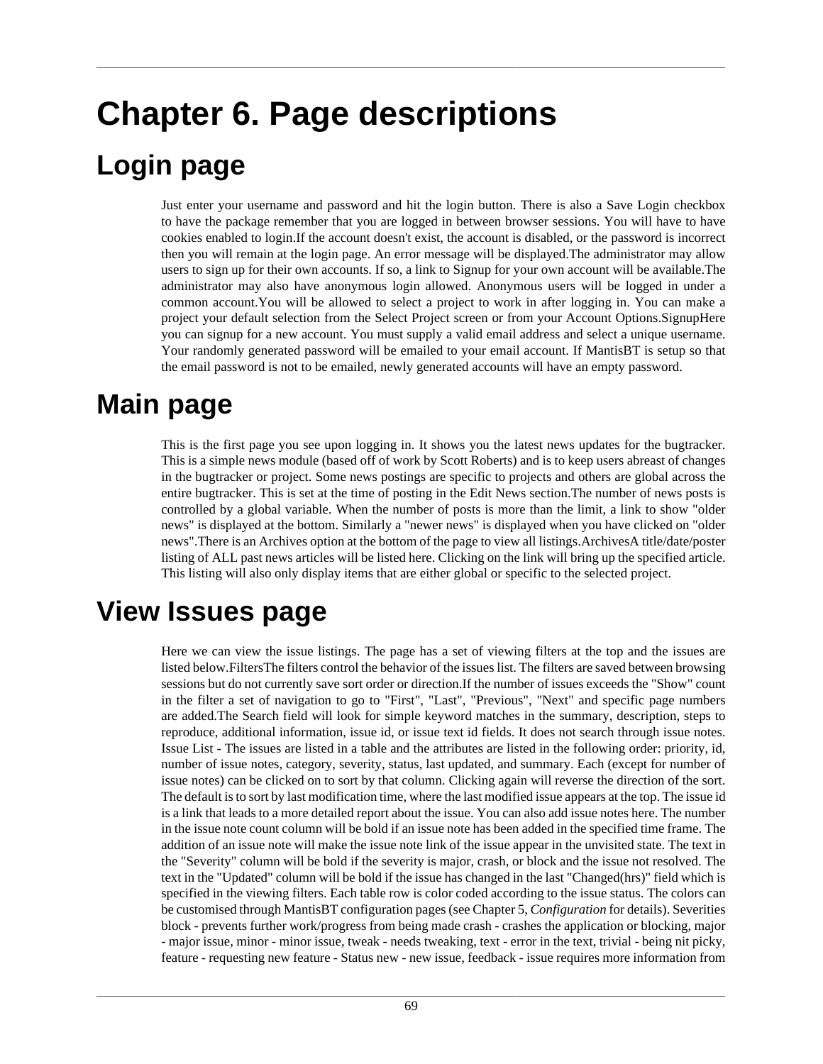# Chapter 6. Page descriptions

## Login page

Just enter your username and password and hit the login button. There is also a Save Login checkbox to have the package remember that you are logged in between browser sessions. You will have to have cookies enabled to login.If the account doesn't exist, the account is disabled, or the password is incorrect then you will remain at the login page. An error message will be displayed.The administrator may allow users to sign up for their own accounts. If so, a link to Signup for your own account will be available.The administrator may also have anonymous login allowed. Anonymous users will be logged in under a common account.You will be allowed to select a project to work in after logging in. You can make a project your default selection from the Select Project screen or from your Account Options.SignupHere you can signup for a new account. You must supply a valid email address and select a unique username. Your randomly generated password will be emailed to your email account. If MantisBT is setup so that the email password is not to be emailed, newly generated accounts will have an empty password.

## Main page

This is the first page you see upon logging in. It shows you the latest news updates for the bugtracker. This is a simple news module (based off of work by Scott Roberts) and is to keep users abreast of changes in the bugtracker or project. Some news postings are specific to projects and others are global across the entire bugtracker. This is set at the time of posting in the Edit News section.The number of news posts is controlled by a global variable. When the number of posts is more than the limit, a link to show "older news" is displayed at the bottom. Similarly a "newer news" is displayed when you have clicked on "older news".There is an Archives option at the bottom of the page to view all listings.ArchivesA title/date/poster listing of ALL past news articles will be listed here. Clicking on the link will bring up the specified article. This listing will also only display items that are either global or specific to the selected project.

## View Issues page

Here we can view the issue listings. The page has a set of viewing filters at the top and the issues are listed below.FiltersThe filters control the behavior of the issues list. The filters are saved between browsing sessions but do not currently save sort order or direction.If the number of issues exceeds the "Show" count in the filter a set of navigation to go to "First", "Last", "Previous", "Next" and specific page numbers are added.The Search field will look for simple keyword matches in the summary, description, steps to reproduce, additional information, issue id, or issue text id fields. It does not search through issue notes. Issue List - The issues are listed in a table and the attributes are listed in the following order: priority, id, number of issue notes, category, severity, status, last updated, and summary. Each (except for number of issue notes) can be clicked on to sort by that column. Clicking again will reverse the direction of the sort. The default is to sort by last modification time, where the last modified issue appears at the top. The issue id is a link that leads to a more detailed report about the issue. You can also add issue notes here. The number in the issue note count column will be bold if an issue note has been added in the specified time frame. The addition of an issue note will make the issue note link of the issue appear in the unvisited state. The text in the "Severity" column will be bold if the severity is major, crash, or block and the issue not resolved. The text in the "Updated" column will be bold if the issue has changed in the last "Changed(hrs)" field which is specified in the viewing filters. Each table row is color coded according to the issue status. The colors can be customised through MantisBT configuration pages (see Chapter 5, *Configuration* for details). Severities block - prevents further work/progress from being made crash - crashes the application or blocking, major - major issue, minor - minor issue, tweak - needs tweaking, text - error in the text, trivial - being nit picky, feature - requesting new feature - Status new - new issue, feedback - issue requires more information from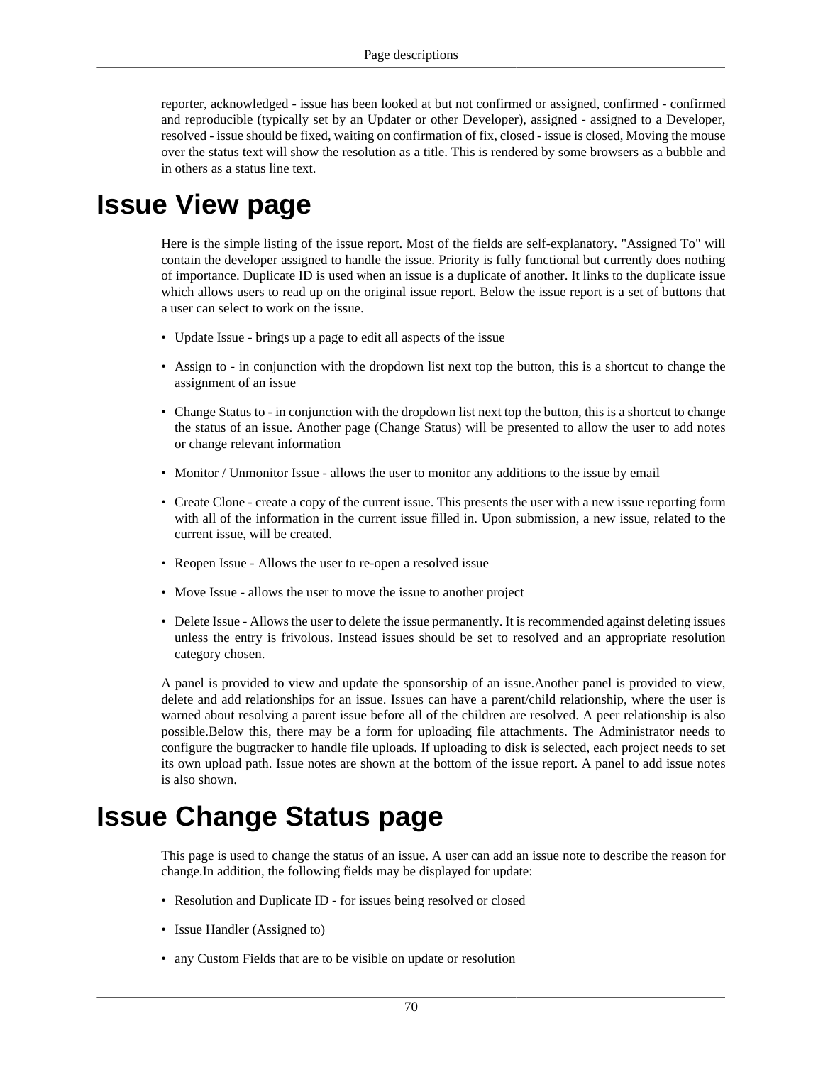reporter, acknowledged - issue has been looked at but not confirmed or assigned, confirmed - confirmed and reproducible (typically set by an Updater or other Developer), assigned - assigned to a Developer, resolved - issue should be fixed, waiting on confirmation of fix, closed - issue is closed, Moving the mouse over the status text will show the resolution as a title. This is rendered by some browsers as a bubble and in others as a status line text.

# Issue View page

Here is the simple listing of the issue report. Most of the fields are self-explanatory. "Assigned To" will contain the developer assigned to handle the issue. Priority is fully functional but currently does nothing of importance. Duplicate ID is used when an issue is a duplicate of another. It links to the duplicate issue which allows users to read up on the original issue report. Below the issue report is a set of buttons that a user can select to work on the issue.

- Update Issue - brings up a page to edit all aspects of the issue
- Assign to - in conjunction with the dropdown list next top the button, this is a shortcut to change the assignment of an issue
- Change Status to - in conjunction with the dropdown list next top the button, this is a shortcut to change the status of an issue. Another page (Change Status) will be presented to allow the user to add notes or change relevant information
- Monitor / Unmonitor Issue - allows the user to monitor any additions to the issue by email
- Create Clone - create a copy of the current issue. This presents the user with a new issue reporting form with all of the information in the current issue filled in. Upon submission, a new issue, related to the current issue, will be created.
- Reopen Issue - Allows the user to re-open a resolved issue
- Move Issue - allows the user to move the issue to another project
- Delete Issue - Allows the user to delete the issue permanently. It is recommended against deleting issues unless the entry is frivolous. Instead issues should be set to resolved and an appropriate resolution category chosen.

A panel is provided to view and update the sponsorship of an issue.Another panel is provided to view, delete and add relationships for an issue. Issues can have a parent/child relationship, where the user is warned about resolving a parent issue before all of the children are resolved. A peer relationship is also possible.Below this, there may be a form for uploading file attachments. The Administrator needs to configure the bugtracker to handle file uploads. If uploading to disk is selected, each project needs to set its own upload path. Issue notes are shown at the bottom of the issue report. A panel to add issue notes is also shown.

# Issue Change Status page

This page is used to change the status of an issue. A user can add an issue note to describe the reason for change.In addition, the following fields may be displayed for update:

- Resolution and Duplicate ID - for issues being resolved or closed
- Issue Handler (Assigned to)
- any Custom Fields that are to be visible on update or resolution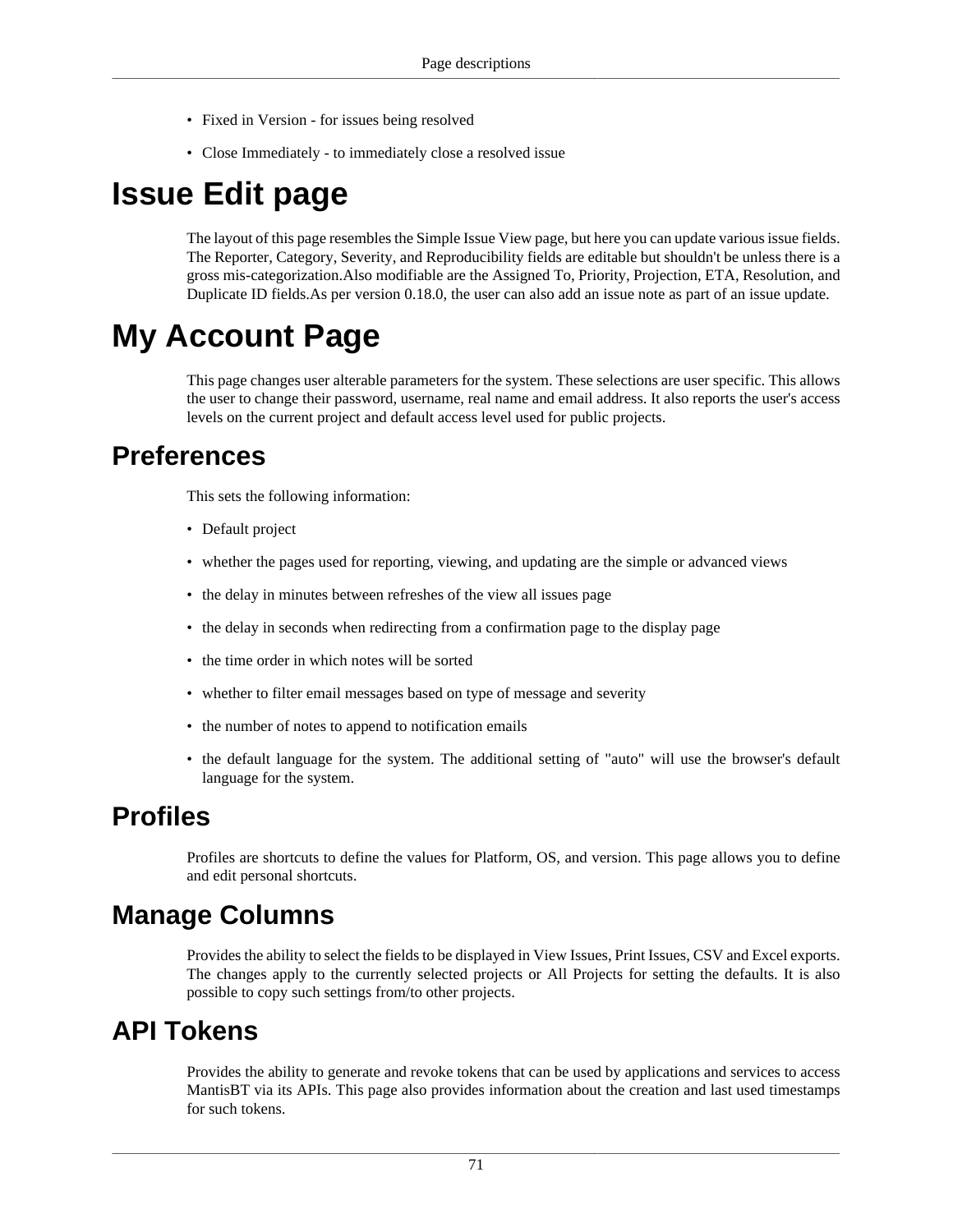- Fixed in Version - for issues being resolved
- Close Immediately - to immediately close a resolved issue

# Issue Edit page

The layout of this page resembles the Simple Issue View page, but here you can update various issue fields. The Reporter, Category, Severity, and Reproducibility fields are editable but shouldn't be unless there is a gross mis-categorization.Also modifiable are the Assigned To, Priority, Projection, ETA, Resolution, and Duplicate ID fields.As per version 0.18.0, the user can also add an issue note as part of an issue update.

# My Account Page

This page changes user alterable parameters for the system. These selections are user specific. This allows the user to change their password, username, real name and email address. It also reports the user's access levels on the current project and default access level used for public projects.

## Preferences

This sets the following information:

- Default project
- whether the pages used for reporting, viewing, and updating are the simple or advanced views
- the delay in minutes between refreshes of the view all issues page
- the delay in seconds when redirecting from a confirmation page to the display page
- the time order in which notes will be sorted
- whether to filter email messages based on type of message and severity
- the number of notes to append to notification emails
- the default language for the system. The additional setting of "auto" will use the browser's default language for the system.

## Profiles

Profiles are shortcuts to define the values for Platform, OS, and version. This page allows you to define and edit personal shortcuts.

## Manage Columns

Provides the ability to select the fields to be displayed in View Issues, Print Issues, CSV and Excel exports. The changes apply to the currently selected projects or All Projects for setting the defaults. It is also possible to copy such settings from/to other projects.

## API Tokens

Provides the ability to generate and revoke tokens that can be used by applications and services to access MantisBT via its APIs. This page also provides information about the creation and last used timestamps for such tokens.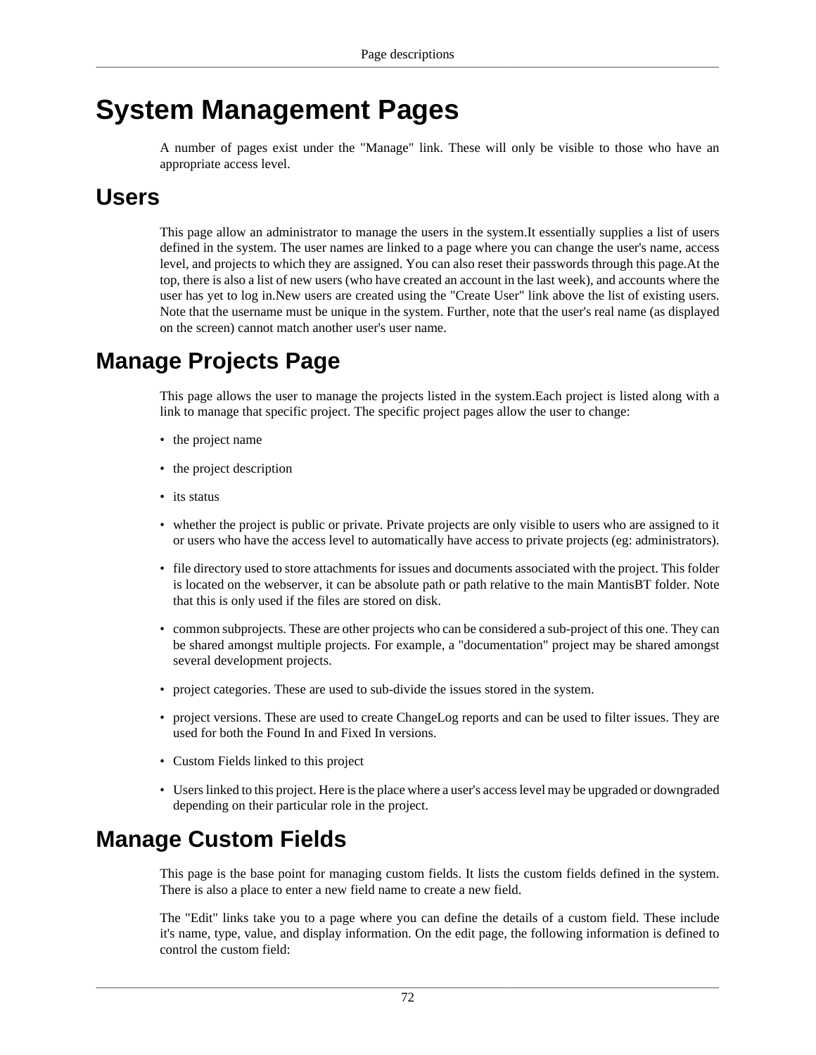# System Management Pages

A number of pages exist under the "Manage" link. These will only be visible to those who have an appropriate access level.

## Users

This page allow an administrator to manage the users in the system.It essentially supplies a list of users defined in the system. The user names are linked to a page where you can change the user's name, access level, and projects to which they are assigned. You can also reset their passwords through this page.At the top, there is also a list of new users (who have created an account in the last week), and accounts where the user has yet to log in.New users are created using the "Create User" link above the list of existing users. Note that the username must be unique in the system. Further, note that the user's real name (as displayed on the screen) cannot match another user's user name.

## Manage Projects Page

This page allows the user to manage the projects listed in the system.Each project is listed along with a link to manage that specific project. The specific project pages allow the user to change:

- the project name
- the project description
- its status
- whether the project is public or private. Private projects are only visible to users who are assigned to it or users who have the access level to automatically have access to private projects (eg: administrators).
- file directory used to store attachments for issues and documents associated with the project. This folder is located on the webserver, it can be absolute path or path relative to the main MantisBT folder. Note that this is only used if the files are stored on disk.
- common subprojects. These are other projects who can be considered a sub-project of this one. They can be shared amongst multiple projects. For example, a "documentation" project may be shared amongst several development projects.
- project categories. These are used to sub-divide the issues stored in the system.
- project versions. These are used to create ChangeLog reports and can be used to filter issues. They are used for both the Found In and Fixed In versions.
- Custom Fields linked to this project
- Users linked to this project. Here is the place where a user's access level may be upgraded or downgraded depending on their particular role in the project.

## Manage Custom Fields

This page is the base point for managing custom fields. It lists the custom fields defined in the system. There is also a place to enter a new field name to create a new field.

The "Edit" links take you to a page where you can define the details of a custom field. These include it's name, type, value, and display information. On the edit page, the following information is defined to control the custom field: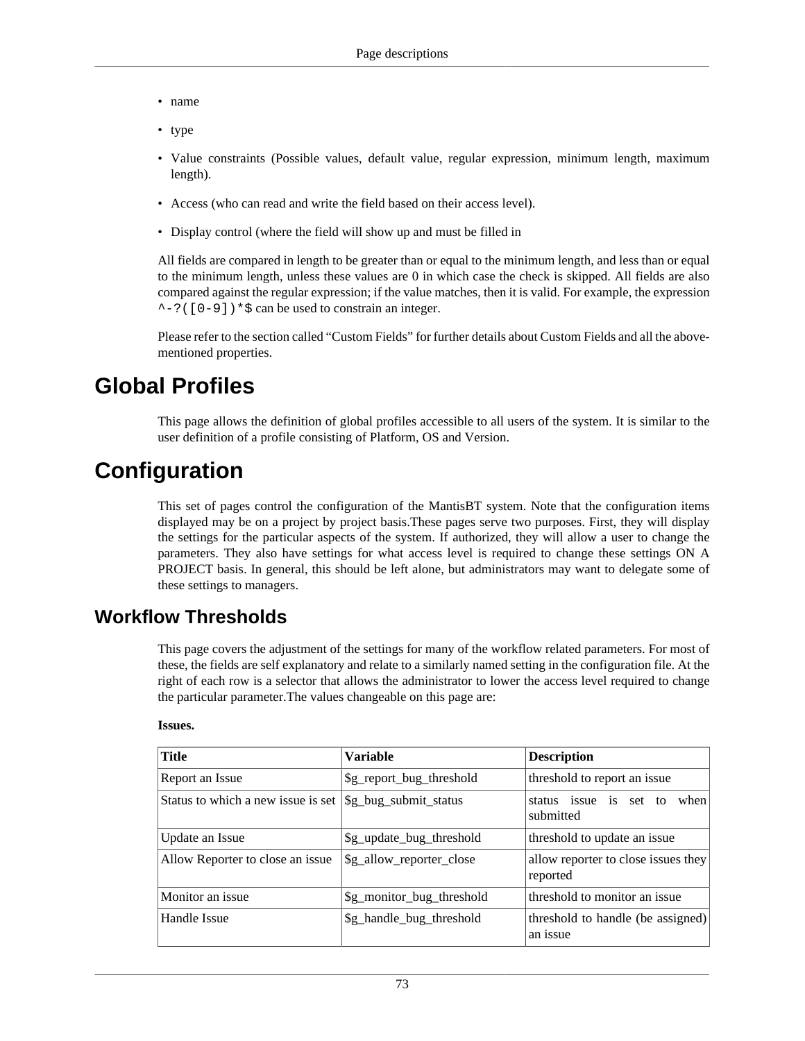- name
- type
- Value constraints (Possible values, default value, regular expression, minimum length, maximum length).
- Access (who can read and write the field based on their access level).
- Display control (where the field will show up and must be filled in

All fields are compared in length to be greater than or equal to the minimum length, and less than or equal to the minimum length, unless these values are 0 in which case the check is skipped. All fields are also compared against the regular expression; if the value matches, then it is valid. For example, the expression `^-?([0-9])*$` can be used to constrain an integer.

Please refer to the section called “Custom Fields” for further details about Custom Fields and all the above-mentioned properties.

# Global Profiles

This page allows the definition of global profiles accessible to all users of the system. It is similar to the user definition of a profile consisting of Platform, OS and Version.

# Configuration

This set of pages control the configuration of the MantisBT system. Note that the configuration items displayed may be on a project by project basis.These pages serve two purposes. First, they will display the settings for the particular aspects of the system. If authorized, they will allow a user to change the parameters. They also have settings for what access level is required to change these settings ON A PROJECT basis. In general, this should be left alone, but administrators may want to delegate some of these settings to managers.

## Workflow Thresholds

This page covers the adjustment of the settings for many of the workflow related parameters. For most of these, the fields are self explanatory and relate to a similarly named setting in the configuration file. At the right of each row is a selector that allows the administrator to lower the access level required to change the particular parameter.The values changeable on this page are:

**Issues.**

| Title | Variable | Description |
|---|---|---|
| Report an Issue | $g_report_bug_threshold | threshold to report an issue |
| Status to which a new issue is set | $g_bug_submit_status | status issue is set to when submitted |
| Update an Issue | $g_update_bug_threshold | threshold to update an issue |
| Allow Reporter to close an issue | $g_allow_reporter_close | allow reporter to close issues they reported |
| Monitor an issue | $g_monitor_bug_threshold | threshold to monitor an issue |
| Handle Issue | $g_handle_bug_threshold | threshold to handle (be assigned) an issue |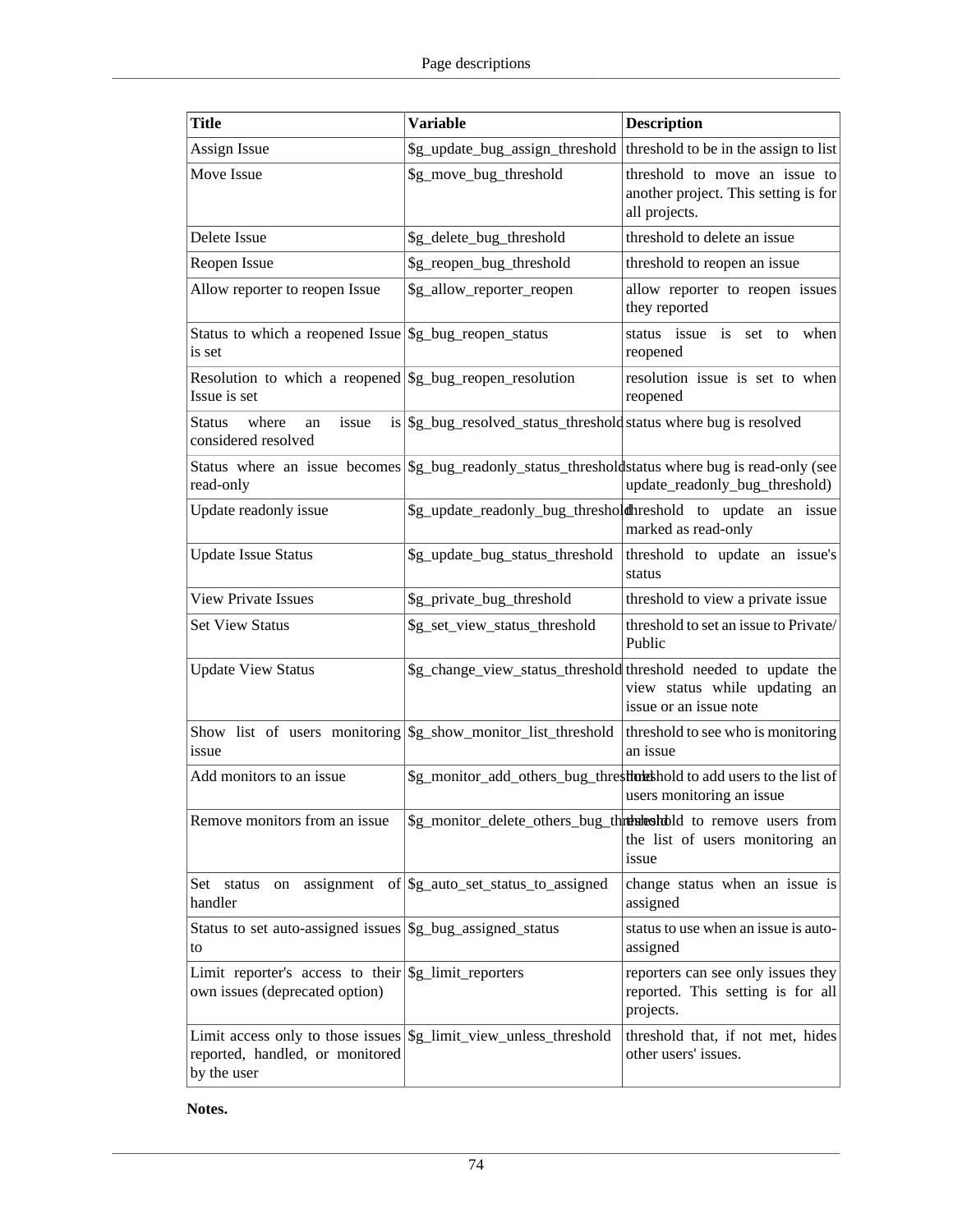| Title | Variable | Description |
| --- | --- | --- |
| Assign Issue | $g_update_bug_assign_threshold | threshold to be in the assign to list |
| Move Issue | $g_move_bug_threshold | threshold to move an issue to another project. This setting is for all projects. |
| Delete Issue | $g_delete_bug_threshold | threshold to delete an issue |
| Reopen Issue | $g_reopen_bug_threshold | threshold to reopen an issue |
| Allow reporter to reopen Issue | $g_allow_reporter_reopen | allow reporter to reopen issues they reported |
| Status to which a reopened Issue is set | $g_bug_reopen_status | status issue is set to when reopened |
| Resolution to which a reopened Issue is set | $g_bug_reopen_resolution | resolution issue is set to when reopened |
| Status where an issue is considered resolved | $g_bug_resolved_status_threshold | status where bug is resolved |
| Status where an issue becomes read-only | $g_bug_readonly_status_threshold | status where bug is read-only (see update_readonly_bug_threshold) |
| Update readonly issue | $g_update_readonly_bug_threshold | threshold to update an issue marked as read-only |
| Update Issue Status | $g_update_bug_status_threshold | threshold to update an issue's status |
| View Private Issues | $g_private_bug_threshold | threshold to view a private issue |
| Set View Status | $g_set_view_status_threshold | threshold to set an issue to Private/ Public |
| Update View Status | $g_change_view_status_threshold | threshold needed to update the view status while updating an issue or an issue note |
| Show list of users monitoring issue | $g_show_monitor_list_threshold | threshold to see who is monitoring an issue |
| Add monitors to an issue | $g_monitor_add_others_bug_threshold | threshold to add users to the list of users monitoring an issue |
| Remove monitors from an issue | $g_monitor_delete_others_bug_threshold | threshold to remove users from the list of users monitoring an issue |
| Set status on assignment of handler | $g_auto_set_status_to_assigned | change status when an issue is assigned |
| Status to set auto-assigned issues to | $g_bug_assigned_status | status to use when an issue is auto-assigned |
| Limit reporter's access to their own issues (deprecated option) | $g_limit_reporters | reporters can see only issues they reported. This setting is for all projects. |
| Limit access only to those issues reported, handled, or monitored by the user | $g_limit_view_unless_threshold | threshold that, if not met, hides other users' issues. |

**Notes.**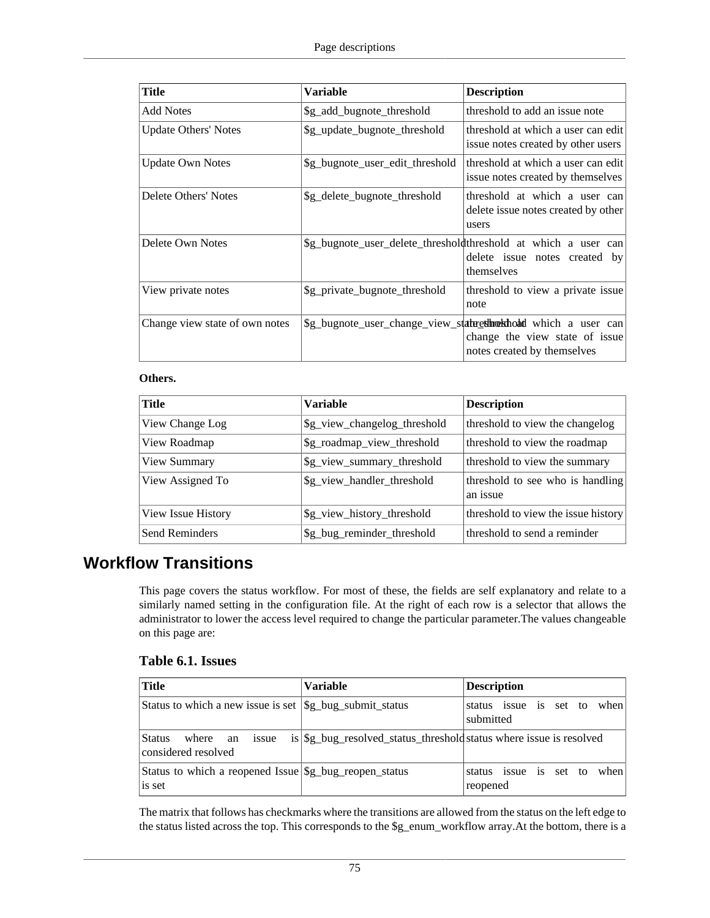| Title | Variable | Description |
|---|---|---|
| Add Notes | $g_add_bugnote_threshold | threshold to add an issue note |
| Update Others' Notes | $g_update_bugnote_threshold | threshold at which a user can edit issue notes created by other users |
| Update Own Notes | $g_bugnote_user_edit_threshold | threshold at which a user can edit issue notes created by themselves |
| Delete Others' Notes | $g_delete_bugnote_threshold | threshold at which a user can delete issue notes created by other users |
| Delete Own Notes | $g_bugnote_user_delete_threshold | threshold at which a user can delete issue notes created by themselves |
| View private notes | $g_private_bugnote_threshold | threshold to view a private issue note |
| Change view state of own notes | $g_bugnote_user_change_view_state_threshold | threshold at which a user can change the view state of issue notes created by themselves |

**Others.**

| Title | Variable | Description |
|---|---|---|
| View Change Log | $g_view_changelog_threshold | threshold to view the changelog |
| View Roadmap | $g_roadmap_view_threshold | threshold to view the roadmap |
| View Summary | $g_view_summary_threshold | threshold to view the summary |
| View Assigned To | $g_view_handler_threshold | threshold to see who is handling an issue |
| View Issue History | $g_view_history_threshold | threshold to view the issue history |
| Send Reminders | $g_bug_reminder_threshold | threshold to send a reminder |

## Workflow Transitions

This page covers the status workflow. For most of these, the fields are self explanatory and relate to a similarly named setting in the configuration file. At the right of each row is a selector that allows the administrator to lower the access level required to change the particular parameter.The values changeable on this page are:

### Table 6.1. Issues

| Title | Variable | Description |
|---|---|---|
| Status to which a new issue is set | $g_bug_submit_status | status issue is set to when submitted |
| Status where an issue is considered resolved | $g_bug_resolved_status_threshold | status where issue is resolved |
| Status to which a reopened Issue is set | $g_bug_reopen_status | status issue is set to when reopened |

The matrix that follows has checkmarks where the transitions are allowed from the status on the left edge to the status listed across the top. This corresponds to the $g_enum_workflow array.At the bottom, there is a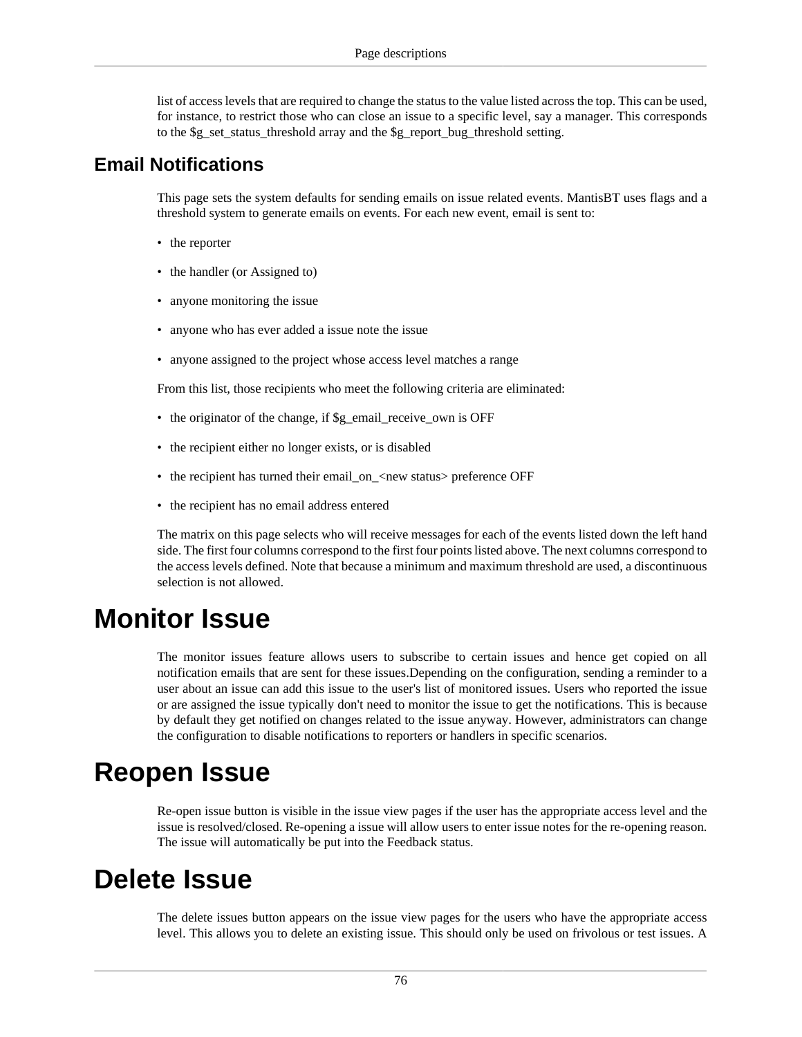list of access levels that are required to change the status to the value listed across the top. This can be used, for instance, to restrict those who can close an issue to a specific level, say a manager. This corresponds to the $g_set_status_threshold array and the $g_report_bug_threshold setting.

## Email Notifications

This page sets the system defaults for sending emails on issue related events. MantisBT uses flags and a threshold system to generate emails on events. For each new event, email is sent to:

- the reporter
- the handler (or Assigned to)
- anyone monitoring the issue
- anyone who has ever added a issue note the issue
- anyone assigned to the project whose access level matches a range

From this list, those recipients who meet the following criteria are eliminated:

- the originator of the change, if $g_email_receive_own is OFF
- the recipient either no longer exists, or is disabled
- the recipient has turned their email_on_<new status> preference OFF
- the recipient has no email address entered

The matrix on this page selects who will receive messages for each of the events listed down the left hand side. The first four columns correspond to the first four points listed above. The next columns correspond to the access levels defined. Note that because a minimum and maximum threshold are used, a discontinuous selection is not allowed.

# Monitor Issue

The monitor issues feature allows users to subscribe to certain issues and hence get copied on all notification emails that are sent for these issues.Depending on the configuration, sending a reminder to a user about an issue can add this issue to the user's list of monitored issues. Users who reported the issue or are assigned the issue typically don't need to monitor the issue to get the notifications. This is because by default they get notified on changes related to the issue anyway. However, administrators can change the configuration to disable notifications to reporters or handlers in specific scenarios.

# Reopen Issue

Re-open issue button is visible in the issue view pages if the user has the appropriate access level and the issue is resolved/closed. Re-opening a issue will allow users to enter issue notes for the re-opening reason. The issue will automatically be put into the Feedback status.

# Delete Issue

The delete issues button appears on the issue view pages for the users who have the appropriate access level. This allows you to delete an existing issue. This should only be used on frivolous or test issues. A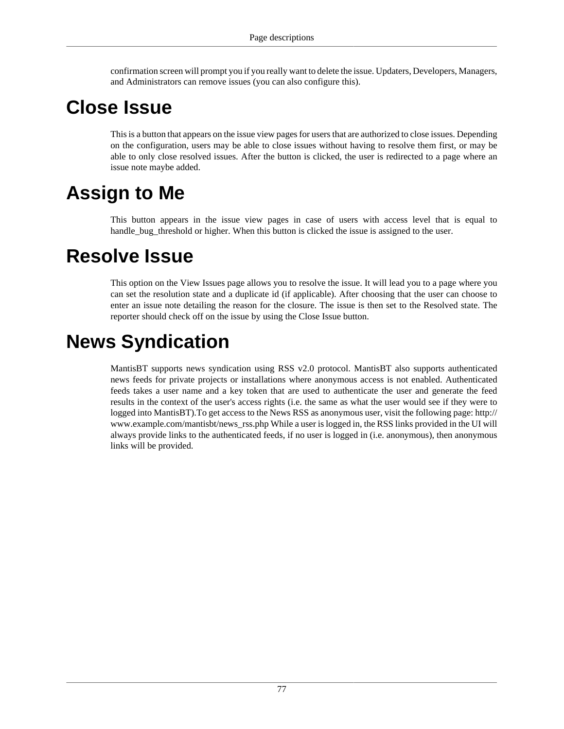confirmation screen will prompt you if you really want to delete the issue. Updaters, Developers, Managers, and Administrators can remove issues (you can also configure this).

# Close Issue

This is a button that appears on the issue view pages for users that are authorized to close issues. Depending on the configuration, users may be able to close issues without having to resolve them first, or may be able to only close resolved issues. After the button is clicked, the user is redirected to a page where an issue note maybe added.

# Assign to Me

This button appears in the issue view pages in case of users with access level that is equal to handle_bug_threshold or higher. When this button is clicked the issue is assigned to the user.

# Resolve Issue

This option on the View Issues page allows you to resolve the issue. It will lead you to a page where you can set the resolution state and a duplicate id (if applicable). After choosing that the user can choose to enter an issue note detailing the reason for the closure. The issue is then set to the Resolved state. The reporter should check off on the issue by using the Close Issue button.

# News Syndication

MantisBT supports news syndication using RSS v2.0 protocol. MantisBT also supports authenticated news feeds for private projects or installations where anonymous access is not enabled. Authenticated feeds takes a user name and a key token that are used to authenticate the user and generate the feed results in the context of the user's access rights (i.e. the same as what the user would see if they were to logged into MantisBT).To get access to the News RSS as anonymous user, visit the following page: http://www.example.com/mantisbt/news_rss.php While a user is logged in, the RSS links provided in the UI will always provide links to the authenticated feeds, if no user is logged in (i.e. anonymous), then anonymous links will be provided.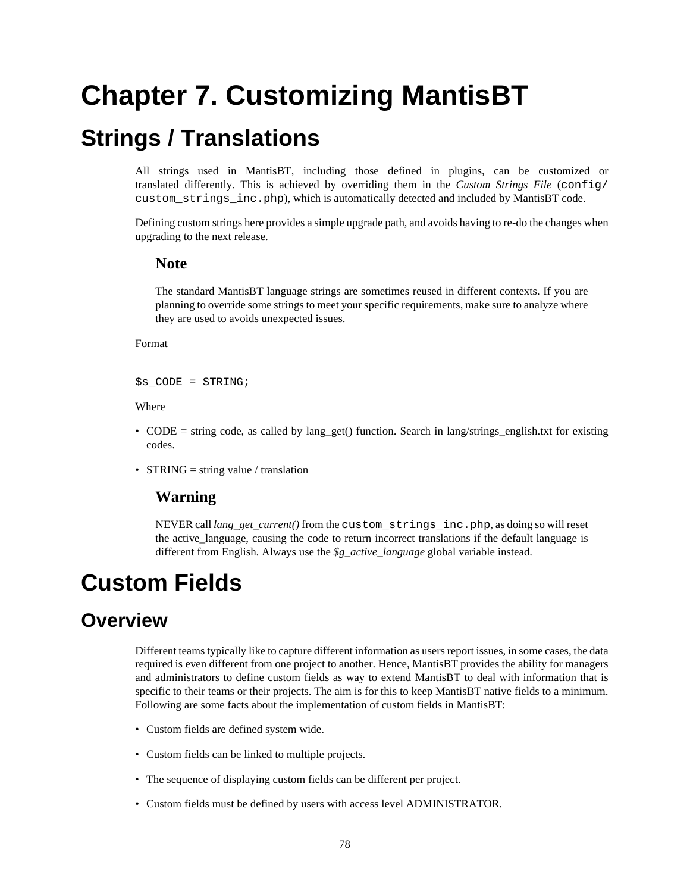# Chapter 7. Customizing MantisBT

## Strings / Translations

All strings used in MantisBT, including those defined in plugins, can be customized or translated differently. This is achieved by overriding them in the *Custom Strings File* (`config/custom_strings_inc.php`), which is automatically detected and included by MantisBT code.

Defining custom strings here provides a simple upgrade path, and avoids having to re-do the changes when upgrading to the next release.

### Note

The standard MantisBT language strings are sometimes reused in different contexts. If you are planning to override some strings to meet your specific requirements, make sure to analyze where they are used to avoids unexpected issues.

Format

```
$s_CODE = STRING;
```

Where

- CODE = string code, as called by lang_get() function. Search in lang/strings_english.txt for existing codes.
- STRING = string value / translation

### Warning

NEVER call *lang_get_current()* from the `custom_strings_inc.php`, as doing so will reset the active_language, causing the code to return incorrect translations if the default language is different from English. Always use the *$g_active_language* global variable instead.

## Custom Fields

### Overview

Different teams typically like to capture different information as users report issues, in some cases, the data required is even different from one project to another. Hence, MantisBT provides the ability for managers and administrators to define custom fields as way to extend MantisBT to deal with information that is specific to their teams or their projects. The aim is for this to keep MantisBT native fields to a minimum. Following are some facts about the implementation of custom fields in MantisBT:

- Custom fields are defined system wide.
- Custom fields can be linked to multiple projects.
- The sequence of displaying custom fields can be different per project.
- Custom fields must be defined by users with access level ADMINISTRATOR.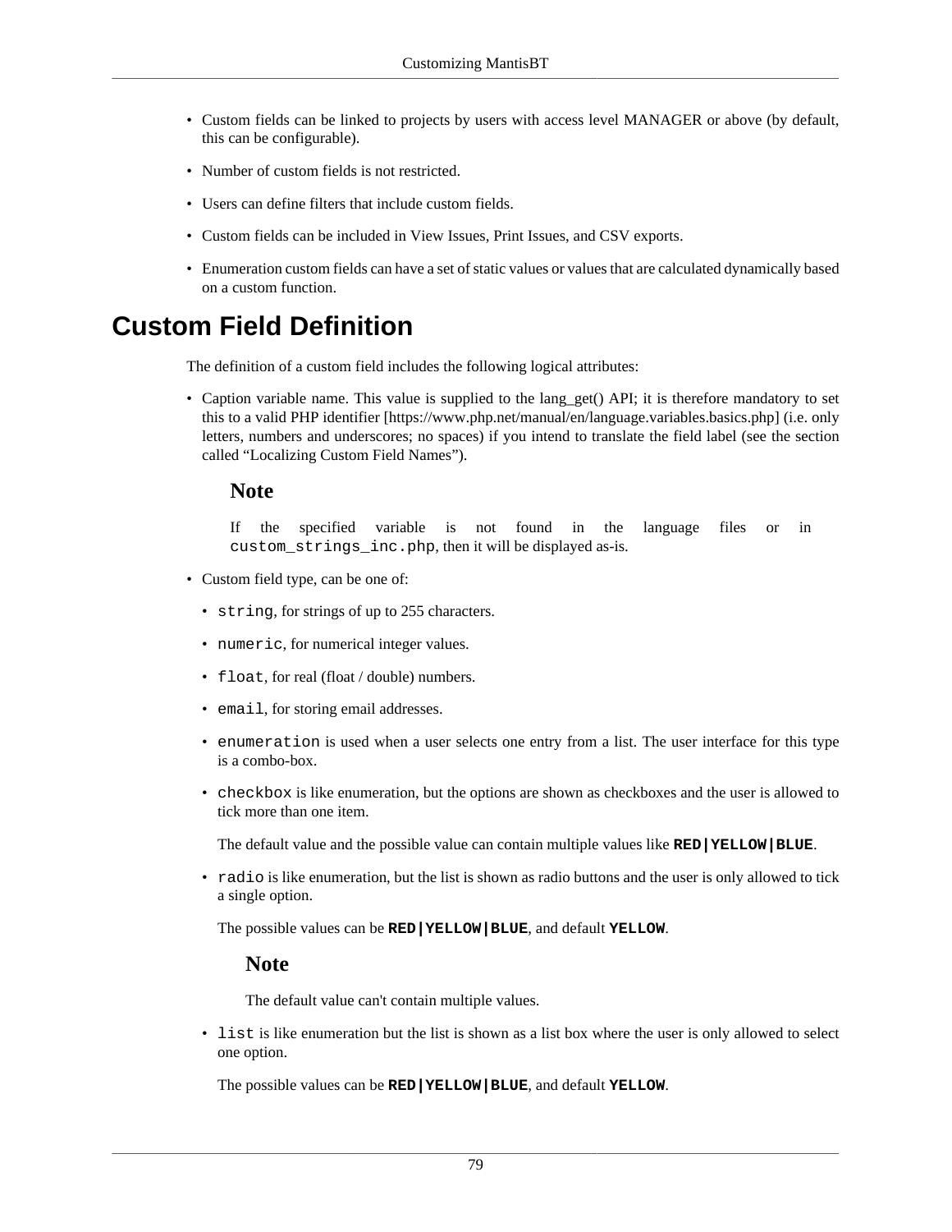- Custom fields can be linked to projects by users with access level MANAGER or above (by default, this can be configurable).
- Number of custom fields is not restricted.
- Users can define filters that include custom fields.
- Custom fields can be included in View Issues, Print Issues, and CSV exports.
- Enumeration custom fields can have a set of static values or values that are calculated dynamically based on a custom function.

# Custom Field Definition

The definition of a custom field includes the following logical attributes:

- Caption variable name. This value is supplied to the lang_get() API; it is therefore mandatory to set this to a valid PHP identifier [https://www.php.net/manual/en/language.variables.basics.php] (i.e. only letters, numbers and underscores; no spaces) if you intend to translate the field label (see the section called "Localizing Custom Field Names").

  **Note**

  If the specified variable is not found in the language files or in `custom_strings_inc.php`, then it will be displayed as-is.

- Custom field type, can be one of:
  - `string`, for strings of up to 255 characters.
  - `numeric`, for numerical integer values.
  - `float`, for real (float / double) numbers.
  - `email`, for storing email addresses.
  - `enumeration` is used when a user selects one entry from a list. The user interface for this type is a combo-box.
  - `checkbox` is like enumeration, but the options are shown as checkboxes and the user is allowed to tick more than one item.

    The default value and the possible value can contain multiple values like **`RED|YELLOW|BLUE`**.

  - `radio` is like enumeration, but the list is shown as radio buttons and the user is only allowed to tick a single option.

    The possible values can be **`RED|YELLOW|BLUE`**, and default **`YELLOW`**.

    **Note**

    The default value can't contain multiple values.

  - `list` is like enumeration but the list is shown as a list box where the user is only allowed to select one option.

    The possible values can be **`RED|YELLOW|BLUE`**, and default **`YELLOW`**.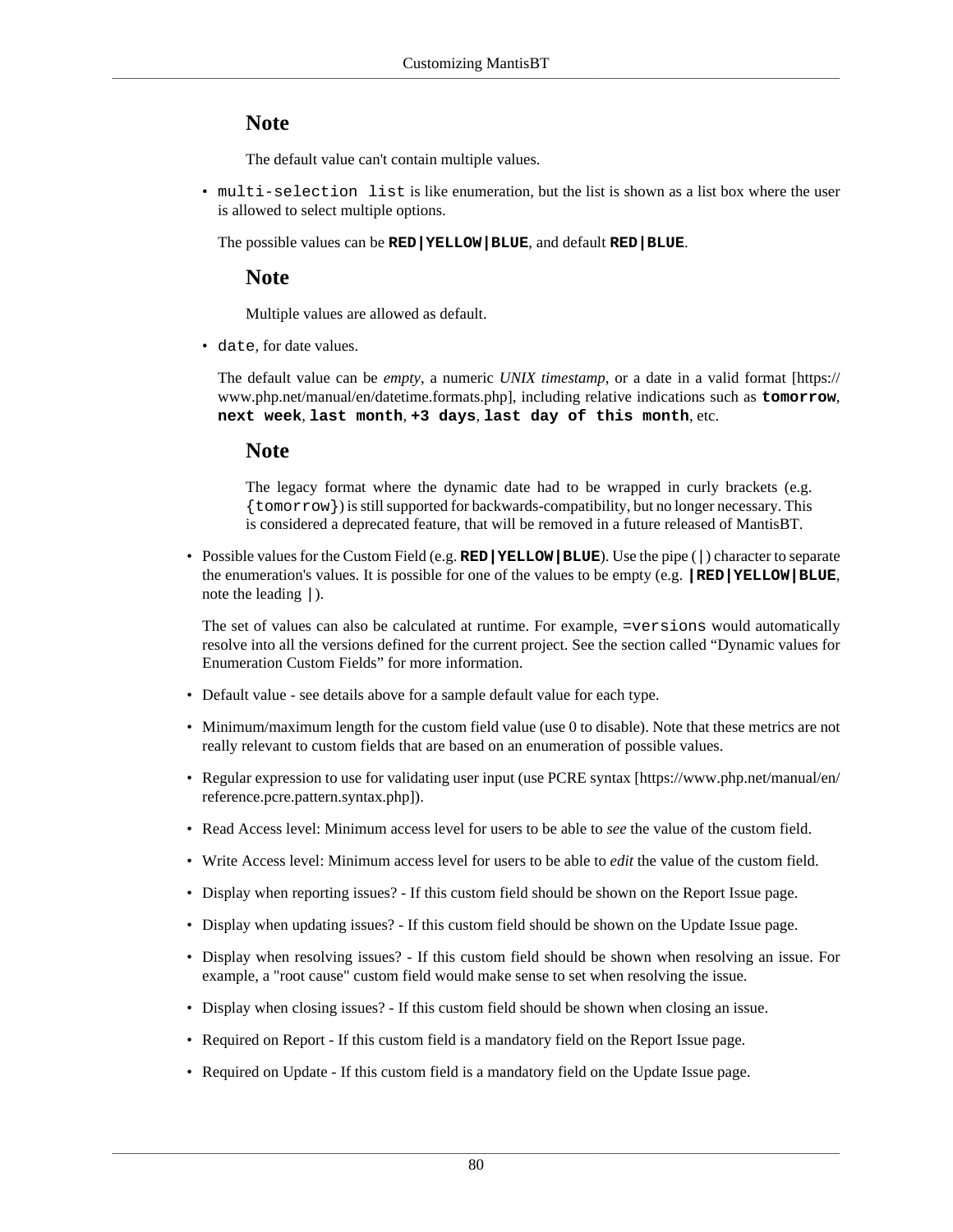**Note**

The default value can't contain multiple values.

- `multi-selection list` is like enumeration, but the list is shown as a list box where the user is allowed to select multiple options.

  The possible values can be **`RED|YELLOW|BLUE`**, and default **`RED|BLUE`**.

  **Note**

  Multiple values are allowed as default.

- `date`, for date values.

  The default value can be *empty*, a numeric *UNIX timestamp*, or a date in a valid format [https://www.php.net/manual/en/datetime.formats.php], including relative indications such as **`tomorrow`**, **`next week`**, **`last month`**, **`+3 days`**, **`last day of this month`**, etc.

  **Note**

  The legacy format where the dynamic date had to be wrapped in curly brackets (e.g. `{tomorrow}`) is still supported for backwards-compatibility, but no longer necessary. This is considered a deprecated feature, that will be removed in a future released of MantisBT.

- Possible values for the Custom Field (e.g. **`RED|YELLOW|BLUE`**). Use the pipe (`|`) character to separate the enumeration's values. It is possible for one of the values to be empty (e.g. **`|RED|YELLOW|BLUE`**, note the leading `|`).

  The set of values can also be calculated at runtime. For example, `=versions` would automatically resolve into all the versions defined for the current project. See the section called "Dynamic values for Enumeration Custom Fields" for more information.

- Default value - see details above for a sample default value for each type.
- Minimum/maximum length for the custom field value (use 0 to disable). Note that these metrics are not really relevant to custom fields that are based on an enumeration of possible values.
- Regular expression to use for validating user input (use PCRE syntax [https://www.php.net/manual/en/reference.pcre.pattern.syntax.php]).
- Read Access level: Minimum access level for users to be able to *see* the value of the custom field.
- Write Access level: Minimum access level for users to be able to *edit* the value of the custom field.
- Display when reporting issues? - If this custom field should be shown on the Report Issue page.
- Display when updating issues? - If this custom field should be shown on the Update Issue page.
- Display when resolving issues? - If this custom field should be shown when resolving an issue. For example, a "root cause" custom field would make sense to set when resolving the issue.
- Display when closing issues? - If this custom field should be shown when closing an issue.
- Required on Report - If this custom field is a mandatory field on the Report Issue page.
- Required on Update - If this custom field is a mandatory field on the Update Issue page.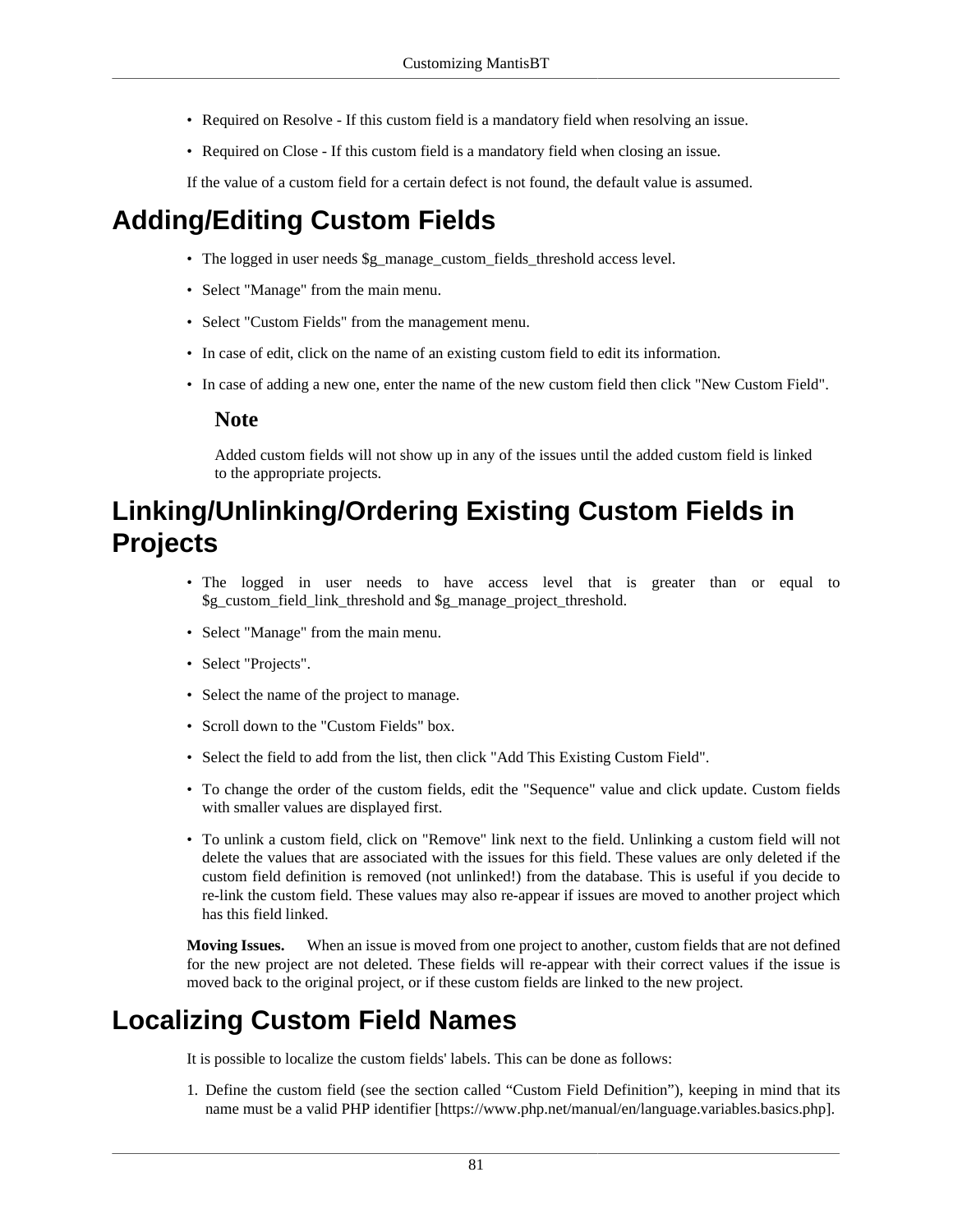- Required on Resolve - If this custom field is a mandatory field when resolving an issue.
- Required on Close - If this custom field is a mandatory field when closing an issue.

If the value of a custom field for a certain defect is not found, the default value is assumed.

## Adding/Editing Custom Fields

- The logged in user needs $g_manage_custom_fields_threshold access level.
- Select "Manage" from the main menu.
- Select "Custom Fields" from the management menu.
- In case of edit, click on the name of an existing custom field to edit its information.
- In case of adding a new one, enter the name of the new custom field then click "New Custom Field".

### Note

Added custom fields will not show up in any of the issues until the added custom field is linked to the appropriate projects.

## Linking/Unlinking/Ordering Existing Custom Fields in Projects

- The logged in user needs to have access level that is greater than or equal to $g_custom_field_link_threshold and $g_manage_project_threshold.
- Select "Manage" from the main menu.
- Select "Projects".
- Select the name of the project to manage.
- Scroll down to the "Custom Fields" box.
- Select the field to add from the list, then click "Add This Existing Custom Field".
- To change the order of the custom fields, edit the "Sequence" value and click update. Custom fields with smaller values are displayed first.
- To unlink a custom field, click on "Remove" link next to the field. Unlinking a custom field will not delete the values that are associated with the issues for this field. These values are only deleted if the custom field definition is removed (not unlinked!) from the database. This is useful if you decide to re-link the custom field. These values may also re-appear if issues are moved to another project which has this field linked.

**Moving Issues.** When an issue is moved from one project to another, custom fields that are not defined for the new project are not deleted. These fields will re-appear with their correct values if the issue is moved back to the original project, or if these custom fields are linked to the new project.

## Localizing Custom Field Names

It is possible to localize the custom fields' labels. This can be done as follows:

1. Define the custom field (see the section called “Custom Field Definition”), keeping in mind that its name must be a valid PHP identifier [https://www.php.net/manual/en/language.variables.basics.php].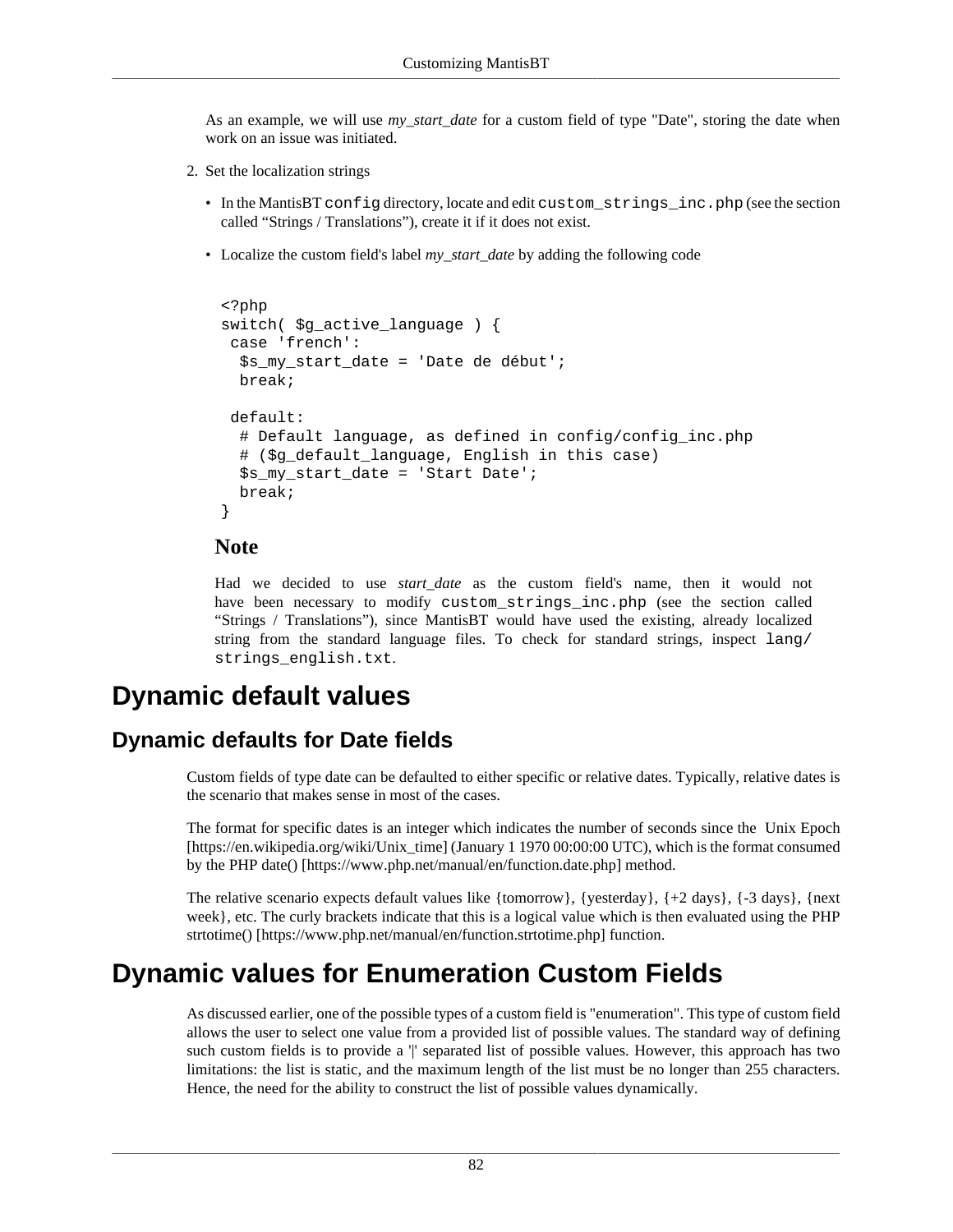As an example, we will use *my_start_date* for a custom field of type "Date", storing the date when work on an issue was initiated.

2. Set the localization strings

   - In the MantisBT `config` directory, locate and edit `custom_strings_inc.php` (see the section called "Strings / Translations"), create it if it does not exist.
   - Localize the custom field's label *my_start_date* by adding the following code

```
<?php
switch( $g_active_language ) {
 case 'french':
  $s_my_start_date = 'Date de début';
  break;

 default:
  # Default language, as defined in config/config_inc.php
  # ($g_default_language, English in this case)
  $s_my_start_date = 'Start Date';
  break;
}
```

**Note**

Had we decided to use *start_date* as the custom field's name, then it would not have been necessary to modify `custom_strings_inc.php` (see the section called "Strings / Translations"), since MantisBT would have used the existing, already localized string from the standard language files. To check for standard strings, inspect `lang/strings_english.txt`.

# Dynamic default values

## Dynamic defaults for Date fields

Custom fields of type date can be defaulted to either specific or relative dates. Typically, relative dates is the scenario that makes sense in most of the cases.

The format for specific dates is an integer which indicates the number of seconds since the Unix Epoch [https://en.wikipedia.org/wiki/Unix_time] (January 1 1970 00:00:00 UTC), which is the format consumed by the PHP date() [https://www.php.net/manual/en/function.date.php] method.

The relative scenario expects default values like {tomorrow}, {yesterday}, {+2 days}, {-3 days}, {next week}, etc. The curly brackets indicate that this is a logical value which is then evaluated using the PHP strtotime() [https://www.php.net/manual/en/function.strtotime.php] function.

# Dynamic values for Enumeration Custom Fields

As discussed earlier, one of the possible types of a custom field is "enumeration". This type of custom field allows the user to select one value from a provided list of possible values. The standard way of defining such custom fields is to provide a '|' separated list of possible values. However, this approach has two limitations: the list is static, and the maximum length of the list must be no longer than 255 characters. Hence, the need for the ability to construct the list of possible values dynamically.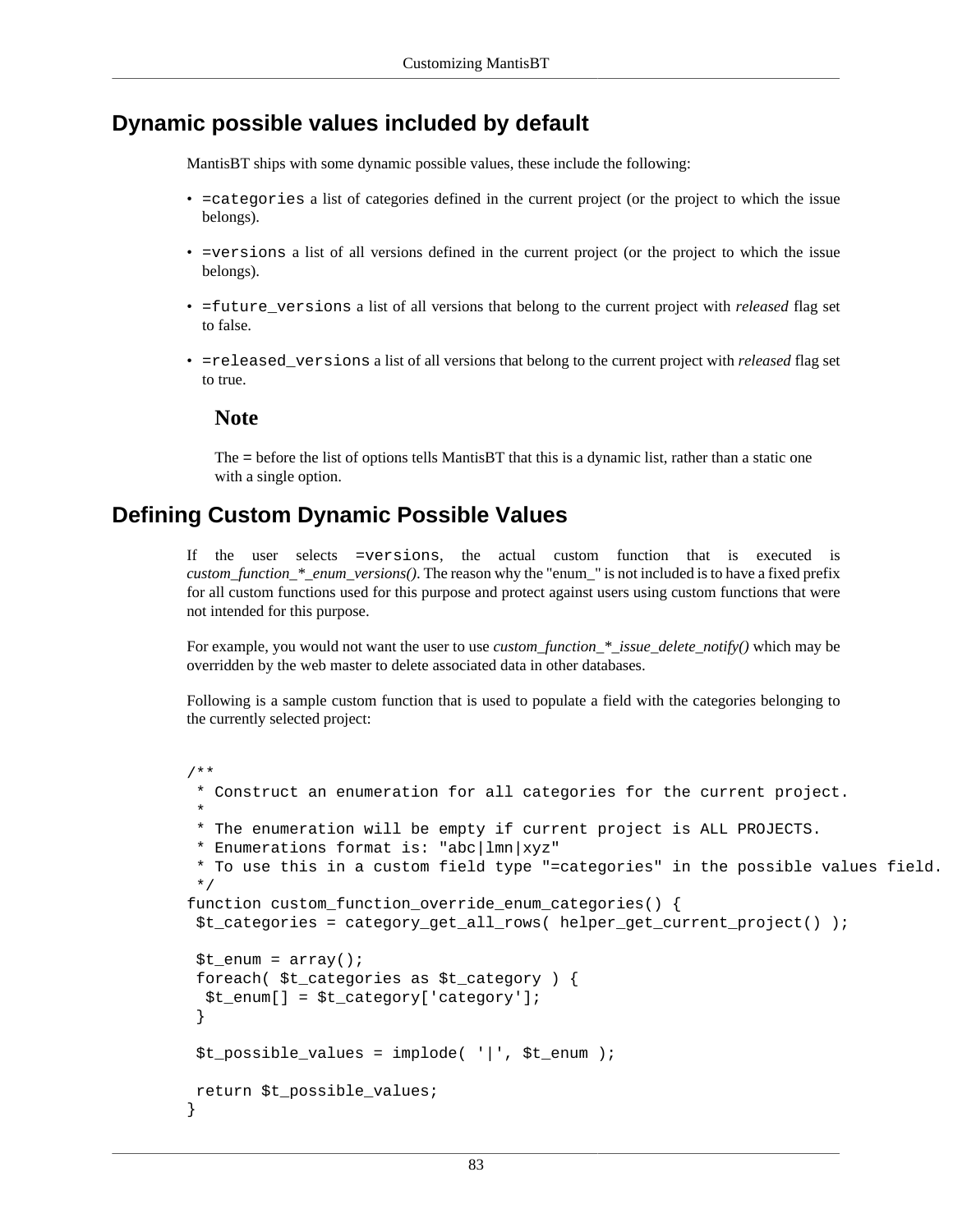## Dynamic possible values included by default

MantisBT ships with some dynamic possible values, these include the following:

- `=categories` a list of categories defined in the current project (or the project to which the issue belongs).
- `=versions` a list of all versions defined in the current project (or the project to which the issue belongs).
- `=future_versions` a list of all versions that belong to the current project with *released* flag set to false.
- `=released_versions` a list of all versions that belong to the current project with *released* flag set to true.

> **Note**
>
> The = before the list of options tells MantisBT that this is a dynamic list, rather than a static one with a single option.

## Defining Custom Dynamic Possible Values

If the user selects `=versions`, the actual custom function that is executed is *custom_function_*_enum_versions()*. The reason why the "enum_" is not included is to have a fixed prefix for all custom functions used for this purpose and protect against users using custom functions that were not intended for this purpose.

For example, you would not want the user to use *custom_function_*_issue_delete_notify()* which may be overridden by the web master to delete associated data in other databases.

Following is a sample custom function that is used to populate a field with the categories belonging to the currently selected project:

```
/**
 * Construct an enumeration for all categories for the current project.
 *
 * The enumeration will be empty if current project is ALL PROJECTS.
 * Enumerations format is: "abc|lmn|xyz"
 * To use this in a custom field type "=categories" in the possible values field.
 */
function custom_function_override_enum_categories() {
 $t_categories = category_get_all_rows( helper_get_current_project() );

 $t_enum = array();
 foreach( $t_categories as $t_category ) {
  $t_enum[] = $t_category['category'];
 }

 $t_possible_values = implode( '|', $t_enum );

 return $t_possible_values;
}
```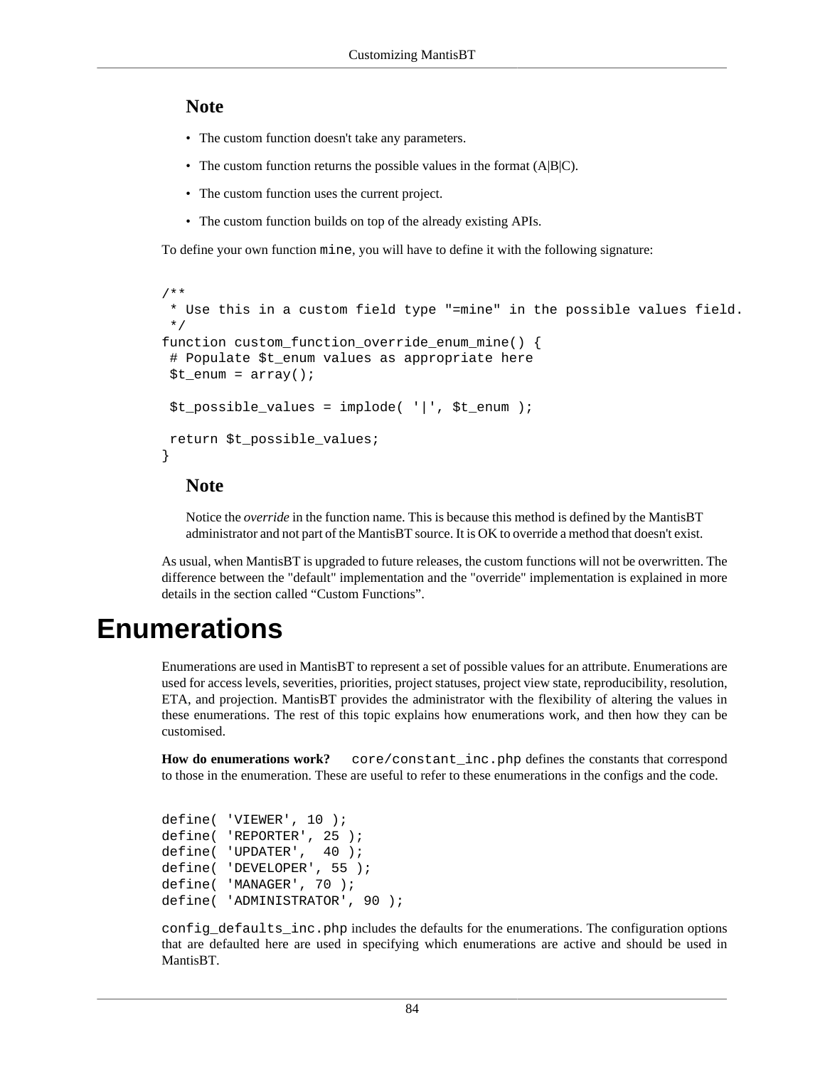### Note

- The custom function doesn't take any parameters.
- The custom function returns the possible values in the format (A|B|C).
- The custom function uses the current project.
- The custom function builds on top of the already existing APIs.

To define your own function `mine`, you will have to define it with the following signature:

```
/**
 * Use this in a custom field type "=mine" in the possible values field.
 */
function custom_function_override_enum_mine() {
 # Populate $t_enum values as appropriate here
 $t_enum = array();

 $t_possible_values = implode( '|', $t_enum );

 return $t_possible_values;
}
```

### Note

Notice the *override* in the function name. This is because this method is defined by the MantisBT administrator and not part of the MantisBT source. It is OK to override a method that doesn't exist.

As usual, when MantisBT is upgraded to future releases, the custom functions will not be overwritten. The difference between the "default" implementation and the "override" implementation is explained in more details in the section called “Custom Functions”.

# Enumerations

Enumerations are used in MantisBT to represent a set of possible values for an attribute. Enumerations are used for access levels, severities, priorities, project statuses, project view state, reproducibility, resolution, ETA, and projection. MantisBT provides the administrator with the flexibility of altering the values in these enumerations. The rest of this topic explains how enumerations work, and then how they can be customised.

**How do enumerations work?** `core/constant_inc.php` defines the constants that correspond to those in the enumeration. These are useful to refer to these enumerations in the configs and the code.

```
define( 'VIEWER', 10 );
define( 'REPORTER', 25 );
define( 'UPDATER',  40 );
define( 'DEVELOPER', 55 );
define( 'MANAGER', 70 );
define( 'ADMINISTRATOR', 90 );
```

`config_defaults_inc.php` includes the defaults for the enumerations. The configuration options that are defaulted here are used in specifying which enumerations are active and should be used in MantisBT.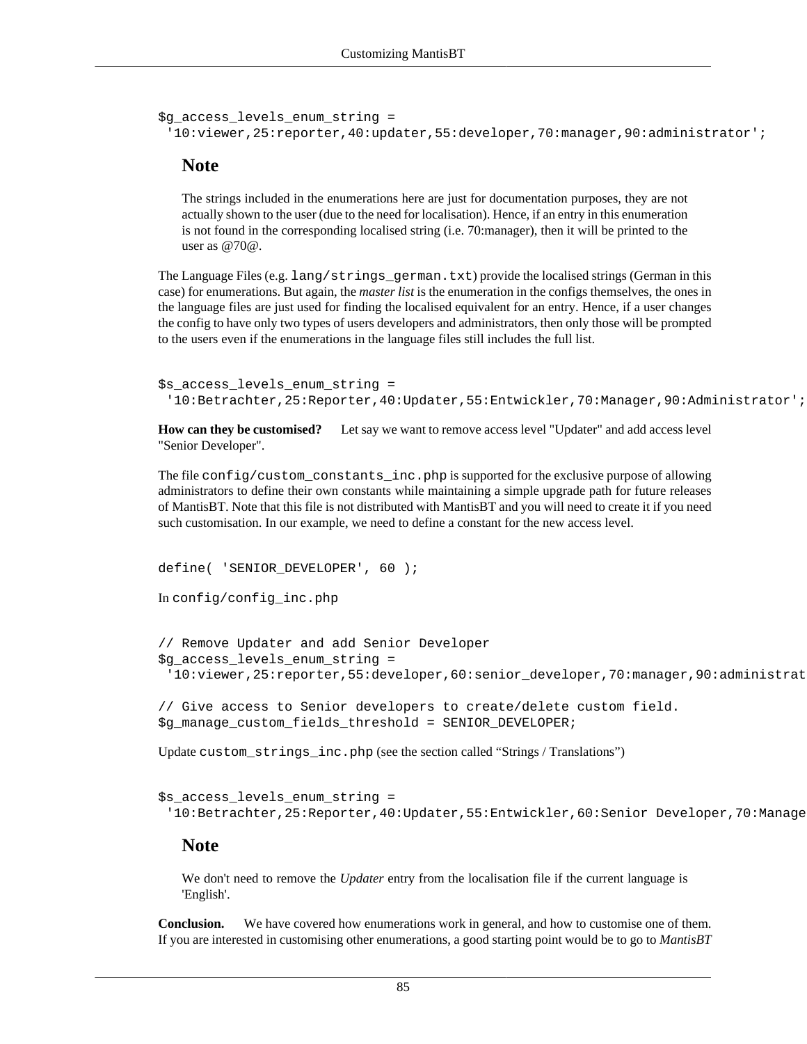```
$g_access_levels_enum_string =
 '10:viewer,25:reporter,40:updater,55:developer,70:manager,90:administrator';
```

### Note

The strings included in the enumerations here are just for documentation purposes, they are not actually shown to the user (due to the need for localisation). Hence, if an entry in this enumeration is not found in the corresponding localised string (i.e. 70:manager), then it will be printed to the user as @70@.

The Language Files (e.g. `lang/strings_german.txt`) provide the localised strings (German in this case) for enumerations. But again, the *master list* is the enumeration in the configs themselves, the ones in the language files are just used for finding the localised equivalent for an entry. Hence, if a user changes the config to have only two types of users developers and administrators, then only those will be prompted to the users even if the enumerations in the language files still includes the full list.

```
$s_access_levels_enum_string =
 '10:Betrachter,25:Reporter,40:Updater,55:Entwickler,70:Manager,90:Administrator';
```

**How can they be customised?** Let say we want to remove access level "Updater" and add access level "Senior Developer".

The file `config/custom_constants_inc.php` is supported for the exclusive purpose of allowing administrators to define their own constants while maintaining a simple upgrade path for future releases of MantisBT. Note that this file is not distributed with MantisBT and you will need to create it if you need such customisation. In our example, we need to define a constant for the new access level.

```
define( 'SENIOR_DEVELOPER', 60 );
```

In `config/config_inc.php`

```
// Remove Updater and add Senior Developer
$g_access_levels_enum_string =
 '10:viewer,25:reporter,55:developer,60:senior_developer,70:manager,90:administrat

// Give access to Senior developers to create/delete custom field.
$g_manage_custom_fields_threshold = SENIOR_DEVELOPER;
```

Update `custom_strings_inc.php` (see the section called "Strings / Translations")

```
$s_access_levels_enum_string =
 '10:Betrachter,25:Reporter,40:Updater,55:Entwickler,60:Senior Developer,70:Manage
```

### Note

We don't need to remove the *Updater* entry from the localisation file if the current language is 'English'.

**Conclusion.** We have covered how enumerations work in general, and how to customise one of them. If you are interested in customising other enumerations, a good starting point would be to go to *MantisBT*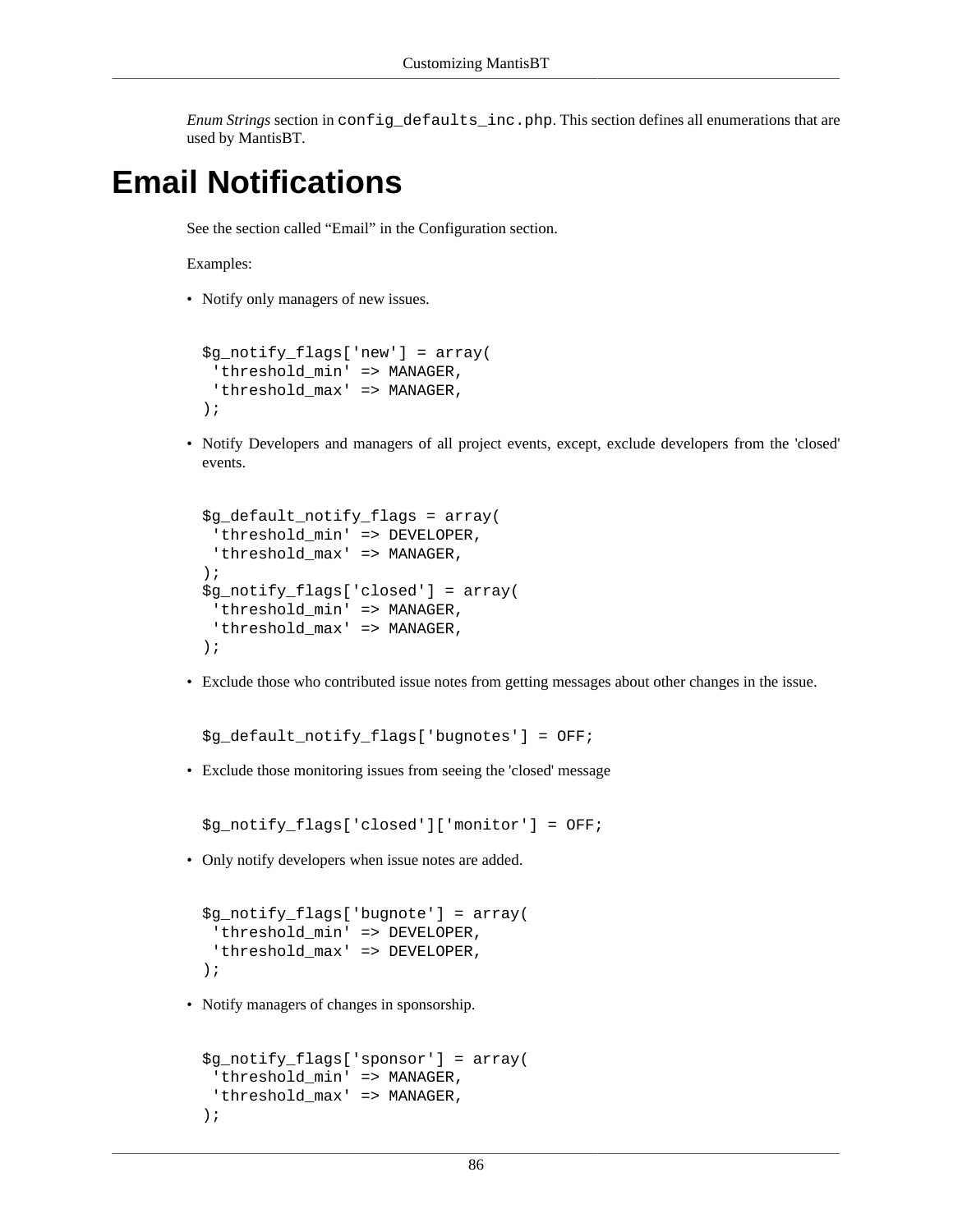*Enum Strings* section in `config_defaults_inc.php`. This section defines all enumerations that are used by MantisBT.

# Email Notifications

See the section called “Email” in the Configuration section.

Examples:

- Notify only managers of new issues.

```
$g_notify_flags['new'] = array(
 'threshold_min' => MANAGER,
 'threshold_max' => MANAGER,
);
```

- Notify Developers and managers of all project events, except, exclude developers from the 'closed' events.

```
$g_default_notify_flags = array(
 'threshold_min' => DEVELOPER,
 'threshold_max' => MANAGER,
);
$g_notify_flags['closed'] = array(
 'threshold_min' => MANAGER,
 'threshold_max' => MANAGER,
);
```

- Exclude those who contributed issue notes from getting messages about other changes in the issue.

```
$g_default_notify_flags['bugnotes'] = OFF;
```

- Exclude those monitoring issues from seeing the 'closed' message

```
$g_notify_flags['closed']['monitor'] = OFF;
```

- Only notify developers when issue notes are added.

```
$g_notify_flags['bugnote'] = array(
 'threshold_min' => DEVELOPER,
 'threshold_max' => DEVELOPER,
);
```

- Notify managers of changes in sponsorship.

```
$g_notify_flags['sponsor'] = array(
 'threshold_min' => MANAGER,
 'threshold_max' => MANAGER,
);
```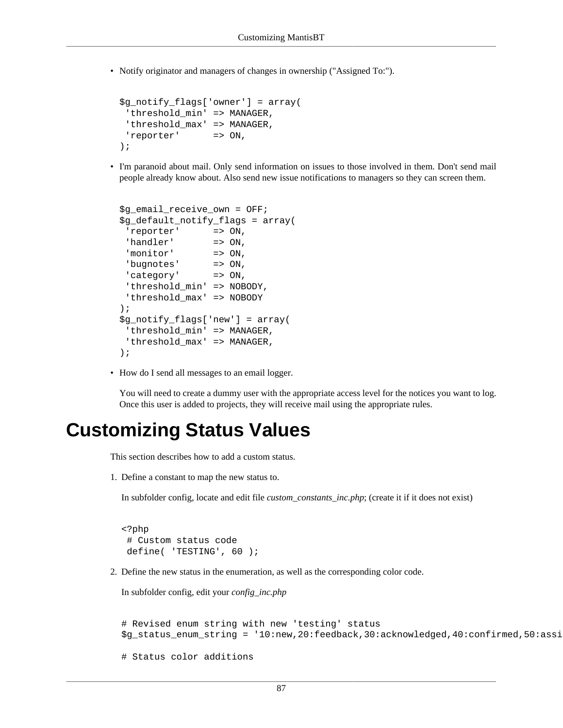- Notify originator and managers of changes in ownership ("Assigned To:").

```
$g_notify_flags['owner'] = array(
 'threshold_min' => MANAGER,
 'threshold_max' => MANAGER,
 'reporter'      => ON,
);
```

- I'm paranoid about mail. Only send information on issues to those involved in them. Don't send mail people already know about. Also send new issue notifications to managers so they can screen them.

```
$g_email_receive_own = OFF;
$g_default_notify_flags = array(
 'reporter'      => ON,
 'handler'       => ON,
 'monitor'       => ON,
 'bugnotes'      => ON,
 'category'      => ON,
 'threshold_min' => NOBODY,
 'threshold_max' => NOBODY
);
$g_notify_flags['new'] = array(
 'threshold_min' => MANAGER,
 'threshold_max' => MANAGER,
);
```

- How do I send all messages to an email logger.

  You will need to create a dummy user with the appropriate access level for the notices you want to log. Once this user is added to projects, they will receive mail using the appropriate rules.

# Customizing Status Values

This section describes how to add a custom status.

1. Define a constant to map the new status to.

   In subfolder config, locate and edit file *custom_constants_inc.php*; (create it if it does not exist)

```
<?php
 # Custom status code
 define( 'TESTING', 60 );
```

2. Define the new status in the enumeration, as well as the corresponding color code.

   In subfolder config, edit your *config_inc.php*

```
# Revised enum string with new 'testing' status
$g_status_enum_string = '10:new,20:feedback,30:acknowledged,40:confirmed,50:assi

# Status color additions
```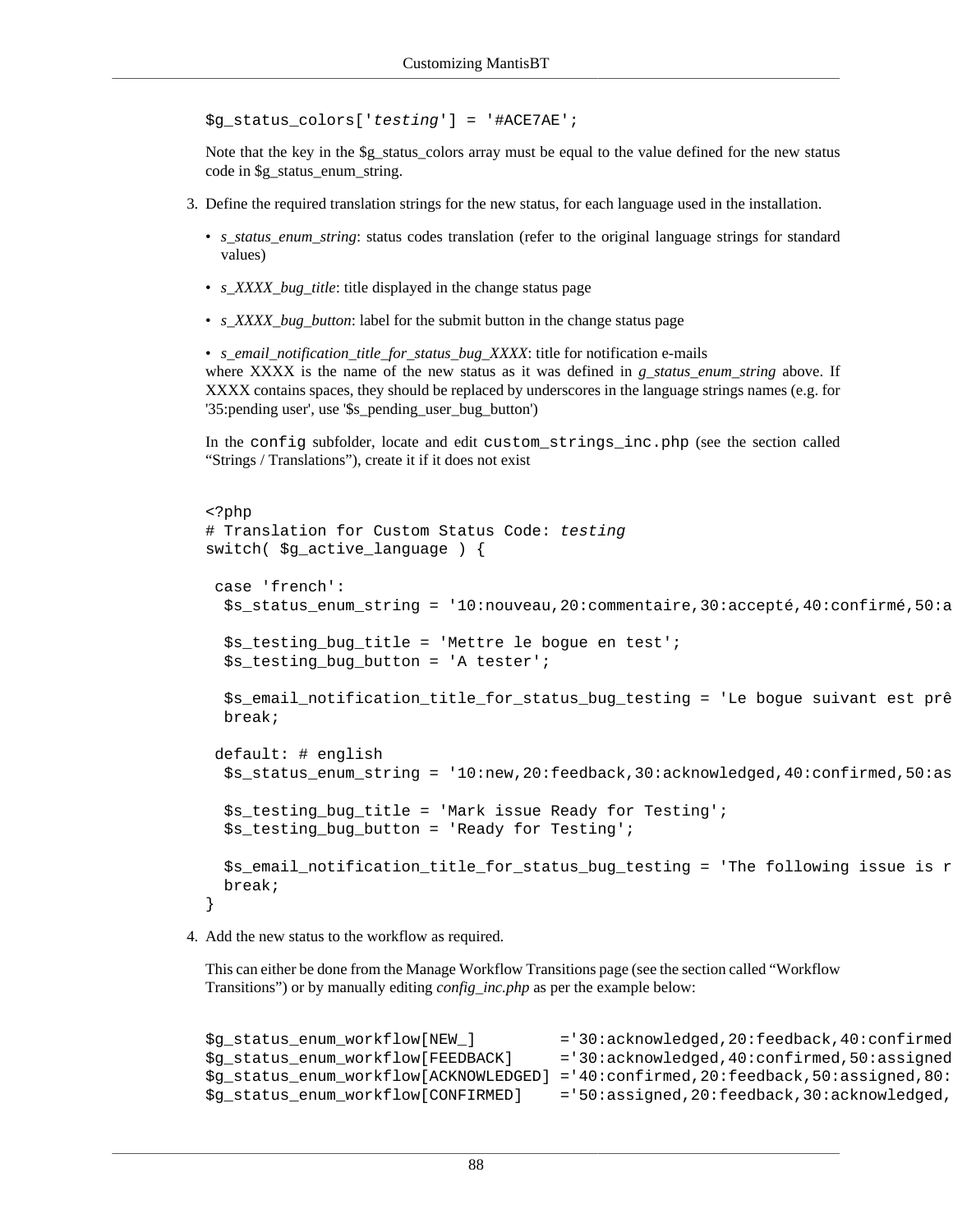```
$g_status_colors['testing'] = '#ACE7AE';
```

Note that the key in the $g_status_colors array must be equal to the value defined for the new status code in $g_status_enum_string.

3. Define the required translation strings for the new status, for each language used in the installation.

   - *s_status_enum_string*: status codes translation (refer to the original language strings for standard values)
   - *s_XXXX_bug_title*: title displayed in the change status page
   - *s_XXXX_bug_button*: label for the submit button in the change status page
   - *s_email_notification_title_for_status_bug_XXXX*: title for notification e-mails
   where XXXX is the name of the new status as it was defined in *g_status_enum_string* above. If XXXX contains spaces, they should be replaced by underscores in the language strings names (e.g. for '35:pending user', use '$s_pending_user_bug_button')

   In the `config` subfolder, locate and edit `custom_strings_inc.php` (see the section called “Strings / Translations”), create it if it does not exist

```
<?php
# Translation for Custom Status Code: testing
switch( $g_active_language ) {

 case 'french':
  $s_status_enum_string = '10:nouveau,20:commentaire,30:accepté,40:confirmé,50:a

  $s_testing_bug_title = 'Mettre le bogue en test';
  $s_testing_bug_button = 'A tester';

  $s_email_notification_title_for_status_bug_testing = 'Le bogue suivant est prê
  break;

 default: # english
  $s_status_enum_string = '10:new,20:feedback,30:acknowledged,40:confirmed,50:as

  $s_testing_bug_title = 'Mark issue Ready for Testing';
  $s_testing_bug_button = 'Ready for Testing';

  $s_email_notification_title_for_status_bug_testing = 'The following issue is r
  break;
}
```

4. Add the new status to the workflow as required.

   This can either be done from the Manage Workflow Transitions page (see the section called “Workflow Transitions”) or by manually editing *config_inc.php* as per the example below:

```
$g_status_enum_workflow[NEW_]         ='30:acknowledged,20:feedback,40:confirmed
$g_status_enum_workflow[FEEDBACK]     ='30:acknowledged,40:confirmed,50:assigned
$g_status_enum_workflow[ACKNOWLEDGED] ='40:confirmed,20:feedback,50:assigned,80:
$g_status_enum_workflow[CONFIRMED]    ='50:assigned,20:feedback,30:acknowledged,
```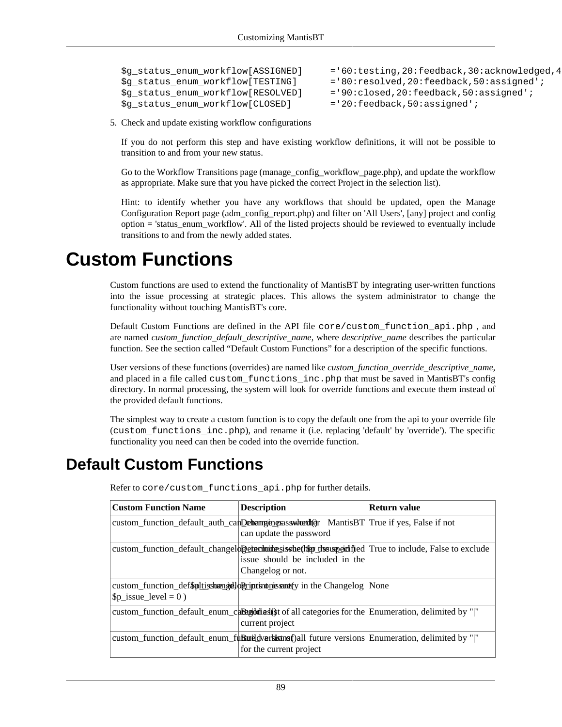```
$g_status_enum_workflow[ASSIGNED]     ='60:testing,20:feedback,30:acknowledged,4
$g_status_enum_workflow[TESTING]      ='80:resolved,20:feedback,50:assigned';
$g_status_enum_workflow[RESOLVED]     ='90:closed,20:feedback,50:assigned';
$g_status_enum_workflow[CLOSED]       ='20:feedback,50:assigned';
```

5. Check and update existing workflow configurations

   If you do not perform this step and have existing workflow definitions, it will not be possible to transition to and from your new status.

   Go to the Workflow Transitions page (manage_config_workflow_page.php), and update the workflow as appropriate. Make sure that you have picked the correct Project in the selection list).

   Hint: to identify whether you have any workflows that should be updated, open the Manage Configuration Report page (adm_config_report.php) and filter on 'All Users', [any] project and config option = 'status_enum_workflow'. All of the listed projects should be reviewed to eventually include transitions to and from the newly added states.

# Custom Functions

Custom functions are used to extend the functionality of MantisBT by integrating user-written functions into the issue processing at strategic places. This allows the system administrator to change the functionality without touching MantisBT's core.

Default Custom Functions are defined in the API file `core/custom_function_api.php` , and are named *custom_function_default_descriptive_name*, where *descriptive_name* describes the particular function. See the section called “Default Custom Functions” for a description of the specific functions.

User versions of these functions (overrides) are named like *custom_function_override_descriptive_name*, and placed in a file called `custom_functions_inc.php` that must be saved in MantisBT's config directory. In normal processing, the system will look for override functions and execute them instead of the provided default functions.

The simplest way to create a custom function is to copy the default one from the api to your override file (`custom_functions_inc.php`), and rename it (i.e. replacing 'default' by 'override'). The specific functionality you need can then be coded into the override function.

## Default Custom Functions

Refer to `core/custom_functions_api.php` for further details.

| Custom Function Name | Description | Return value |
|---|---|---|
| custom_function_default_auth_can_change_password() | Determines whether MantisBT can update the password | True if yes, False if not |
| custom_function_default_changelog_include_issue( $p_issue_id ) | Determines whether the specified issue should be included in the Changelog or not. | True to include, False to exclude |
| custom_function_default_changelog_print_issue( $p_issue_id, $p_issue_level = 0 ) | Prints one entry in the Changelog | None |
| custom_function_default_enum_categories() | Build a list of all categories for the current project | Enumeration, delimited by "\|" |
| custom_function_default_enum_future_versions() | Build a list of all future versions for the current project | Enumeration, delimited by "\|" |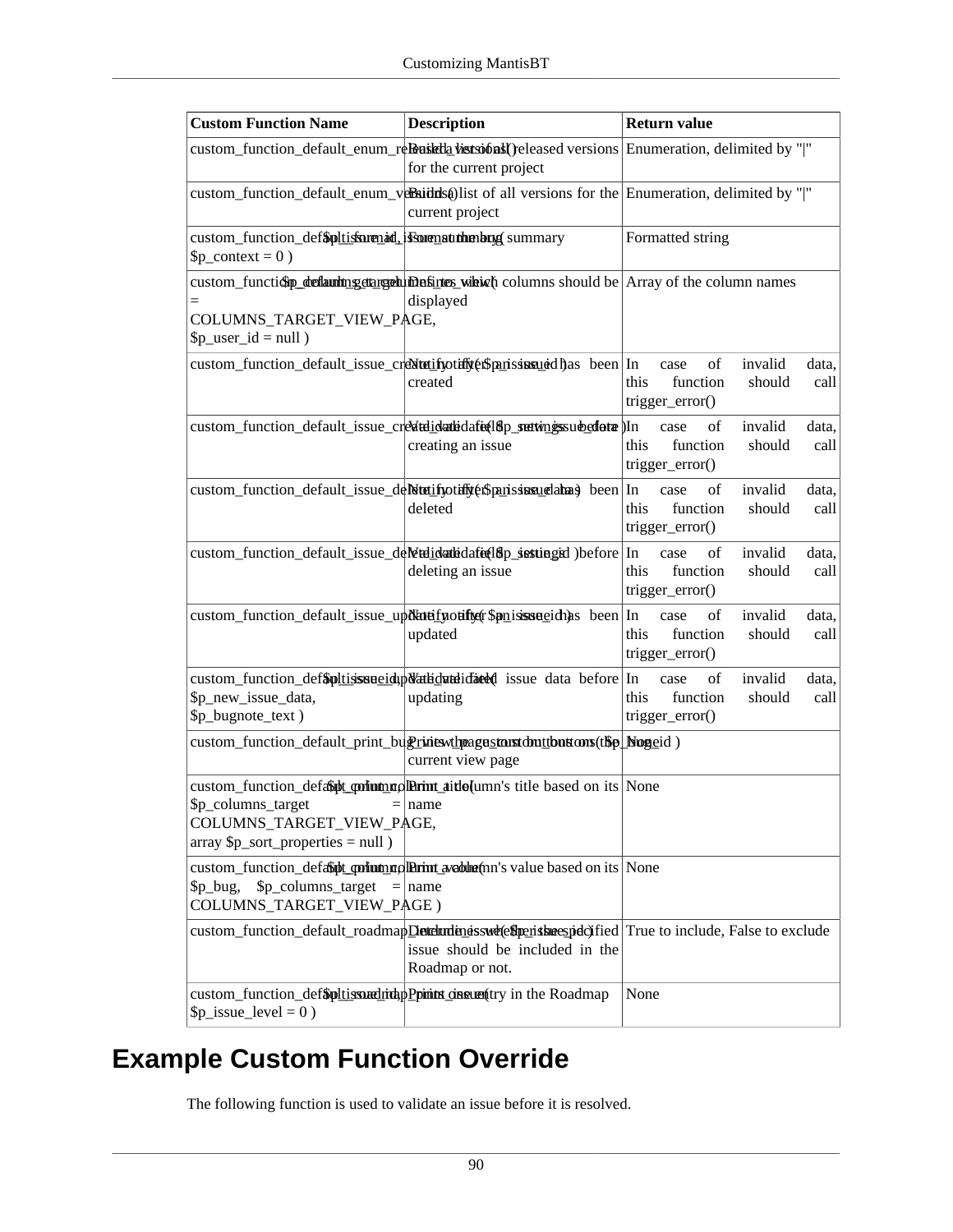| Custom Function Name | Description | Return value |
| --- | --- | --- |
| custom_function_default_enum_released_versions() | Build a list of all released versions for the current project | Enumeration, delimited by "\|" |
| custom_function_default_enum_versions() | Build a list of all versions for the current project | Enumeration, delimited by "\|" |
| custom_function_default_format_issue_summary( $p_issue_id, $p_context = 0 ) | Format the bug summary | Formatted string |
| custom_function_default_get_columns_to_view( $p_columns_target = COLUMNS_TARGET_VIEW_PAGE, $p_user_id = null ) | Defines which columns should be displayed | Array of the column names |
| custom_function_default_issue_create_notify( $p_issue_id ) | Notify after an issue has been created | In case of invalid data, this function should call trigger_error() |
| custom_function_default_issue_create_validate( $p_new_issue_data ) | Validate field settings before creating an issue | In case of invalid data, this function should call trigger_error() |
| custom_function_default_issue_delete_notify( $p_issue_data ) | Notify after an issue has been deleted | In case of invalid data, this function should call trigger_error() |
| custom_function_default_issue_delete_validate( $p_issue_id ) | Validate field settings before deleting an issue | In case of invalid data, this function should call trigger_error() |
| custom_function_default_issue_update_notify( $p_issue_id ) | Notify after an issue has been updated | In case of invalid data, this function should call trigger_error() |
| custom_function_default_issue_update_validate( $p_issue_id, $p_new_issue_data, $p_bugnote_text ) | Validate issue field settings before updating | In case of invalid data, this function should call trigger_error() |
| custom_function_default_print_bug_view_page_custom_buttons( $p_bug_id ) | Prints the custom buttons on the current view page | None |
| custom_function_default_print_column_title( $p_column, $p_columns_target = COLUMNS_TARGET_VIEW_PAGE, array $p_sort_properties = null ) | Print a column's title based on its name | None |
| custom_function_default_print_column_value( $p_column, $p_bug, $p_columns_target = COLUMNS_TARGET_VIEW_PAGE ) | Print a column's value based on its name | None |
| custom_function_default_roadmap_include_issue( $p_issue_id ) | Determines whether the specified issue should be included in the Roadmap or not. | True to include, False to exclude |
| custom_function_default_roadmap_print_issue( $p_issue_id, $p_issue_level = 0 ) | Prints one entry in the Roadmap | None |

# Example Custom Function Override

The following function is used to validate an issue before it is resolved.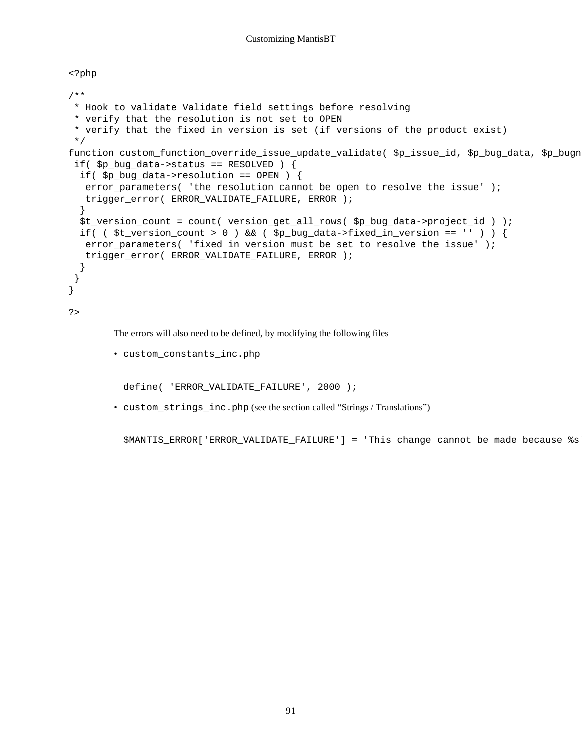```
<?php

/**
 * Hook to validate Validate field settings before resolving
 * verify that the resolution is not set to OPEN
 * verify that the fixed in version is set (if versions of the product exist)
 */
function custom_function_override_issue_update_validate( $p_issue_id, $p_bug_data, $p_bugn
 if( $p_bug_data->status == RESOLVED ) {
  if( $p_bug_data->resolution == OPEN ) {
   error_parameters( 'the resolution cannot be open to resolve the issue' );
   trigger_error( ERROR_VALIDATE_FAILURE, ERROR );
  }
  $t_version_count = count( version_get_all_rows( $p_bug_data->project_id ) );
  if( ( $t_version_count > 0 ) && ( $p_bug_data->fixed_in_version == '' ) ) {
   error_parameters( 'fixed in version must be set to resolve the issue' );
   trigger_error( ERROR_VALIDATE_FAILURE, ERROR );
  }
 }
}

?>
```

The errors will also need to be defined, by modifying the following files

- `custom_constants_inc.php`

  ```
  define( 'ERROR_VALIDATE_FAILURE', 2000 );
  ```

- `custom_strings_inc.php` (see the section called “Strings / Translations”)

  ```
  $MANTIS_ERROR['ERROR_VALIDATE_FAILURE'] = 'This change cannot be made because %s
  ```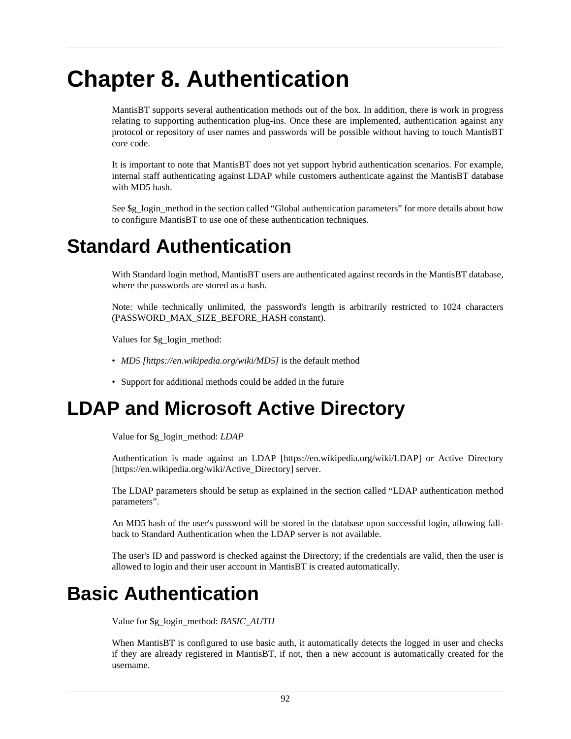# Chapter 8. Authentication

MantisBT supports several authentication methods out of the box. In addition, there is work in progress relating to supporting authentication plug-ins. Once these are implemented, authentication against any protocol or repository of user names and passwords will be possible without having to touch MantisBT core code.

It is important to note that MantisBT does not yet support hybrid authentication scenarios. For example, internal staff authenticating against LDAP while customers authenticate against the MantisBT database with MD5 hash.

See $g_login_method in the section called "Global authentication parameters" for more details about how to configure MantisBT to use one of these authentication techniques.

## Standard Authentication

With Standard login method, MantisBT users are authenticated against records in the MantisBT database, where the passwords are stored as a hash.

Note: while technically unlimited, the password's length is arbitrarily restricted to 1024 characters (PASSWORD_MAX_SIZE_BEFORE_HASH constant).

Values for $g_login_method:

- *MD5 [https://en.wikipedia.org/wiki/MD5]* is the default method
- Support for additional methods could be added in the future

## LDAP and Microsoft Active Directory

Value for $g_login_method: *LDAP*

Authentication is made against an LDAP [https://en.wikipedia.org/wiki/LDAP] or Active Directory [https://en.wikipedia.org/wiki/Active_Directory] server.

The LDAP parameters should be setup as explained in the section called "LDAP authentication method parameters".

An MD5 hash of the user's password will be stored in the database upon successful login, allowing fall-back to Standard Authentication when the LDAP server is not available.

The user's ID and password is checked against the Directory; if the credentials are valid, then the user is allowed to login and their user account in MantisBT is created automatically.

## Basic Authentication

Value for $g_login_method: *BASIC_AUTH*

When MantisBT is configured to use basic auth, it automatically detects the logged in user and checks if they are already registered in MantisBT, if not, then a new account is automatically created for the username.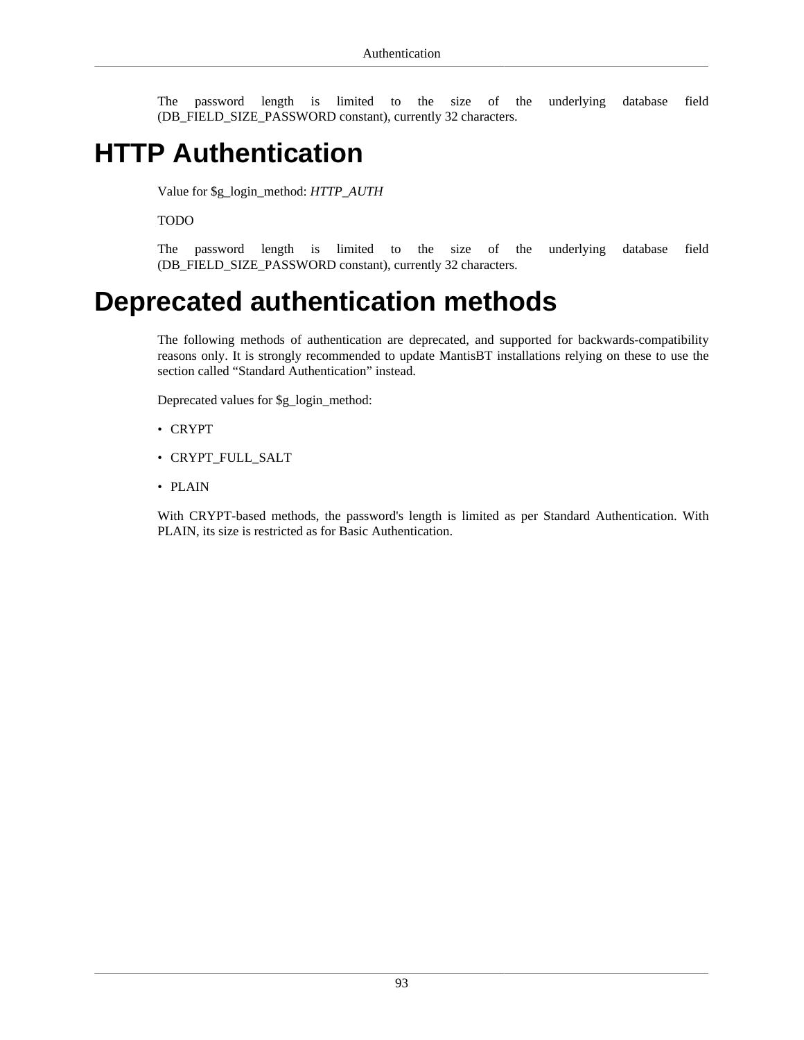The password length is limited to the size of the underlying database field (DB_FIELD_SIZE_PASSWORD constant), currently 32 characters.

# HTTP Authentication

Value for $g_login_method: *HTTP_AUTH*

TODO

The password length is limited to the size of the underlying database field (DB_FIELD_SIZE_PASSWORD constant), currently 32 characters.

# Deprecated authentication methods

The following methods of authentication are deprecated, and supported for backwards-compatibility reasons only. It is strongly recommended to update MantisBT installations relying on these to use the section called "Standard Authentication" instead.

Deprecated values for $g_login_method:

- CRYPT
- CRYPT_FULL_SALT
- PLAIN

With CRYPT-based methods, the password's length is limited as per Standard Authentication. With PLAIN, its size is restricted as for Basic Authentication.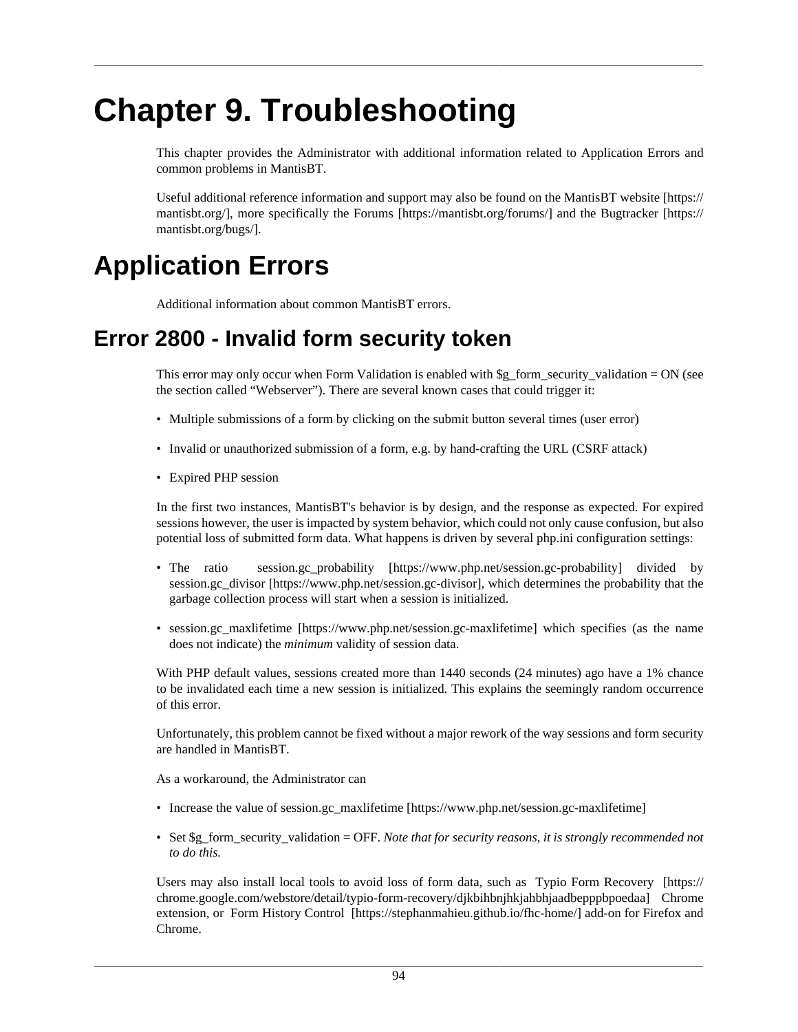# Chapter 9. Troubleshooting

This chapter provides the Administrator with additional information related to Application Errors and common problems in MantisBT.

Useful additional reference information and support may also be found on the MantisBT website [https://mantisbt.org/], more specifically the Forums [https://mantisbt.org/forums/] and the Bugtracker [https://mantisbt.org/bugs/].

# Application Errors

Additional information about common MantisBT errors.

## Error 2800 - Invalid form security token

This error may only occur when Form Validation is enabled with $g_form_security_validation = ON (see the section called "Webserver"). There are several known cases that could trigger it:

- Multiple submissions of a form by clicking on the submit button several times (user error)
- Invalid or unauthorized submission of a form, e.g. by hand-crafting the URL (CSRF attack)
- Expired PHP session

In the first two instances, MantisBT's behavior is by design, and the response as expected. For expired sessions however, the user is impacted by system behavior, which could not only cause confusion, but also potential loss of submitted form data. What happens is driven by several php.ini configuration settings:

- The ratio session.gc_probability [https://www.php.net/session.gc-probability] divided by session.gc_divisor [https://www.php.net/session.gc-divisor], which determines the probability that the garbage collection process will start when a session is initialized.
- session.gc_maxlifetime [https://www.php.net/session.gc-maxlifetime] which specifies (as the name does not indicate) the *minimum* validity of session data.

With PHP default values, sessions created more than 1440 seconds (24 minutes) ago have a 1% chance to be invalidated each time a new session is initialized. This explains the seemingly random occurrence of this error.

Unfortunately, this problem cannot be fixed without a major rework of the way sessions and form security are handled in MantisBT.

As a workaround, the Administrator can

- Increase the value of session.gc_maxlifetime [https://www.php.net/session.gc-maxlifetime]
- Set $g_form_security_validation = OFF. *Note that for security reasons, it is strongly recommended not to do this.*

Users may also install local tools to avoid loss of form data, such as Typio Form Recovery [https://chrome.google.com/webstore/detail/typio-form-recovery/djkbihbnjhkjahbhjaadbepppbpoedaa] Chrome extension, or Form History Control [https://stephanmahieu.github.io/fhc-home/] add-on for Firefox and Chrome.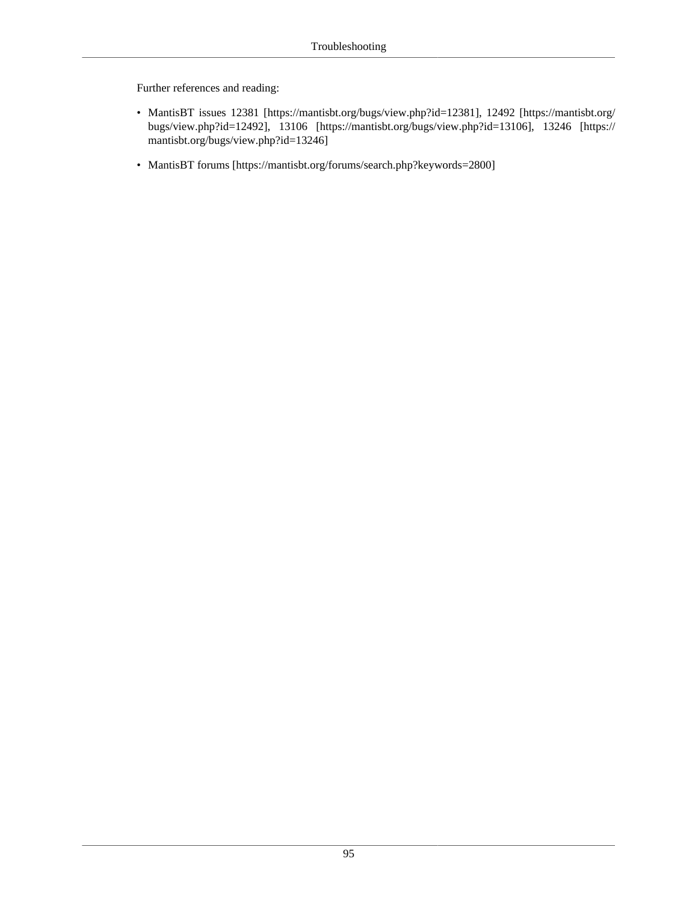Further references and reading:

- MantisBT issues 12381 [https://mantisbt.org/bugs/view.php?id=12381], 12492 [https://mantisbt.org/bugs/view.php?id=12492], 13106 [https://mantisbt.org/bugs/view.php?id=13106], 13246 [https://mantisbt.org/bugs/view.php?id=13246]
- MantisBT forums [https://mantisbt.org/forums/search.php?keywords=2800]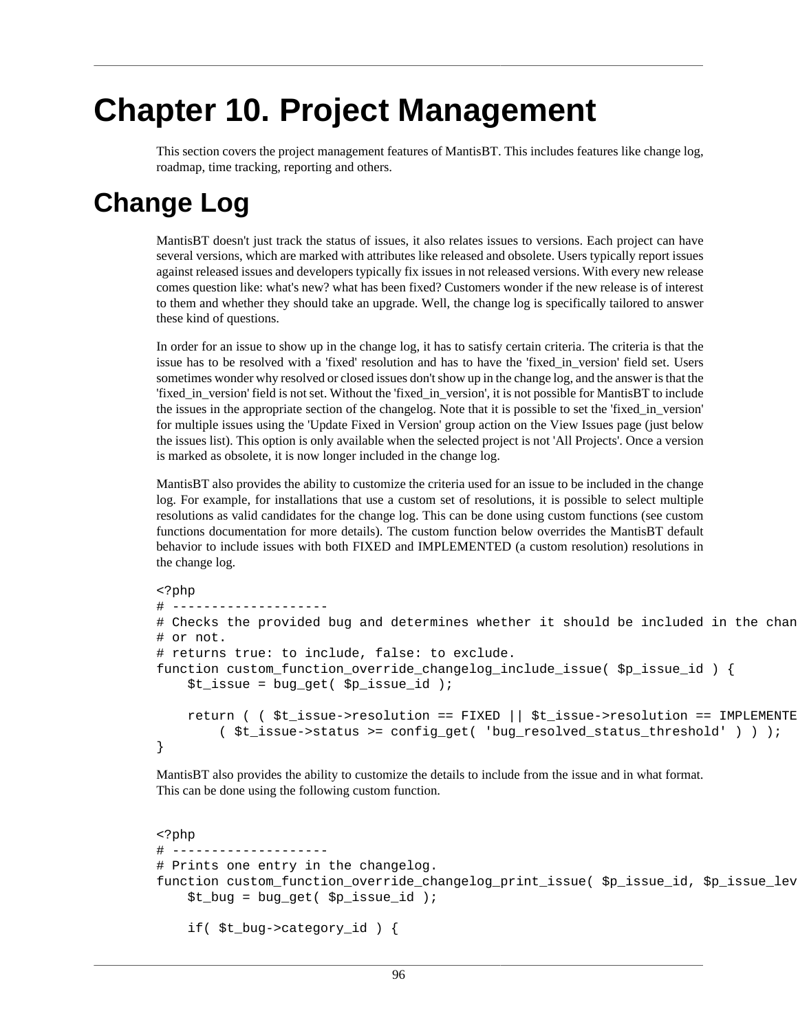# Chapter 10. Project Management

This section covers the project management features of MantisBT. This includes features like change log, roadmap, time tracking, reporting and others.

## Change Log

MantisBT doesn't just track the status of issues, it also relates issues to versions. Each project can have several versions, which are marked with attributes like released and obsolete. Users typically report issues against released issues and developers typically fix issues in not released versions. With every new release comes question like: what's new? what has been fixed? Customers wonder if the new release is of interest to them and whether they should take an upgrade. Well, the change log is specifically tailored to answer these kind of questions.

In order for an issue to show up in the change log, it has to satisfy certain criteria. The criteria is that the issue has to be resolved with a 'fixed' resolution and has to have the 'fixed_in_version' field set. Users sometimes wonder why resolved or closed issues don't show up in the change log, and the answer is that the 'fixed_in_version' field is not set. Without the 'fixed_in_version', it is not possible for MantisBT to include the issues in the appropriate section of the changelog. Note that it is possible to set the 'fixed_in_version' for multiple issues using the 'Update Fixed in Version' group action on the View Issues page (just below the issues list). This option is only available when the selected project is not 'All Projects'. Once a version is marked as obsolete, it is now longer included in the change log.

MantisBT also provides the ability to customize the criteria used for an issue to be included in the change log. For example, for installations that use a custom set of resolutions, it is possible to select multiple resolutions as valid candidates for the change log. This can be done using custom functions (see custom functions documentation for more details). The custom function below overrides the MantisBT default behavior to include issues with both FIXED and IMPLEMENTED (a custom resolution) resolutions in the change log.

```
<?php
# --------------------
# Checks the provided bug and determines whether it should be included in the chan
# or not.
# returns true: to include, false: to exclude.
function custom_function_override_changelog_include_issue( $p_issue_id ) {
    $t_issue = bug_get( $p_issue_id );

    return ( ( $t_issue->resolution == FIXED || $t_issue->resolution == IMPLEMENTE
        ( $t_issue->status >= config_get( 'bug_resolved_status_threshold' ) ) );
}
```

MantisBT also provides the ability to customize the details to include from the issue and in what format. This can be done using the following custom function.

```
<?php
# --------------------
# Prints one entry in the changelog.
function custom_function_override_changelog_print_issue( $p_issue_id, $p_issue_lev
    $t_bug = bug_get( $p_issue_id );

    if( $t_bug->category_id ) {
```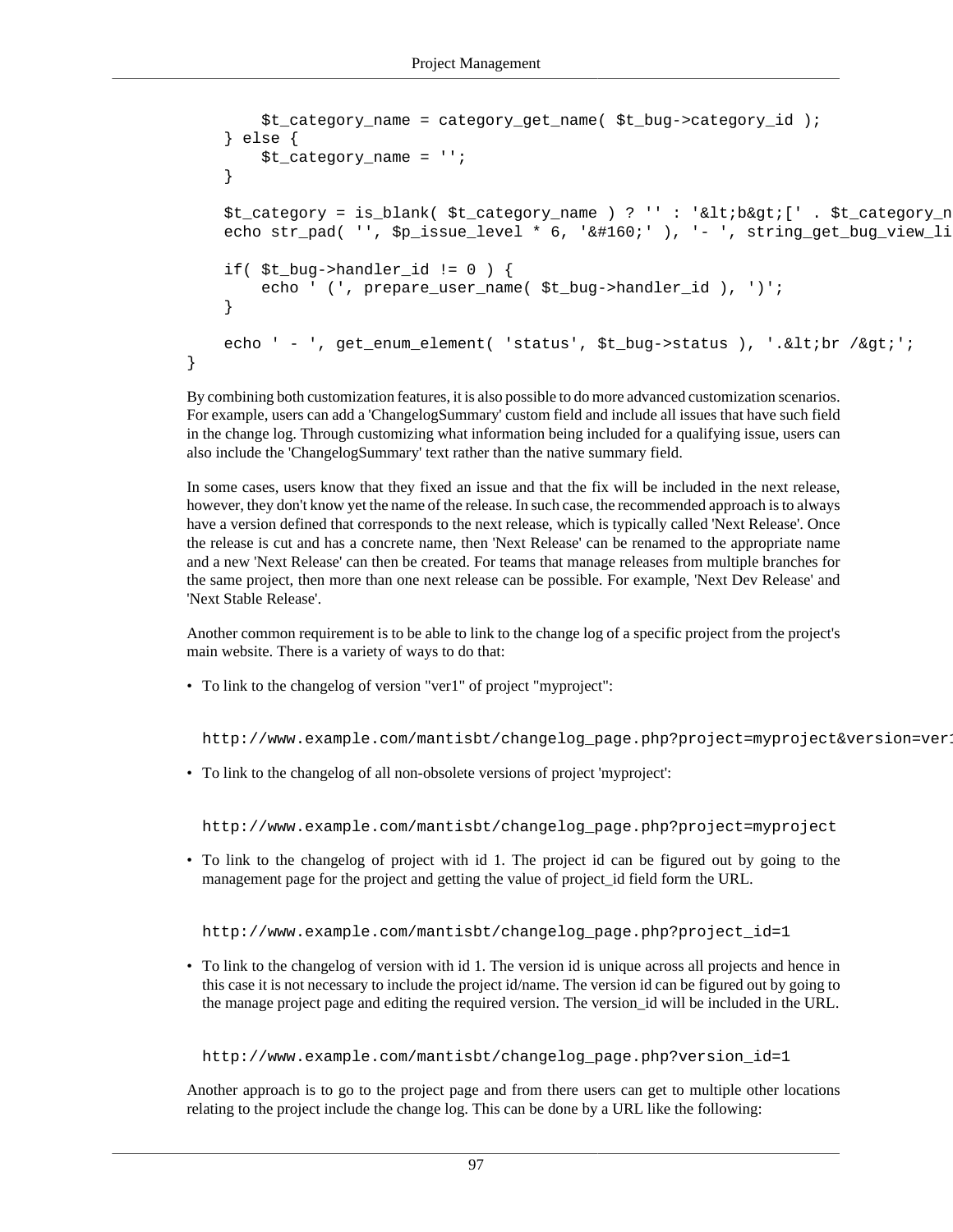```
        $t_category_name = category_get_name( $t_bug->category_id );
    } else {
        $t_category_name = '';
    }

    $t_category = is_blank( $t_category_name ) ? '' : '&lt;b&gt;[' . $t_category_n
    echo str_pad( '', $p_issue_level * 6, '&#160;' ), '- ', string_get_bug_view_li

    if( $t_bug->handler_id != 0 ) {
        echo ' (', prepare_user_name( $t_bug->handler_id ), ')';
    }

    echo ' - ', get_enum_element( 'status', $t_bug->status ), '.&lt;br /&gt;';
}
```

By combining both customization features, it is also possible to do more advanced customization scenarios. For example, users can add a 'ChangelogSummary' custom field and include all issues that have such field in the change log. Through customizing what information being included for a qualifying issue, users can also include the 'ChangelogSummary' text rather than the native summary field.

In some cases, users know that they fixed an issue and that the fix will be included in the next release, however, they don't know yet the name of the release. In such case, the recommended approach is to always have a version defined that corresponds to the next release, which is typically called 'Next Release'. Once the release is cut and has a concrete name, then 'Next Release' can be renamed to the appropriate name and a new 'Next Release' can then be created. For teams that manage releases from multiple branches for the same project, then more than one next release can be possible. For example, 'Next Dev Release' and 'Next Stable Release'.

Another common requirement is to be able to link to the change log of a specific project from the project's main website. There is a variety of ways to do that:

- To link to the changelog of version "ver1" of project "myproject":

  ```
  http://www.example.com/mantisbt/changelog_page.php?project=myproject&version=ver1
  ```

- To link to the changelog of all non-obsolete versions of project 'myproject':

  ```
  http://www.example.com/mantisbt/changelog_page.php?project=myproject
  ```

- To link to the changelog of project with id 1. The project id can be figured out by going to the management page for the project and getting the value of project_id field form the URL.

  ```
  http://www.example.com/mantisbt/changelog_page.php?project_id=1
  ```

- To link to the changelog of version with id 1. The version id is unique across all projects and hence in this case it is not necessary to include the project id/name. The version id can be figured out by going to the manage project page and editing the required version. The version_id will be included in the URL.

  ```
  http://www.example.com/mantisbt/changelog_page.php?version_id=1
  ```

Another approach is to go to the project page and from there users can get to multiple other locations relating to the project include the change log. This can be done by a URL like the following: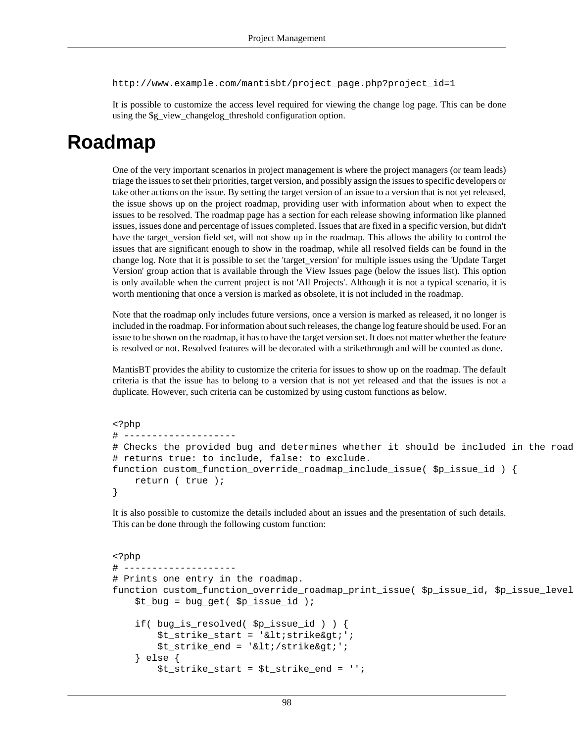```
http://www.example.com/mantisbt/project_page.php?project_id=1
```

It is possible to customize the access level required for viewing the change log page. This can be done using the $g_view_changelog_threshold configuration option.

# Roadmap

One of the very important scenarios in project management is where the project managers (or team leads) triage the issues to set their priorities, target version, and possibly assign the issues to specific developers or take other actions on the issue. By setting the target version of an issue to a version that is not yet released, the issue shows up on the project roadmap, providing user with information about when to expect the issues to be resolved. The roadmap page has a section for each release showing information like planned issues, issues done and percentage of issues completed. Issues that are fixed in a specific version, but didn't have the target_version field set, will not show up in the roadmap. This allows the ability to control the issues that are significant enough to show in the roadmap, while all resolved fields can be found in the change log. Note that it is possible to set the 'target_version' for multiple issues using the 'Update Target Version' group action that is available through the View Issues page (below the issues list). This option is only available when the current project is not 'All Projects'. Although it is not a typical scenario, it is worth mentioning that once a version is marked as obsolete, it is not included in the roadmap.

Note that the roadmap only includes future versions, once a version is marked as released, it no longer is included in the roadmap. For information about such releases, the change log feature should be used. For an issue to be shown on the roadmap, it has to have the target version set. It does not matter whether the feature is resolved or not. Resolved features will be decorated with a strikethrough and will be counted as done.

MantisBT provides the ability to customize the criteria for issues to show up on the roadmap. The default criteria is that the issue has to belong to a version that is not yet released and that the issues is not a duplicate. However, such criteria can be customized by using custom functions as below.

```
<?php
# --------------------
# Checks the provided bug and determines whether it should be included in the road
# returns true: to include, false: to exclude.
function custom_function_override_roadmap_include_issue( $p_issue_id ) {
    return ( true );
}
```

It is also possible to customize the details included about an issues and the presentation of such details. This can be done through the following custom function:

```
<?php
# --------------------
# Prints one entry in the roadmap.
function custom_function_override_roadmap_print_issue( $p_issue_id, $p_issue_level
    $t_bug = bug_get( $p_issue_id );

    if( bug_is_resolved( $p_issue_id ) ) {
        $t_strike_start = '&lt;strike&gt;';
        $t_strike_end = '&lt;/strike&gt;';
    } else {
        $t_strike_start = $t_strike_end = '';
```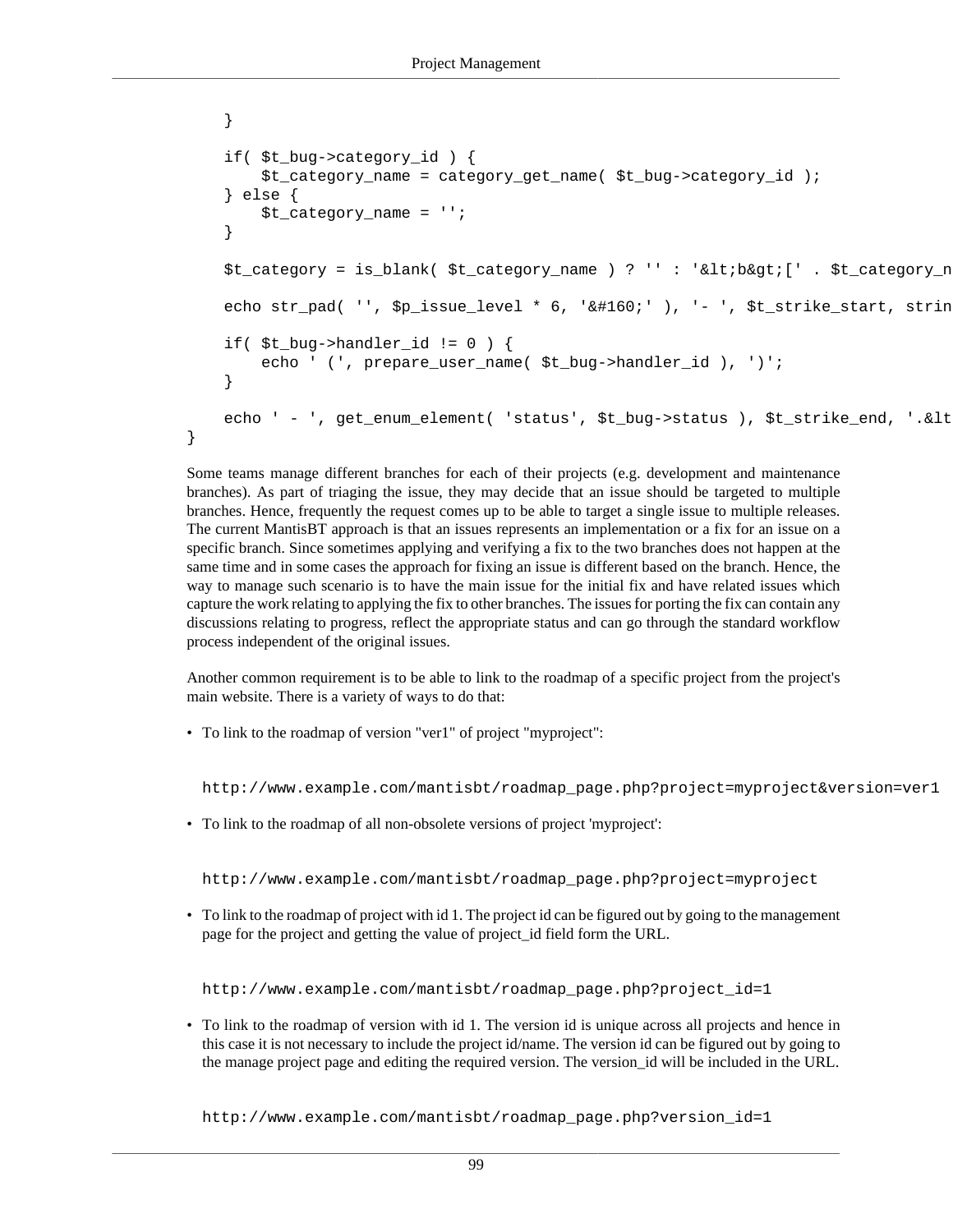```
    }

    if( $t_bug->category_id ) {
        $t_category_name = category_get_name( $t_bug->category_id );
    } else {
        $t_category_name = '';
    }

    $t_category = is_blank( $t_category_name ) ? '' : '&lt;b&gt;[' . $t_category_n

    echo str_pad( '', $p_issue_level * 6, '&#160;' ), '- ', $t_strike_start, strin

    if( $t_bug->handler_id != 0 ) {
        echo ' (', prepare_user_name( $t_bug->handler_id ), ')';
    }

    echo ' - ', get_enum_element( 'status', $t_bug->status ), $t_strike_end, '.&lt
}
```

Some teams manage different branches for each of their projects (e.g. development and maintenance branches). As part of triaging the issue, they may decide that an issue should be targeted to multiple branches. Hence, frequently the request comes up to be able to target a single issue to multiple releases. The current MantisBT approach is that an issues represents an implementation or a fix for an issue on a specific branch. Since sometimes applying and verifying a fix to the two branches does not happen at the same time and in some cases the approach for fixing an issue is different based on the branch. Hence, the way to manage such scenario is to have the main issue for the initial fix and have related issues which capture the work relating to applying the fix to other branches. The issues for porting the fix can contain any discussions relating to progress, reflect the appropriate status and can go through the standard workflow process independent of the original issues.

Another common requirement is to be able to link to the roadmap of a specific project from the project's main website. There is a variety of ways to do that:

- To link to the roadmap of version "ver1" of project "myproject":

  ```
  http://www.example.com/mantisbt/roadmap_page.php?project=myproject&version=ver1
  ```

- To link to the roadmap of all non-obsolete versions of project 'myproject':

  ```
  http://www.example.com/mantisbt/roadmap_page.php?project=myproject
  ```

- To link to the roadmap of project with id 1. The project id can be figured out by going to the management page for the project and getting the value of project_id field form the URL.

  ```
  http://www.example.com/mantisbt/roadmap_page.php?project_id=1
  ```

- To link to the roadmap of version with id 1. The version id is unique across all projects and hence in this case it is not necessary to include the project id/name. The version id can be figured out by going to the manage project page and editing the required version. The version_id will be included in the URL.

  ```
  http://www.example.com/mantisbt/roadmap_page.php?version_id=1
  ```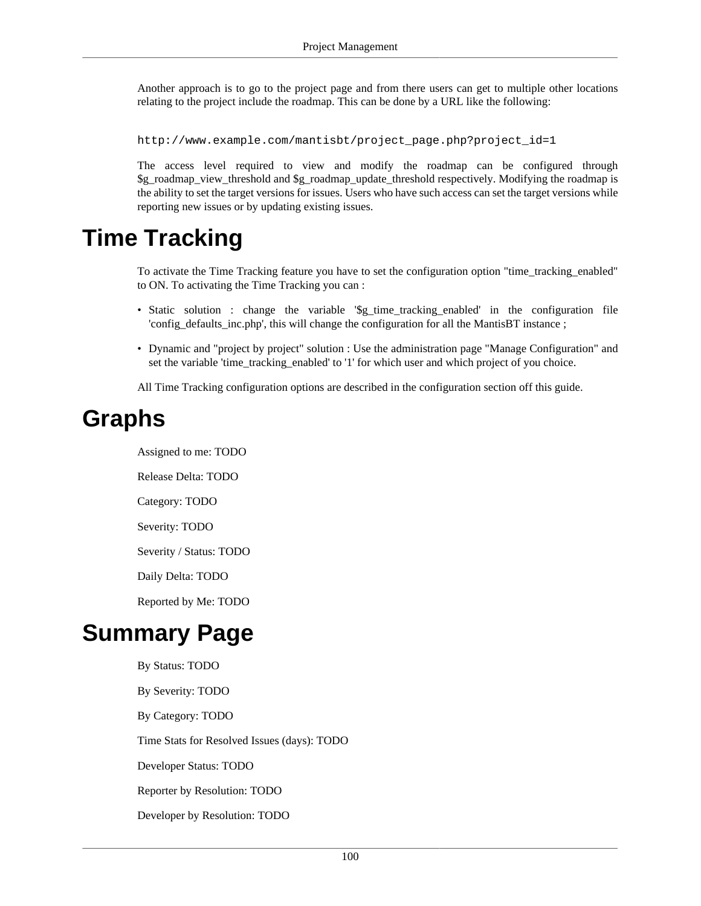Another approach is to go to the project page and from there users can get to multiple other locations relating to the project include the roadmap. This can be done by a URL like the following:

```
http://www.example.com/mantisbt/project_page.php?project_id=1
```

The access level required to view and modify the roadmap can be configured through $g_roadmap_view_threshold and $g_roadmap_update_threshold respectively. Modifying the roadmap is the ability to set the target versions for issues. Users who have such access can set the target versions while reporting new issues or by updating existing issues.

# Time Tracking

To activate the Time Tracking feature you have to set the configuration option "time_tracking_enabled" to ON. To activating the Time Tracking you can :

- Static solution : change the variable '$g_time_tracking_enabled' in the configuration file 'config_defaults_inc.php', this will change the configuration for all the MantisBT instance ;
- Dynamic and "project by project" solution : Use the administration page "Manage Configuration" and set the variable 'time_tracking_enabled' to '1' for which user and which project of you choice.

All Time Tracking configuration options are described in the configuration section off this guide.

# Graphs

Assigned to me: TODO

Release Delta: TODO

Category: TODO

Severity: TODO

Severity / Status: TODO

Daily Delta: TODO

Reported by Me: TODO

# Summary Page

By Status: TODO

By Severity: TODO

By Category: TODO

Time Stats for Resolved Issues (days): TODO

Developer Status: TODO

Reporter by Resolution: TODO

Developer by Resolution: TODO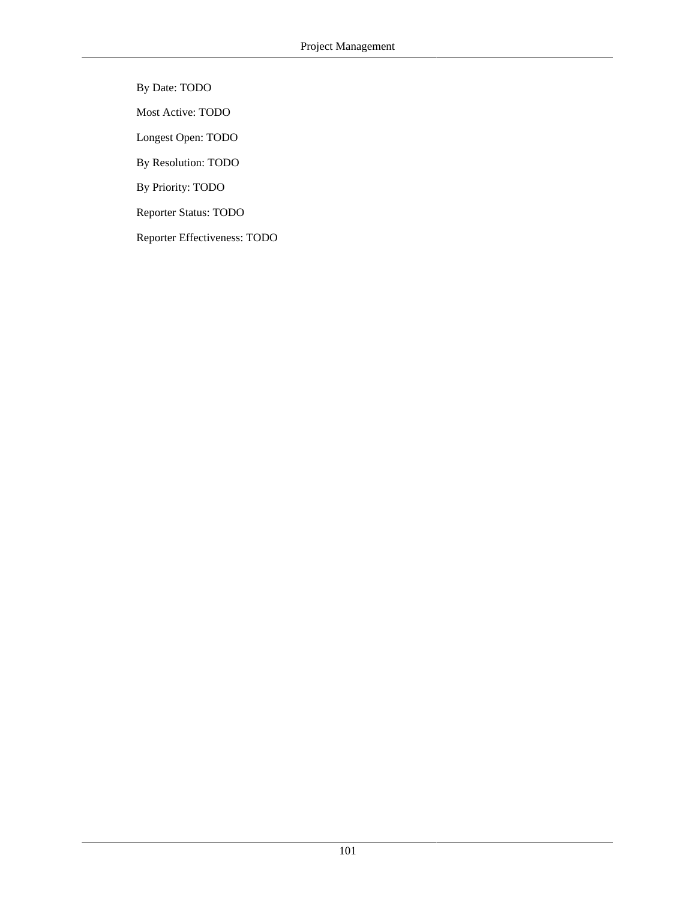By Date: TODO

Most Active: TODO

Longest Open: TODO

By Resolution: TODO

By Priority: TODO

Reporter Status: TODO

Reporter Effectiveness: TODO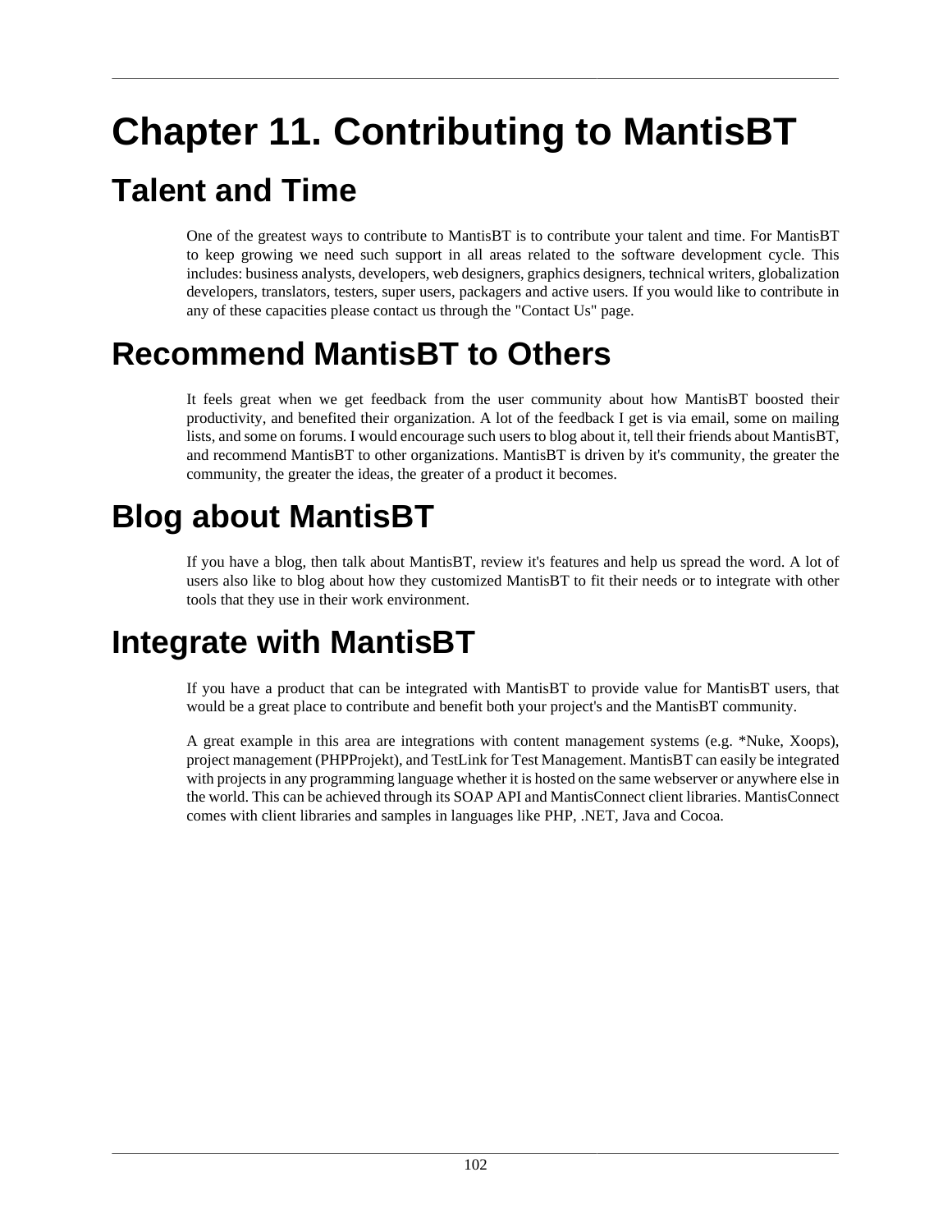# Chapter 11. Contributing to MantisBT

## Talent and Time

One of the greatest ways to contribute to MantisBT is to contribute your talent and time. For MantisBT to keep growing we need such support in all areas related to the software development cycle. This includes: business analysts, developers, web designers, graphics designers, technical writers, globalization developers, translators, testers, super users, packagers and active users. If you would like to contribute in any of these capacities please contact us through the "Contact Us" page.

## Recommend MantisBT to Others

It feels great when we get feedback from the user community about how MantisBT boosted their productivity, and benefited their organization. A lot of the feedback I get is via email, some on mailing lists, and some on forums. I would encourage such users to blog about it, tell their friends about MantisBT, and recommend MantisBT to other organizations. MantisBT is driven by it's community, the greater the community, the greater the ideas, the greater of a product it becomes.

## Blog about MantisBT

If you have a blog, then talk about MantisBT, review it's features and help us spread the word. A lot of users also like to blog about how they customized MantisBT to fit their needs or to integrate with other tools that they use in their work environment.

## Integrate with MantisBT

If you have a product that can be integrated with MantisBT to provide value for MantisBT users, that would be a great place to contribute and benefit both your project's and the MantisBT community.

A great example in this area are integrations with content management systems (e.g. *Nuke, Xoops), project management (PHPProjekt), and TestLink for Test Management. MantisBT can easily be integrated with projects in any programming language whether it is hosted on the same webserver or anywhere else in the world. This can be achieved through its SOAP API and MantisConnect client libraries. MantisConnect comes with client libraries and samples in languages like PHP, .NET, Java and Cocoa.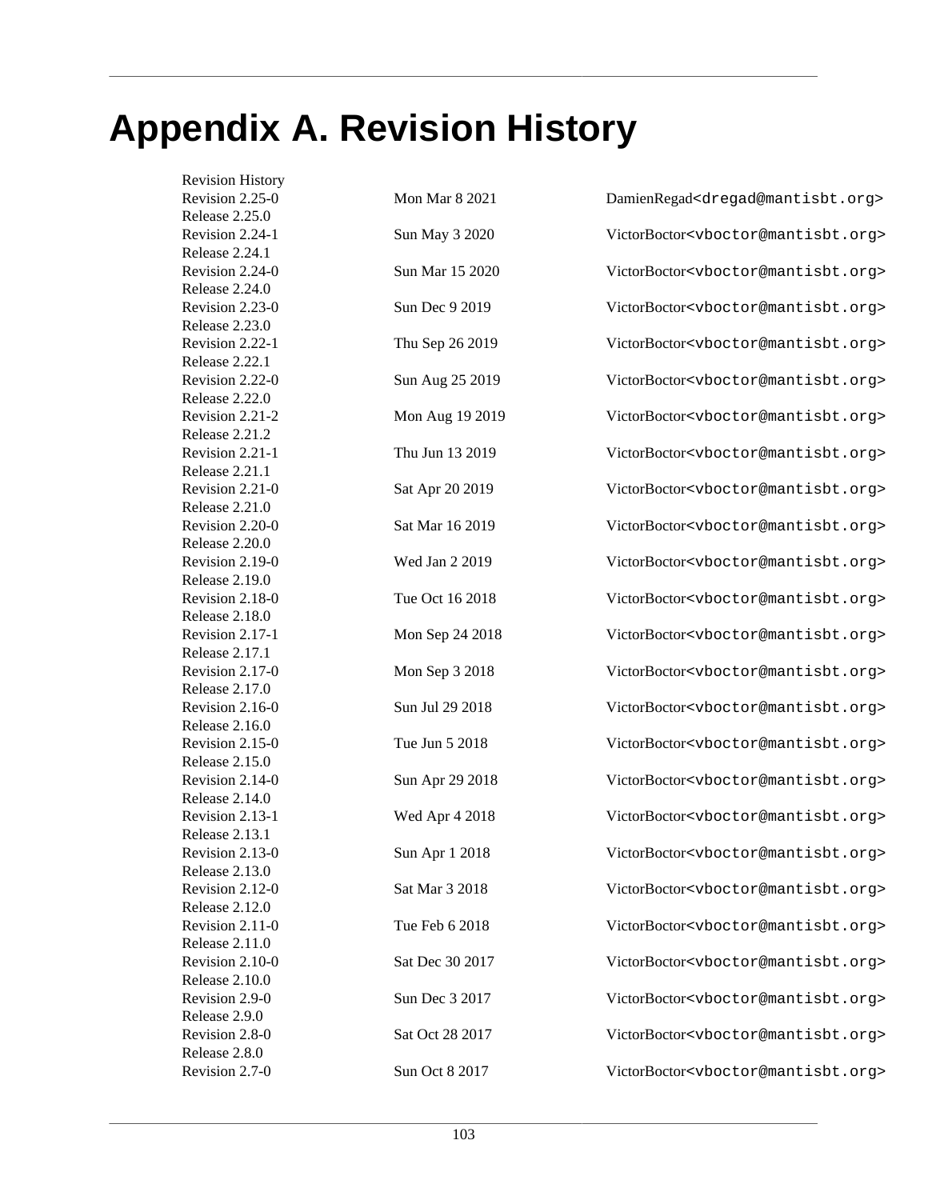# Appendix A. Revision History

Revision History

| | | |
|---|---|---|
| Revision 2.25-0 | Mon Mar 8 2021 | DamienRegad<dregad@mantisbt.org> |
| Release 2.25.0 | | |
| Revision 2.24-1 | Sun May 3 2020 | VictorBoctor<vboctor@mantisbt.org> |
| Release 2.24.1 | | |
| Revision 2.24-0 | Sun Mar 15 2020 | VictorBoctor<vboctor@mantisbt.org> |
| Release 2.24.0 | | |
| Revision 2.23-0 | Sun Dec 9 2019 | VictorBoctor<vboctor@mantisbt.org> |
| Release 2.23.0 | | |
| Revision 2.22-1 | Thu Sep 26 2019 | VictorBoctor<vboctor@mantisbt.org> |
| Release 2.22.1 | | |
| Revision 2.22-0 | Sun Aug 25 2019 | VictorBoctor<vboctor@mantisbt.org> |
| Release 2.22.0 | | |
| Revision 2.21-2 | Mon Aug 19 2019 | VictorBoctor<vboctor@mantisbt.org> |
| Release 2.21.2 | | |
| Revision 2.21-1 | Thu Jun 13 2019 | VictorBoctor<vboctor@mantisbt.org> |
| Release 2.21.1 | | |
| Revision 2.21-0 | Sat Apr 20 2019 | VictorBoctor<vboctor@mantisbt.org> |
| Release 2.21.0 | | |
| Revision 2.20-0 | Sat Mar 16 2019 | VictorBoctor<vboctor@mantisbt.org> |
| Release 2.20.0 | | |
| Revision 2.19-0 | Wed Jan 2 2019 | VictorBoctor<vboctor@mantisbt.org> |
| Release 2.19.0 | | |
| Revision 2.18-0 | Tue Oct 16 2018 | VictorBoctor<vboctor@mantisbt.org> |
| Release 2.18.0 | | |
| Revision 2.17-1 | Mon Sep 24 2018 | VictorBoctor<vboctor@mantisbt.org> |
| Release 2.17.1 | | |
| Revision 2.17-0 | Mon Sep 3 2018 | VictorBoctor<vboctor@mantisbt.org> |
| Release 2.17.0 | | |
| Revision 2.16-0 | Sun Jul 29 2018 | VictorBoctor<vboctor@mantisbt.org> |
| Release 2.16.0 | | |
| Revision 2.15-0 | Tue Jun 5 2018 | VictorBoctor<vboctor@mantisbt.org> |
| Release 2.15.0 | | |
| Revision 2.14-0 | Sun Apr 29 2018 | VictorBoctor<vboctor@mantisbt.org> |
| Release 2.14.0 | | |
| Revision 2.13-1 | Wed Apr 4 2018 | VictorBoctor<vboctor@mantisbt.org> |
| Release 2.13.1 | | |
| Revision 2.13-0 | Sun Apr 1 2018 | VictorBoctor<vboctor@mantisbt.org> |
| Release 2.13.0 | | |
| Revision 2.12-0 | Sat Mar 3 2018 | VictorBoctor<vboctor@mantisbt.org> |
| Release 2.12.0 | | |
| Revision 2.11-0 | Tue Feb 6 2018 | VictorBoctor<vboctor@mantisbt.org> |
| Release 2.11.0 | | |
| Revision 2.10-0 | Sat Dec 30 2017 | VictorBoctor<vboctor@mantisbt.org> |
| Release 2.10.0 | | |
| Revision 2.9-0 | Sun Dec 3 2017 | VictorBoctor<vboctor@mantisbt.org> |
| Release 2.9.0 | | |
| Revision 2.8-0 | Sat Oct 28 2017 | VictorBoctor<vboctor@mantisbt.org> |
| Release 2.8.0 | | |
| Revision 2.7-0 | Sun Oct 8 2017 | VictorBoctor<vboctor@mantisbt.org> |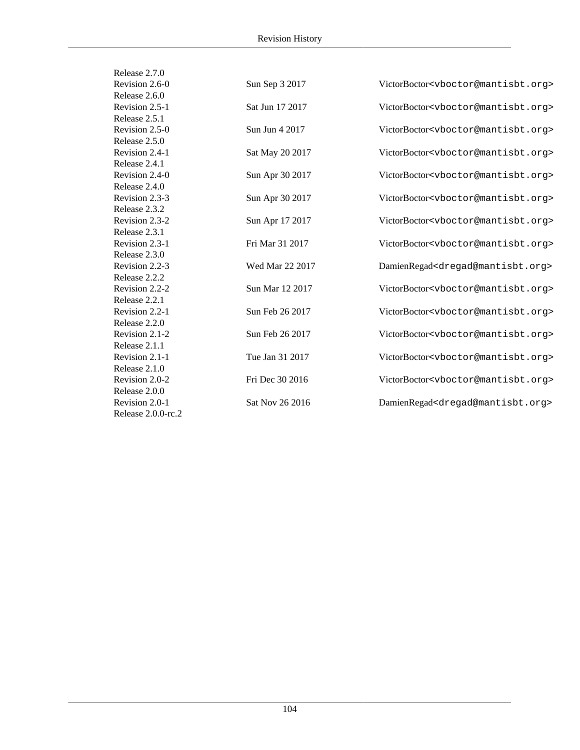| | | |
|---|---|---|
| Release 2.7.0 | | |
| Revision 2.6-0 | Sun Sep 3 2017 | VictorBoctor<vboctor@mantisbt.org> |
| Release 2.6.0 | | |
| Revision 2.5-1 | Sat Jun 17 2017 | VictorBoctor<vboctor@mantisbt.org> |
| Release 2.5.1 | | |
| Revision 2.5-0 | Sun Jun 4 2017 | VictorBoctor<vboctor@mantisbt.org> |
| Release 2.5.0 | | |
| Revision 2.4-1 | Sat May 20 2017 | VictorBoctor<vboctor@mantisbt.org> |
| Release 2.4.1 | | |
| Revision 2.4-0 | Sun Apr 30 2017 | VictorBoctor<vboctor@mantisbt.org> |
| Release 2.4.0 | | |
| Revision 2.3-3 | Sun Apr 30 2017 | VictorBoctor<vboctor@mantisbt.org> |
| Release 2.3.2 | | |
| Revision 2.3-2 | Sun Apr 17 2017 | VictorBoctor<vboctor@mantisbt.org> |
| Release 2.3.1 | | |
| Revision 2.3-1 | Fri Mar 31 2017 | VictorBoctor<vboctor@mantisbt.org> |
| Release 2.3.0 | | |
| Revision 2.2-3 | Wed Mar 22 2017 | DamienRegad<dregad@mantisbt.org> |
| Release 2.2.2 | | |
| Revision 2.2-2 | Sun Mar 12 2017 | VictorBoctor<vboctor@mantisbt.org> |
| Release 2.2.1 | | |
| Revision 2.2-1 | Sun Feb 26 2017 | VictorBoctor<vboctor@mantisbt.org> |
| Release 2.2.0 | | |
| Revision 2.1-2 | Sun Feb 26 2017 | VictorBoctor<vboctor@mantisbt.org> |
| Release 2.1.1 | | |
| Revision 2.1-1 | Tue Jan 31 2017 | VictorBoctor<vboctor@mantisbt.org> |
| Release 2.1.0 | | |
| Revision 2.0-2 | Fri Dec 30 2016 | VictorBoctor<vboctor@mantisbt.org> |
| Release 2.0.0 | | |
| Revision 2.0-1 | Sat Nov 26 2016 | DamienRegad<dregad@mantisbt.org> |
| Release 2.0.0-rc.2 | | |